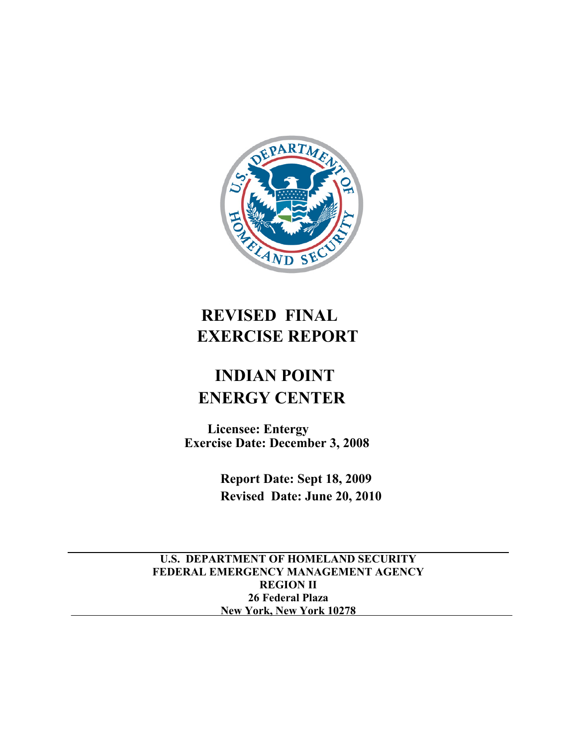# REVISED FINAL EXERCISE REPORT

# INDIAN POINT ENERGY CENTER

**Licensee: Entergy**
**Exercise Date: December 3, 2008**

**Report Date: Sept 18, 2009**
**Revised Date: June 20, 2010**

---

**U.S. DEPARTMENT OF HOMELAND SECURITY**
**FEDERAL EMERGENCY MANAGEMENT AGENCY**
**REGION II**
**26 Federal Plaza**
**New York, New York 10278**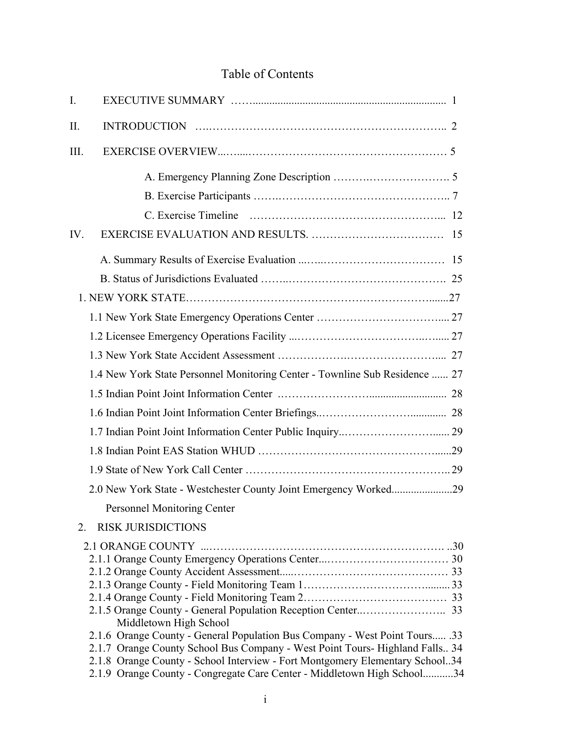# Table of Contents

I. EXECUTIVE SUMMARY ........................................................................ 1

II. INTRODUCTION ........................................................................ 2

III. EXERCISE OVERVIEW........................................................................ 5

- A. Emergency Planning Zone Description ........................................ 5
- B. Exercise Participants ........................................................ 7
- C. Exercise Timeline ........................................................ 12

IV. EXERCISE EVALUATION AND RESULTS. ........................................ 15

- A. Summary Results of Exercise Evaluation ........................................ 15
- B. Status of Jurisdictions Evaluated ........................................ 25

1. NEW YORK STATE........................................................................27

- 1.1 New York State Emergency Operations Center ........................................ 27
- 1.2 Licensee Emergency Operations Facility ........................................ 27
- 1.3 New York State Accident Assessment ........................................ 27
- 1.4 New York State Personnel Monitoring Center - Townline Sub Residence ...... 27
- 1.5 Indian Point Joint Information Center ........................................ 28
- 1.6 Indian Point Joint Information Center Briefings........................................ 28
- 1.7 Indian Point Joint Information Center Public Inquiry........................................ 29
- 1.8 Indian Point EAS Station WHUD ........................................29
- 1.9 State of New York Call Center ........................................29
- 2.0 New York State - Westchester County Joint Emergency Worked......................29
  Personnel Monitoring Center

2. RISK JURISDICTIONS

- 2.1 ORANGE COUNTY ........................................30
  - 2.1.1 Orange County Emergency Operations Center........................................ 30
  - 2.1.2 Orange County Accident Assessment........................................ 33
  - 2.1.3 Orange County - Field Monitoring Team 1........................................33
  - 2.1.4 Orange County - Field Monitoring Team 2........................................ 33
  - 2.1.5 Orange County - General Population Reception Center........................................ 33
    Middletown High School
  - 2.1.6 Orange County - General Population Bus Company - West Point Tours..... .33
  - 2.1.7 Orange County School Bus Company - West Point Tours- Highland Falls.. 34
  - 2.1.8 Orange County - School Interview - Fort Montgomery Elementary School..34
  - 2.1.9 Orange County - Congregate Care Center - Middletown High School...........34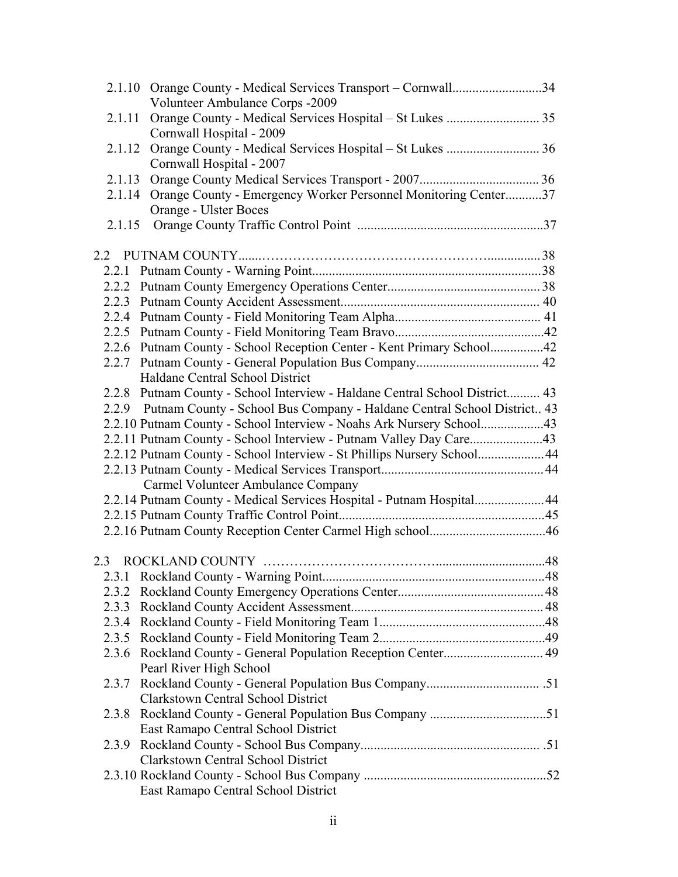2.1.10 Orange County - Medical Services Transport – Cornwall Volunteer Ambulance Corps -2009 ........................... 34
2.1.11 Orange County - Medical Services Hospital – St Lukes Cornwall Hospital - 2009 ........................... 35
2.1.12 Orange County - Medical Services Hospital – St Lukes Cornwall Hospital - 2007 ........................... 36
2.1.13 Orange County Medical Services Transport - 2007 ........................... 36
2.1.14 Orange County - Emergency Worker Personnel Monitoring Center Orange - Ulster Boces ........................... 37
2.1.15 Orange County Traffic Control Point ........................... 37

2.2 PUTNAM COUNTY ........................... 38
2.2.1 Putnam County - Warning Point ........................... 38
2.2.2 Putnam County Emergency Operations Center ........................... 38
2.2.3 Putnam County Accident Assessment ........................... 40
2.2.4 Putnam County - Field Monitoring Team Alpha ........................... 41
2.2.5 Putnam County - Field Monitoring Team Bravo ........................... 42
2.2.6 Putnam County - School Reception Center - Kent Primary School ........................... 42
2.2.7 Putnam County - General Population Bus Company Haldane Central School District ........................... 42
2.2.8 Putnam County - School Interview - Haldane Central School District ........................... 43
2.2.9 Putnam County - School Bus Company - Haldane Central School District ........................... 43
2.2.10 Putnam County - School Interview - Noahs Ark Nursery School ........................... 43
2.2.11 Putnam County - School Interview - Putnam Valley Day Care ........................... 43
2.2.12 Putnam County - School Interview - St Phillips Nursery School ........................... 44
2.2.13 Putnam County - Medical Services Transport Carmel Volunteer Ambulance Company ........................... 44
2.2.14 Putnam County - Medical Services Hospital - Putnam Hospital ........................... 44
2.2.15 Putnam County Traffic Control Point ........................... 45
2.2.16 Putnam County Reception Center Carmel High school ........................... 46

2.3 ROCKLAND COUNTY ........................... 48
2.3.1 Rockland County - Warning Point ........................... 48
2.3.2 Rockland County Emergency Operations Center ........................... 48
2.3.3 Rockland County Accident Assessment ........................... 48
2.3.4 Rockland County - Field Monitoring Team 1 ........................... 48
2.3.5 Rockland County - Field Monitoring Team 2 ........................... 49
2.3.6 Rockland County - General Population Reception Center Pearl River High School ........................... 49
2.3.7 Rockland County - General Population Bus Company Clarkstown Central School District ........................... 51
2.3.8 Rockland County - General Population Bus Company East Ramapo Central School District ........................... 51
2.3.9 Rockland County - School Bus Company Clarkstown Central School District ........................... 51
2.3.10 Rockland County - School Bus Company East Ramapo Central School District ........................... 52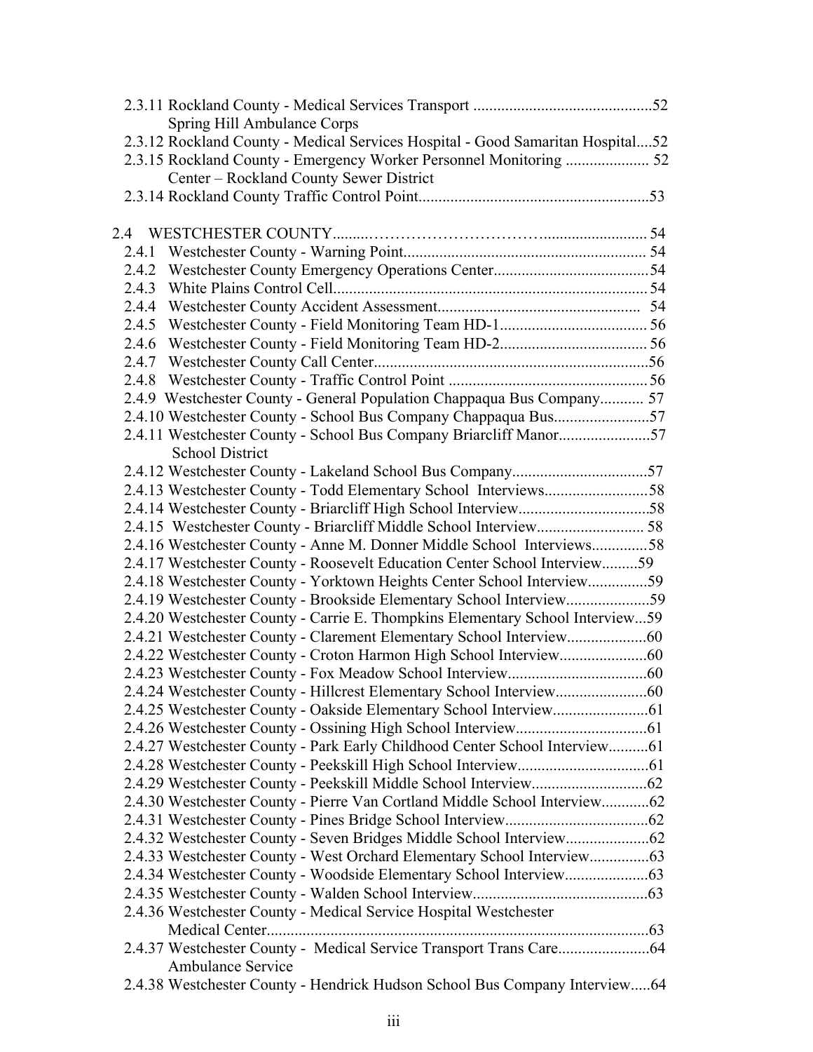2.3.11 Rockland County - Medical Services Transport ............................................52
    Spring Hill Ambulance Corps
2.3.12 Rockland County - Medical Services Hospital - Good Samaritan Hospital....52
2.3.15 Rockland County - Emergency Worker Personnel Monitoring ..................... 52
    Center – Rockland County Sewer District
2.3.14 Rockland County Traffic Control Point..........................................................53

2.4 WESTCHESTER COUNTY.........…………………………......................... 54
2.4.1 Westchester County - Warning Point............................................................ 54
2.4.2 Westchester County Emergency Operations Center.......................................54
2.4.3 White Plains Control Cell.............................................................................. 54
2.4.4 Westchester County Accident Assessment.................................................. 54
2.4.5 Westchester County - Field Monitoring Team HD-1..................................... 56
2.4.6 Westchester County - Field Monitoring Team HD-2..................................... 56
2.4.7 Westchester County Call Center....................................................................56
2.4.8 Westchester County - Traffic Control Point ................................................. 56
2.4.9 Westchester County - General Population Chappaqua Bus Company........... 57
2.4.10 Westchester County - School Bus Company Chappaqua Bus........................57
2.4.11 Westchester County - School Bus Company Briarcliff Manor.......................57
    School District
2.4.12 Westchester County - Lakeland School Bus Company..................................57
2.4.13 Westchester County - Todd Elementary School Interviews..........................58
2.4.14 Westchester County - Briarcliff High School Interview.................................58
2.4.15 Westchester County - Briarcliff Middle School Interview........................... 58
2.4.16 Westchester County - Anne M. Donner Middle School Interviews..............58
2.4.17 Westchester County - Roosevelt Education Center School Interview.........59
2.4.18 Westchester County - Yorktown Heights Center School Interview...............59
2.4.19 Westchester County - Brookside Elementary School Interview.....................59
2.4.20 Westchester County - Carrie E. Thompkins Elementary School Interview...59
2.4.21 Westchester County - Clarement Elementary School Interview....................60
2.4.22 Westchester County - Croton Harmon High School Interview......................60
2.4.23 Westchester County - Fox Meadow School Interview...................................60
2.4.24 Westchester County - Hillcrest Elementary School Interview.......................60
2.4.25 Westchester County - Oakside Elementary School Interview........................61
2.4.26 Westchester County - Ossining High School Interview.................................61
2.4.27 Westchester County - Park Early Childhood Center School Interview..........61
2.4.28 Westchester County - Peekskill High School Interview.................................61
2.4.29 Westchester County - Peekskill Middle School Interview.............................62
2.4.30 Westchester County - Pierre Van Cortland Middle School Interview............62
2.4.31 Westchester County - Pines Bridge School Interview....................................62
2.4.32 Westchester County - Seven Bridges Middle School Interview.....................62
2.4.33 Westchester County - West Orchard Elementary School Interview...............63
2.4.34 Westchester County - Woodside Elementary School Interview.....................63
2.4.35 Westchester County - Walden School Interview............................................63
2.4.36 Westchester County - Medical Service Hospital Westchester
    Medical Center...............................................................................................63
2.4.37 Westchester County - Medical Service Transport Trans Care.......................64
    Ambulance Service
2.4.38 Westchester County - Hendrick Hudson School Bus Company Interview.....64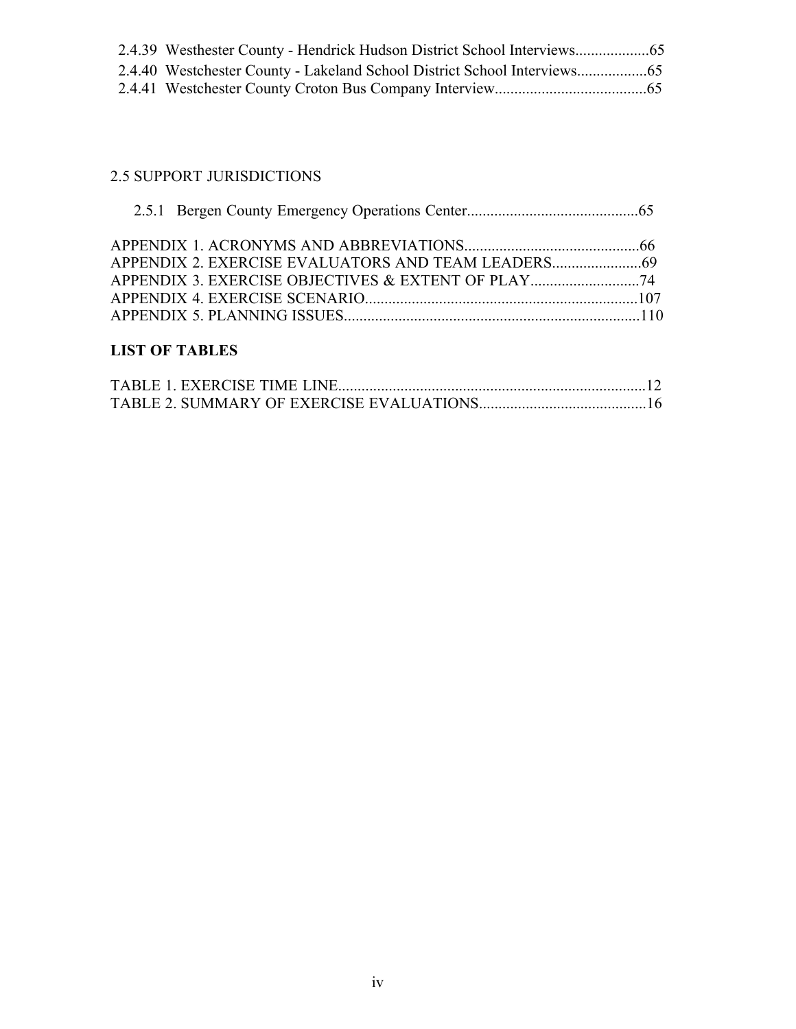2.4.39 Westhester County - Hendrick Hudson District School Interviews...................65

2.4.40 Westchester County - Lakeland School District School Interviews..................65

2.4.41 Westchester County Croton Bus Company Interview.......................................65

2.5 SUPPORT JURISDICTIONS

2.5.1 Bergen County Emergency Operations Center............................................65

APPENDIX 1. ACRONYMS AND ABBREVIATIONS.............................................66

APPENDIX 2. EXERCISE EVALUATORS AND TEAM LEADERS.......................69

APPENDIX 3. EXERCISE OBJECTIVES & EXTENT OF PLAY............................74

APPENDIX 4. EXERCISE SCENARIO.....................................................................107

APPENDIX 5. PLANNING ISSUES...........................................................................110

**LIST OF TABLES**

TABLE 1. EXERCISE TIME LINE..............................................................................12

TABLE 2. SUMMARY OF EXERCISE EVALUATIONS...........................................16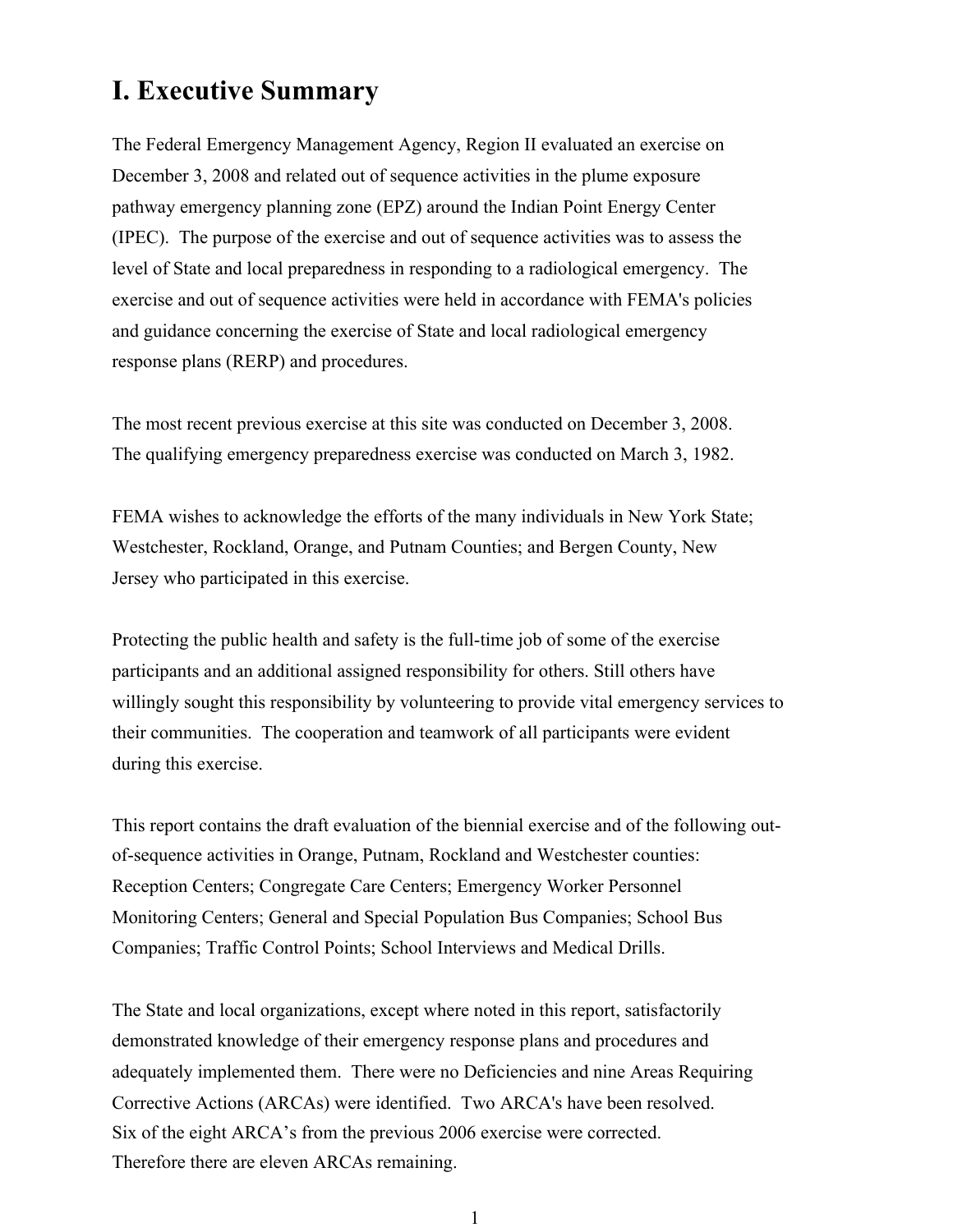# I. Executive Summary

The Federal Emergency Management Agency, Region II evaluated an exercise on December 3, 2008 and related out of sequence activities in the plume exposure pathway emergency planning zone (EPZ) around the Indian Point Energy Center (IPEC). The purpose of the exercise and out of sequence activities was to assess the level of State and local preparedness in responding to a radiological emergency. The exercise and out of sequence activities were held in accordance with FEMA's policies and guidance concerning the exercise of State and local radiological emergency response plans (RERP) and procedures.

The most recent previous exercise at this site was conducted on December 3, 2008. The qualifying emergency preparedness exercise was conducted on March 3, 1982.

FEMA wishes to acknowledge the efforts of the many individuals in New York State; Westchester, Rockland, Orange, and Putnam Counties; and Bergen County, New Jersey who participated in this exercise.

Protecting the public health and safety is the full-time job of some of the exercise participants and an additional assigned responsibility for others. Still others have willingly sought this responsibility by volunteering to provide vital emergency services to their communities. The cooperation and teamwork of all participants were evident during this exercise.

This report contains the draft evaluation of the biennial exercise and of the following out-of-sequence activities in Orange, Putnam, Rockland and Westchester counties: Reception Centers; Congregate Care Centers; Emergency Worker Personnel Monitoring Centers; General and Special Population Bus Companies; School Bus Companies; Traffic Control Points; School Interviews and Medical Drills.

The State and local organizations, except where noted in this report, satisfactorily demonstrated knowledge of their emergency response plans and procedures and adequately implemented them. There were no Deficiencies and nine Areas Requiring Corrective Actions (ARCAs) were identified. Two ARCA's have been resolved. Six of the eight ARCA's from the previous 2006 exercise were corrected. Therefore there are eleven ARCAs remaining.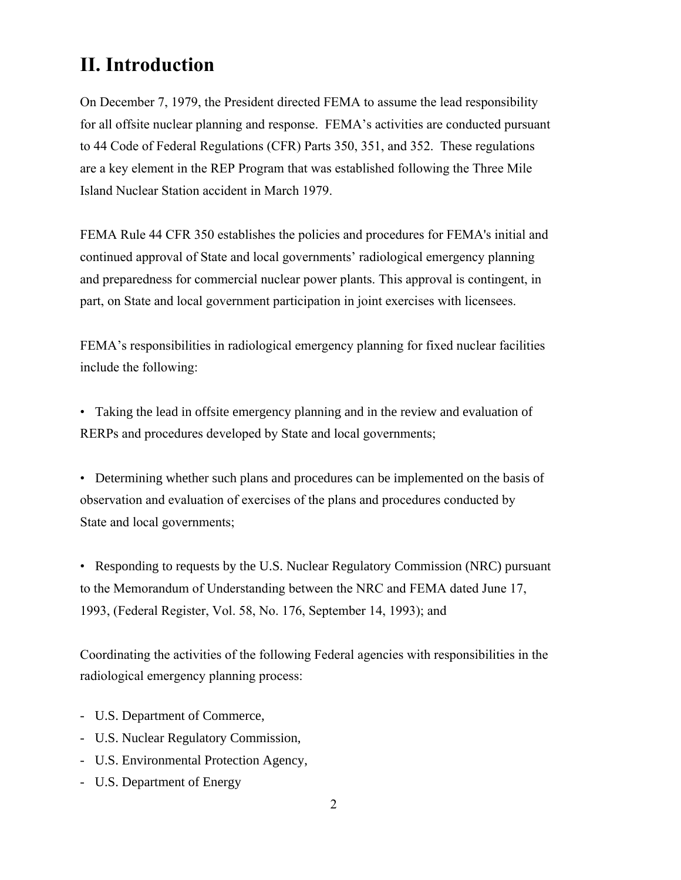## II. Introduction

On December 7, 1979, the President directed FEMA to assume the lead responsibility for all offsite nuclear planning and response. FEMA's activities are conducted pursuant to 44 Code of Federal Regulations (CFR) Parts 350, 351, and 352. These regulations are a key element in the REP Program that was established following the Three Mile Island Nuclear Station accident in March 1979.

FEMA Rule 44 CFR 350 establishes the policies and procedures for FEMA's initial and continued approval of State and local governments' radiological emergency planning and preparedness for commercial nuclear power plants. This approval is contingent, in part, on State and local government participation in joint exercises with licensees.

FEMA's responsibilities in radiological emergency planning for fixed nuclear facilities include the following:

- Taking the lead in offsite emergency planning and in the review and evaluation of RERPs and procedures developed by State and local governments;

- Determining whether such plans and procedures can be implemented on the basis of observation and evaluation of exercises of the plans and procedures conducted by State and local governments;

- Responding to requests by the U.S. Nuclear Regulatory Commission (NRC) pursuant to the Memorandum of Understanding between the NRC and FEMA dated June 17, 1993, (Federal Register, Vol. 58, No. 176, September 14, 1993); and

Coordinating the activities of the following Federal agencies with responsibilities in the radiological emergency planning process:

- U.S. Department of Commerce,
- U.S. Nuclear Regulatory Commission,
- U.S. Environmental Protection Agency,
- U.S. Department of Energy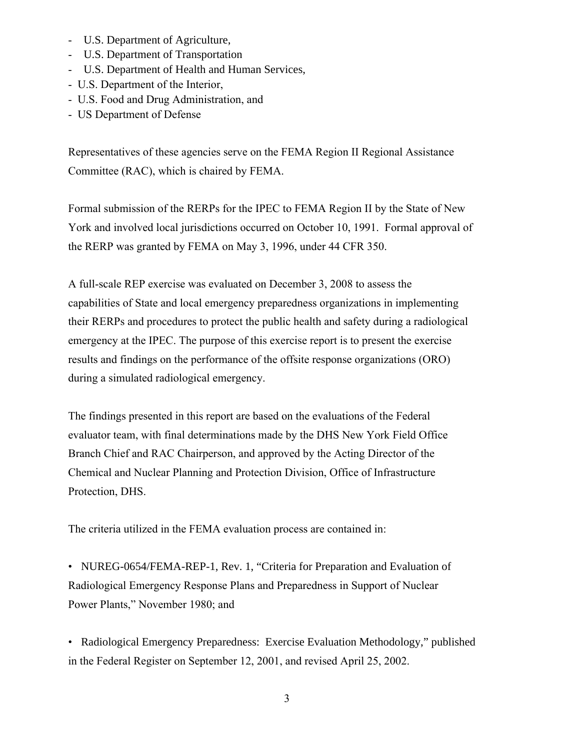- U.S. Department of Agriculture,
- U.S. Department of Transportation
- U.S. Department of Health and Human Services,
- U.S. Department of the Interior,
- U.S. Food and Drug Administration, and
- US Department of Defense

Representatives of these agencies serve on the FEMA Region II Regional Assistance Committee (RAC), which is chaired by FEMA.

Formal submission of the RERPs for the IPEC to FEMA Region II by the State of New York and involved local jurisdictions occurred on October 10, 1991. Formal approval of the RERP was granted by FEMA on May 3, 1996, under 44 CFR 350.

A full-scale REP exercise was evaluated on December 3, 2008 to assess the capabilities of State and local emergency preparedness organizations in implementing their RERPs and procedures to protect the public health and safety during a radiological emergency at the IPEC. The purpose of this exercise report is to present the exercise results and findings on the performance of the offsite response organizations (ORO) during a simulated radiological emergency.

The findings presented in this report are based on the evaluations of the Federal evaluator team, with final determinations made by the DHS New York Field Office Branch Chief and RAC Chairperson, and approved by the Acting Director of the Chemical and Nuclear Planning and Protection Division, Office of Infrastructure Protection, DHS.

The criteria utilized in the FEMA evaluation process are contained in:

- NUREG-0654/FEMA-REP-1, Rev. 1, "Criteria for Preparation and Evaluation of Radiological Emergency Response Plans and Preparedness in Support of Nuclear Power Plants," November 1980; and

- Radiological Emergency Preparedness: Exercise Evaluation Methodology," published in the Federal Register on September 12, 2001, and revised April 25, 2002.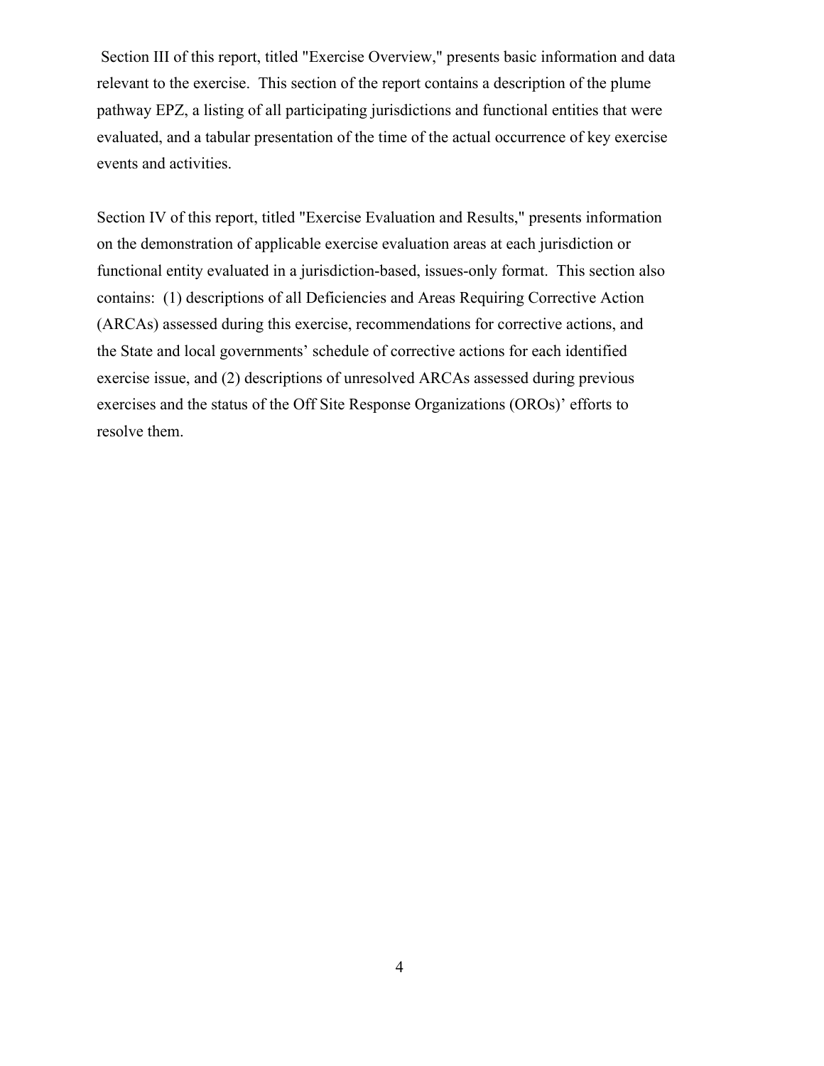Section III of this report, titled "Exercise Overview," presents basic information and data relevant to the exercise. This section of the report contains a description of the plume pathway EPZ, a listing of all participating jurisdictions and functional entities that were evaluated, and a tabular presentation of the time of the actual occurrence of key exercise events and activities.

Section IV of this report, titled "Exercise Evaluation and Results," presents information on the demonstration of applicable exercise evaluation areas at each jurisdiction or functional entity evaluated in a jurisdiction-based, issues-only format. This section also contains: (1) descriptions of all Deficiencies and Areas Requiring Corrective Action (ARCAs) assessed during this exercise, recommendations for corrective actions, and the State and local governments' schedule of corrective actions for each identified exercise issue, and (2) descriptions of unresolved ARCAs assessed during previous exercises and the status of the Off Site Response Organizations (OROs)' efforts to resolve them.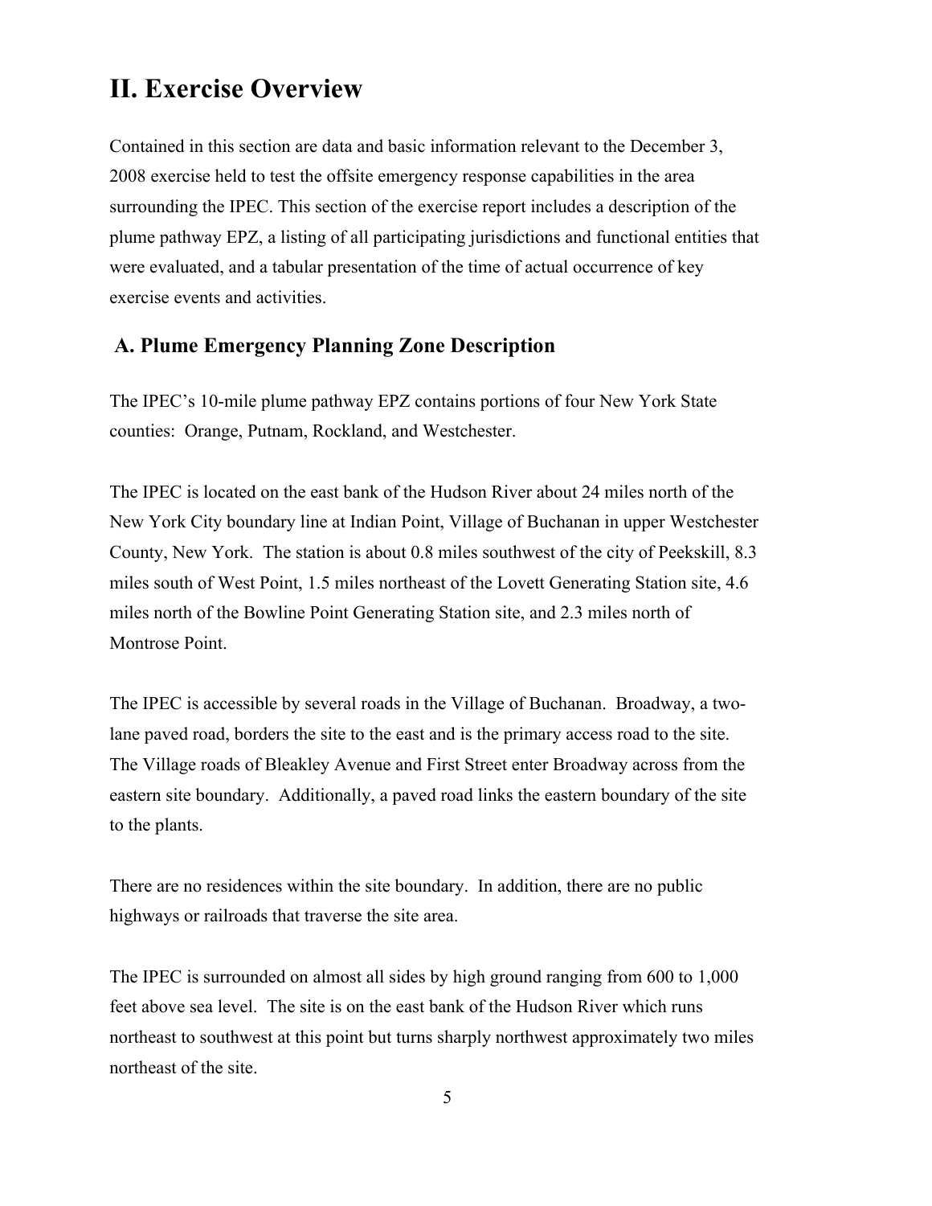# II. Exercise Overview

Contained in this section are data and basic information relevant to the December 3, 2008 exercise held to test the offsite emergency response capabilities in the area surrounding the IPEC. This section of the exercise report includes a description of the plume pathway EPZ, a listing of all participating jurisdictions and functional entities that were evaluated, and a tabular presentation of the time of actual occurrence of key exercise events and activities.

## A. Plume Emergency Planning Zone Description

The IPEC's 10-mile plume pathway EPZ contains portions of four New York State counties: Orange, Putnam, Rockland, and Westchester.

The IPEC is located on the east bank of the Hudson River about 24 miles north of the New York City boundary line at Indian Point, Village of Buchanan in upper Westchester County, New York. The station is about 0.8 miles southwest of the city of Peekskill, 8.3 miles south of West Point, 1.5 miles northeast of the Lovett Generating Station site, 4.6 miles north of the Bowline Point Generating Station site, and 2.3 miles north of Montrose Point.

The IPEC is accessible by several roads in the Village of Buchanan. Broadway, a two-lane paved road, borders the site to the east and is the primary access road to the site. The Village roads of Bleakley Avenue and First Street enter Broadway across from the eastern site boundary. Additionally, a paved road links the eastern boundary of the site to the plants.

There are no residences within the site boundary. In addition, there are no public highways or railroads that traverse the site area.

The IPEC is surrounded on almost all sides by high ground ranging from 600 to 1,000 feet above sea level. The site is on the east bank of the Hudson River which runs northeast to southwest at this point but turns sharply northwest approximately two miles northeast of the site.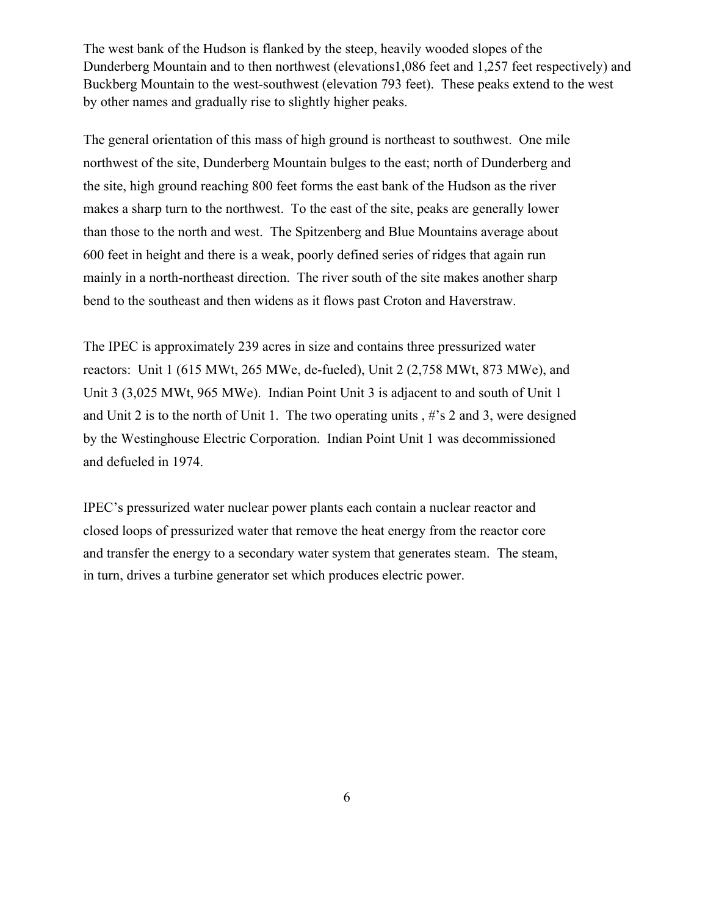The west bank of the Hudson is flanked by the steep, heavily wooded slopes of the Dunderberg Mountain and to then northwest (elevations1,086 feet and 1,257 feet respectively) and Buckberg Mountain to the west-southwest (elevation 793 feet). These peaks extend to the west by other names and gradually rise to slightly higher peaks.

The general orientation of this mass of high ground is northeast to southwest. One mile northwest of the site, Dunderberg Mountain bulges to the east; north of Dunderberg and the site, high ground reaching 800 feet forms the east bank of the Hudson as the river makes a sharp turn to the northwest. To the east of the site, peaks are generally lower than those to the north and west. The Spitzenberg and Blue Mountains average about 600 feet in height and there is a weak, poorly defined series of ridges that again run mainly in a north-northeast direction. The river south of the site makes another sharp bend to the southeast and then widens as it flows past Croton and Haverstraw.

The IPEC is approximately 239 acres in size and contains three pressurized water reactors: Unit 1 (615 MWt, 265 MWe, de-fueled), Unit 2 (2,758 MWt, 873 MWe), and Unit 3 (3,025 MWt, 965 MWe). Indian Point Unit 3 is adjacent to and south of Unit 1 and Unit 2 is to the north of Unit 1. The two operating units , #'s 2 and 3, were designed by the Westinghouse Electric Corporation. Indian Point Unit 1 was decommissioned and defueled in 1974.

IPEC's pressurized water nuclear power plants each contain a nuclear reactor and closed loops of pressurized water that remove the heat energy from the reactor core and transfer the energy to a secondary water system that generates steam. The steam, in turn, drives a turbine generator set which produces electric power.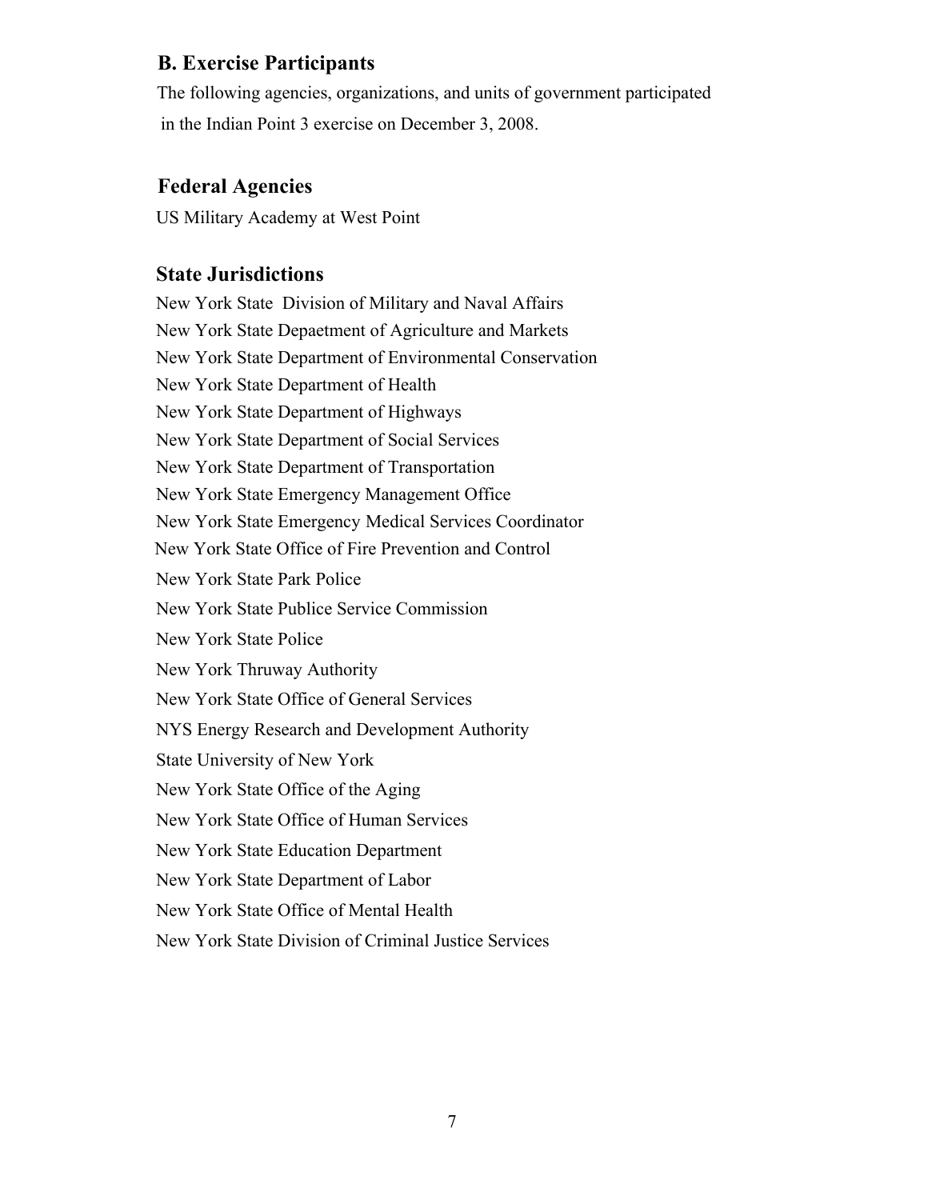## B. Exercise Participants

The following agencies, organizations, and units of government participated in the Indian Point 3 exercise on December 3, 2008.

### Federal Agencies

US Military Academy at West Point

### State Jurisdictions

New York State Division of Military and Naval Affairs
New York State Depaetment of Agriculture and Markets
New York State Department of Environmental Conservation
New York State Department of Health
New York State Department of Highways
New York State Department of Social Services
New York State Department of Transportation
New York State Emergency Management Office
New York State Emergency Medical Services Coordinator
New York State Office of Fire Prevention and Control
New York State Park Police
New York State Publice Service Commission
New York State Police
New York Thruway Authority
New York State Office of General Services
NYS Energy Research and Development Authority
State University of New York
New York State Office of the Aging
New York State Office of Human Services
New York State Education Department
New York State Department of Labor
New York State Office of Mental Health
New York State Division of Criminal Justice Services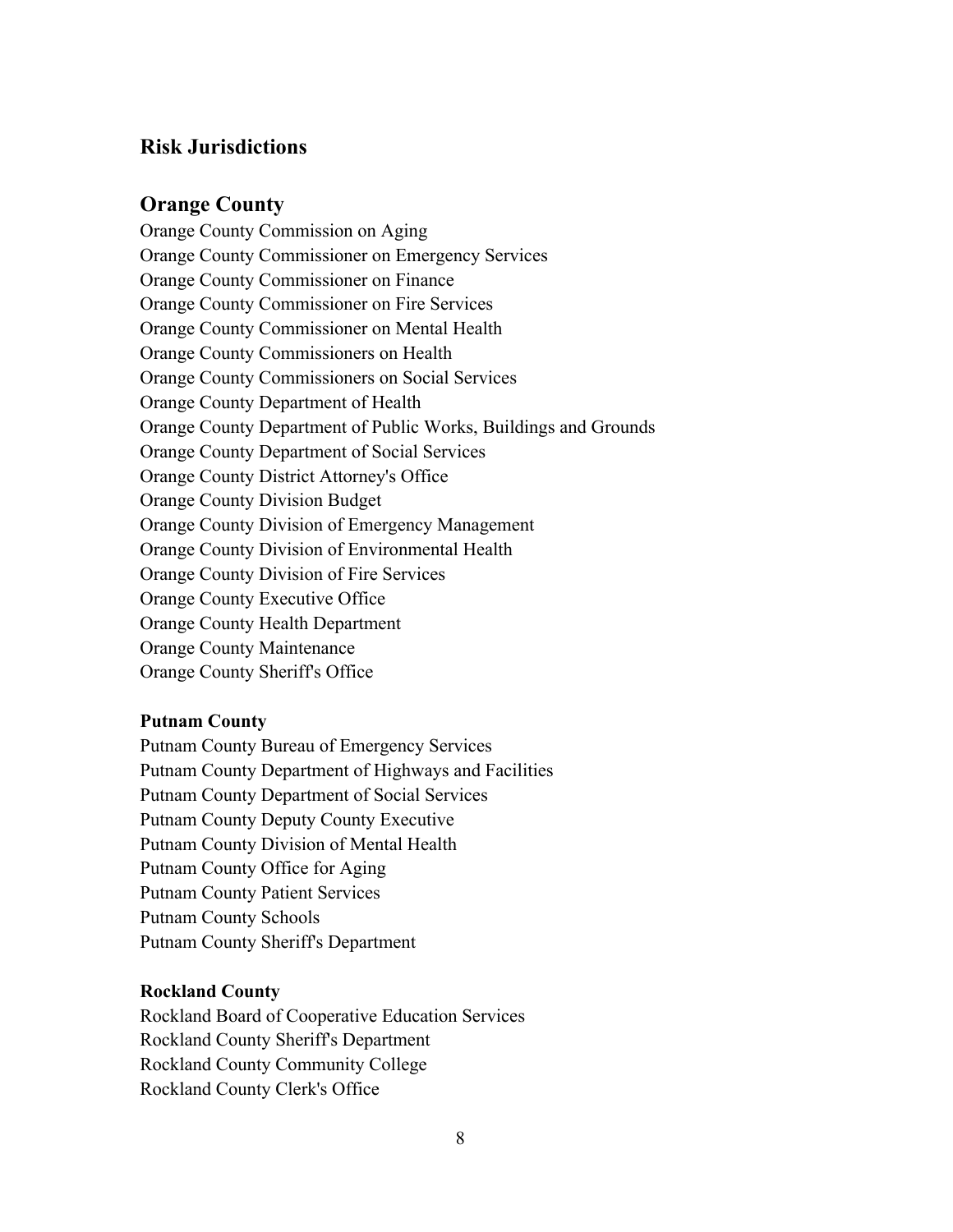## Risk Jurisdictions

## Orange County

Orange County Commission on Aging
Orange County Commissioner on Emergency Services
Orange County Commissioner on Finance
Orange County Commissioner on Fire Services
Orange County Commissioner on Mental Health
Orange County Commissioners on Health
Orange County Commissioners on Social Services
Orange County Department of Health
Orange County Department of Public Works, Buildings and Grounds
Orange County Department of Social Services
Orange County District Attorney's Office
Orange County Division Budget
Orange County Division of Emergency Management
Orange County Division of Environmental Health
Orange County Division of Fire Services
Orange County Executive Office
Orange County Health Department
Orange County Maintenance
Orange County Sheriff's Office

### Putnam County

Putnam County Bureau of Emergency Services
Putnam County Department of Highways and Facilities
Putnam County Department of Social Services
Putnam County Deputy County Executive
Putnam County Division of Mental Health
Putnam County Office for Aging
Putnam County Patient Services
Putnam County Schools
Putnam County Sheriff's Department

### Rockland County

Rockland Board of Cooperative Education Services
Rockland County Sheriff's Department
Rockland County Community College
Rockland County Clerk's Office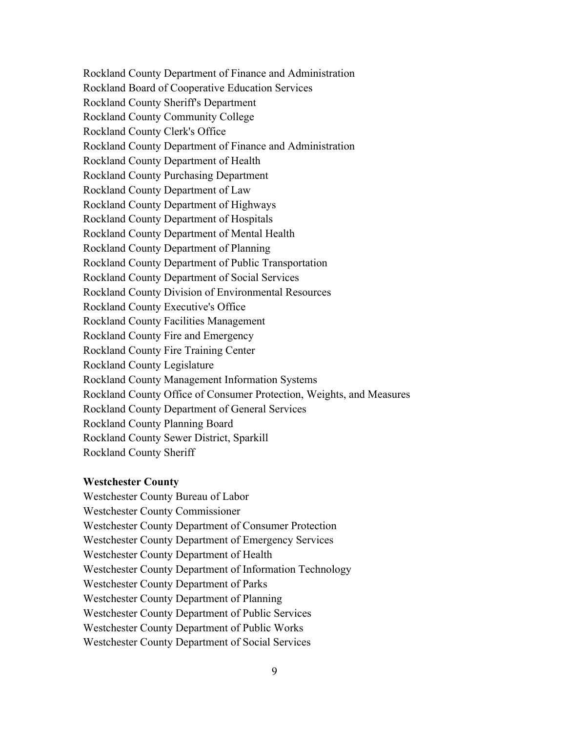Rockland County Department of Finance and Administration
Rockland Board of Cooperative Education Services
Rockland County Sheriff's Department
Rockland County Community College
Rockland County Clerk's Office
Rockland County Department of Finance and Administration
Rockland County Department of Health
Rockland County Purchasing Department
Rockland County Department of Law
Rockland County Department of Highways
Rockland County Department of Hospitals
Rockland County Department of Mental Health
Rockland County Department of Planning
Rockland County Department of Public Transportation
Rockland County Department of Social Services
Rockland County Division of Environmental Resources
Rockland County Executive's Office
Rockland County Facilities Management
Rockland County Fire and Emergency
Rockland County Fire Training Center
Rockland County Legislature
Rockland County Management Information Systems
Rockland County Office of Consumer Protection, Weights, and Measures
Rockland County Department of General Services
Rockland County Planning Board
Rockland County Sewer District, Sparkill
Rockland County Sheriff

**Westchester County**

Westchester County Bureau of Labor
Westchester County Commissioner
Westchester County Department of Consumer Protection
Westchester County Department of Emergency Services
Westchester County Department of Health
Westchester County Department of Information Technology
Westchester County Department of Parks
Westchester County Department of Planning
Westchester County Department of Public Services
Westchester County Department of Public Works
Westchester County Department of Social Services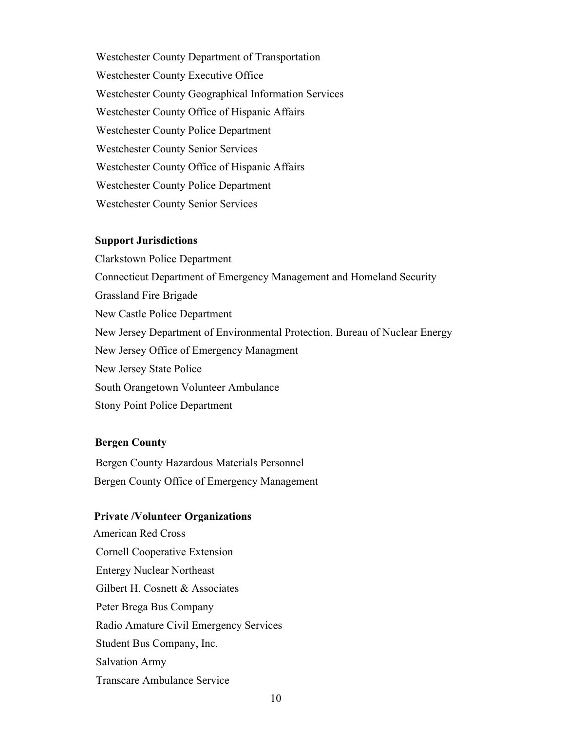Westchester County Department of Transportation

Westchester County Executive Office

Westchester County Geographical Information Services

Westchester County Office of Hispanic Affairs

Westchester County Police Department

Westchester County Senior Services

Westchester County Office of Hispanic Affairs

Westchester County Police Department

Westchester County Senior Services

**Support Jurisdictions**

Clarkstown Police Department

Connecticut Department of Emergency Management and Homeland Security

Grassland Fire Brigade

New Castle Police Department

New Jersey Department of Environmental Protection, Bureau of Nuclear Energy

New Jersey Office of Emergency Managment

New Jersey State Police

South Orangetown Volunteer Ambulance

Stony Point Police Department

**Bergen County**

Bergen County Hazardous Materials Personnel

Bergen County Office of Emergency Management

**Private /Volunteer Organizations**

American Red Cross

Cornell Cooperative Extension

Entergy Nuclear Northeast

Gilbert H. Cosnett & Associates

Peter Brega Bus Company

Radio Amature Civil Emergency Services

Student Bus Company, Inc.

Salvation Army

Transcare Ambulance Service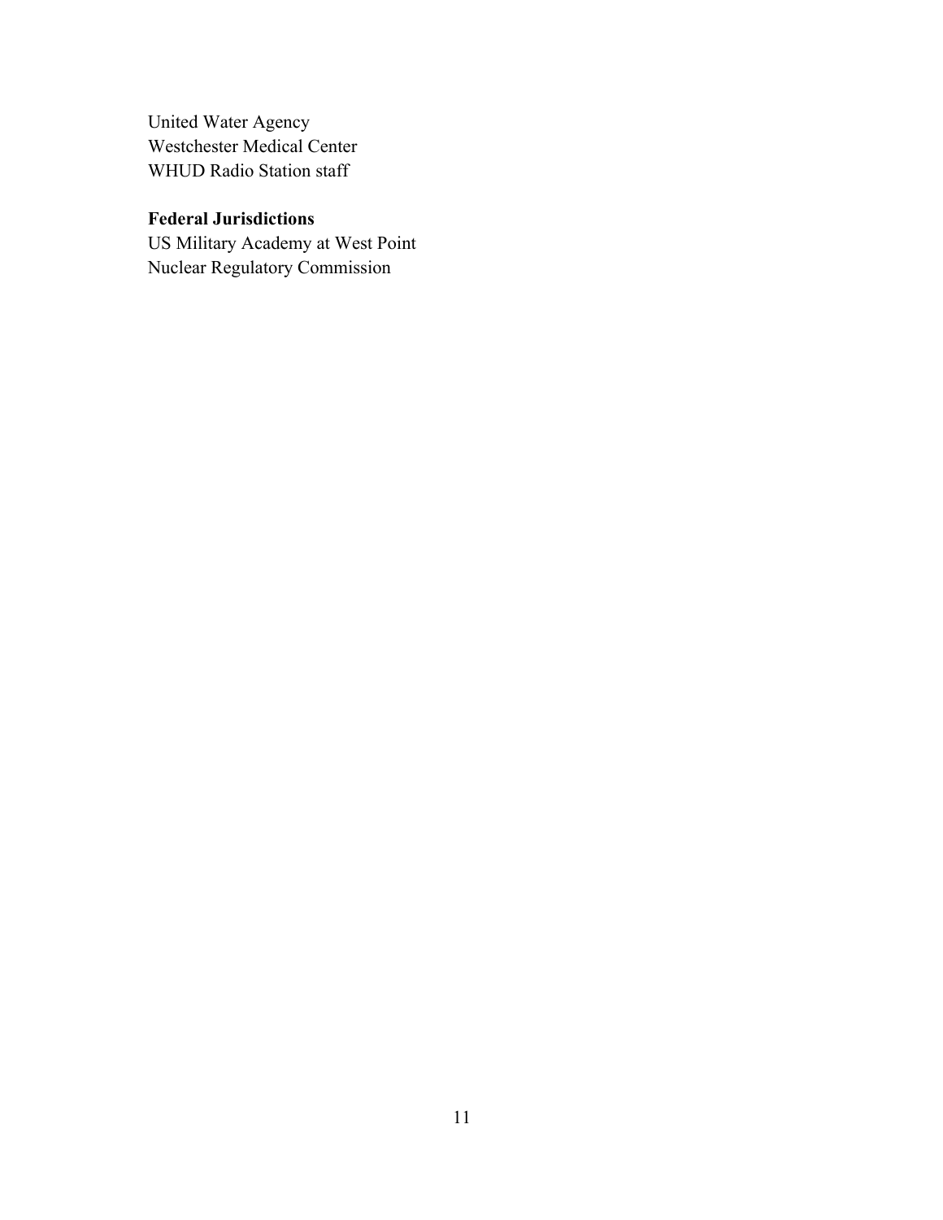United Water Agency
Westchester Medical Center
WHUD Radio Station staff

**Federal Jurisdictions**
US Military Academy at West Point
Nuclear Regulatory Commission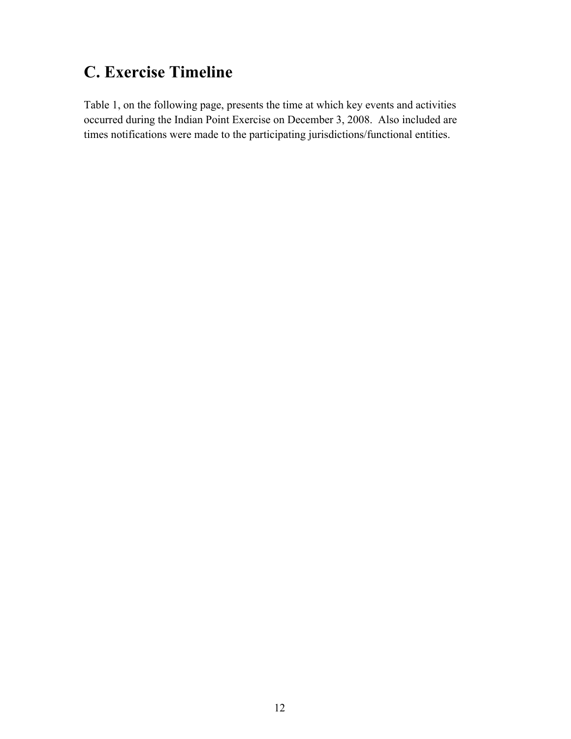## C. Exercise Timeline

Table 1, on the following page, presents the time at which key events and activities occurred during the Indian Point Exercise on December 3, 2008. Also included are times notifications were made to the participating jurisdictions/functional entities.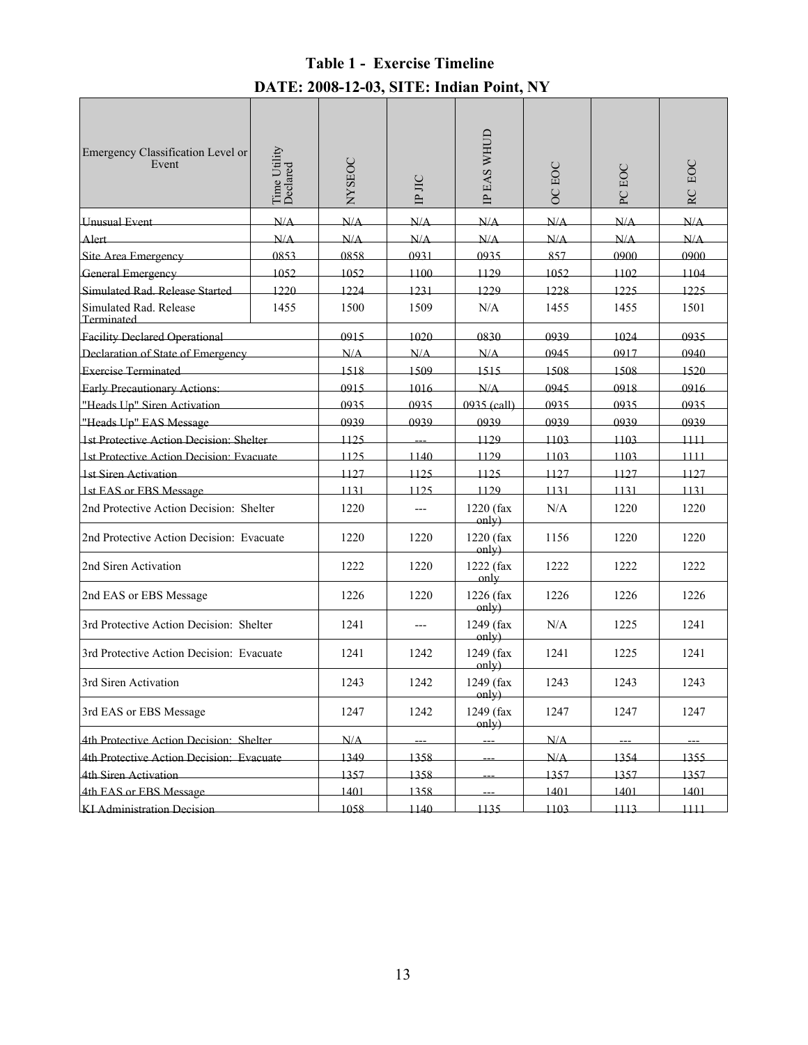# Table 1 - Exercise Timeline

## DATE: 2008-12-03, SITE: Indian Point, NY

| Emergency Classification Level or Event | Time Utility Declared | NYSEOC | IP JIC | IP EAS WHUD | OC EOC | PC EOC | RC EOC |
|---|---|---|---|---|---|---|---|
| Unusual Event | N/A | N/A | N/A | N/A | N/A | N/A | N/A |
| Alert | N/A | N/A | N/A | N/A | N/A | N/A | N/A |
| Site Area Emergency | 0853 | 0858 | 0931 | 0935 | 857 | 0900 | 0900 |
| General Emergency | 1052 | 1052 | 1100 | 1129 | 1052 | 1102 | 1104 |
| Simulated Rad. Release Started | 1220 | 1224 | 1231 | 1229 | 1228 | 1225 | 1225 |
| Simulated Rad. Release Terminated | 1455 | 1500 | 1509 | N/A | 1455 | 1455 | 1501 |
| Facility Declared Operational | | 0915 | 1020 | 0830 | 0939 | 1024 | 0935 |
| Declaration of State of Emergency | | N/A | N/A | N/A | 0945 | 0917 | 0940 |
| Exercise Terminated | | 1518 | 1509 | 1515 | 1508 | 1508 | 1520 |
| Early Precautionary Actions: | | 0915 | 1016 | N/A | 0945 | 0918 | 0916 |
| "Heads Up" Siren Activation | | 0935 | 0935 | 0935 (call) | 0935 | 0935 | 0935 |
| "Heads Up" EAS Message | | 0939 | 0939 | 0939 | 0939 | 0939 | 0939 |
| 1st Protective Action Decision: Shelter | | 1125 | --- | 1129 | 1103 | 1103 | 1111 |
| 1st Protective Action Decision: Evacuate | | 1125 | 1140 | 1129 | 1103 | 1103 | 1111 |
| 1st Siren Activation | | 1127 | 1125 | 1125 | 1127 | 1127 | 1127 |
| 1st EAS or EBS Message | | 1131 | 1125 | 1129 | 1131 | 1131 | 1131 |
| 2nd Protective Action Decision: Shelter | | 1220 | --- | 1220 (fax only) | N/A | 1220 | 1220 |
| 2nd Protective Action Decision: Evacuate | | 1220 | 1220 | 1220 (fax only) | 1156 | 1220 | 1220 |
| 2nd Siren Activation | | 1222 | 1220 | 1222 (fax only | 1222 | 1222 | 1222 |
| 2nd EAS or EBS Message | | 1226 | 1220 | 1226 (fax only) | 1226 | 1226 | 1226 |
| 3rd Protective Action Decision: Shelter | | 1241 | --- | 1249 (fax only) | N/A | 1225 | 1241 |
| 3rd Protective Action Decision: Evacuate | | 1241 | 1242 | 1249 (fax only) | 1241 | 1225 | 1241 |
| 3rd Siren Activation | | 1243 | 1242 | 1249 (fax only) | 1243 | 1243 | 1243 |
| 3rd EAS or EBS Message | | 1247 | 1242 | 1249 (fax only) | 1247 | 1247 | 1247 |
| 4th Protective Action Decision: Shelter | | N/A | --- | --- | N/A | --- | --- |
| 4th Protective Action Decision: Evacuate | | 1349 | 1358 | --- | N/A | 1354 | 1355 |
| 4th Siren Activation | | 1357 | 1358 | --- | 1357 | 1357 | 1357 |
| 4th EAS or EBS Message | | 1401 | 1358 | --- | 1401 | 1401 | 1401 |
| KI Administration Decision | | 1058 | 1140 | 1135 | 1103 | 1113 | 1111 |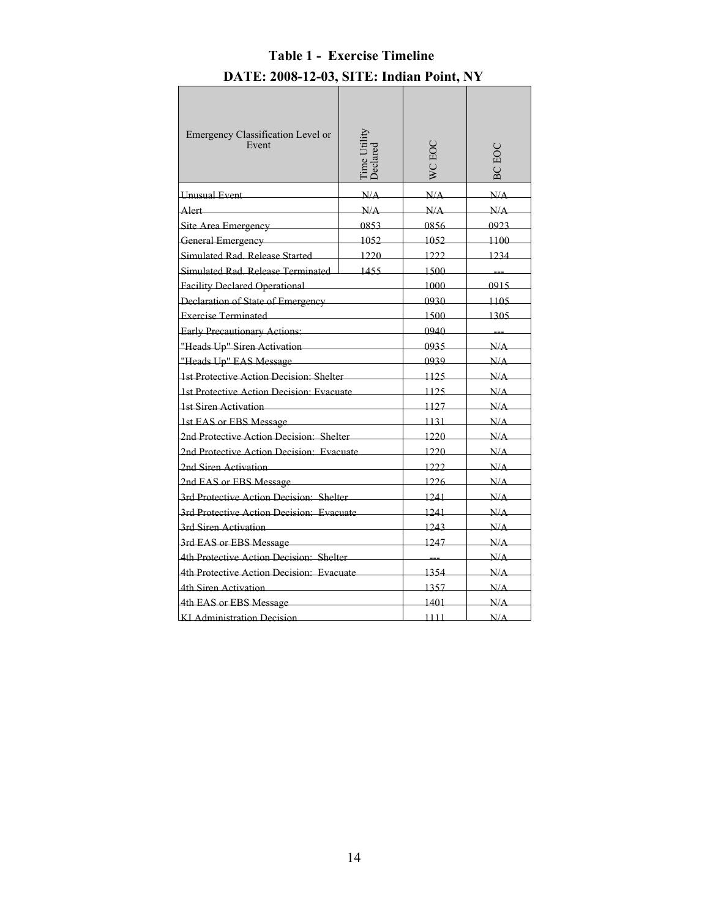# Table 1 - Exercise Timeline

## DATE: 2008-12-03, SITE: Indian Point, NY

| Emergency Classification Level or Event | Time Utility Declared | WC EOC | BC EOC |
|---|---|---|---|
| Unusual Event | N/A | N/A | N/A |
| Alert | N/A | N/A | N/A |
| Site Area Emergency | 0853 | 0856 | 0923 |
| General Emergency | 1052 | 1052 | 1100 |
| Simulated Rad. Release Started | 1220 | 1222 | 1234 |
| Simulated Rad. Release Terminated | 1455 | 1500 | --- |
| Facility Declared Operational | | 1000 | 0915 |
| Declaration of State of Emergency | | 0930 | 1105 |
| Exercise Terminated | | 1500 | 1305 |
| Early Precautionary Actions: | | 0940 | --- |
| "Heads Up" Siren Activation | | 0935 | N/A |
| "Heads Up" EAS Message | | 0939 | N/A |
| 1st Protective Action Decision: Shelter | | 1125 | N/A |
| 1st Protective Action Decision: Evacuate | | 1125 | N/A |
| 1st Siren Activation | | 1127 | N/A |
| 1st EAS or EBS Message | | 1131 | N/A |
| 2nd Protective Action Decision: Shelter | | 1220 | N/A |
| 2nd Protective Action Decision: Evacuate | | 1220 | N/A |
| 2nd Siren Activation | | 1222 | N/A |
| 2nd EAS or EBS Message | | 1226 | N/A |
| 3rd Protective Action Decision: Shelter | | 1241 | N/A |
| 3rd Protective Action Decision: Evacuate | | 1241 | N/A |
| 3rd Siren Activation | | 1243 | N/A |
| 3rd EAS or EBS Message | | 1247 | N/A |
| 4th Protective Action Decision: Shelter | | --- | N/A |
| 4th Protective Action Decision: Evacuate | | 1354 | N/A |
| 4th Siren Activation | | 1357 | N/A |
| 4th EAS or EBS Message | | 1401 | N/A |
| KI Administration Decision | | 1111 | N/A |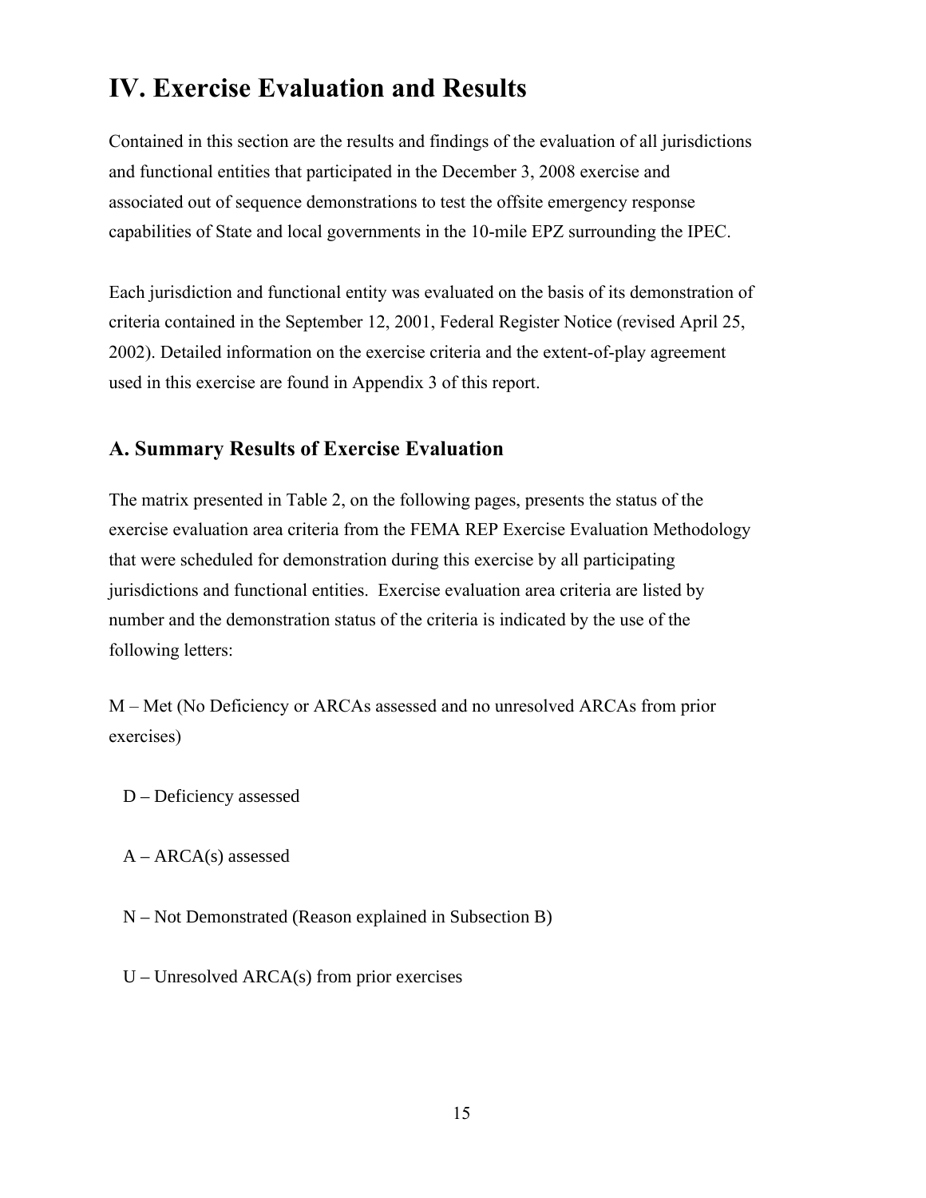# IV. Exercise Evaluation and Results

Contained in this section are the results and findings of the evaluation of all jurisdictions and functional entities that participated in the December 3, 2008 exercise and associated out of sequence demonstrations to test the offsite emergency response capabilities of State and local governments in the 10-mile EPZ surrounding the IPEC.

Each jurisdiction and functional entity was evaluated on the basis of its demonstration of criteria contained in the September 12, 2001, Federal Register Notice (revised April 25, 2002). Detailed information on the exercise criteria and the extent-of-play agreement used in this exercise are found in Appendix 3 of this report.

## A. Summary Results of Exercise Evaluation

The matrix presented in Table 2, on the following pages, presents the status of the exercise evaluation area criteria from the FEMA REP Exercise Evaluation Methodology that were scheduled for demonstration during this exercise by all participating jurisdictions and functional entities. Exercise evaluation area criteria are listed by number and the demonstration status of the criteria is indicated by the use of the following letters:

M – Met (No Deficiency or ARCAs assessed and no unresolved ARCAs from prior exercises)

D – Deficiency assessed

A – ARCA(s) assessed

N – Not Demonstrated (Reason explained in Subsection B)

U – Unresolved ARCA(s) from prior exercises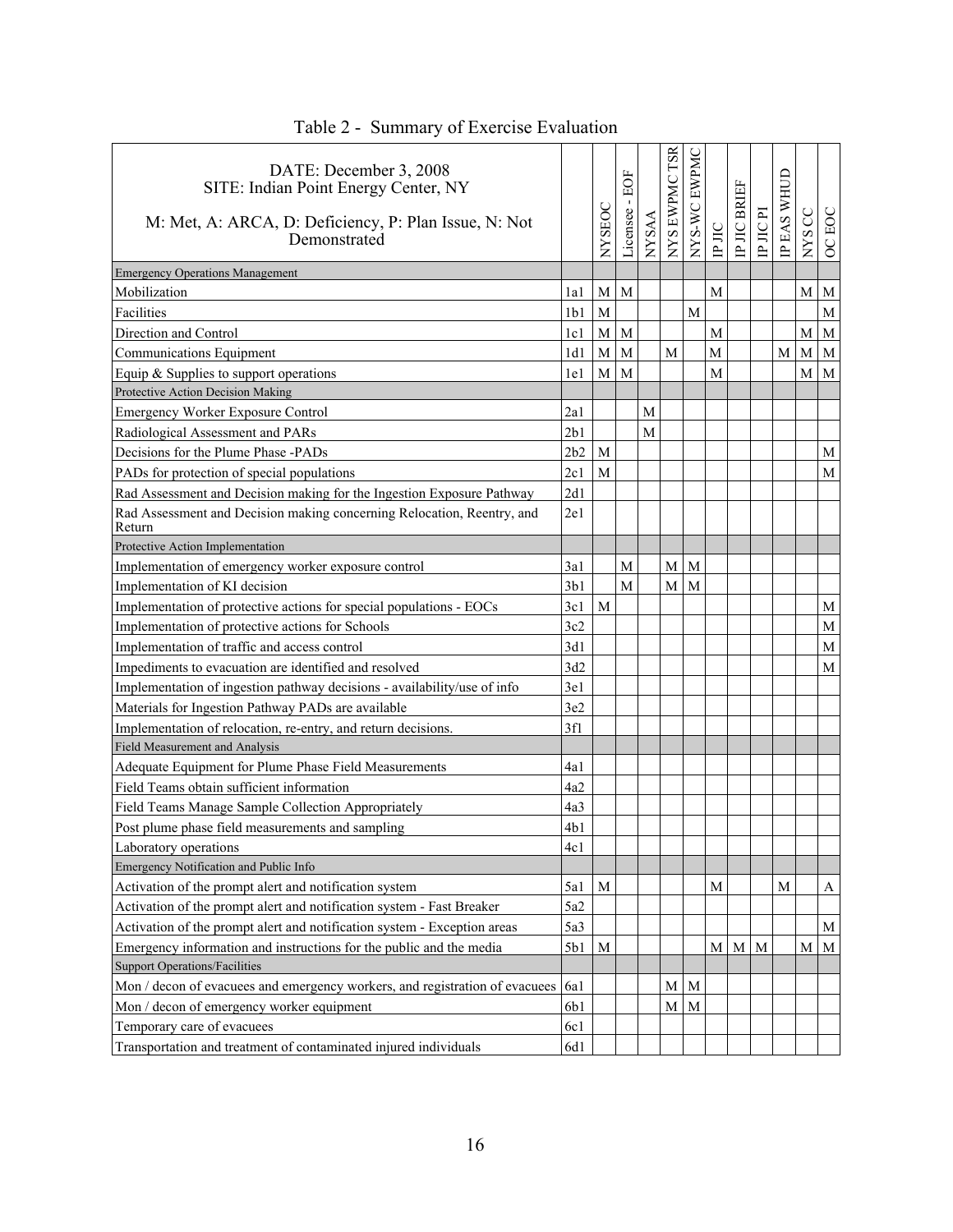# Table 2 - Summary of Exercise Evaluation

| DATE: December 3, 2008<br>SITE: Indian Point Energy Center, NY<br><br>M: Met, A: ARCA, D: Deficiency, P: Plan Issue, N: Not Demonstrated | | NYSEOC | Licensee - EOF | NYSAA | NYS EWPMC TSR | NYS-WC EWPMC | IP JIC | IP JIC BRIEF | IP JIC PI | IP EAS WHUD | NYS CC | OC EOC |
|---|---|---|---|---|---|---|---|---|---|---|---|---|
| Emergency Operations Management | | | | | | | | | | | | |
| Mobilization | 1a1 | M | M | | | | M | | | | M | M |
| Facilities | 1b1 | M | | | | M | | | | | | M |
| Direction and Control | 1c1 | M | M | | | | M | | | | M | M |
| Communications Equipment | 1d1 | M | M | | M | | M | | | M | M | M |
| Equip & Supplies to support operations | 1e1 | M | M | | | | M | | | | M | M |
| Protective Action Decision Making | | | | | | | | | | | | |
| Emergency Worker Exposure Control | 2a1 | | | M | | | | | | | | |
| Radiological Assessment and PARs | 2b1 | | | M | | | | | | | | |
| Decisions for the Plume Phase -PADs | 2b2 | M | | | | | | | | | | M |
| PADs for protection of special populations | 2c1 | M | | | | | | | | | | M |
| Rad Assessment and Decision making for the Ingestion Exposure Pathway | 2d1 | | | | | | | | | | | |
| Rad Assessment and Decision making concerning Relocation, Reentry, and Return | 2e1 | | | | | | | | | | | |
| Protective Action Implementation | | | | | | | | | | | | |
| Implementation of emergency worker exposure control | 3a1 | | M | | M | M | | | | | | |
| Implementation of KI decision | 3b1 | | M | | M | M | | | | | | |
| Implementation of protective actions for special populations - EOCs | 3c1 | M | | | | | | | | | | M |
| Implementation of protective actions for Schools | 3c2 | | | | | | | | | | | M |
| Implementation of traffic and access control | 3d1 | | | | | | | | | | | M |
| Impediments to evacuation are identified and resolved | 3d2 | | | | | | | | | | | M |
| Implementation of ingestion pathway decisions - availability/use of info | 3e1 | | | | | | | | | | | |
| Materials for Ingestion Pathway PADs are available | 3e2 | | | | | | | | | | | |
| Implementation of relocation, re-entry, and return decisions. | 3f1 | | | | | | | | | | | |
| Field Measurement and Analysis | | | | | | | | | | | | |
| Adequate Equipment for Plume Phase Field Measurements | 4a1 | | | | | | | | | | | |
| Field Teams obtain sufficient information | 4a2 | | | | | | | | | | | |
| Field Teams Manage Sample Collection Appropriately | 4a3 | | | | | | | | | | | |
| Post plume phase field measurements and sampling | 4b1 | | | | | | | | | | | |
| Laboratory operations | 4c1 | | | | | | | | | | | |
| Emergency Notification and Public Info | | | | | | | | | | | | |
| Activation of the prompt alert and notification system | 5a1 | M | | | | | M | | | M | | A |
| Activation of the prompt alert and notification system - Fast Breaker | 5a2 | | | | | | | | | | | |
| Activation of the prompt alert and notification system - Exception areas | 5a3 | | | | | | | | | | | M |
| Emergency information and instructions for the public and the media | 5b1 | M | | | | | M | M | M | | M | M |
| Support Operations/Facilities | | | | | | | | | | | | |
| Mon / decon of evacuees and emergency workers, and registration of evacuees | 6a1 | | | | M | M | | | | | | |
| Mon / decon of emergency worker equipment | 6b1 | | | | M | M | | | | | | |
| Temporary care of evacuees | 6c1 | | | | | | | | | | | |
| Transportation and treatment of contaminated injured individuals | 6d1 | | | | | | | | | | | |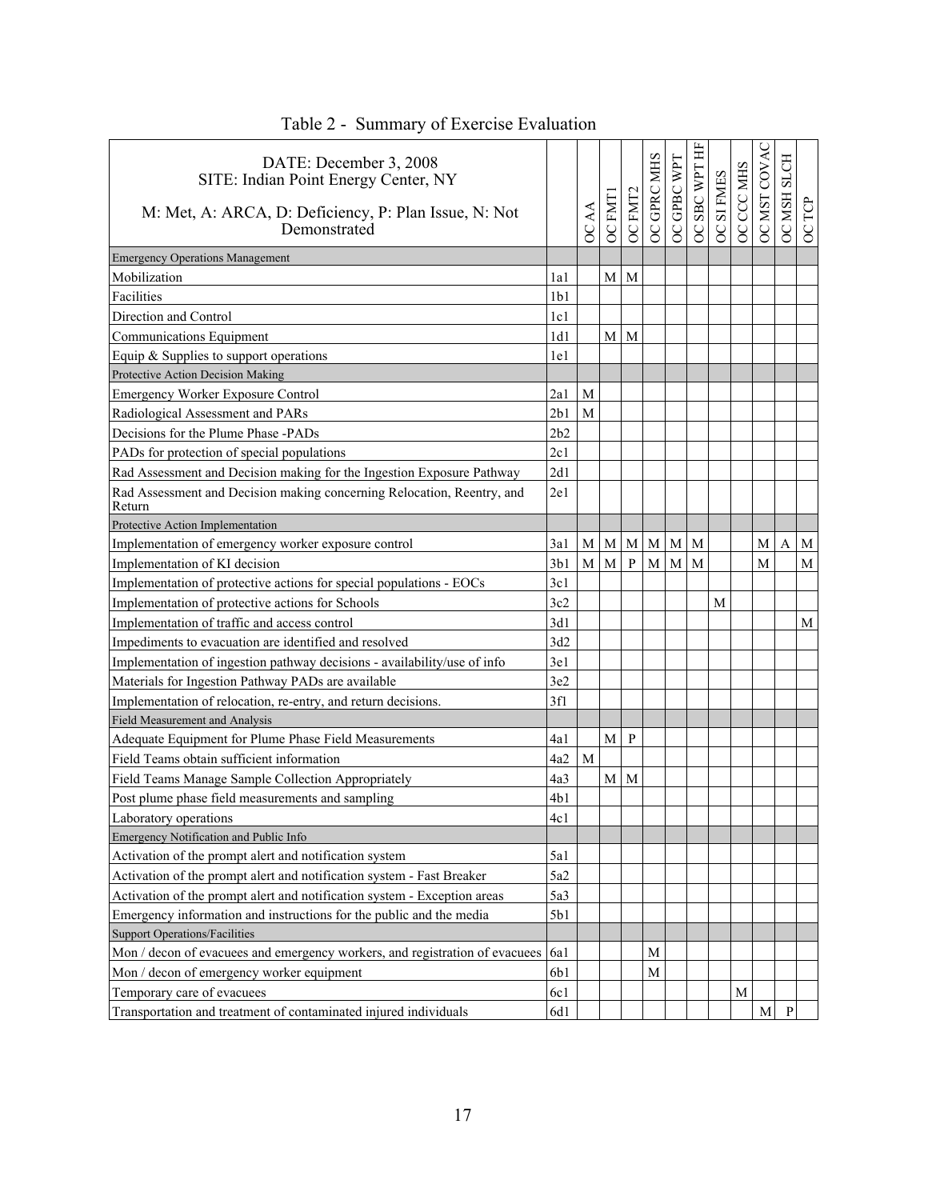# Table 2 - Summary of Exercise Evaluation

| DATE: December 3, 2008<br>SITE: Indian Point Energy Center, NY<br><br>M: Met, A: ARCA, D: Deficiency, P: Plan Issue, N: Not Demonstrated | | OC AA | OC FMT1 | OC FMT2 | OC GPRC MHS | OC GPBC WPT | OC SBC WPT HF | OC SI FMES | OC CCC MHS | OC MST COVAC | OC MSH SLCH | OC TCP |
|---|---|---|---|---|---|---|---|---|---|---|---|---|
| Emergency Operations Management | | | | | | | | | | | | |
| Mobilization | 1a1 | | M | M | | | | | | | | |
| Facilities | 1b1 | | | | | | | | | | | |
| Direction and Control | 1c1 | | | | | | | | | | | |
| Communications Equipment | 1d1 | | M | M | | | | | | | | |
| Equip & Supplies to support operations | 1e1 | | | | | | | | | | | |
| Protective Action Decision Making | | | | | | | | | | | | |
| Emergency Worker Exposure Control | 2a1 | M | | | | | | | | | | |
| Radiological Assessment and PARs | 2b1 | M | | | | | | | | | | |
| Decisions for the Plume Phase -PADs | 2b2 | | | | | | | | | | | |
| PADs for protection of special populations | 2c1 | | | | | | | | | | | |
| Rad Assessment and Decision making for the Ingestion Exposure Pathway | 2d1 | | | | | | | | | | | |
| Rad Assessment and Decision making concerning Relocation, Reentry, and Return | 2e1 | | | | | | | | | | | |
| Protective Action Implementation | | | | | | | | | | | | |
| Implementation of emergency worker exposure control | 3a1 | M | M | M | M | M | M | | | M | A | M |
| Implementation of KI decision | 3b1 | M | M | P | M | M | M | | | M | | M |
| Implementation of protective actions for special populations - EOCs | 3c1 | | | | | | | | | | | |
| Implementation of protective actions for Schools | 3c2 | | | | | | | M | | | | |
| Implementation of traffic and access control | 3d1 | | | | | | | | | | | M |
| Impediments to evacuation are identified and resolved | 3d2 | | | | | | | | | | | |
| Implementation of ingestion pathway decisions - availability/use of info | 3e1 | | | | | | | | | | | |
| Materials for Ingestion Pathway PADs are available | 3e2 | | | | | | | | | | | |
| Implementation of relocation, re-entry, and return decisions. | 3f1 | | | | | | | | | | | |
| Field Measurement and Analysis | | | | | | | | | | | | |
| Adequate Equipment for Plume Phase Field Measurements | 4a1 | | M | P | | | | | | | | |
| Field Teams obtain sufficient information | 4a2 | M | | | | | | | | | | |
| Field Teams Manage Sample Collection Appropriately | 4a3 | | M | M | | | | | | | | |
| Post plume phase field measurements and sampling | 4b1 | | | | | | | | | | | |
| Laboratory operations | 4c1 | | | | | | | | | | | |
| Emergency Notification and Public Info | | | | | | | | | | | | |
| Activation of the prompt alert and notification system | 5a1 | | | | | | | | | | | |
| Activation of the prompt alert and notification system - Fast Breaker | 5a2 | | | | | | | | | | | |
| Activation of the prompt alert and notification system - Exception areas | 5a3 | | | | | | | | | | | |
| Emergency information and instructions for the public and the media | 5b1 | | | | | | | | | | | |
| Support Operations/Facilities | | | | | | | | | | | | |
| Mon / decon of evacuees and emergency workers, and registration of evacuees | 6a1 | | | | M | | | | | | | |
| Mon / decon of emergency worker equipment | 6b1 | | | | M | | | | | | | |
| Temporary care of evacuees | 6c1 | | | | | | | | M | | | |
| Transportation and treatment of contaminated injured individuals | 6d1 | | | | | | | | | M | P | |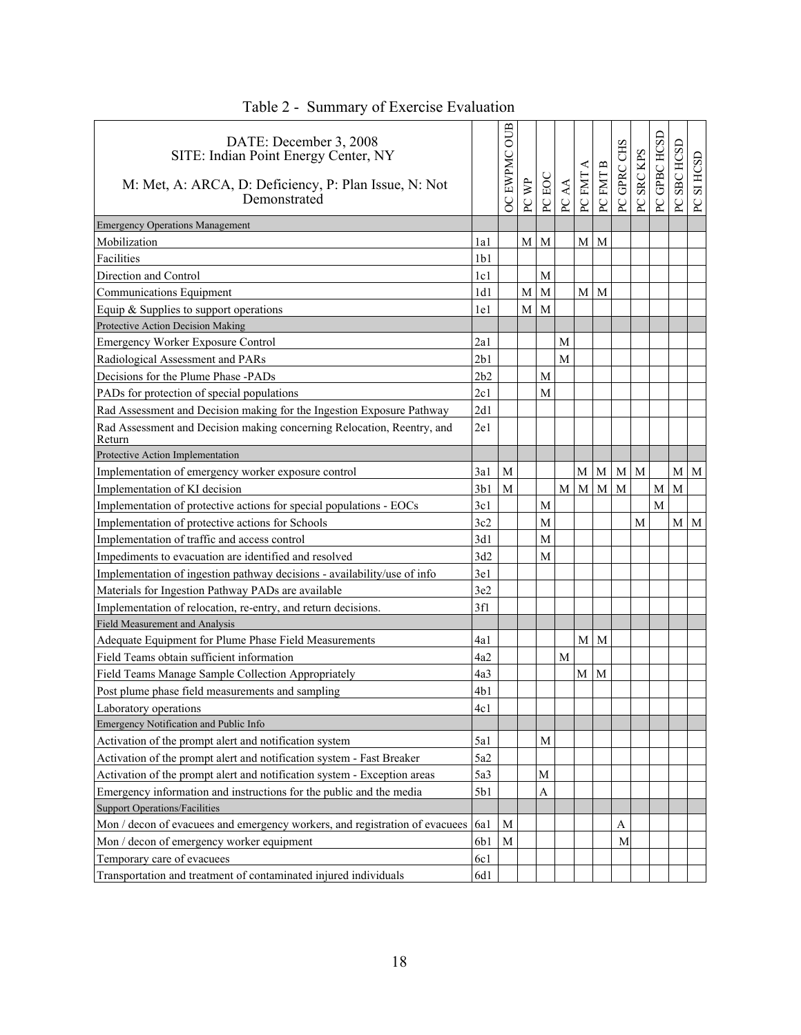# Table 2 - Summary of Exercise Evaluation

| DATE: December 3, 2008<br>SITE: Indian Point Energy Center, NY<br><br>M: Met, A: ARCA, D: Deficiency, P: Plan Issue, N: Not Demonstrated | | OC EWPMC OUB | PC WP | PC EOC | PC AA | PC FMT A | PC FMT B | PC GPRC CHS | PC SRC KPS | PC GPBC HCSD | PC SBC HCSD | PC SI HCSD |
|---|---|---|---|---|---|---|---|---|---|---|---|---|
| Emergency Operations Management | | | | | | | | | | | | |
| Mobilization | 1a1 | | M | M | | M | M | | | | | |
| Facilities | 1b1 | | | | | | | | | | | |
| Direction and Control | 1c1 | | | M | | | | | | | | |
| Communications Equipment | 1d1 | | M | M | | M | M | | | | | |
| Equip & Supplies to support operations | 1e1 | | M | M | | | | | | | | |
| Protective Action Decision Making | | | | | | | | | | | | |
| Emergency Worker Exposure Control | 2a1 | | | | M | | | | | | | |
| Radiological Assessment and PARs | 2b1 | | | | M | | | | | | | |
| Decisions for the Plume Phase -PADs | 2b2 | | | M | | | | | | | | |
| PADs for protection of special populations | 2c1 | | | M | | | | | | | | |
| Rad Assessment and Decision making for the Ingestion Exposure Pathway | 2d1 | | | | | | | | | | | |
| Rad Assessment and Decision making concerning Relocation, Reentry, and Return | 2e1 | | | | | | | | | | | |
| Protective Action Implementation | | | | | | | | | | | | |
| Implementation of emergency worker exposure control | 3a1 | M | | | | M | M | M | M | | M | M |
| Implementation of KI decision | 3b1 | M | | | M | M | M | M | | M | M | |
| Implementation of protective actions for special populations - EOCs | 3c1 | | | M | | | | | | M | | |
| Implementation of protective actions for Schools | 3c2 | | | M | | | | | M | | M | M |
| Implementation of traffic and access control | 3d1 | | | M | | | | | | | | |
| Impediments to evacuation are identified and resolved | 3d2 | | | M | | | | | | | | |
| Implementation of ingestion pathway decisions - availability/use of info | 3e1 | | | | | | | | | | | |
| Materials for Ingestion Pathway PADs are available | 3e2 | | | | | | | | | | | |
| Implementation of relocation, re-entry, and return decisions. | 3f1 | | | | | | | | | | | |
| Field Measurement and Analysis | | | | | | | | | | | | |
| Adequate Equipment for Plume Phase Field Measurements | 4a1 | | | | | M | M | | | | | |
| Field Teams obtain sufficient information | 4a2 | | | | M | | | | | | | |
| Field Teams Manage Sample Collection Appropriately | 4a3 | | | | | M | M | | | | | |
| Post plume phase field measurements and sampling | 4b1 | | | | | | | | | | | |
| Laboratory operations | 4c1 | | | | | | | | | | | |
| Emergency Notification and Public Info | | | | | | | | | | | | |
| Activation of the prompt alert and notification system | 5a1 | | | M | | | | | | | | |
| Activation of the prompt alert and notification system - Fast Breaker | 5a2 | | | | | | | | | | | |
| Activation of the prompt alert and notification system - Exception areas | 5a3 | | | M | | | | | | | | |
| Emergency information and instructions for the public and the media | 5b1 | | | A | | | | | | | | |
| Support Operations/Facilities | | | | | | | | | | | | |
| Mon / decon of evacuees and emergency workers, and registration of evacuees | 6a1 | M | | | | | | A | | | | |
| Mon / decon of emergency worker equipment | 6b1 | M | | | | | | M | | | | |
| Temporary care of evacuees | 6c1 | | | | | | | | | | | |
| Transportation and treatment of contaminated injured individuals | 6d1 | | | | | | | | | | | |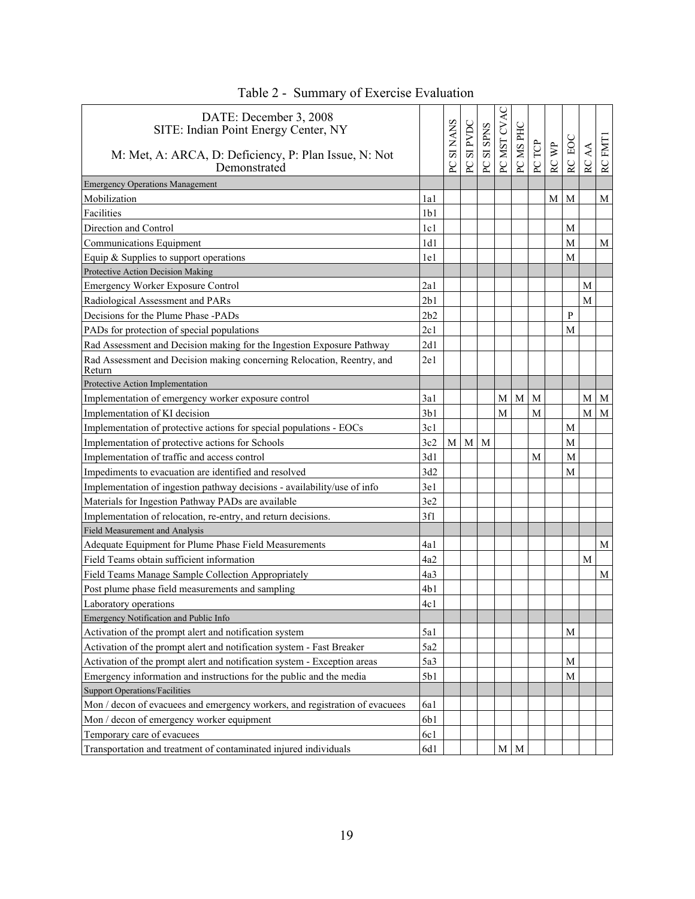# Table 2 - Summary of Exercise Evaluation

| DATE: December 3, 2008<br>SITE: Indian Point Energy Center, NY<br><br>M: Met, A: ARCA, D: Deficiency, P: Plan Issue, N: Not Demonstrated | | PC SI NANS | PC SI PVDC | PC SI SPNS | PC MST CVAC | PC MS PHC | PC TCP | RC WP | RC EOC | RC AA | RC FMT1 |
|---|---|---|---|---|---|---|---|---|---|---|---|
| Emergency Operations Management | | | | | | | | | | | |
| Mobilization | 1a1 | | | | | | | M | M | | M |
| Facilities | 1b1 | | | | | | | | | | |
| Direction and Control | 1c1 | | | | | | | | M | | |
| Communications Equipment | 1d1 | | | | | | | | M | | M |
| Equip & Supplies to support operations | 1e1 | | | | | | | | M | | |
| Protective Action Decision Making | | | | | | | | | | | |
| Emergency Worker Exposure Control | 2a1 | | | | | | | | | M | |
| Radiological Assessment and PARs | 2b1 | | | | | | | | | M | |
| Decisions for the Plume Phase -PADs | 2b2 | | | | | | | | P | | |
| PADs for protection of special populations | 2c1 | | | | | | | | M | | |
| Rad Assessment and Decision making for the Ingestion Exposure Pathway | 2d1 | | | | | | | | | | |
| Rad Assessment and Decision making concerning Relocation, Reentry, and Return | 2e1 | | | | | | | | | | |
| Protective Action Implementation | | | | | | | | | | | |
| Implementation of emergency worker exposure control | 3a1 | | | | M | M | M | | | M | M |
| Implementation of KI decision | 3b1 | | | | M | | M | | | M | M |
| Implementation of protective actions for special populations - EOCs | 3c1 | | | | | | | | M | | |
| Implementation of protective actions for Schools | 3c2 | M | M | M | | | | | M | | |
| Implementation of traffic and access control | 3d1 | | | | | | M | | M | | |
| Impediments to evacuation are identified and resolved | 3d2 | | | | | | | | M | | |
| Implementation of ingestion pathway decisions - availability/use of info | 3e1 | | | | | | | | | | |
| Materials for Ingestion Pathway PADs are available | 3e2 | | | | | | | | | | |
| Implementation of relocation, re-entry, and return decisions. | 3f1 | | | | | | | | | | |
| Field Measurement and Analysis | | | | | | | | | | | |
| Adequate Equipment for Plume Phase Field Measurements | 4a1 | | | | | | | | | | M |
| Field Teams obtain sufficient information | 4a2 | | | | | | | | | M | |
| Field Teams Manage Sample Collection Appropriately | 4a3 | | | | | | | | | | M |
| Post plume phase field measurements and sampling | 4b1 | | | | | | | | | | |
| Laboratory operations | 4c1 | | | | | | | | | | |
| Emergency Notification and Public Info | | | | | | | | | | | |
| Activation of the prompt alert and notification system | 5a1 | | | | | | | | M | | |
| Activation of the prompt alert and notification system - Fast Breaker | 5a2 | | | | | | | | | | |
| Activation of the prompt alert and notification system - Exception areas | 5a3 | | | | | | | | M | | |
| Emergency information and instructions for the public and the media | 5b1 | | | | | | | | M | | |
| Support Operations/Facilities | | | | | | | | | | | |
| Mon / decon of evacuees and emergency workers, and registration of evacuees | 6a1 | | | | | | | | | | |
| Mon / decon of emergency worker equipment | 6b1 | | | | | | | | | | |
| Temporary care of evacuees | 6c1 | | | | | | | | | | |
| Transportation and treatment of contaminated injured individuals | 6d1 | | | | M | M | | | | | |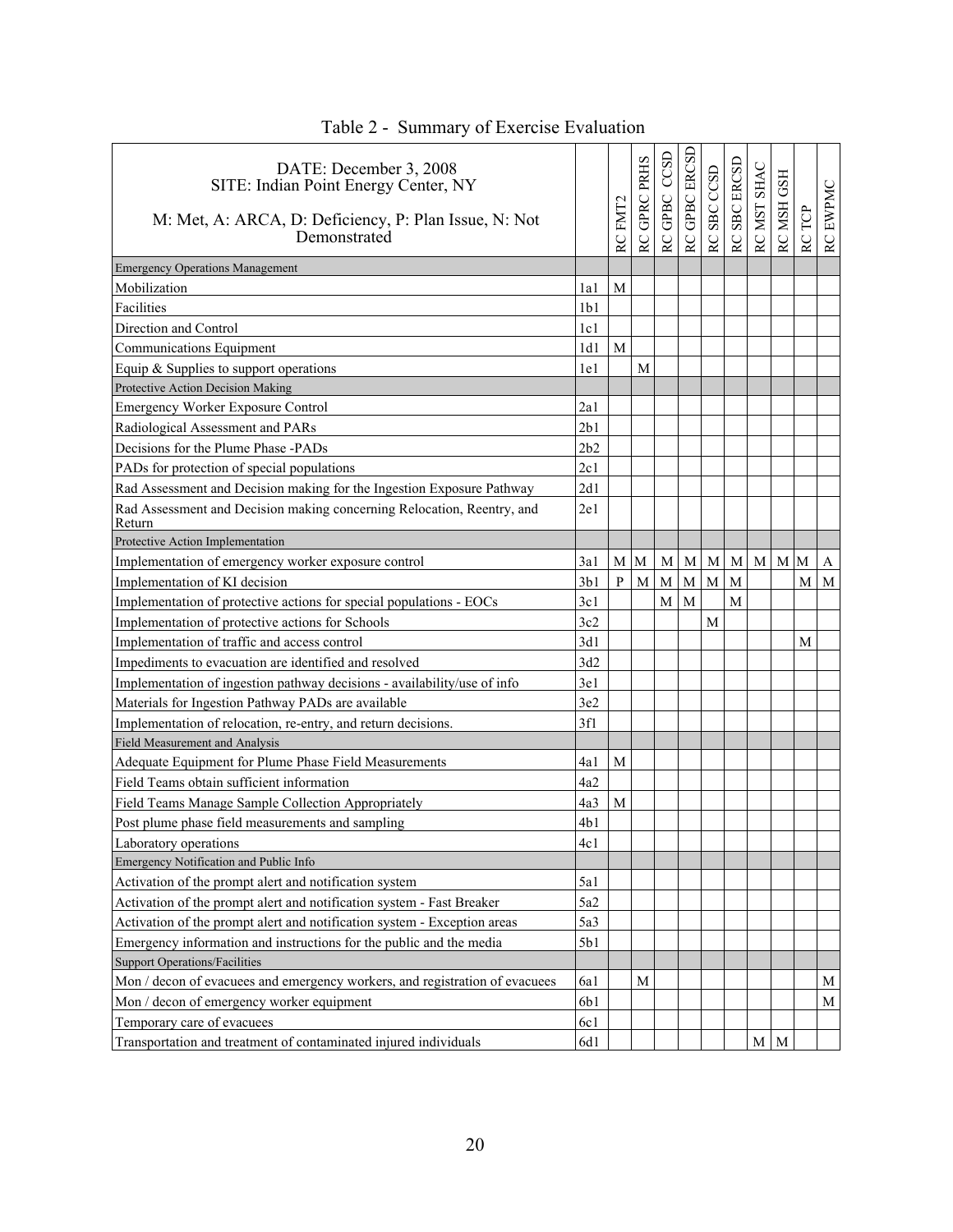# Table 2 - Summary of Exercise Evaluation

| DATE: December 3, 2008<br>SITE: Indian Point Energy Center, NY<br><br>M: Met, A: ARCA, D: Deficiency, P: Plan Issue, N: Not Demonstrated | | RC FMT2 | RC GPRC PRHS | RC GPBC CCSD | RC GPBC ERCSD | RC SBC CCSD | RC SBC ERCSD | RC MST SHAC | RC MSH GSH | RC TCP | RC EWPMC |
|---|---|---|---|---|---|---|---|---|---|---|---|
| Emergency Operations Management | | | | | | | | | | | |
| Mobilization | 1a1 | M | | | | | | | | | |
| Facilities | 1b1 | | | | | | | | | | |
| Direction and Control | 1c1 | | | | | | | | | | |
| Communications Equipment | 1d1 | M | | | | | | | | | |
| Equip & Supplies to support operations | 1e1 | | M | | | | | | | | |
| Protective Action Decision Making | | | | | | | | | | | |
| Emergency Worker Exposure Control | 2a1 | | | | | | | | | | |
| Radiological Assessment and PARs | 2b1 | | | | | | | | | | |
| Decisions for the Plume Phase -PADs | 2b2 | | | | | | | | | | |
| PADs for protection of special populations | 2c1 | | | | | | | | | | |
| Rad Assessment and Decision making for the Ingestion Exposure Pathway | 2d1 | | | | | | | | | | |
| Rad Assessment and Decision making concerning Relocation, Reentry, and Return | 2e1 | | | | | | | | | | |
| Protective Action Implementation | | | | | | | | | | | |
| Implementation of emergency worker exposure control | 3a1 | M | M | M | M | M | M | M | M | M | A |
| Implementation of KI decision | 3b1 | P | M | M | M | M | M | | | M | M |
| Implementation of protective actions for special populations - EOCs | 3c1 | | | M | M | | M | | | | |
| Implementation of protective actions for Schools | 3c2 | | | | | M | | | | | |
| Implementation of traffic and access control | 3d1 | | | | | | | | | M | |
| Impediments to evacuation are identified and resolved | 3d2 | | | | | | | | | | |
| Implementation of ingestion pathway decisions - availability/use of info | 3e1 | | | | | | | | | | |
| Materials for Ingestion Pathway PADs are available | 3e2 | | | | | | | | | | |
| Implementation of relocation, re-entry, and return decisions. | 3f1 | | | | | | | | | | |
| Field Measurement and Analysis | | | | | | | | | | | |
| Adequate Equipment for Plume Phase Field Measurements | 4a1 | M | | | | | | | | | |
| Field Teams obtain sufficient information | 4a2 | | | | | | | | | | |
| Field Teams Manage Sample Collection Appropriately | 4a3 | M | | | | | | | | | |
| Post plume phase field measurements and sampling | 4b1 | | | | | | | | | | |
| Laboratory operations | 4c1 | | | | | | | | | | |
| Emergency Notification and Public Info | | | | | | | | | | | |
| Activation of the prompt alert and notification system | 5a1 | | | | | | | | | | |
| Activation of the prompt alert and notification system - Fast Breaker | 5a2 | | | | | | | | | | |
| Activation of the prompt alert and notification system - Exception areas | 5a3 | | | | | | | | | | |
| Emergency information and instructions for the public and the media | 5b1 | | | | | | | | | | |
| Support Operations/Facilities | | | | | | | | | | | |
| Mon / decon of evacuees and emergency workers, and registration of evacuees | 6a1 | | M | | | | | | | | M |
| Mon / decon of emergency worker equipment | 6b1 | | | | | | | | | | M |
| Temporary care of evacuees | 6c1 | | | | | | | | | | |
| Transportation and treatment of contaminated injured individuals | 6d1 | | | | | | | M | M | | |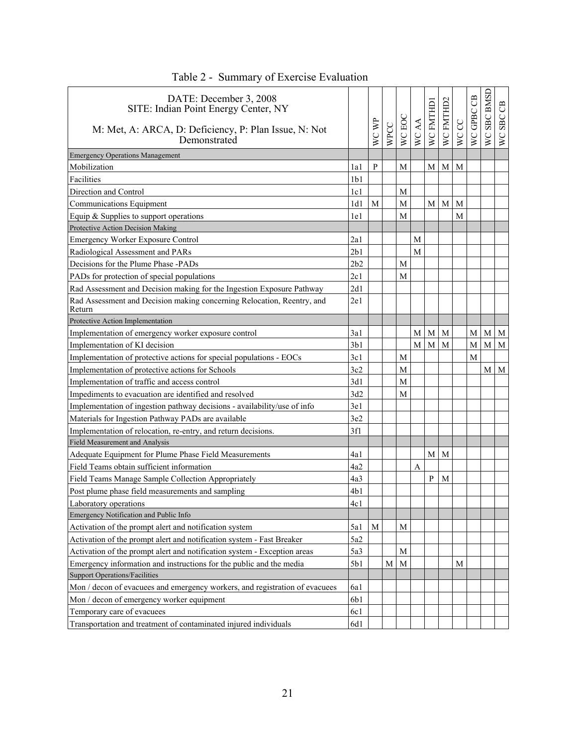# Table 2 - Summary of Exercise Evaluation

| DATE: December 3, 2008<br>SITE: Indian Point Energy Center, NY<br><br>M: Met, A: ARCA, D: Deficiency, P: Plan Issue, N: Not Demonstrated | | WC WP | WPCC | WC EOC | WC AA | WC FMTHD1 | WC FMTHD2 | WC CC | WC GPBC CB | WC SBC BMSD | WC SBC CB |
|---|---|---|---|---|---|---|---|---|---|---|---|
| Emergency Operations Management | | | | | | | | | | | |
| Mobilization | 1a1 | P | | M | | M | M | M | | | |
| Facilities | 1b1 | | | | | | | | | | |
| Direction and Control | 1c1 | | | M | | | | | | | |
| Communications Equipment | 1d1 | M | | M | | M | M | M | | | |
| Equip & Supplies to support operations | 1e1 | | | M | | | | M | | | |
| Protective Action Decision Making | | | | | | | | | | | |
| Emergency Worker Exposure Control | 2a1 | | | | M | | | | | | |
| Radiological Assessment and PARs | 2b1 | | | | M | | | | | | |
| Decisions for the Plume Phase -PADs | 2b2 | | | M | | | | | | | |
| PADs for protection of special populations | 2c1 | | | M | | | | | | | |
| Rad Assessment and Decision making for the Ingestion Exposure Pathway | 2d1 | | | | | | | | | | |
| Rad Assessment and Decision making concerning Relocation, Reentry, and Return | 2e1 | | | | | | | | | | |
| Protective Action Implementation | | | | | | | | | | | |
| Implementation of emergency worker exposure control | 3a1 | | | | M | M | M | | M | M | M |
| Implementation of KI decision | 3b1 | | | | M | M | M | | M | M | M |
| Implementation of protective actions for special populations - EOCs | 3c1 | | | M | | | | | M | | |
| Implementation of protective actions for Schools | 3c2 | | | M | | | | | | M | M |
| Implementation of traffic and access control | 3d1 | | | M | | | | | | | |
| Impediments to evacuation are identified and resolved | 3d2 | | | M | | | | | | | |
| Implementation of ingestion pathway decisions - availability/use of info | 3e1 | | | | | | | | | | |
| Materials for Ingestion Pathway PADs are available | 3e2 | | | | | | | | | | |
| Implementation of relocation, re-entry, and return decisions. | 3f1 | | | | | | | | | | |
| Field Measurement and Analysis | | | | | | | | | | | |
| Adequate Equipment for Plume Phase Field Measurements | 4a1 | | | | | M | M | | | | |
| Field Teams obtain sufficient information | 4a2 | | | | A | | | | | | |
| Field Teams Manage Sample Collection Appropriately | 4a3 | | | | | P | M | | | | |
| Post plume phase field measurements and sampling | 4b1 | | | | | | | | | | |
| Laboratory operations | 4c1 | | | | | | | | | | |
| Emergency Notification and Public Info | | | | | | | | | | | |
| Activation of the prompt alert and notification system | 5a1 | M | | M | | | | | | | |
| Activation of the prompt alert and notification system - Fast Breaker | 5a2 | | | | | | | | | | |
| Activation of the prompt alert and notification system - Exception areas | 5a3 | | | M | | | | | | | |
| Emergency information and instructions for the public and the media | 5b1 | | M | M | | | | M | | | |
| Support Operations/Facilities | | | | | | | | | | | |
| Mon / decon of evacuees and emergency workers, and registration of evacuees | 6a1 | | | | | | | | | | |
| Mon / decon of emergency worker equipment | 6b1 | | | | | | | | | | |
| Temporary care of evacuees | 6c1 | | | | | | | | | | |
| Transportation and treatment of contaminated injured individuals | 6d1 | | | | | | | | | | |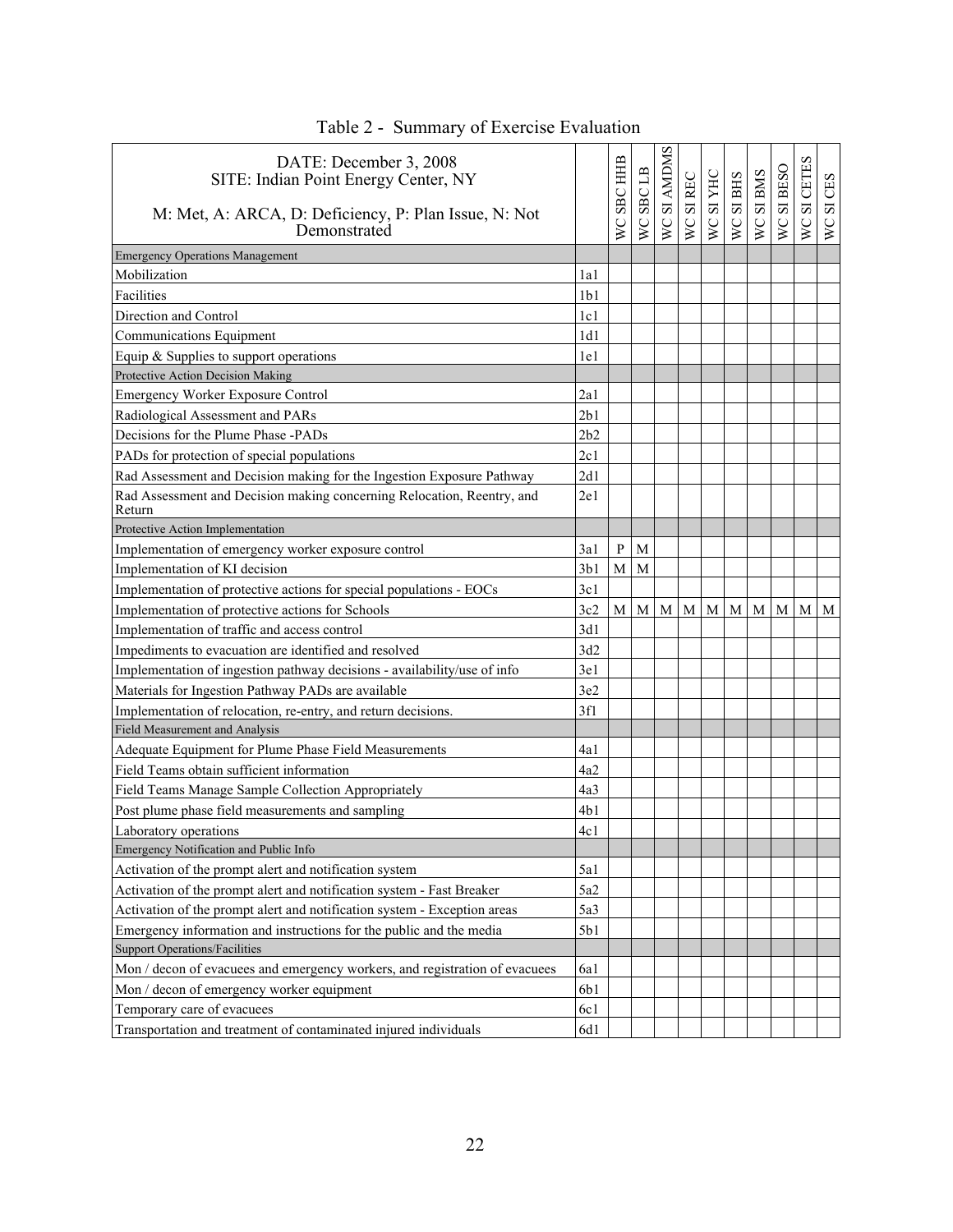# Table 2 - Summary of Exercise Evaluation

| DATE: December 3, 2008<br>SITE: Indian Point Energy Center, NY<br><br>M: Met, A: ARCA, D: Deficiency, P: Plan Issue, N: Not Demonstrated | | WC SBC HHB | WC SBC LB | WC SI AMDMS | WC SI REC | WC SI YHC | WC SI BHS | WC SI BMS | WC SI BESO | WC SI CETES | WC SI CES |
|---|---|---|---|---|---|---|---|---|---|---|---|
| Emergency Operations Management | | | | | | | | | | | |
| Mobilization | 1a1 | | | | | | | | | | |
| Facilities | 1b1 | | | | | | | | | | |
| Direction and Control | 1c1 | | | | | | | | | | |
| Communications Equipment | 1d1 | | | | | | | | | | |
| Equip & Supplies to support operations | 1e1 | | | | | | | | | | |
| Protective Action Decision Making | | | | | | | | | | | |
| Emergency Worker Exposure Control | 2a1 | | | | | | | | | | |
| Radiological Assessment and PARs | 2b1 | | | | | | | | | | |
| Decisions for the Plume Phase -PADs | 2b2 | | | | | | | | | | |
| PADs for protection of special populations | 2c1 | | | | | | | | | | |
| Rad Assessment and Decision making for the Ingestion Exposure Pathway | 2d1 | | | | | | | | | | |
| Rad Assessment and Decision making concerning Relocation, Reentry, and Return | 2e1 | | | | | | | | | | |
| Protective Action Implementation | | | | | | | | | | | |
| Implementation of emergency worker exposure control | 3a1 | P | M | | | | | | | | |
| Implementation of KI decision | 3b1 | M | M | | | | | | | | |
| Implementation of protective actions for special populations - EOCs | 3c1 | | | | | | | | | | |
| Implementation of protective actions for Schools | 3c2 | M | M | M | M | M | M | M | M | M | M |
| Implementation of traffic and access control | 3d1 | | | | | | | | | | |
| Impediments to evacuation are identified and resolved | 3d2 | | | | | | | | | | |
| Implementation of ingestion pathway decisions - availability/use of info | 3e1 | | | | | | | | | | |
| Materials for Ingestion Pathway PADs are available | 3e2 | | | | | | | | | | |
| Implementation of relocation, re-entry, and return decisions. | 3f1 | | | | | | | | | | |
| Field Measurement and Analysis | | | | | | | | | | | |
| Adequate Equipment for Plume Phase Field Measurements | 4a1 | | | | | | | | | | |
| Field Teams obtain sufficient information | 4a2 | | | | | | | | | | |
| Field Teams Manage Sample Collection Appropriately | 4a3 | | | | | | | | | | |
| Post plume phase field measurements and sampling | 4b1 | | | | | | | | | | |
| Laboratory operations | 4c1 | | | | | | | | | | |
| Emergency Notification and Public Info | | | | | | | | | | | |
| Activation of the prompt alert and notification system | 5a1 | | | | | | | | | | |
| Activation of the prompt alert and notification system - Fast Breaker | 5a2 | | | | | | | | | | |
| Activation of the prompt alert and notification system - Exception areas | 5a3 | | | | | | | | | | |
| Emergency information and instructions for the public and the media | 5b1 | | | | | | | | | | |
| Support Operations/Facilities | | | | | | | | | | | |
| Mon / decon of evacuees and emergency workers, and registration of evacuees | 6a1 | | | | | | | | | | |
| Mon / decon of emergency worker equipment | 6b1 | | | | | | | | | | |
| Temporary care of evacuees | 6c1 | | | | | | | | | | |
| Transportation and treatment of contaminated injured individuals | 6d1 | | | | | | | | | | |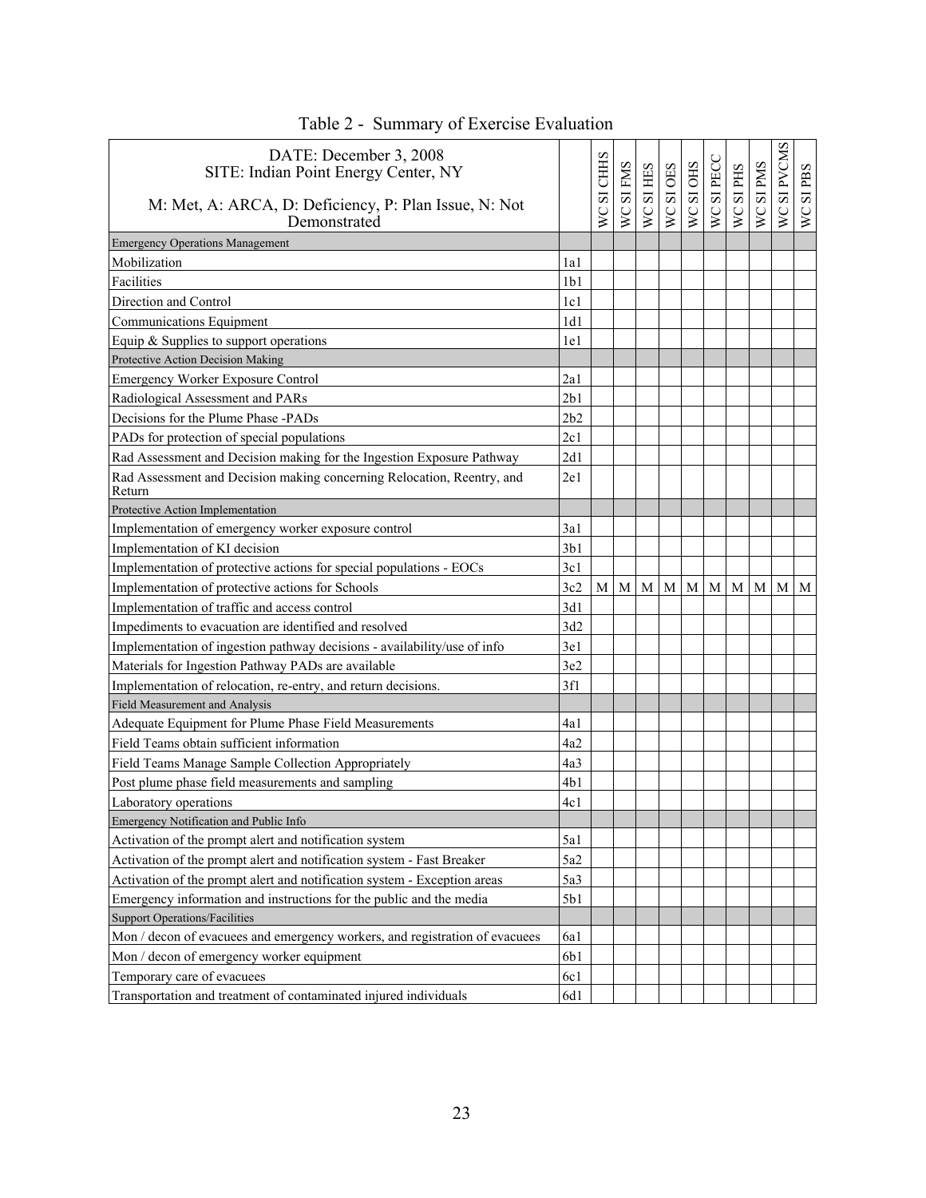# Table 2 - Summary of Exercise Evaluation

| DATE: December 3, 2008<br>SITE: Indian Point Energy Center, NY<br><br>M: Met, A: ARCA, D: Deficiency, P: Plan Issue, N: Not Demonstrated | | WC SI CHHS | WC SI FMS | WC SI HES | WC SI OES | WC SI OHS | WC SI PECC | WC SI PHS | WC SI PMS | WC SI PVCMS | WC SI PBS |
|---|---|---|---|---|---|---|---|---|---|---|---|
| Emergency Operations Management | | | | | | | | | | | |
| Mobilization | 1a1 | | | | | | | | | | |
| Facilities | 1b1 | | | | | | | | | | |
| Direction and Control | 1c1 | | | | | | | | | | |
| Communications Equipment | 1d1 | | | | | | | | | | |
| Equip & Supplies to support operations | 1e1 | | | | | | | | | | |
| Protective Action Decision Making | | | | | | | | | | | |
| Emergency Worker Exposure Control | 2a1 | | | | | | | | | | |
| Radiological Assessment and PARs | 2b1 | | | | | | | | | | |
| Decisions for the Plume Phase -PADs | 2b2 | | | | | | | | | | |
| PADs for protection of special populations | 2c1 | | | | | | | | | | |
| Rad Assessment and Decision making for the Ingestion Exposure Pathway | 2d1 | | | | | | | | | | |
| Rad Assessment and Decision making concerning Relocation, Reentry, and Return | 2e1 | | | | | | | | | | |
| Protective Action Implementation | | | | | | | | | | | |
| Implementation of emergency worker exposure control | 3a1 | | | | | | | | | | |
| Implementation of KI decision | 3b1 | | | | | | | | | | |
| Implementation of protective actions for special populations - EOCs | 3c1 | | | | | | | | | | |
| Implementation of protective actions for Schools | 3c2 | M | M | M | M | M | M | M | M | M | M |
| Implementation of traffic and access control | 3d1 | | | | | | | | | | |
| Impediments to evacuation are identified and resolved | 3d2 | | | | | | | | | | |
| Implementation of ingestion pathway decisions - availability/use of info | 3e1 | | | | | | | | | | |
| Materials for Ingestion Pathway PADs are available | 3e2 | | | | | | | | | | |
| Implementation of relocation, re-entry, and return decisions. | 3f1 | | | | | | | | | | |
| Field Measurement and Analysis | | | | | | | | | | | |
| Adequate Equipment for Plume Phase Field Measurements | 4a1 | | | | | | | | | | |
| Field Teams obtain sufficient information | 4a2 | | | | | | | | | | |
| Field Teams Manage Sample Collection Appropriately | 4a3 | | | | | | | | | | |
| Post plume phase field measurements and sampling | 4b1 | | | | | | | | | | |
| Laboratory operations | 4c1 | | | | | | | | | | |
| Emergency Notification and Public Info | | | | | | | | | | | |
| Activation of the prompt alert and notification system | 5a1 | | | | | | | | | | |
| Activation of the prompt alert and notification system - Fast Breaker | 5a2 | | | | | | | | | | |
| Activation of the prompt alert and notification system - Exception areas | 5a3 | | | | | | | | | | |
| Emergency information and instructions for the public and the media | 5b1 | | | | | | | | | | |
| Support Operations/Facilities | | | | | | | | | | | |
| Mon / decon of evacuees and emergency workers, and registration of evacuees | 6a1 | | | | | | | | | | |
| Mon / decon of emergency worker equipment | 6b1 | | | | | | | | | | |
| Temporary care of evacuees | 6c1 | | | | | | | | | | |
| Transportation and treatment of contaminated injured individuals | 6d1 | | | | | | | | | | |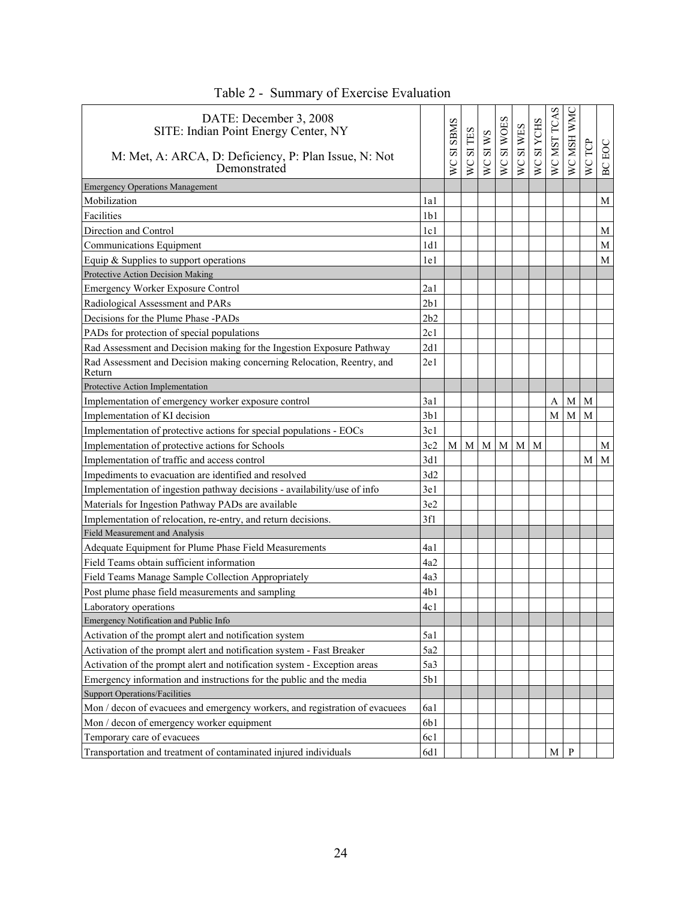# Table 2 - Summary of Exercise Evaluation

| DATE: December 3, 2008<br>SITE: Indian Point Energy Center, NY<br><br>M: Met, A: ARCA, D: Deficiency, P: Plan Issue, N: Not Demonstrated | | WC SI SBMS | WC SI TES | WC SI WS | WC SI WOES | WC SI WES | WC SI YCHS | WC MST TCAS | WC MSH WMC | WC TCP | BC EOC |
|---|---|---|---|---|---|---|---|---|---|---|---|
| Emergency Operations Management | | | | | | | | | | | |
| Mobilization | 1a1 | | | | | | | | | | M |
| Facilities | 1b1 | | | | | | | | | | |
| Direction and Control | 1c1 | | | | | | | | | | M |
| Communications Equipment | 1d1 | | | | | | | | | | M |
| Equip & Supplies to support operations | 1e1 | | | | | | | | | | M |
| Protective Action Decision Making | | | | | | | | | | | |
| Emergency Worker Exposure Control | 2a1 | | | | | | | | | | |
| Radiological Assessment and PARs | 2b1 | | | | | | | | | | |
| Decisions for the Plume Phase -PADs | 2b2 | | | | | | | | | | |
| PADs for protection of special populations | 2c1 | | | | | | | | | | |
| Rad Assessment and Decision making for the Ingestion Exposure Pathway | 2d1 | | | | | | | | | | |
| Rad Assessment and Decision making concerning Relocation, Reentry, and Return | 2e1 | | | | | | | | | | |
| Protective Action Implementation | | | | | | | | | | | |
| Implementation of emergency worker exposure control | 3a1 | | | | | | | A | M | M | |
| Implementation of KI decision | 3b1 | | | | | | | M | M | M | |
| Implementation of protective actions for special populations - EOCs | 3c1 | | | | | | | | | | |
| Implementation of protective actions for Schools | 3c2 | M | M | M | M | M | M | | | | M |
| Implementation of traffic and access control | 3d1 | | | | | | | | | M | M |
| Impediments to evacuation are identified and resolved | 3d2 | | | | | | | | | | |
| Implementation of ingestion pathway decisions - availability/use of info | 3e1 | | | | | | | | | | |
| Materials for Ingestion Pathway PADs are available | 3e2 | | | | | | | | | | |
| Implementation of relocation, re-entry, and return decisions. | 3f1 | | | | | | | | | | |
| Field Measurement and Analysis | | | | | | | | | | | |
| Adequate Equipment for Plume Phase Field Measurements | 4a1 | | | | | | | | | | |
| Field Teams obtain sufficient information | 4a2 | | | | | | | | | | |
| Field Teams Manage Sample Collection Appropriately | 4a3 | | | | | | | | | | |
| Post plume phase field measurements and sampling | 4b1 | | | | | | | | | | |
| Laboratory operations | 4c1 | | | | | | | | | | |
| Emergency Notification and Public Info | | | | | | | | | | | |
| Activation of the prompt alert and notification system | 5a1 | | | | | | | | | | |
| Activation of the prompt alert and notification system - Fast Breaker | 5a2 | | | | | | | | | | |
| Activation of the prompt alert and notification system - Exception areas | 5a3 | | | | | | | | | | |
| Emergency information and instructions for the public and the media | 5b1 | | | | | | | | | | |
| Support Operations/Facilities | | | | | | | | | | | |
| Mon / decon of evacuees and emergency workers, and registration of evacuees | 6a1 | | | | | | | | | | |
| Mon / decon of emergency worker equipment | 6b1 | | | | | | | | | | |
| Temporary care of evacuees | 6c1 | | | | | | | | | | |
| Transportation and treatment of contaminated injured individuals | 6d1 | | | | | | | M | P | | |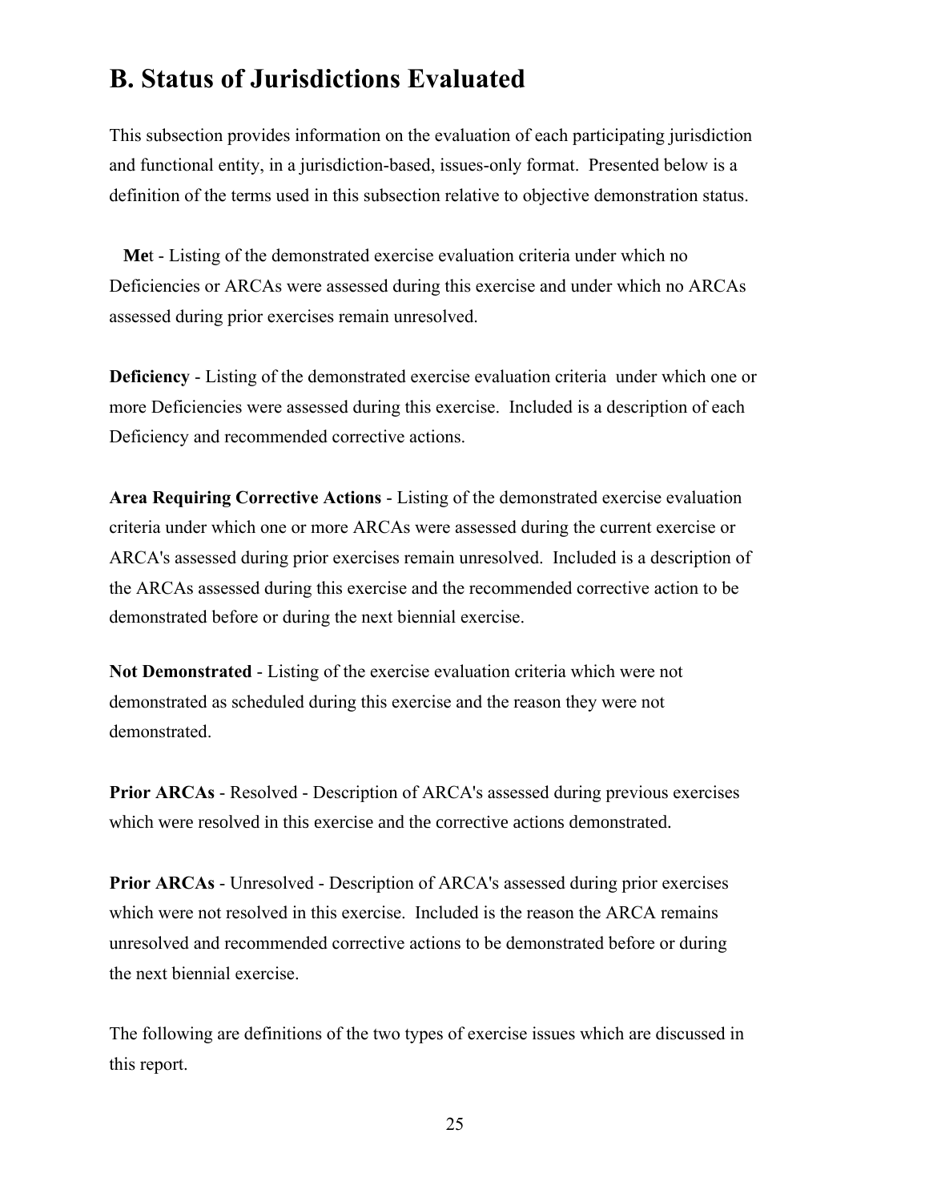## B. Status of Jurisdictions Evaluated

This subsection provides information on the evaluation of each participating jurisdiction and functional entity, in a jurisdiction-based, issues-only format. Presented below is a definition of the terms used in this subsection relative to objective demonstration status.

**Me**t - Listing of the demonstrated exercise evaluation criteria under which no Deficiencies or ARCAs were assessed during this exercise and under which no ARCAs assessed during prior exercises remain unresolved.

**Deficiency** - Listing of the demonstrated exercise evaluation criteria under which one or more Deficiencies were assessed during this exercise. Included is a description of each Deficiency and recommended corrective actions.

**Area Requiring Corrective Actions** - Listing of the demonstrated exercise evaluation criteria under which one or more ARCAs were assessed during the current exercise or ARCA's assessed during prior exercises remain unresolved. Included is a description of the ARCAs assessed during this exercise and the recommended corrective action to be demonstrated before or during the next biennial exercise.

**Not Demonstrated** - Listing of the exercise evaluation criteria which were not demonstrated as scheduled during this exercise and the reason they were not demonstrated.

**Prior ARCAs** - Resolved - Description of ARCA's assessed during previous exercises which were resolved in this exercise and the corrective actions demonstrated.

**Prior ARCAs** - Unresolved - Description of ARCA's assessed during prior exercises which were not resolved in this exercise. Included is the reason the ARCA remains unresolved and recommended corrective actions to be demonstrated before or during the next biennial exercise.

The following are definitions of the two types of exercise issues which are discussed in this report.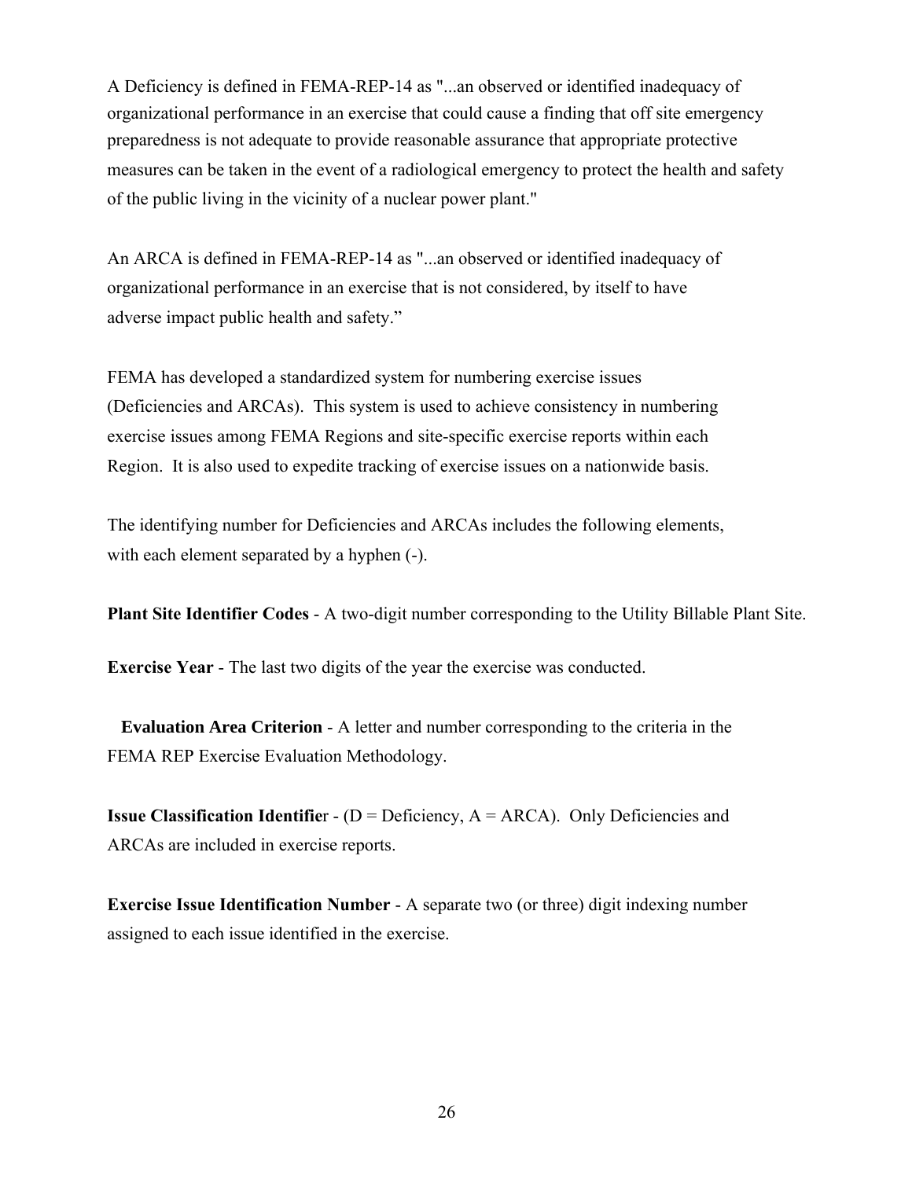A Deficiency is defined in FEMA-REP-14 as "...an observed or identified inadequacy of organizational performance in an exercise that could cause a finding that off site emergency preparedness is not adequate to provide reasonable assurance that appropriate protective measures can be taken in the event of a radiological emergency to protect the health and safety of the public living in the vicinity of a nuclear power plant."

An ARCA is defined in FEMA-REP-14 as "...an observed or identified inadequacy of organizational performance in an exercise that is not considered, by itself to have adverse impact public health and safety."

FEMA has developed a standardized system for numbering exercise issues (Deficiencies and ARCAs). This system is used to achieve consistency in numbering exercise issues among FEMA Regions and site-specific exercise reports within each Region. It is also used to expedite tracking of exercise issues on a nationwide basis.

The identifying number for Deficiencies and ARCAs includes the following elements, with each element separated by a hyphen (-).

**Plant Site Identifier Codes** - A two-digit number corresponding to the Utility Billable Plant Site.

**Exercise Year** - The last two digits of the year the exercise was conducted.

**Evaluation Area Criterion** - A letter and number corresponding to the criteria in the FEMA REP Exercise Evaluation Methodology.

**Issue Classification Identifie**r - (D = Deficiency, A = ARCA). Only Deficiencies and ARCAs are included in exercise reports.

**Exercise Issue Identification Number** - A separate two (or three) digit indexing number assigned to each issue identified in the exercise.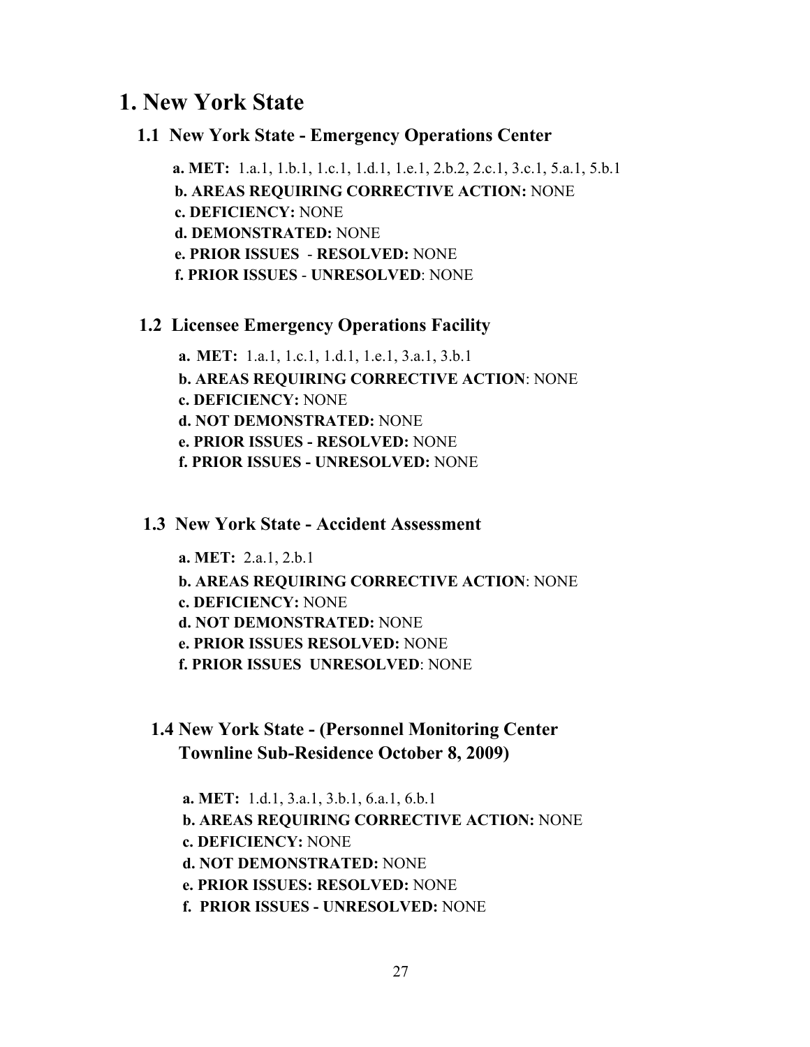# 1. New York State

## 1.1 New York State - Emergency Operations Center

**a. MET:** 1.a.1, 1.b.1, 1.c.1, 1.d.1, 1.e.1, 2.b.2, 2.c.1, 3.c.1, 5.a.1, 5.b.1

**b. AREAS REQUIRING CORRECTIVE ACTION:** NONE

**c. DEFICIENCY:** NONE

**d. DEMONSTRATED:** NONE

**e. PRIOR ISSUES - RESOLVED:** NONE

**f. PRIOR ISSUES - UNRESOLVED**: NONE

## 1.2 Licensee Emergency Operations Facility

**a. MET:** 1.a.1, 1.c.1, 1.d.1, 1.e.1, 3.a.1, 3.b.1

**b. AREAS REQUIRING CORRECTIVE ACTION**: NONE

**c. DEFICIENCY:** NONE

**d. NOT DEMONSTRATED:** NONE

**e. PRIOR ISSUES - RESOLVED:** NONE

**f. PRIOR ISSUES - UNRESOLVED:** NONE

## 1.3 New York State - Accident Assessment

**a. MET:** 2.a.1, 2.b.1

**b. AREAS REQUIRING CORRECTIVE ACTION**: NONE

**c. DEFICIENCY:** NONE

**d. NOT DEMONSTRATED:** NONE

**e. PRIOR ISSUES RESOLVED:** NONE

**f. PRIOR ISSUES UNRESOLVED**: NONE

## 1.4 New York State - (Personnel Monitoring Center Townline Sub-Residence October 8, 2009)

**a. MET:** 1.d.1, 3.a.1, 3.b.1, 6.a.1, 6.b.1

**b. AREAS REQUIRING CORRECTIVE ACTION:** NONE

**c. DEFICIENCY:** NONE

**d. NOT DEMONSTRATED:** NONE

**e. PRIOR ISSUES: RESOLVED:** NONE

**f. PRIOR ISSUES - UNRESOLVED:** NONE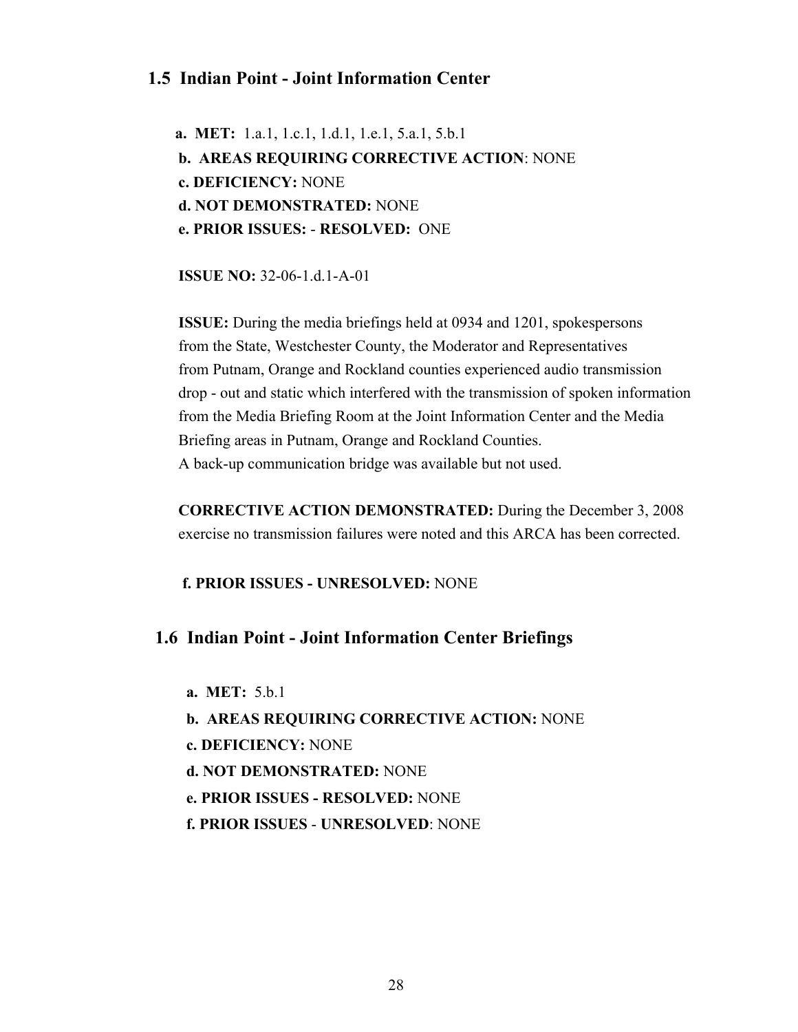## 1.5 Indian Point - Joint Information Center

**a. MET:** 1.a.1, 1.c.1, 1.d.1, 1.e.1, 5.a.1, 5.b.1

**b. AREAS REQUIRING CORRECTIVE ACTION**: NONE

**c. DEFICIENCY:** NONE

**d. NOT DEMONSTRATED:** NONE

**e. PRIOR ISSUES:** - **RESOLVED:** ONE

**ISSUE NO:** 32-06-1.d.1-A-01

**ISSUE:** During the media briefings held at 0934 and 1201, spokespersons from the State, Westchester County, the Moderator and Representatives from Putnam, Orange and Rockland counties experienced audio transmission drop - out and static which interfered with the transmission of spoken information from the Media Briefing Room at the Joint Information Center and the Media Briefing areas in Putnam, Orange and Rockland Counties.
A back-up communication bridge was available but not used.

**CORRECTIVE ACTION DEMONSTRATED:** During the December 3, 2008 exercise no transmission failures were noted and this ARCA has been corrected.

**f. PRIOR ISSUES - UNRESOLVED:** NONE

## 1.6 Indian Point - Joint Information Center Briefings

**a. MET:** 5.b.1

**b. AREAS REQUIRING CORRECTIVE ACTION:** NONE

**c. DEFICIENCY:** NONE

**d. NOT DEMONSTRATED:** NONE

**e. PRIOR ISSUES - RESOLVED:** NONE

**f. PRIOR ISSUES** - **UNRESOLVED**: NONE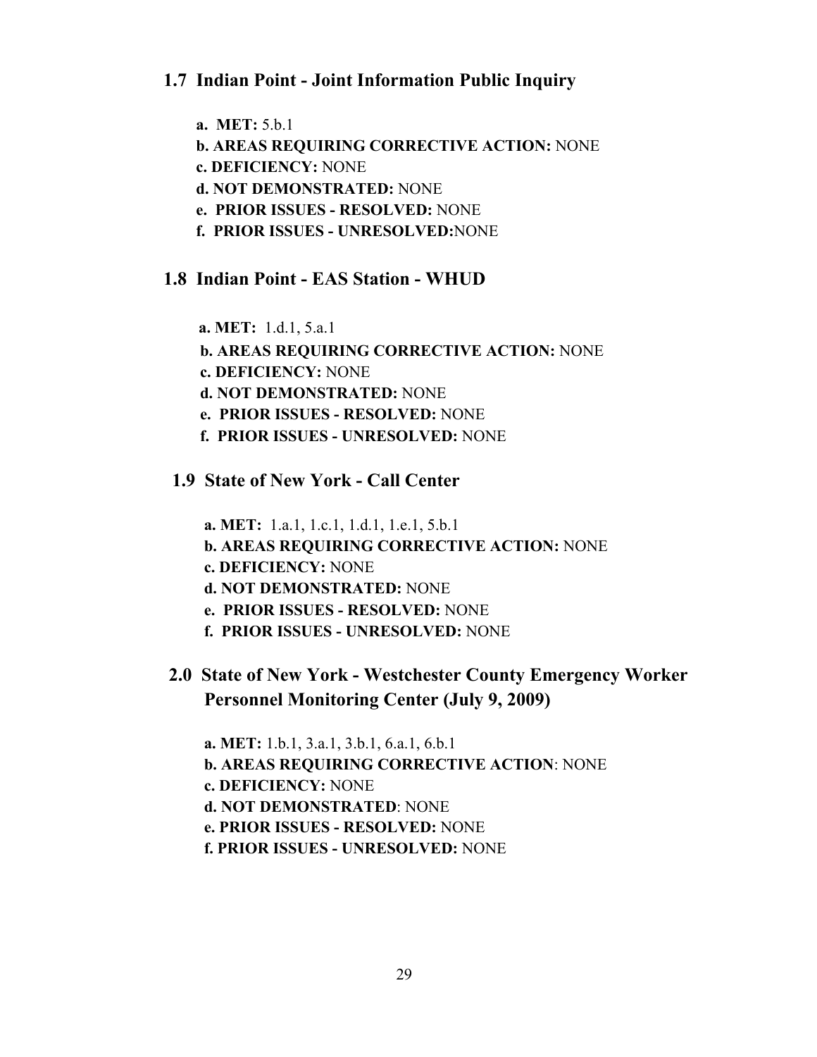### 1.7 Indian Point - Joint Information Public Inquiry

- **a. MET:** 5.b.1
- **b. AREAS REQUIRING CORRECTIVE ACTION:** NONE
- **c. DEFICIENCY:** NONE
- **d. NOT DEMONSTRATED:** NONE
- **e. PRIOR ISSUES - RESOLVED:** NONE
- **f. PRIOR ISSUES - UNRESOLVED:** NONE

### 1.8 Indian Point - EAS Station - WHUD

- **a. MET:** 1.d.1, 5.a.1
- **b. AREAS REQUIRING CORRECTIVE ACTION:** NONE
- **c. DEFICIENCY:** NONE
- **d. NOT DEMONSTRATED:** NONE
- **e. PRIOR ISSUES - RESOLVED:** NONE
- **f. PRIOR ISSUES - UNRESOLVED:** NONE

### 1.9 State of New York - Call Center

- **a. MET:** 1.a.1, 1.c.1, 1.d.1, 1.e.1, 5.b.1
- **b. AREAS REQUIRING CORRECTIVE ACTION:** NONE
- **c. DEFICIENCY:** NONE
- **d. NOT DEMONSTRATED:** NONE
- **e. PRIOR ISSUES - RESOLVED:** NONE
- **f. PRIOR ISSUES - UNRESOLVED:** NONE

### 2.0 State of New York - Westchester County Emergency Worker Personnel Monitoring Center (July 9, 2009)

- **a. MET:** 1.b.1, 3.a.1, 3.b.1, 6.a.1, 6.b.1
- **b. AREAS REQUIRING CORRECTIVE ACTION**: NONE
- **c. DEFICIENCY:** NONE
- **d. NOT DEMONSTRATED**: NONE
- **e. PRIOR ISSUES - RESOLVED:** NONE
- **f. PRIOR ISSUES - UNRESOLVED:** NONE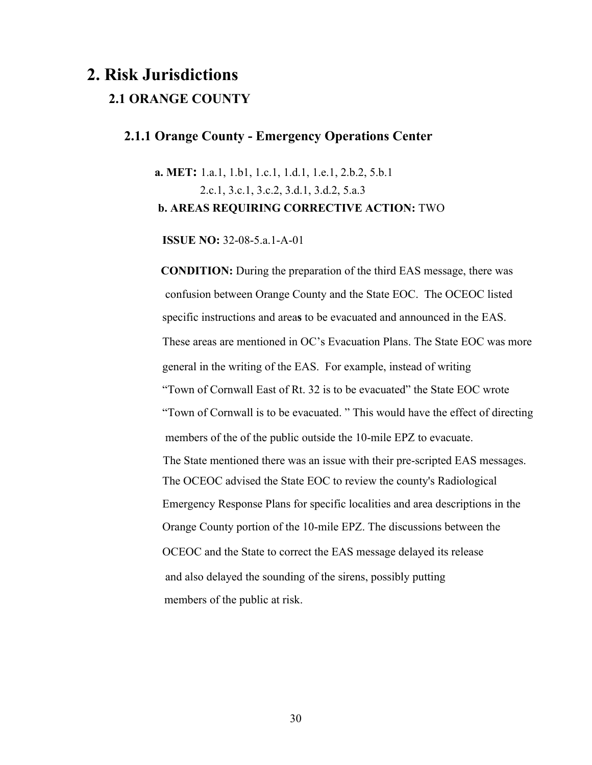# 2. Risk Jurisdictions

## 2.1 ORANGE COUNTY

### 2.1.1 Orange County - Emergency Operations Center

**a. MET:** 1.a.1, 1.b1, 1.c.1, 1.d.1, 1.e.1, 2.b.2, 5.b.1
2.c.1, 3.c.1, 3.c.2, 3.d.1, 3.d.2, 5.a.3

**b. AREAS REQUIRING CORRECTIVE ACTION:** TWO

**ISSUE NO:** 32-08-5.a.1-A-01

**CONDITION:** During the preparation of the third EAS message, there was confusion between Orange County and the State EOC. The OCEOC listed specific instructions and areas to be evacuated and announced in the EAS. These areas are mentioned in OC's Evacuation Plans. The State EOC was more general in the writing of the EAS. For example, instead of writing "Town of Cornwall East of Rt. 32 is to be evacuated" the State EOC wrote "Town of Cornwall is to be evacuated. " This would have the effect of directing members of the of the public outside the 10-mile EPZ to evacuate. The State mentioned there was an issue with their pre-scripted EAS messages. The OCEOC advised the State EOC to review the county's Radiological Emergency Response Plans for specific localities and area descriptions in the Orange County portion of the 10-mile EPZ. The discussions between the OCEOC and the State to correct the EAS message delayed its release and also delayed the sounding of the sirens, possibly putting members of the public at risk.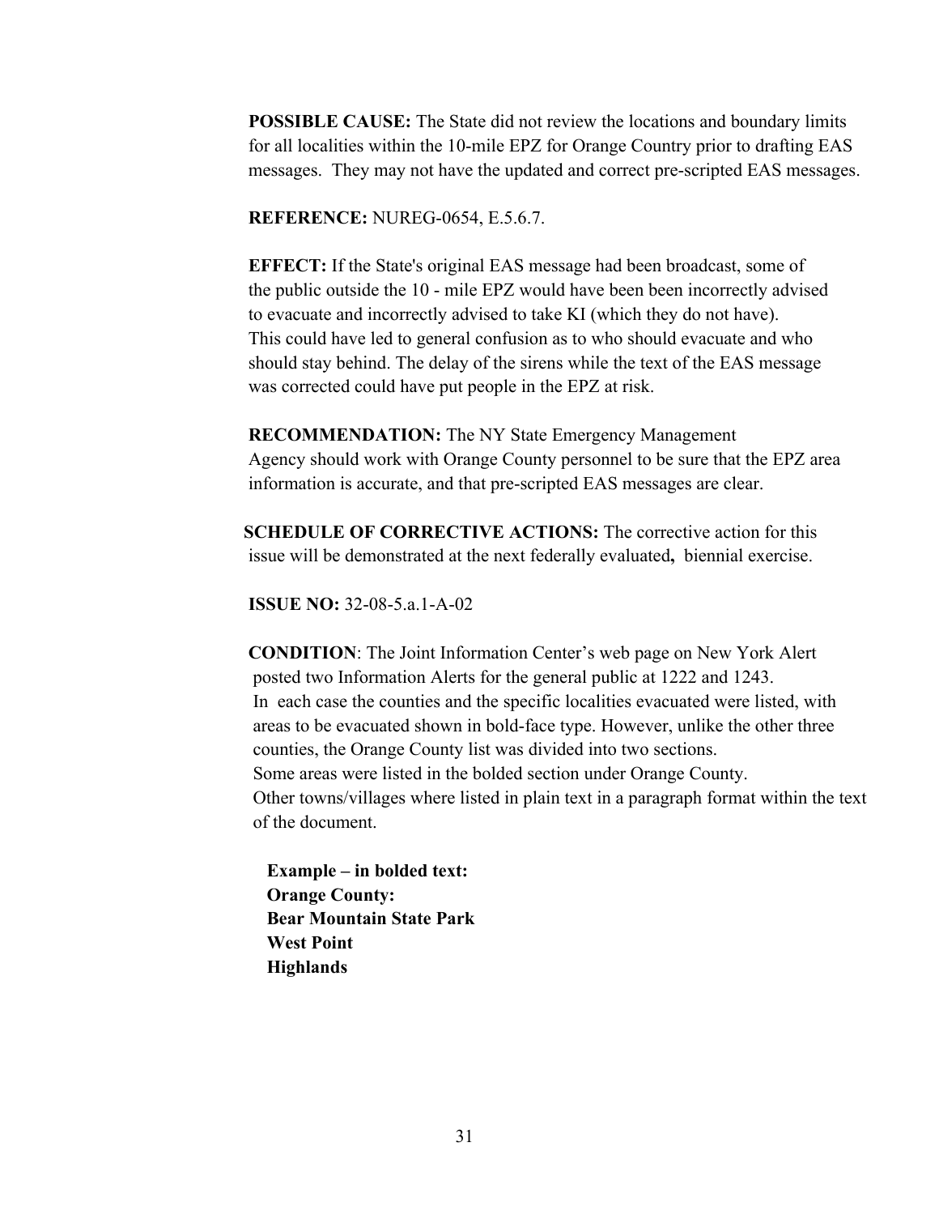**POSSIBLE CAUSE:** The State did not review the locations and boundary limits for all localities within the 10-mile EPZ for Orange Country prior to drafting EAS messages. They may not have the updated and correct pre-scripted EAS messages.

**REFERENCE:** NUREG-0654, E.5.6.7.

**EFFECT:** If the State's original EAS message had been broadcast, some of the public outside the 10 - mile EPZ would have been been incorrectly advised to evacuate and incorrectly advised to take KI (which they do not have). This could have led to general confusion as to who should evacuate and who should stay behind. The delay of the sirens while the text of the EAS message was corrected could have put people in the EPZ at risk.

**RECOMMENDATION:** The NY State Emergency Management Agency should work with Orange County personnel to be sure that the EPZ area information is accurate, and that pre-scripted EAS messages are clear.

**SCHEDULE OF CORRECTIVE ACTIONS:** The corrective action for this issue will be demonstrated at the next federally evaluated**,** biennial exercise.

**ISSUE NO:** 32-08-5.a.1-A-02

**CONDITION**: The Joint Information Center's web page on New York Alert posted two Information Alerts for the general public at 1222 and 1243. In each case the counties and the specific localities evacuated were listed, with areas to be evacuated shown in bold-face type. However, unlike the other three counties, the Orange County list was divided into two sections. Some areas were listed in the bolded section under Orange County. Other towns/villages where listed in plain text in a paragraph format within the text of the document.

**Example – in bolded text:**
**Orange County:**
**Bear Mountain State Park**
**West Point**
**Highlands**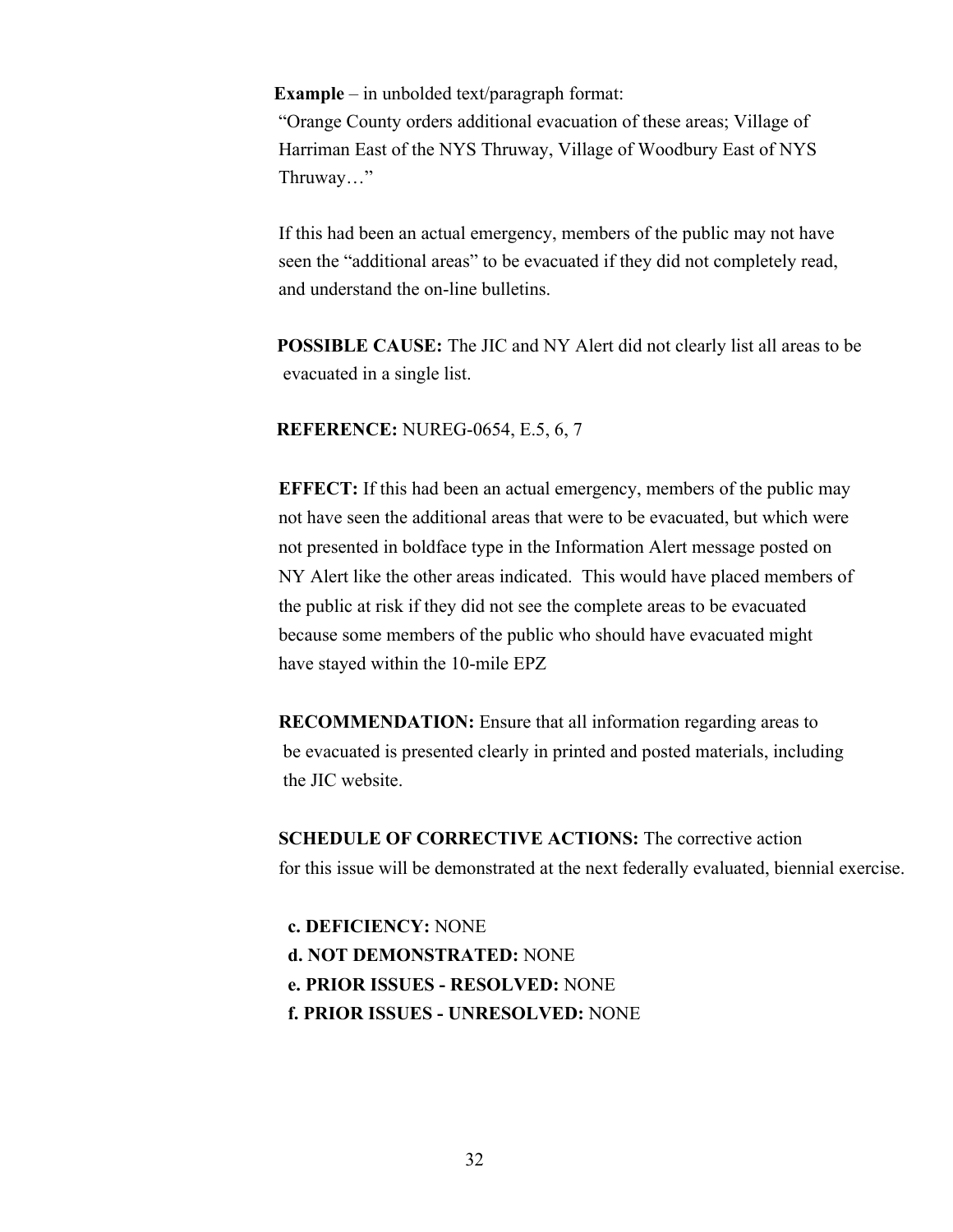**Example** – in unbolded text/paragraph format:
"Orange County orders additional evacuation of these areas; Village of Harriman East of the NYS Thruway, Village of Woodbury East of NYS Thruway…"

If this had been an actual emergency, members of the public may not have seen the "additional areas" to be evacuated if they did not completely read, and understand the on-line bulletins.

**POSSIBLE CAUSE:** The JIC and NY Alert did not clearly list all areas to be evacuated in a single list.

**REFERENCE:** NUREG-0654, E.5, 6, 7

**EFFECT:** If this had been an actual emergency, members of the public may not have seen the additional areas that were to be evacuated, but which were not presented in boldface type in the Information Alert message posted on NY Alert like the other areas indicated. This would have placed members of the public at risk if they did not see the complete areas to be evacuated because some members of the public who should have evacuated might have stayed within the 10-mile EPZ

**RECOMMENDATION:** Ensure that all information regarding areas to be evacuated is presented clearly in printed and posted materials, including the JIC website.

**SCHEDULE OF CORRECTIVE ACTIONS:** The corrective action for this issue will be demonstrated at the next federally evaluated, biennial exercise.

**c. DEFICIENCY:** NONE

**d. NOT DEMONSTRATED:** NONE

**e. PRIOR ISSUES - RESOLVED:** NONE

**f. PRIOR ISSUES - UNRESOLVED:** NONE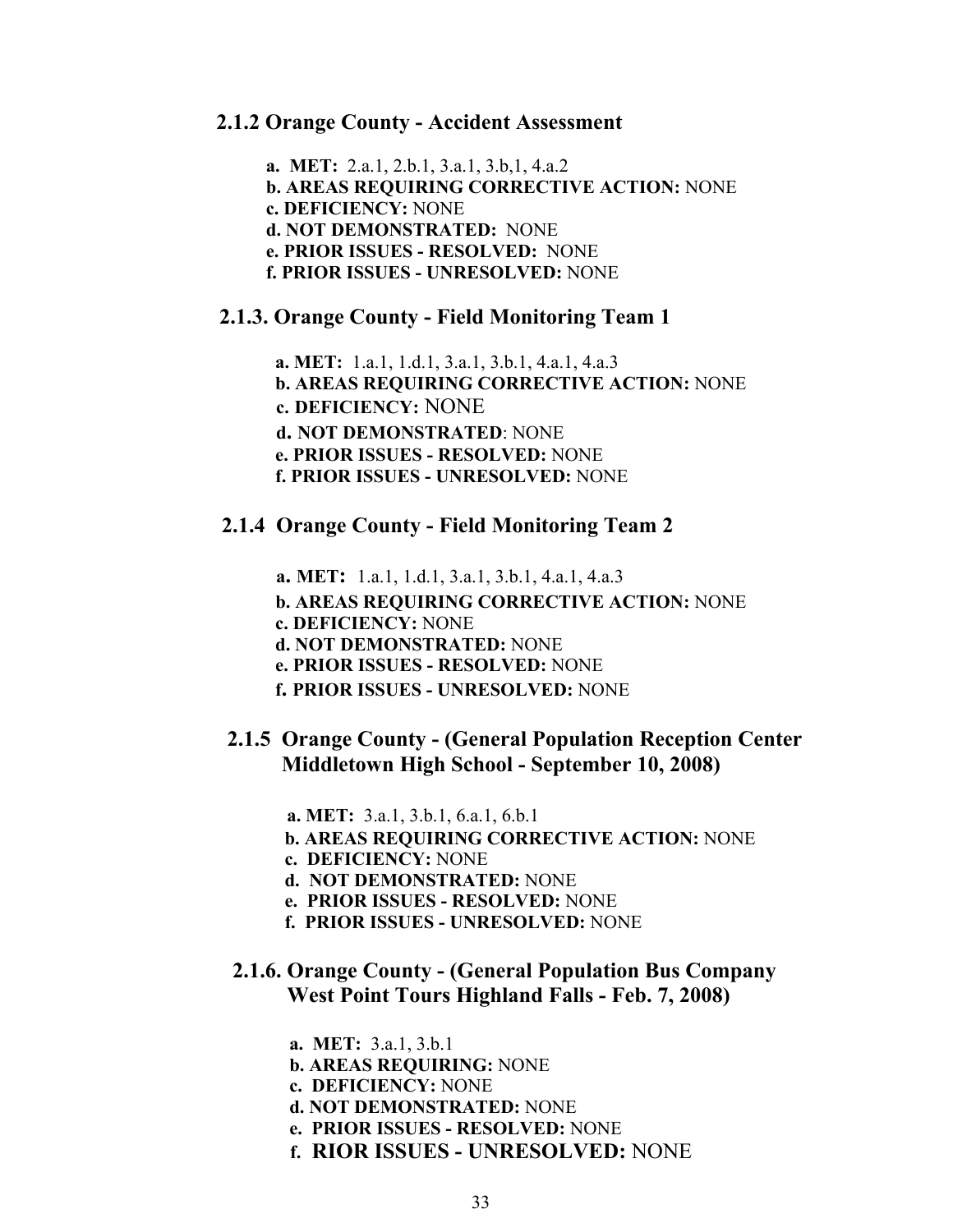### 2.1.2 Orange County - Accident Assessment

**a. MET:** 2.a.1, 2.b.1, 3.a.1, 3.b,1, 4.a.2
**b. AREAS REQUIRING CORRECTIVE ACTION:** NONE
**c. DEFICIENCY:** NONE
**d. NOT DEMONSTRATED:** NONE
**e. PRIOR ISSUES - RESOLVED:** NONE
**f. PRIOR ISSUES - UNRESOLVED:** NONE

### 2.1.3. Orange County - Field Monitoring Team 1

**a. MET:** 1.a.1, 1.d.1, 3.a.1, 3.b.1, 4.a.1, 4.a.3
**b. AREAS REQUIRING CORRECTIVE ACTION:** NONE
**c. DEFICIENCY:** NONE
**d. NOT DEMONSTRATED**: NONE
**e. PRIOR ISSUES - RESOLVED:** NONE
**f. PRIOR ISSUES - UNRESOLVED:** NONE

### 2.1.4 Orange County - Field Monitoring Team 2

**a. MET:** 1.a.1, 1.d.1, 3.a.1, 3.b.1, 4.a.1, 4.a.3
**b. AREAS REQUIRING CORRECTIVE ACTION:** NONE
**c. DEFICIENCY:** NONE
**d. NOT DEMONSTRATED:** NONE
**e. PRIOR ISSUES - RESOLVED:** NONE
**f. PRIOR ISSUES - UNRESOLVED:** NONE

### 2.1.5 Orange County - (General Population Reception Center Middletown High School - September 10, 2008)

**a. MET:** 3.a.1, 3.b.1, 6.a.1, 6.b.1
**b. AREAS REQUIRING CORRECTIVE ACTION:** NONE
**c. DEFICIENCY:** NONE
**d. NOT DEMONSTRATED:** NONE
**e. PRIOR ISSUES - RESOLVED:** NONE
**f. PRIOR ISSUES - UNRESOLVED:** NONE

### 2.1.6. Orange County - (General Population Bus Company West Point Tours Highland Falls - Feb. 7, 2008)

**a. MET:** 3.a.1, 3.b.1
**b. AREAS REQUIRING:** NONE
**c. DEFICIENCY:** NONE
**d. NOT DEMONSTRATED:** NONE
**e. PRIOR ISSUES - RESOLVED:** NONE
**f. RIOR ISSUES - UNRESOLVED:** NONE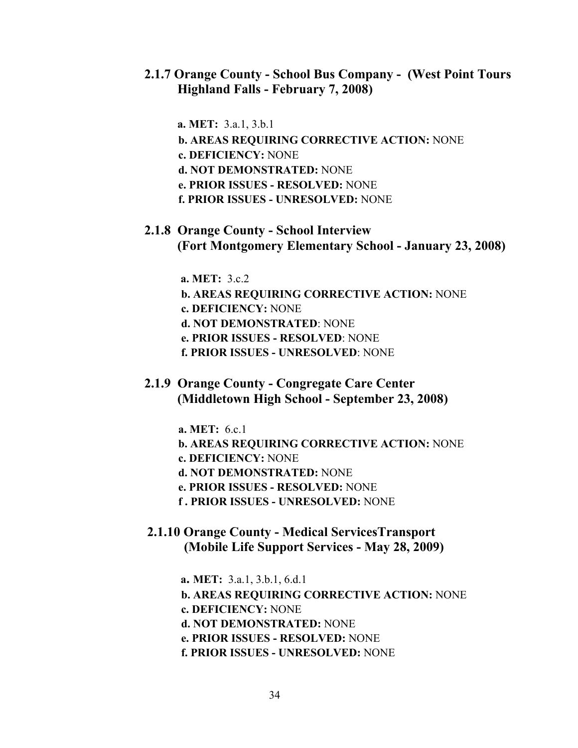### 2.1.7 Orange County - School Bus Company - (West Point Tours Highland Falls - February 7, 2008)

**a. MET:** 3.a.1, 3.b.1

**b. AREAS REQUIRING CORRECTIVE ACTION:** NONE

**c. DEFICIENCY:** NONE

**d. NOT DEMONSTRATED:** NONE

**e. PRIOR ISSUES - RESOLVED:** NONE

**f. PRIOR ISSUES - UNRESOLVED:** NONE

### 2.1.8 Orange County - School Interview (Fort Montgomery Elementary School - January 23, 2008)

**a. MET:** 3.c.2

**b. AREAS REQUIRING CORRECTIVE ACTION:** NONE

**c. DEFICIENCY:** NONE

**d. NOT DEMONSTRATED**: NONE

**e. PRIOR ISSUES - RESOLVED**: NONE

**f. PRIOR ISSUES - UNRESOLVED**: NONE

### 2.1.9 Orange County - Congregate Care Center (Middletown High School - September 23, 2008)

**a. MET:** 6.c.1

**b. AREAS REQUIRING CORRECTIVE ACTION:** NONE

**c. DEFICIENCY:** NONE

**d. NOT DEMONSTRATED:** NONE

**e. PRIOR ISSUES - RESOLVED:** NONE

**f . PRIOR ISSUES - UNRESOLVED:** NONE

### 2.1.10 Orange County - Medical ServicesTransport (Mobile Life Support Services - May 28, 2009)

**a. MET:** 3.a.1, 3.b.1, 6.d.1

**b. AREAS REQUIRING CORRECTIVE ACTION:** NONE

**c. DEFICIENCY:** NONE

**d. NOT DEMONSTRATED:** NONE

**e. PRIOR ISSUES - RESOLVED:** NONE

**f. PRIOR ISSUES - UNRESOLVED:** NONE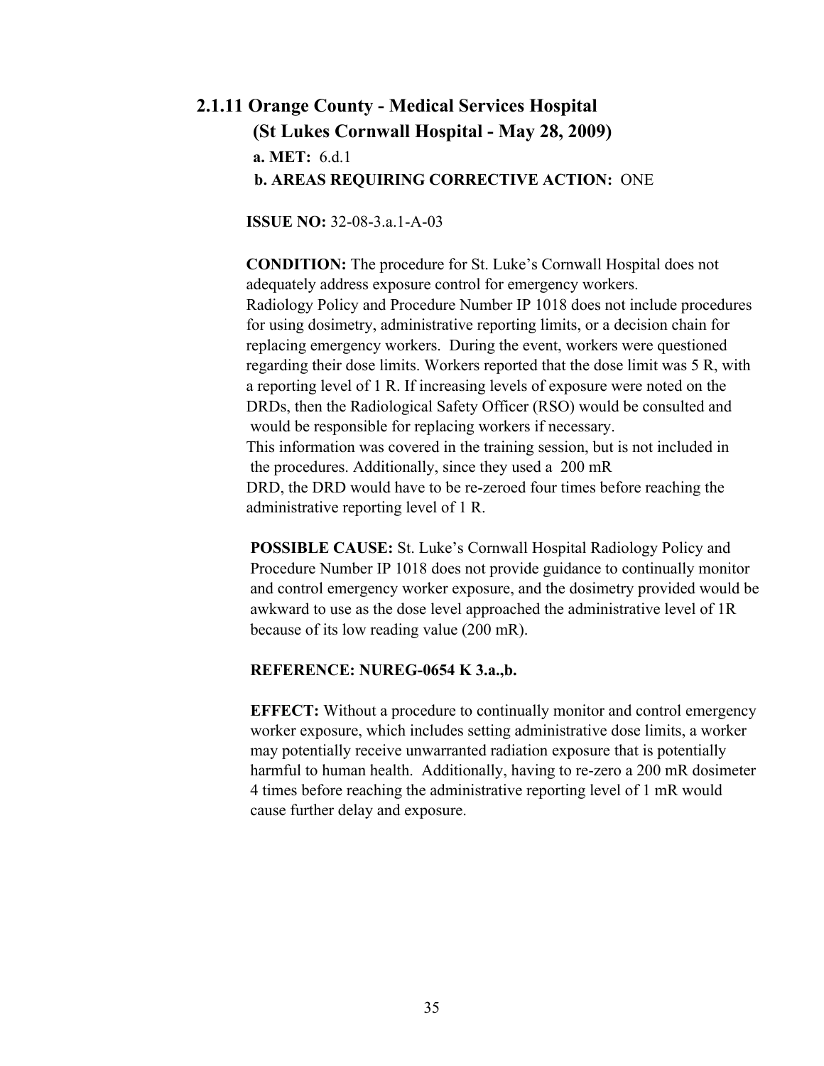### 2.1.11 Orange County - Medical Services Hospital (St Lukes Cornwall Hospital - May 28, 2009)

**a. MET:** 6.d.1

**b. AREAS REQUIRING CORRECTIVE ACTION:** ONE

**ISSUE NO:** 32-08-3.a.1-A-03

**CONDITION:** The procedure for St. Luke's Cornwall Hospital does not adequately address exposure control for emergency workers. Radiology Policy and Procedure Number IP 1018 does not include procedures for using dosimetry, administrative reporting limits, or a decision chain for replacing emergency workers. During the event, workers were questioned regarding their dose limits. Workers reported that the dose limit was 5 R, with a reporting level of 1 R. If increasing levels of exposure were noted on the DRDs, then the Radiological Safety Officer (RSO) would be consulted and would be responsible for replacing workers if necessary. This information was covered in the training session, but is not included in the procedures. Additionally, since they used a 200 mR DRD, the DRD would have to be re-zeroed four times before reaching the administrative reporting level of 1 R.

**POSSIBLE CAUSE:** St. Luke's Cornwall Hospital Radiology Policy and Procedure Number IP 1018 does not provide guidance to continually monitor and control emergency worker exposure, and the dosimetry provided would be awkward to use as the dose level approached the administrative level of 1R because of its low reading value (200 mR).

**REFERENCE: NUREG-0654 K 3.a.,b.**

**EFFECT:** Without a procedure to continually monitor and control emergency worker exposure, which includes setting administrative dose limits, a worker may potentially receive unwarranted radiation exposure that is potentially harmful to human health. Additionally, having to re-zero a 200 mR dosimeter 4 times before reaching the administrative reporting level of 1 mR would cause further delay and exposure.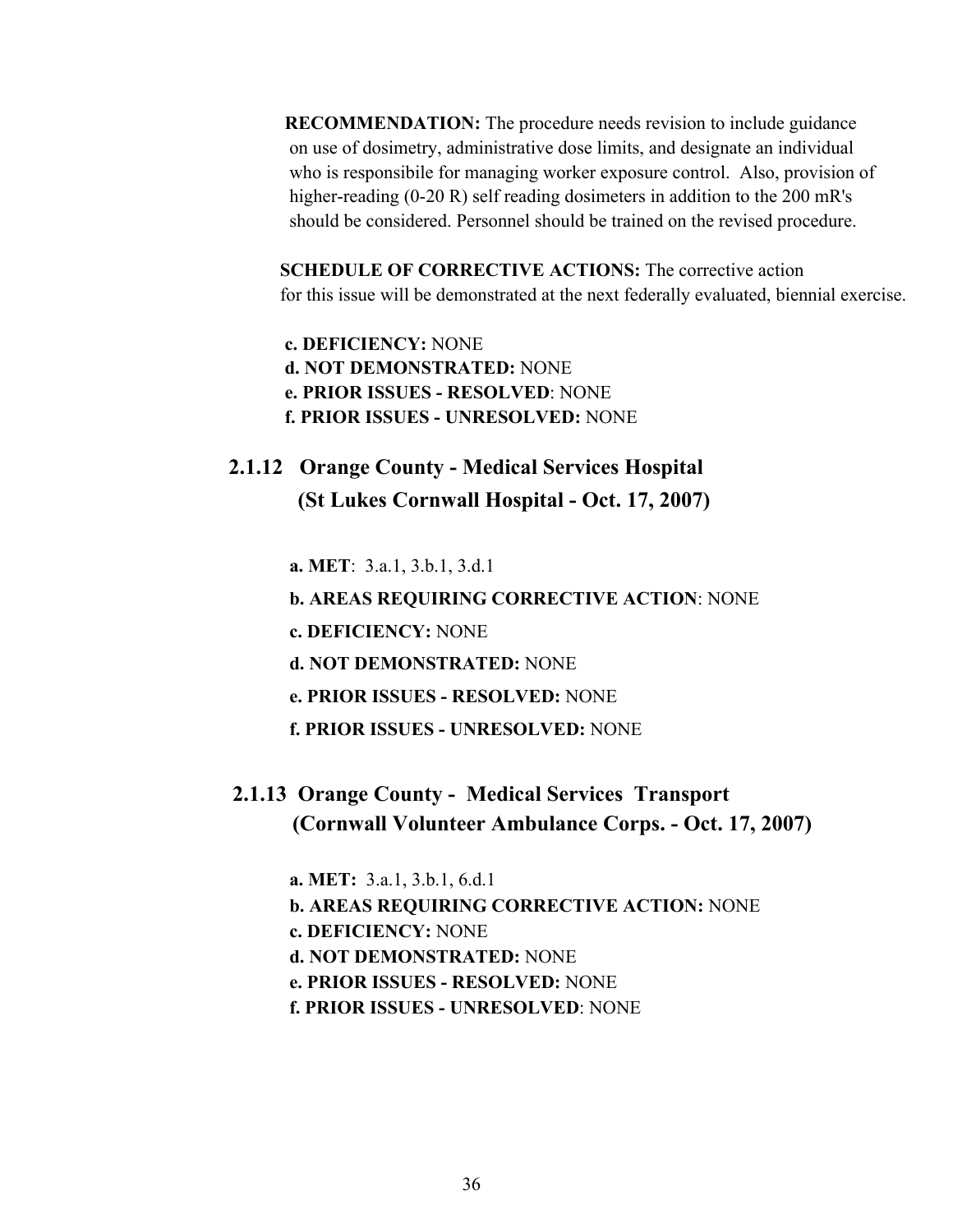**RECOMMENDATION:** The procedure needs revision to include guidance on use of dosimetry, administrative dose limits, and designate an individual who is responsibile for managing worker exposure control. Also, provision of higher-reading (0-20 R) self reading dosimeters in addition to the 200 mR's should be considered. Personnel should be trained on the revised procedure.

**SCHEDULE OF CORRECTIVE ACTIONS:** The corrective action for this issue will be demonstrated at the next federally evaluated, biennial exercise.

**c. DEFICIENCY:** NONE
**d. NOT DEMONSTRATED:** NONE
**e. PRIOR ISSUES - RESOLVED**: NONE
**f. PRIOR ISSUES - UNRESOLVED:** NONE

### 2.1.12 Orange County - Medical Services Hospital (St Lukes Cornwall Hospital - Oct. 17, 2007)

**a. MET**: 3.a.1, 3.b.1, 3.d.1

**b. AREAS REQUIRING CORRECTIVE ACTION**: NONE

**c. DEFICIENCY:** NONE

**d. NOT DEMONSTRATED:** NONE

**e. PRIOR ISSUES - RESOLVED:** NONE

**f. PRIOR ISSUES - UNRESOLVED:** NONE

### 2.1.13 Orange County - Medical Services Transport (Cornwall Volunteer Ambulance Corps. - Oct. 17, 2007)

**a. MET:** 3.a.1, 3.b.1, 6.d.1
**b. AREAS REQUIRING CORRECTIVE ACTION:** NONE
**c. DEFICIENCY:** NONE
**d. NOT DEMONSTRATED:** NONE
**e. PRIOR ISSUES - RESOLVED:** NONE
**f. PRIOR ISSUES - UNRESOLVED**: NONE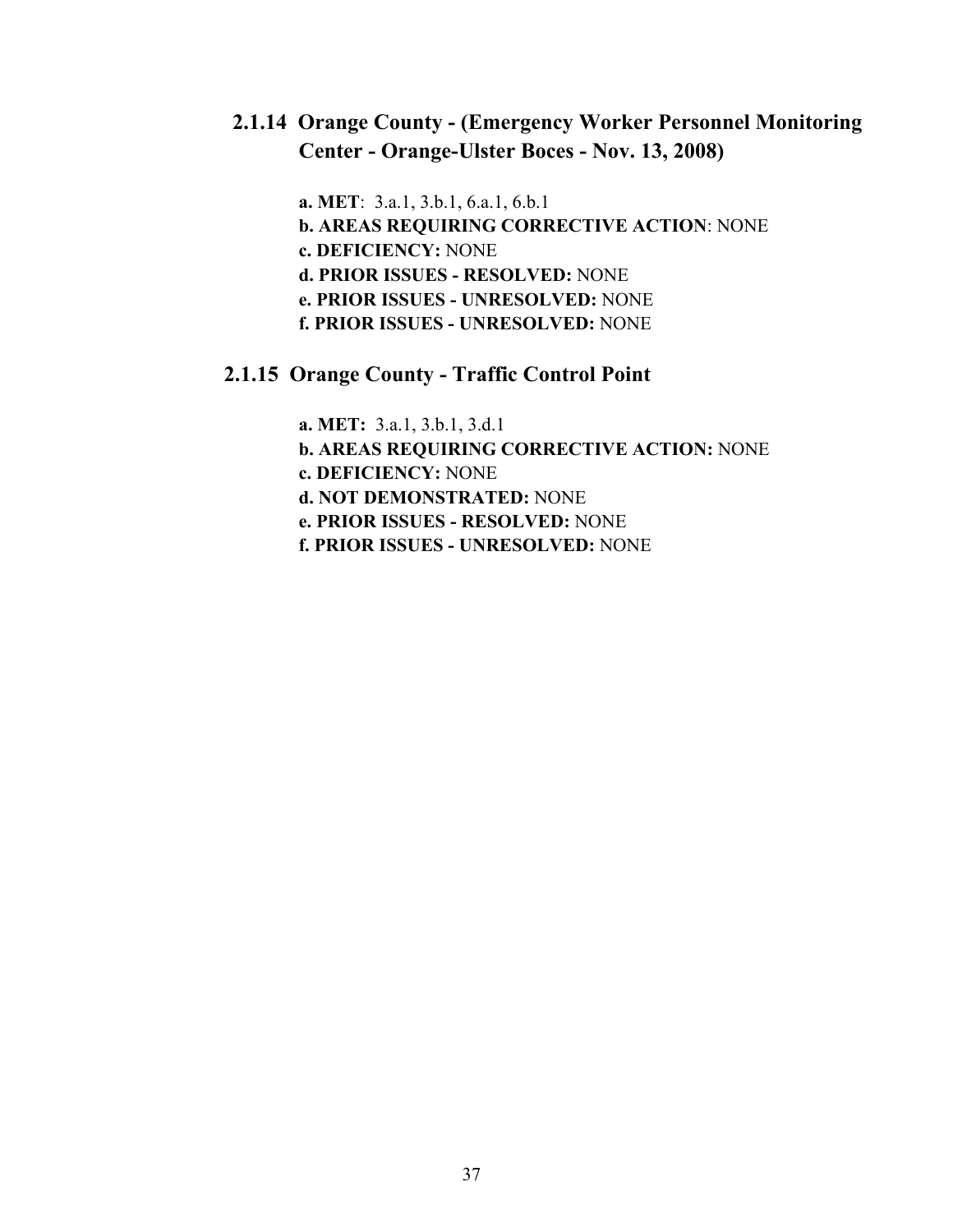### 2.1.14 Orange County - (Emergency Worker Personnel Monitoring Center - Orange-Ulster Boces - Nov. 13, 2008)

**a. MET**: 3.a.1, 3.b.1, 6.a.1, 6.b.1
**b. AREAS REQUIRING CORRECTIVE ACTION**: NONE
**c. DEFICIENCY:** NONE
**d. PRIOR ISSUES - RESOLVED:** NONE
**e. PRIOR ISSUES - UNRESOLVED:** NONE
**f. PRIOR ISSUES - UNRESOLVED:** NONE

### 2.1.15 Orange County - Traffic Control Point

**a. MET:** 3.a.1, 3.b.1, 3.d.1
**b. AREAS REQUIRING CORRECTIVE ACTION:** NONE
**c. DEFICIENCY:** NONE
**d. NOT DEMONSTRATED:** NONE
**e. PRIOR ISSUES - RESOLVED:** NONE
**f. PRIOR ISSUES - UNRESOLVED:** NONE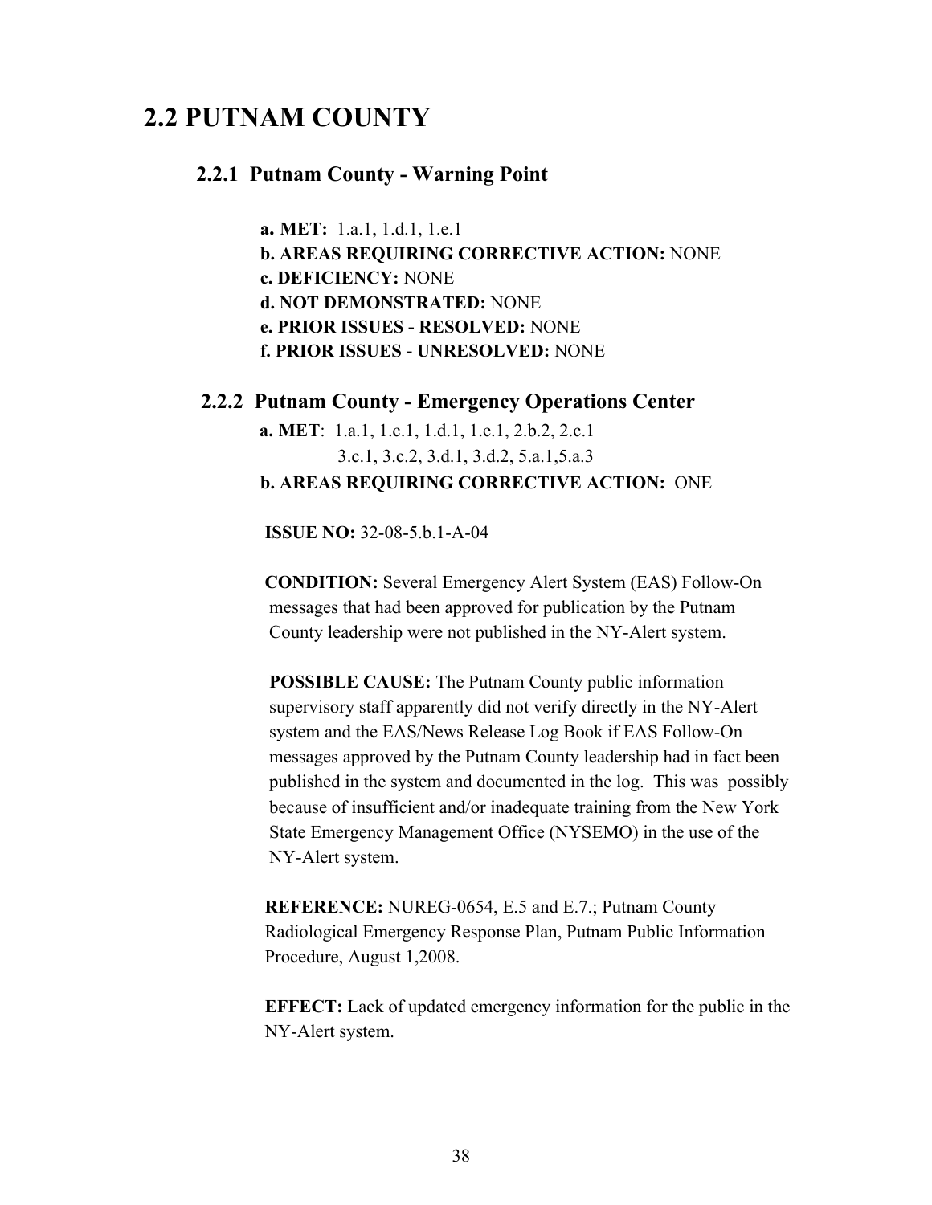# 2.2 PUTNAM COUNTY

## 2.2.1 Putnam County - Warning Point

**a. MET:** 1.a.1, 1.d.1, 1.e.1

**b. AREAS REQUIRING CORRECTIVE ACTION:** NONE

**c. DEFICIENCY:** NONE

**d. NOT DEMONSTRATED:** NONE

**e. PRIOR ISSUES - RESOLVED:** NONE

**f. PRIOR ISSUES - UNRESOLVED:** NONE

## 2.2.2 Putnam County - Emergency Operations Center

**a. MET**: 1.a.1, 1.c.1, 1.d.1, 1.e.1, 2.b.2, 2.c.1
3.c.1, 3.c.2, 3.d.1, 3.d.2, 5.a.1,5.a.3

**b. AREAS REQUIRING CORRECTIVE ACTION:** ONE

**ISSUE NO:** 32-08-5.b.1-A-04

**CONDITION:** Several Emergency Alert System (EAS) Follow-On messages that had been approved for publication by the Putnam County leadership were not published in the NY-Alert system.

**POSSIBLE CAUSE:** The Putnam County public information supervisory staff apparently did not verify directly in the NY-Alert system and the EAS/News Release Log Book if EAS Follow-On messages approved by the Putnam County leadership had in fact been published in the system and documented in the log. This was possibly because of insufficient and/or inadequate training from the New York State Emergency Management Office (NYSEMO) in the use of the NY-Alert system.

**REFERENCE:** NUREG-0654, E.5 and E.7.; Putnam County Radiological Emergency Response Plan, Putnam Public Information Procedure, August 1,2008.

**EFFECT:** Lack of updated emergency information for the public in the NY-Alert system.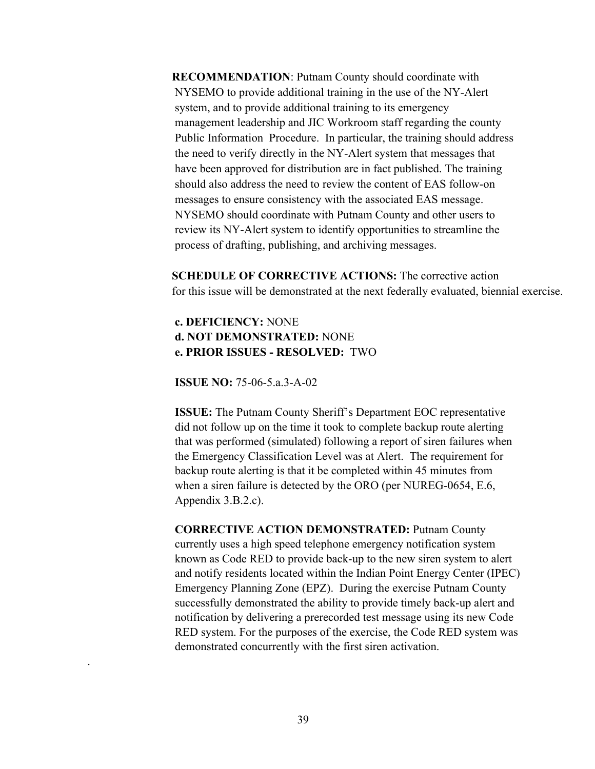**RECOMMENDATION**: Putnam County should coordinate with NYSEMO to provide additional training in the use of the NY-Alert system, and to provide additional training to its emergency management leadership and JIC Workroom staff regarding the county Public Information Procedure. In particular, the training should address the need to verify directly in the NY-Alert system that messages that have been approved for distribution are in fact published. The training should also address the need to review the content of EAS follow-on messages to ensure consistency with the associated EAS message. NYSEMO should coordinate with Putnam County and other users to review its NY-Alert system to identify opportunities to streamline the process of drafting, publishing, and archiving messages.

**SCHEDULE OF CORRECTIVE ACTIONS:** The corrective action for this issue will be demonstrated at the next federally evaluated, biennial exercise.

**c. DEFICIENCY:** NONE
**d. NOT DEMONSTRATED:** NONE
**e. PRIOR ISSUES - RESOLVED:** TWO

**ISSUE NO:** 75-06-5.a.3-A-02

**ISSUE:** The Putnam County Sheriff's Department EOC representative did not follow up on the time it took to complete backup route alerting that was performed (simulated) following a report of siren failures when the Emergency Classification Level was at Alert. The requirement for backup route alerting is that it be completed within 45 minutes from when a siren failure is detected by the ORO (per NUREG-0654, E.6, Appendix 3.B.2.c).

**CORRECTIVE ACTION DEMONSTRATED:** Putnam County currently uses a high speed telephone emergency notification system known as Code RED to provide back-up to the new siren system to alert and notify residents located within the Indian Point Energy Center (IPEC) Emergency Planning Zone (EPZ). During the exercise Putnam County successfully demonstrated the ability to provide timely back-up alert and notification by delivering a prerecorded test message using its new Code RED system. For the purposes of the exercise, the Code RED system was demonstrated concurrently with the first siren activation.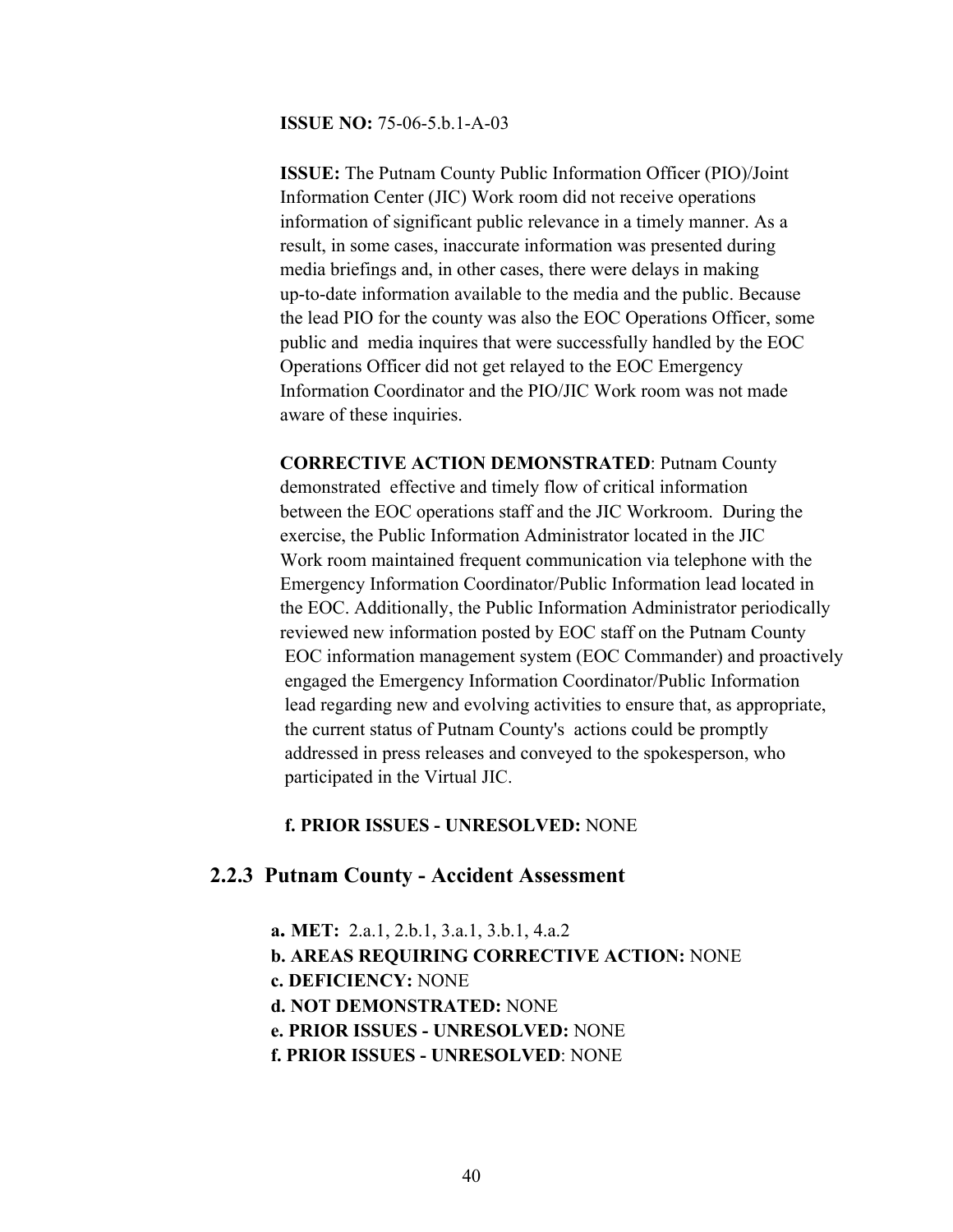**ISSUE NO:** 75-06-5.b.1-A-03

**ISSUE:** The Putnam County Public Information Officer (PIO)/Joint Information Center (JIC) Work room did not receive operations information of significant public relevance in a timely manner. As a result, in some cases, inaccurate information was presented during media briefings and, in other cases, there were delays in making up-to-date information available to the media and the public. Because the lead PIO for the county was also the EOC Operations Officer, some public and media inquires that were successfully handled by the EOC Operations Officer did not get relayed to the EOC Emergency Information Coordinator and the PIO/JIC Work room was not made aware of these inquiries.

**CORRECTIVE ACTION DEMONSTRATED**: Putnam County demonstrated effective and timely flow of critical information between the EOC operations staff and the JIC Workroom. During the exercise, the Public Information Administrator located in the JIC Work room maintained frequent communication via telephone with the Emergency Information Coordinator/Public Information lead located in the EOC. Additionally, the Public Information Administrator periodically reviewed new information posted by EOC staff on the Putnam County EOC information management system (EOC Commander) and proactively engaged the Emergency Information Coordinator/Public Information lead regarding new and evolving activities to ensure that, as appropriate, the current status of Putnam County's actions could be promptly addressed in press releases and conveyed to the spokesperson, who participated in the Virtual JIC.

**f. PRIOR ISSUES - UNRESOLVED:** NONE

### 2.2.3 Putnam County - Accident Assessment

**a. MET:** 2.a.1, 2.b.1, 3.a.1, 3.b.1, 4.a.2

**b. AREAS REQUIRING CORRECTIVE ACTION:** NONE

**c. DEFICIENCY:** NONE

**d. NOT DEMONSTRATED:** NONE

**e. PRIOR ISSUES - UNRESOLVED:** NONE

**f. PRIOR ISSUES - UNRESOLVED**: NONE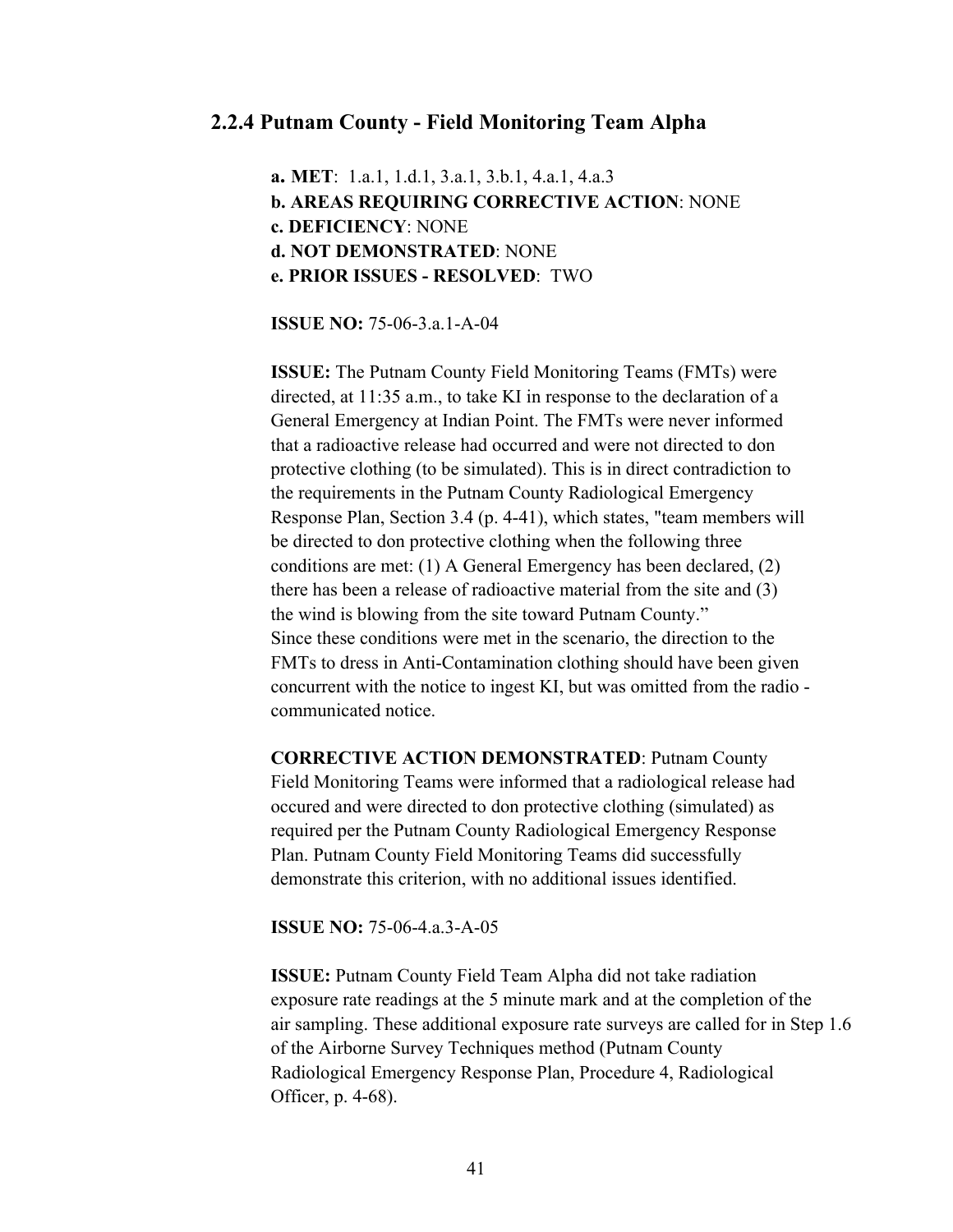### 2.2.4 Putnam County - Field Monitoring Team Alpha

**a. MET**: 1.a.1, 1.d.1, 3.a.1, 3.b.1, 4.a.1, 4.a.3
**b. AREAS REQUIRING CORRECTIVE ACTION**: NONE
**c. DEFICIENCY**: NONE
**d. NOT DEMONSTRATED**: NONE
**e. PRIOR ISSUES - RESOLVED**: TWO

**ISSUE NO:** 75-06-3.a.1-A-04

**ISSUE:** The Putnam County Field Monitoring Teams (FMTs) were directed, at 11:35 a.m., to take KI in response to the declaration of a General Emergency at Indian Point. The FMTs were never informed that a radioactive release had occurred and were not directed to don protective clothing (to be simulated). This is in direct contradiction to the requirements in the Putnam County Radiological Emergency Response Plan, Section 3.4 (p. 4-41), which states, "team members will be directed to don protective clothing when the following three conditions are met: (1) A General Emergency has been declared, (2) there has been a release of radioactive material from the site and (3) the wind is blowing from the site toward Putnam County." Since these conditions were met in the scenario, the direction to the FMTs to dress in Anti-Contamination clothing should have been given concurrent with the notice to ingest KI, but was omitted from the radio - communicated notice.

**CORRECTIVE ACTION DEMONSTRATED**: Putnam County Field Monitoring Teams were informed that a radiological release had occured and were directed to don protective clothing (simulated) as required per the Putnam County Radiological Emergency Response Plan. Putnam County Field Monitoring Teams did successfully demonstrate this criterion, with no additional issues identified.

**ISSUE NO:** 75-06-4.a.3-A-05

**ISSUE:** Putnam County Field Team Alpha did not take radiation exposure rate readings at the 5 minute mark and at the completion of the air sampling. These additional exposure rate surveys are called for in Step 1.6 of the Airborne Survey Techniques method (Putnam County Radiological Emergency Response Plan, Procedure 4, Radiological Officer, p. 4-68).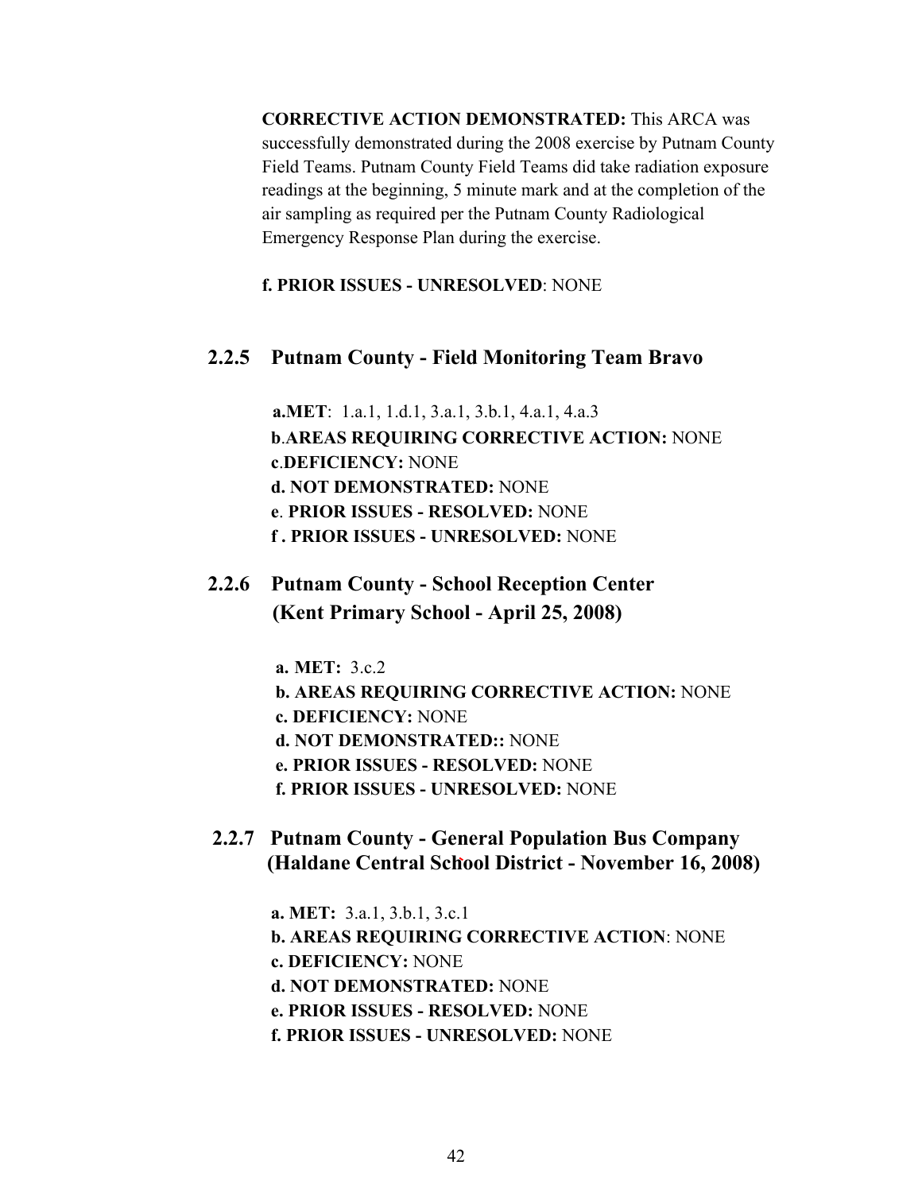**CORRECTIVE ACTION DEMONSTRATED:** This ARCA was successfully demonstrated during the 2008 exercise by Putnam County Field Teams. Putnam County Field Teams did take radiation exposure readings at the beginning, 5 minute mark and at the completion of the air sampling as required per the Putnam County Radiological Emergency Response Plan during the exercise.

**f. PRIOR ISSUES - UNRESOLVED**: NONE

### 2.2.5 Putnam County - Field Monitoring Team Bravo

**a.MET**: 1.a.1, 1.d.1, 3.a.1, 3.b.1, 4.a.1, 4.a.3
**b**.**AREAS REQUIRING CORRECTIVE ACTION:** NONE
**c**.**DEFICIENCY:** NONE
**d. NOT DEMONSTRATED:** NONE
**e**. **PRIOR ISSUES - RESOLVED:** NONE
**f . PRIOR ISSUES - UNRESOLVED:** NONE

### 2.2.6 Putnam County - School Reception Center (Kent Primary School - April 25, 2008)

**a. MET:** 3.c.2
**b. AREAS REQUIRING CORRECTIVE ACTION:** NONE
**c. DEFICIENCY:** NONE
**d. NOT DEMONSTRATED::** NONE
**e. PRIOR ISSUES - RESOLVED:** NONE
**f. PRIOR ISSUES - UNRESOLVED:** NONE

### 2.2.7 Putnam County - General Population Bus Company (Haldane Central School District - November 16, 2008)

**a. MET:** 3.a.1, 3.b.1, 3.c.1
**b. AREAS REQUIRING CORRECTIVE ACTION**: NONE
**c. DEFICIENCY:** NONE
**d. NOT DEMONSTRATED:** NONE
**e. PRIOR ISSUES - RESOLVED:** NONE
**f. PRIOR ISSUES - UNRESOLVED:** NONE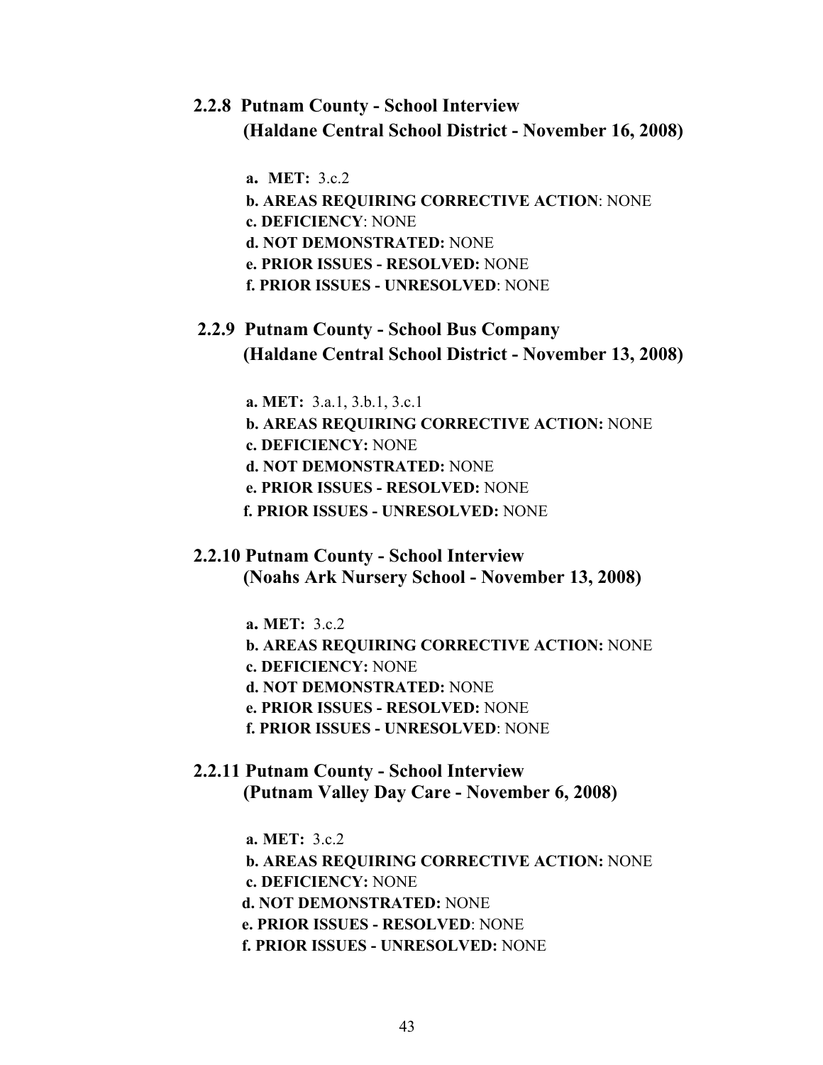### 2.2.8 Putnam County - School Interview
### (Haldane Central School District - November 16, 2008)

**a. MET:** 3.c.2

**b. AREAS REQUIRING CORRECTIVE ACTION**: NONE

**c. DEFICIENCY**: NONE

**d. NOT DEMONSTRATED:** NONE

**e. PRIOR ISSUES - RESOLVED:** NONE

**f. PRIOR ISSUES - UNRESOLVED**: NONE

### 2.2.9 Putnam County - School Bus Company
### (Haldane Central School District - November 13, 2008)

**a. MET:** 3.a.1, 3.b.1, 3.c.1

**b. AREAS REQUIRING CORRECTIVE ACTION:** NONE

**c. DEFICIENCY:** NONE

**d. NOT DEMONSTRATED:** NONE

**e. PRIOR ISSUES - RESOLVED:** NONE

**f. PRIOR ISSUES - UNRESOLVED:** NONE

### 2.2.10 Putnam County - School Interview
### (Noahs Ark Nursery School - November 13, 2008)

**a. MET:** 3.c.2

**b. AREAS REQUIRING CORRECTIVE ACTION:** NONE

**c. DEFICIENCY:** NONE

**d. NOT DEMONSTRATED:** NONE

**e. PRIOR ISSUES - RESOLVED:** NONE

**f. PRIOR ISSUES - UNRESOLVED**: NONE

### 2.2.11 Putnam County - School Interview
### (Putnam Valley Day Care - November 6, 2008)

**a. MET:** 3.c.2

**b. AREAS REQUIRING CORRECTIVE ACTION:** NONE

**c. DEFICIENCY:** NONE

**d. NOT DEMONSTRATED:** NONE

**e. PRIOR ISSUES - RESOLVED**: NONE

**f. PRIOR ISSUES - UNRESOLVED:** NONE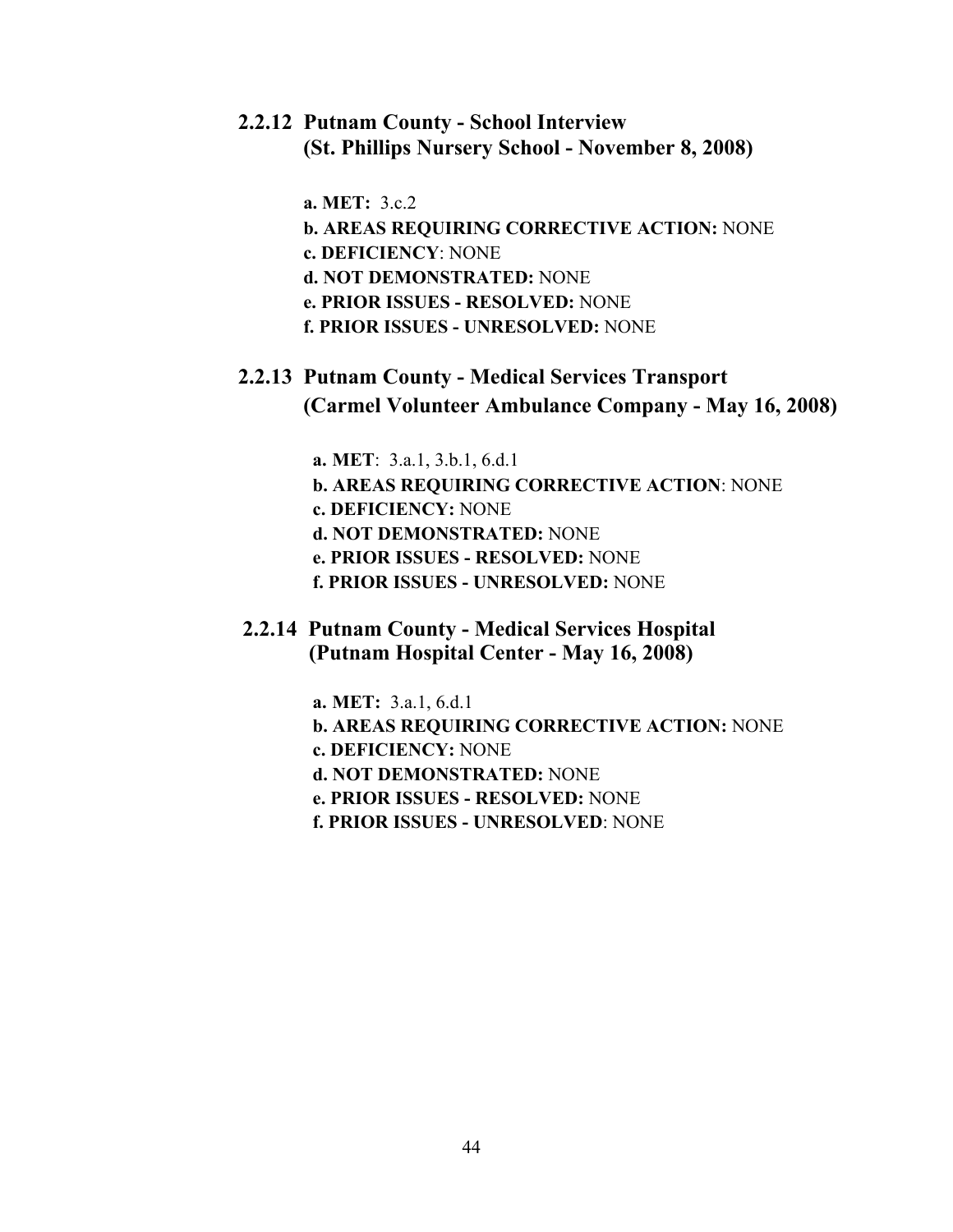### 2.2.12 Putnam County - School Interview (St. Phillips Nursery School - November 8, 2008)

**a. MET:** 3.c.2

**b. AREAS REQUIRING CORRECTIVE ACTION:** NONE

**c. DEFICIENCY**: NONE

**d. NOT DEMONSTRATED:** NONE

**e. PRIOR ISSUES - RESOLVED:** NONE

**f. PRIOR ISSUES - UNRESOLVED:** NONE

### 2.2.13 Putnam County - Medical Services Transport (Carmel Volunteer Ambulance Company - May 16, 2008)

**a. MET**: 3.a.1, 3.b.1, 6.d.1

**b. AREAS REQUIRING CORRECTIVE ACTION**: NONE

**c. DEFICIENCY:** NONE

**d. NOT DEMONSTRATED:** NONE

**e. PRIOR ISSUES - RESOLVED:** NONE

**f. PRIOR ISSUES - UNRESOLVED:** NONE

### 2.2.14 Putnam County - Medical Services Hospital (Putnam Hospital Center - May 16, 2008)

**a. MET:** 3.a.1, 6.d.1

**b. AREAS REQUIRING CORRECTIVE ACTION:** NONE

**c. DEFICIENCY:** NONE

**d. NOT DEMONSTRATED:** NONE

**e. PRIOR ISSUES - RESOLVED:** NONE

**f. PRIOR ISSUES - UNRESOLVED**: NONE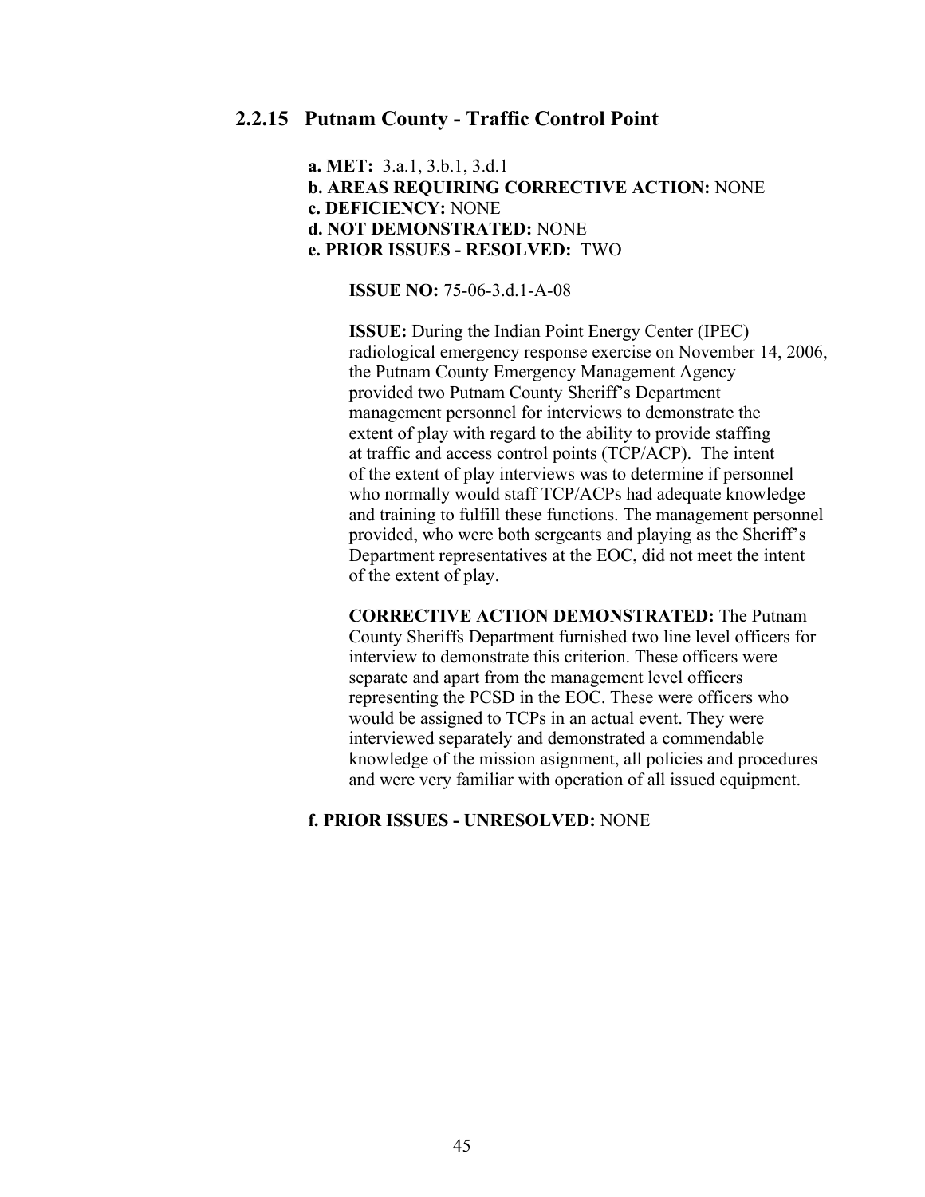### 2.2.15 Putnam County - Traffic Control Point

**a. MET:** 3.a.1, 3.b.1, 3.d.1

**b. AREAS REQUIRING CORRECTIVE ACTION:** NONE

**c. DEFICIENCY:** NONE

**d. NOT DEMONSTRATED:** NONE

**e. PRIOR ISSUES - RESOLVED:** TWO

**ISSUE NO:** 75-06-3.d.1-A-08

**ISSUE:** During the Indian Point Energy Center (IPEC) radiological emergency response exercise on November 14, 2006, the Putnam County Emergency Management Agency provided two Putnam County Sheriff's Department management personnel for interviews to demonstrate the extent of play with regard to the ability to provide staffing at traffic and access control points (TCP/ACP). The intent of the extent of play interviews was to determine if personnel who normally would staff TCP/ACPs had adequate knowledge and training to fulfill these functions. The management personnel provided, who were both sergeants and playing as the Sheriff's Department representatives at the EOC, did not meet the intent of the extent of play.

**CORRECTIVE ACTION DEMONSTRATED:** The Putnam County Sheriffs Department furnished two line level officers for interview to demonstrate this criterion. These officers were separate and apart from the management level officers representing the PCSD in the EOC. These were officers who would be assigned to TCPs in an actual event. They were interviewed separately and demonstrated a commendable knowledge of the mission asignment, all policies and procedures and were very familiar with operation of all issued equipment.

**f. PRIOR ISSUES - UNRESOLVED:** NONE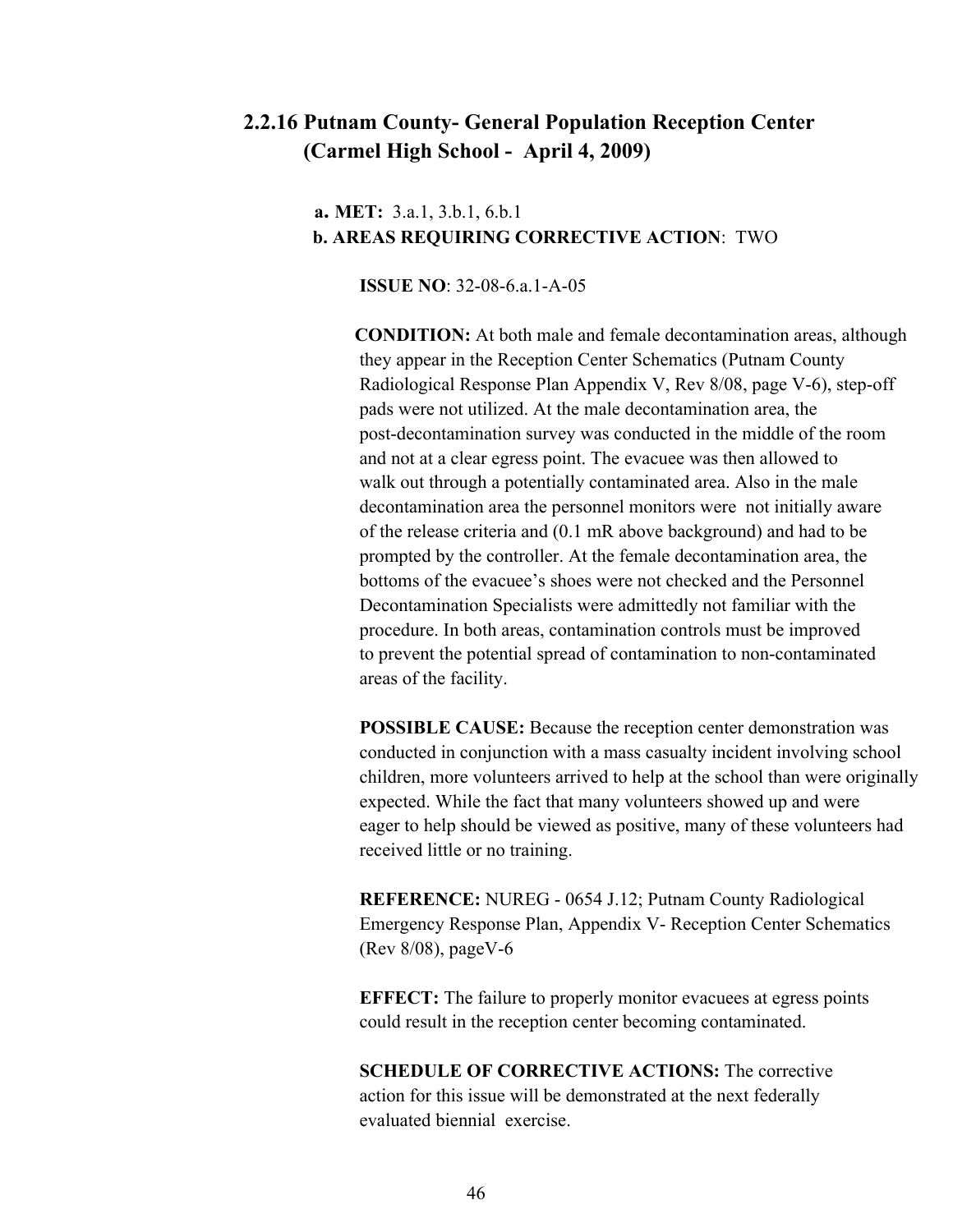### 2.2.16 Putnam County- General Population Reception Center (Carmel High School - April 4, 2009)

**a. MET:** 3.a.1, 3.b.1, 6.b.1

**b. AREAS REQUIRING CORRECTIVE ACTION**: TWO

**ISSUE NO**: 32-08-6.a.1-A-05

**CONDITION:** At both male and female decontamination areas, although they appear in the Reception Center Schematics (Putnam County Radiological Response Plan Appendix V, Rev 8/08, page V-6), step-off pads were not utilized. At the male decontamination area, the post-decontamination survey was conducted in the middle of the room and not at a clear egress point. The evacuee was then allowed to walk out through a potentially contaminated area. Also in the male decontamination area the personnel monitors were not initially aware of the release criteria and (0.1 mR above background) and had to be prompted by the controller. At the female decontamination area, the bottoms of the evacuee's shoes were not checked and the Personnel Decontamination Specialists were admittedly not familiar with the procedure. In both areas, contamination controls must be improved to prevent the potential spread of contamination to non-contaminated areas of the facility.

**POSSIBLE CAUSE:** Because the reception center demonstration was conducted in conjunction with a mass casualty incident involving school children, more volunteers arrived to help at the school than were originally expected. While the fact that many volunteers showed up and were eager to help should be viewed as positive, many of these volunteers had received little or no training.

**REFERENCE:** NUREG - 0654 J.12; Putnam County Radiological Emergency Response Plan, Appendix V- Reception Center Schematics (Rev 8/08), pageV-6

**EFFECT:** The failure to properly monitor evacuees at egress points could result in the reception center becoming contaminated.

**SCHEDULE OF CORRECTIVE ACTIONS:** The corrective action for this issue will be demonstrated at the next federally evaluated biennial exercise.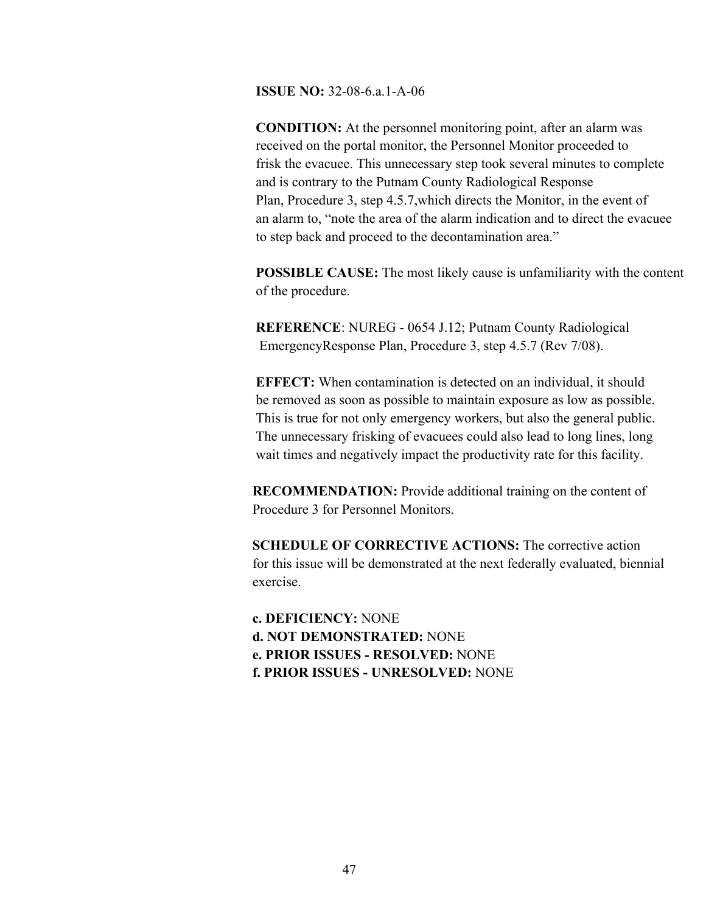**ISSUE NO:** 32-08-6.a.1-A-06

**CONDITION:** At the personnel monitoring point, after an alarm was received on the portal monitor, the Personnel Monitor proceeded to frisk the evacuee. This unnecessary step took several minutes to complete and is contrary to the Putnam County Radiological Response Plan, Procedure 3, step 4.5.7,which directs the Monitor, in the event of an alarm to, "note the area of the alarm indication and to direct the evacuee to step back and proceed to the decontamination area."

**POSSIBLE CAUSE:** The most likely cause is unfamiliarity with the content of the procedure.

**REFERENCE**: NUREG - 0654 J.12; Putnam County Radiological EmergencyResponse Plan, Procedure 3, step 4.5.7 (Rev 7/08).

**EFFECT:** When contamination is detected on an individual, it should be removed as soon as possible to maintain exposure as low as possible. This is true for not only emergency workers, but also the general public. The unnecessary frisking of evacuees could also lead to long lines, long wait times and negatively impact the productivity rate for this facility.

**RECOMMENDATION:** Provide additional training on the content of Procedure 3 for Personnel Monitors.

**SCHEDULE OF CORRECTIVE ACTIONS:** The corrective action for this issue will be demonstrated at the next federally evaluated, biennial exercise.

**c. DEFICIENCY:** NONE
**d. NOT DEMONSTRATED:** NONE
**e. PRIOR ISSUES - RESOLVED:** NONE
**f. PRIOR ISSUES - UNRESOLVED:** NONE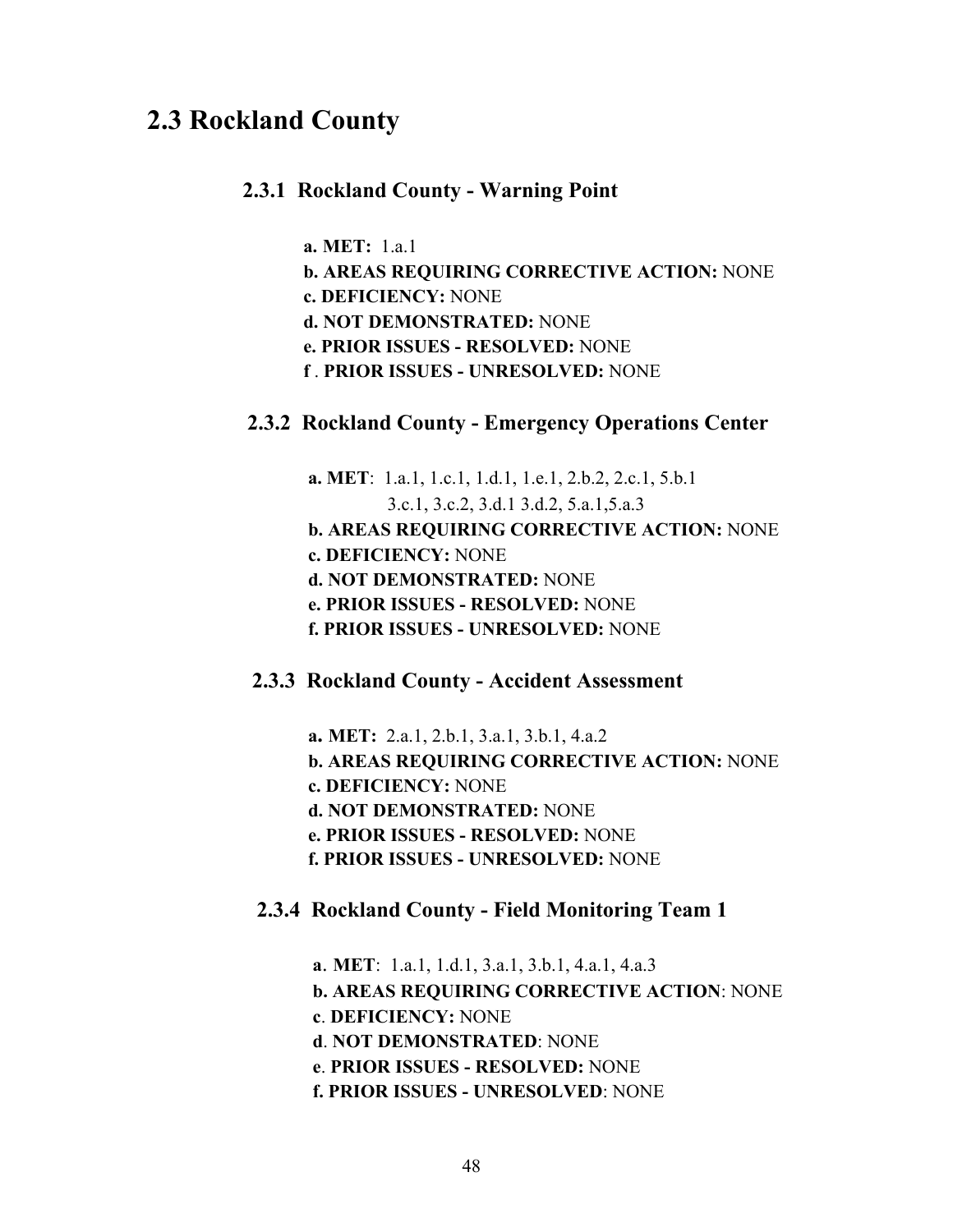## 2.3 Rockland County

### 2.3.1 Rockland County - Warning Point

**a. MET:** 1.a.1

**b. AREAS REQUIRING CORRECTIVE ACTION:** NONE

**c. DEFICIENCY:** NONE

**d. NOT DEMONSTRATED:** NONE

**e. PRIOR ISSUES - RESOLVED:** NONE

**f . PRIOR ISSUES - UNRESOLVED:** NONE

### 2.3.2 Rockland County - Emergency Operations Center

**a. MET**: 1.a.1, 1.c.1, 1.d.1, 1.e.1, 2.b.2, 2.c.1, 5.b.1
3.c.1, 3.c.2, 3.d.1 3.d.2, 5.a.1,5.a.3

**b. AREAS REQUIRING CORRECTIVE ACTION:** NONE

**c. DEFICIENCY:** NONE

**d. NOT DEMONSTRATED:** NONE

**e. PRIOR ISSUES - RESOLVED:** NONE

**f. PRIOR ISSUES - UNRESOLVED:** NONE

### 2.3.3 Rockland County - Accident Assessment

**a. MET:** 2.a.1, 2.b.1, 3.a.1, 3.b.1, 4.a.2

**b. AREAS REQUIRING CORRECTIVE ACTION:** NONE

**c. DEFICIENCY:** NONE

**d. NOT DEMONSTRATED:** NONE

**e. PRIOR ISSUES - RESOLVED:** NONE

**f. PRIOR ISSUES - UNRESOLVED:** NONE

### 2.3.4 Rockland County - Field Monitoring Team 1

**a. MET**: 1.a.1, 1.d.1, 3.a.1, 3.b.1, 4.a.1, 4.a.3

**b. AREAS REQUIRING CORRECTIVE ACTION**: NONE

**c. DEFICIENCY:** NONE

**d. NOT DEMONSTRATED**: NONE

**e. PRIOR ISSUES - RESOLVED:** NONE

**f. PRIOR ISSUES - UNRESOLVED**: NONE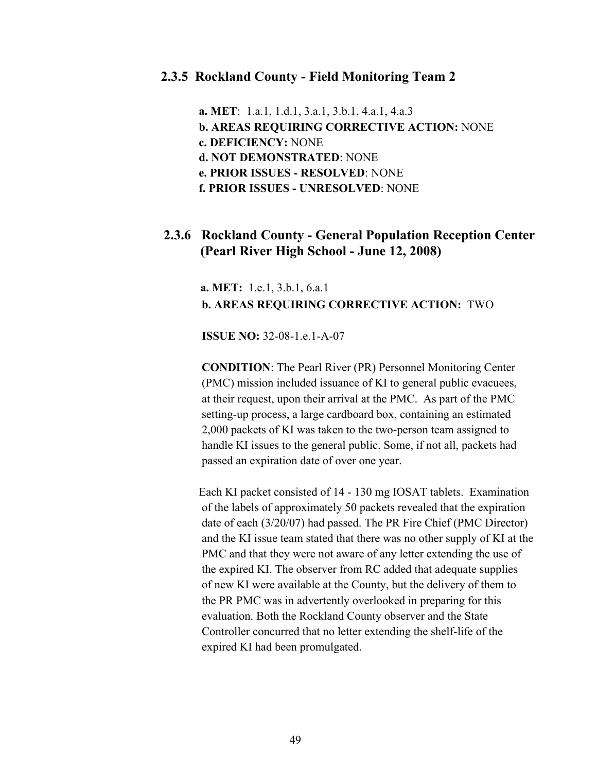### 2.3.5 Rockland County - Field Monitoring Team 2

**a. MET**: 1.a.1, 1.d.1, 3.a.1, 3.b.1, 4.a.1, 4.a.3

**b. AREAS REQUIRING CORRECTIVE ACTION:** NONE

**c. DEFICIENCY:** NONE

**d. NOT DEMONSTRATED**: NONE

**e. PRIOR ISSUES - RESOLVED**: NONE

**f. PRIOR ISSUES - UNRESOLVED**: NONE

### 2.3.6 Rockland County - General Population Reception Center (Pearl River High School - June 12, 2008)

**a. MET:** 1.e.1, 3.b.1, 6.a.1

**b. AREAS REQUIRING CORRECTIVE ACTION:** TWO

**ISSUE NO:** 32-08-1.e.1-A-07

**CONDITION**: The Pearl River (PR) Personnel Monitoring Center (PMC) mission included issuance of KI to general public evacuees, at their request, upon their arrival at the PMC. As part of the PMC setting-up process, a large cardboard box, containing an estimated 2,000 packets of KI was taken to the two-person team assigned to handle KI issues to the general public. Some, if not all, packets had passed an expiration date of over one year.

Each KI packet consisted of 14 - 130 mg IOSAT tablets. Examination of the labels of approximately 50 packets revealed that the expiration date of each (3/20/07) had passed. The PR Fire Chief (PMC Director) and the KI issue team stated that there was no other supply of KI at the PMC and that they were not aware of any letter extending the use of the expired KI. The observer from RC added that adequate supplies of new KI were available at the County, but the delivery of them to the PR PMC was in advertently overlooked in preparing for this evaluation. Both the Rockland County observer and the State Controller concurred that no letter extending the shelf-life of the expired KI had been promulgated.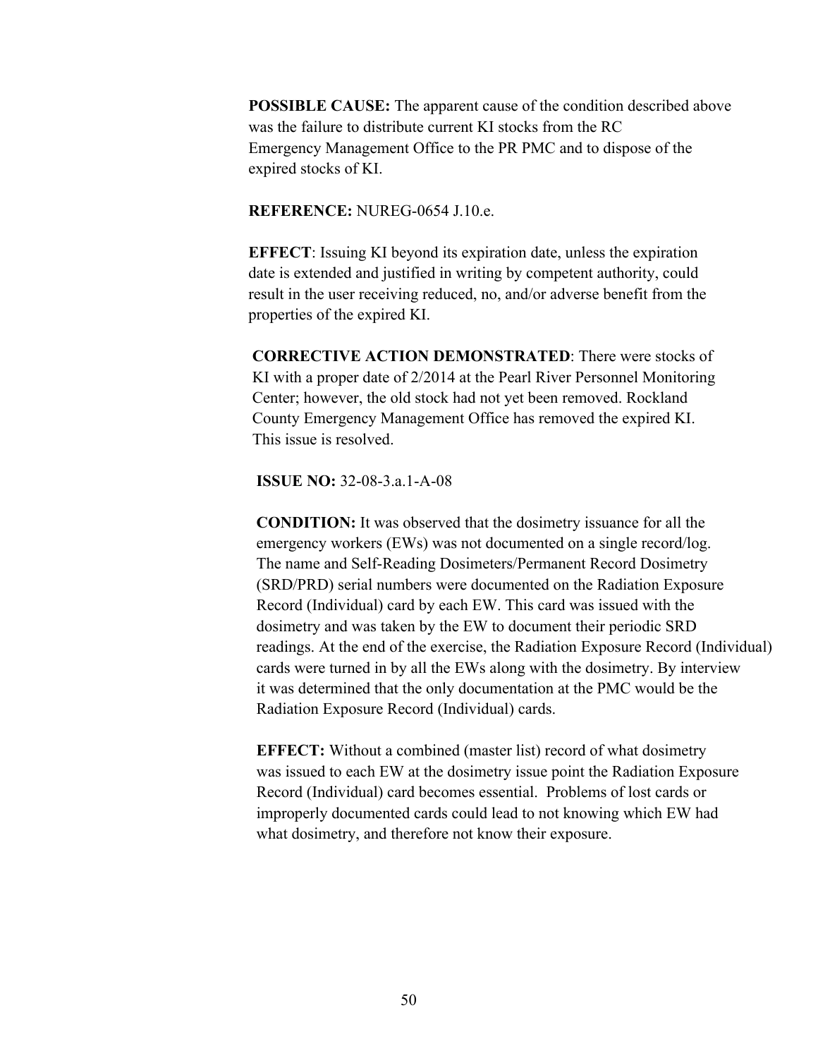**POSSIBLE CAUSE:** The apparent cause of the condition described above was the failure to distribute current KI stocks from the RC Emergency Management Office to the PR PMC and to dispose of the expired stocks of KI.

**REFERENCE:** NUREG-0654 J.10.e.

**EFFECT**: Issuing KI beyond its expiration date, unless the expiration date is extended and justified in writing by competent authority, could result in the user receiving reduced, no, and/or adverse benefit from the properties of the expired KI.

**CORRECTIVE ACTION DEMONSTRATED**: There were stocks of KI with a proper date of 2/2014 at the Pearl River Personnel Monitoring Center; however, the old stock had not yet been removed. Rockland County Emergency Management Office has removed the expired KI. This issue is resolved.

**ISSUE NO:** 32-08-3.a.1-A-08

**CONDITION:** It was observed that the dosimetry issuance for all the emergency workers (EWs) was not documented on a single record/log. The name and Self-Reading Dosimeters/Permanent Record Dosimetry (SRD/PRD) serial numbers were documented on the Radiation Exposure Record (Individual) card by each EW. This card was issued with the dosimetry and was taken by the EW to document their periodic SRD readings. At the end of the exercise, the Radiation Exposure Record (Individual) cards were turned in by all the EWs along with the dosimetry. By interview it was determined that the only documentation at the PMC would be the Radiation Exposure Record (Individual) cards.

**EFFECT:** Without a combined (master list) record of what dosimetry was issued to each EW at the dosimetry issue point the Radiation Exposure Record (Individual) card becomes essential. Problems of lost cards or improperly documented cards could lead to not knowing which EW had what dosimetry, and therefore not know their exposure.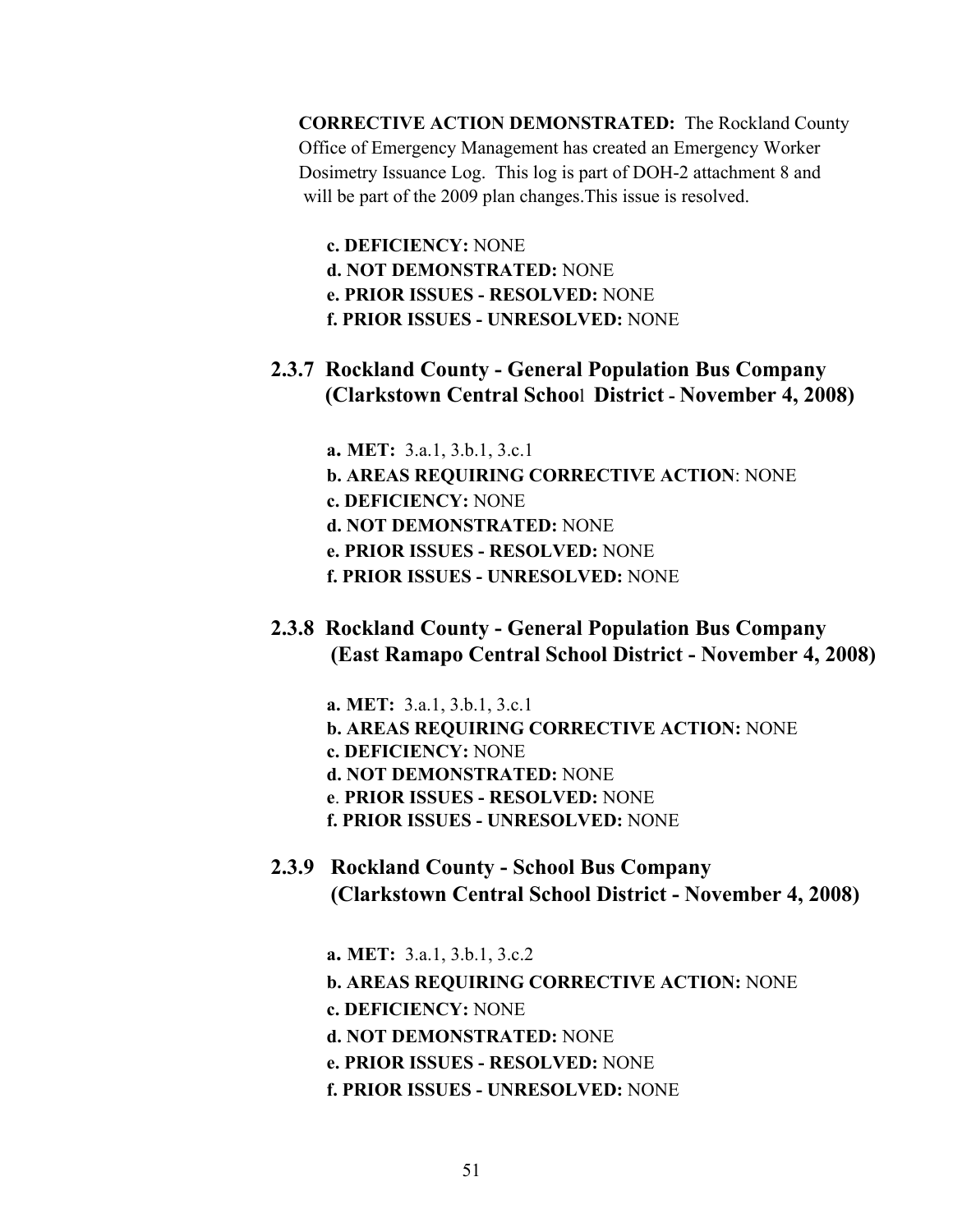**CORRECTIVE ACTION DEMONSTRATED:** The Rockland County Office of Emergency Management has created an Emergency Worker Dosimetry Issuance Log. This log is part of DOH-2 attachment 8 and will be part of the 2009 plan changes.This issue is resolved.

**c. DEFICIENCY:** NONE

**d. NOT DEMONSTRATED:** NONE

**e. PRIOR ISSUES - RESOLVED:** NONE

**f. PRIOR ISSUES - UNRESOLVED:** NONE

### 2.3.7 Rockland County - General Population Bus Company (Clarkstown Central School District - November 4, 2008)

**a. MET:** 3.a.1, 3.b.1, 3.c.1

**b. AREAS REQUIRING CORRECTIVE ACTION**: NONE

**c. DEFICIENCY:** NONE

**d. NOT DEMONSTRATED:** NONE

**e. PRIOR ISSUES - RESOLVED:** NONE

**f. PRIOR ISSUES - UNRESOLVED:** NONE

### 2.3.8 Rockland County - General Population Bus Company (East Ramapo Central School District - November 4, 2008)

**a. MET:** 3.a.1, 3.b.1, 3.c.1

**b. AREAS REQUIRING CORRECTIVE ACTION:** NONE

**c. DEFICIENCY:** NONE

**d. NOT DEMONSTRATED:** NONE

**e. PRIOR ISSUES - RESOLVED:** NONE

**f. PRIOR ISSUES - UNRESOLVED:** NONE

### 2.3.9 Rockland County - School Bus Company (Clarkstown Central School District - November 4, 2008)

**a. MET:** 3.a.1, 3.b.1, 3.c.2

**b. AREAS REQUIRING CORRECTIVE ACTION:** NONE

**c. DEFICIENCY:** NONE

**d. NOT DEMONSTRATED:** NONE

**e. PRIOR ISSUES - RESOLVED:** NONE

**f. PRIOR ISSUES - UNRESOLVED:** NONE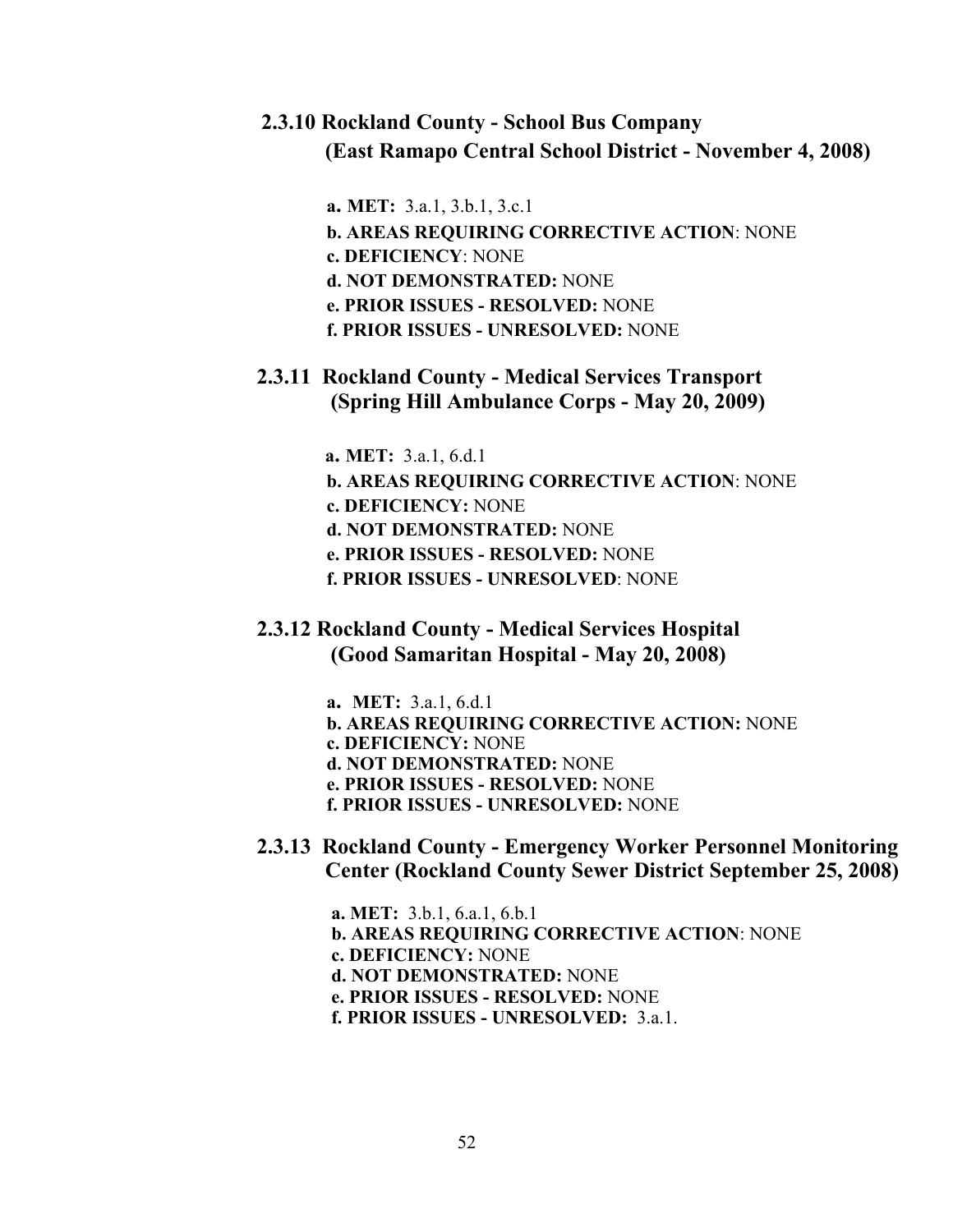### 2.3.10 Rockland County - School Bus Company (East Ramapo Central School District - November 4, 2008)

**a. MET:** 3.a.1, 3.b.1, 3.c.1

**b. AREAS REQUIRING CORRECTIVE ACTION**: NONE

**c. DEFICIENCY**: NONE

**d. NOT DEMONSTRATED:** NONE

**e. PRIOR ISSUES - RESOLVED:** NONE

**f. PRIOR ISSUES - UNRESOLVED:** NONE

### 2.3.11 Rockland County - Medical Services Transport (Spring Hill Ambulance Corps - May 20, 2009)

**a. MET:** 3.a.1, 6.d.1

**b. AREAS REQUIRING CORRECTIVE ACTION**: NONE

**c. DEFICIENCY:** NONE

**d. NOT DEMONSTRATED:** NONE

**e. PRIOR ISSUES - RESOLVED:** NONE

**f. PRIOR ISSUES - UNRESOLVED**: NONE

### 2.3.12 Rockland County - Medical Services Hospital (Good Samaritan Hospital - May 20, 2008)

**a. MET:** 3.a.1, 6.d.1

**b. AREAS REQUIRING CORRECTIVE ACTION:** NONE

**c. DEFICIENCY:** NONE

**d. NOT DEMONSTRATED:** NONE

**e. PRIOR ISSUES - RESOLVED:** NONE

**f. PRIOR ISSUES - UNRESOLVED:** NONE

### 2.3.13 Rockland County - Emergency Worker Personnel Monitoring Center (Rockland County Sewer District September 25, 2008)

**a. MET:** 3.b.1, 6.a.1, 6.b.1

**b. AREAS REQUIRING CORRECTIVE ACTION**: NONE

**c. DEFICIENCY:** NONE

**d. NOT DEMONSTRATED:** NONE

**e. PRIOR ISSUES - RESOLVED:** NONE

**f. PRIOR ISSUES - UNRESOLVED:** 3.a.1.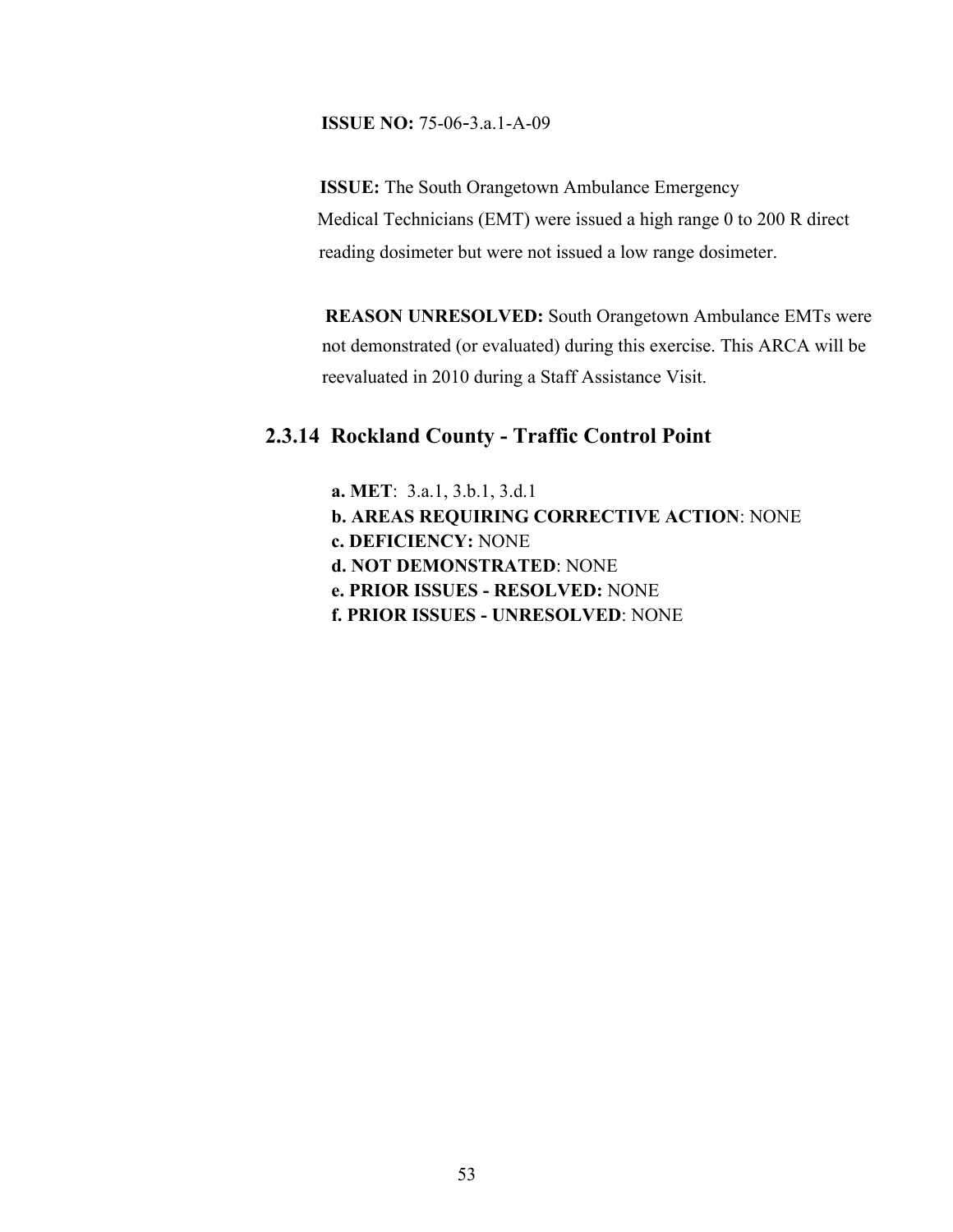**ISSUE NO:** 75-06-3.a.1-A-09

**ISSUE:** The South Orangetown Ambulance Emergency Medical Technicians (EMT) were issued a high range 0 to 200 R direct reading dosimeter but were not issued a low range dosimeter.

**REASON UNRESOLVED:** South Orangetown Ambulance EMTs were not demonstrated (or evaluated) during this exercise. This ARCA will be reevaluated in 2010 during a Staff Assistance Visit.

### 2.3.14 Rockland County - Traffic Control Point

**a. MET**: 3.a.1, 3.b.1, 3.d.1  
**b. AREAS REQUIRING CORRECTIVE ACTION**: NONE  
**c. DEFICIENCY:** NONE  
**d. NOT DEMONSTRATED**: NONE  
**e. PRIOR ISSUES - RESOLVED:** NONE  
**f. PRIOR ISSUES - UNRESOLVED**: NONE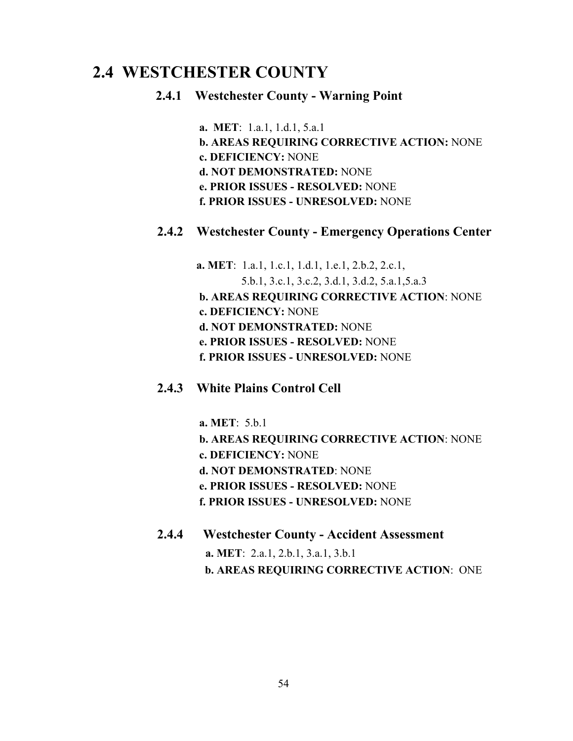## 2.4 WESTCHESTER COUNTY

### 2.4.1 Westchester County - Warning Point

**a. MET**: 1.a.1, 1.d.1, 5.a.1
**b. AREAS REQUIRING CORRECTIVE ACTION:** NONE
**c. DEFICIENCY:** NONE
**d. NOT DEMONSTRATED:** NONE
**e. PRIOR ISSUES - RESOLVED:** NONE
**f. PRIOR ISSUES - UNRESOLVED:** NONE

### 2.4.2 Westchester County - Emergency Operations Center

**a. MET**: 1.a.1, 1.c.1, 1.d.1, 1.e.1, 2.b.2, 2.c.1, 5.b.1, 3.c.1, 3.c.2, 3.d.1, 3.d.2, 5.a.1,5.a.3
**b. AREAS REQUIRING CORRECTIVE ACTION**: NONE
**c. DEFICIENCY:** NONE
**d. NOT DEMONSTRATED:** NONE
**e. PRIOR ISSUES - RESOLVED:** NONE
**f. PRIOR ISSUES - UNRESOLVED:** NONE

### 2.4.3 White Plains Control Cell

**a. MET**: 5.b.1
**b. AREAS REQUIRING CORRECTIVE ACTION**: NONE
**c. DEFICIENCY:** NONE
**d. NOT DEMONSTRATED**: NONE
**e. PRIOR ISSUES - RESOLVED:** NONE
**f. PRIOR ISSUES - UNRESOLVED:** NONE

### 2.4.4 Westchester County - Accident Assessment

**a. MET**: 2.a.1, 2.b.1, 3.a.1, 3.b.1
**b. AREAS REQUIRING CORRECTIVE ACTION**: ONE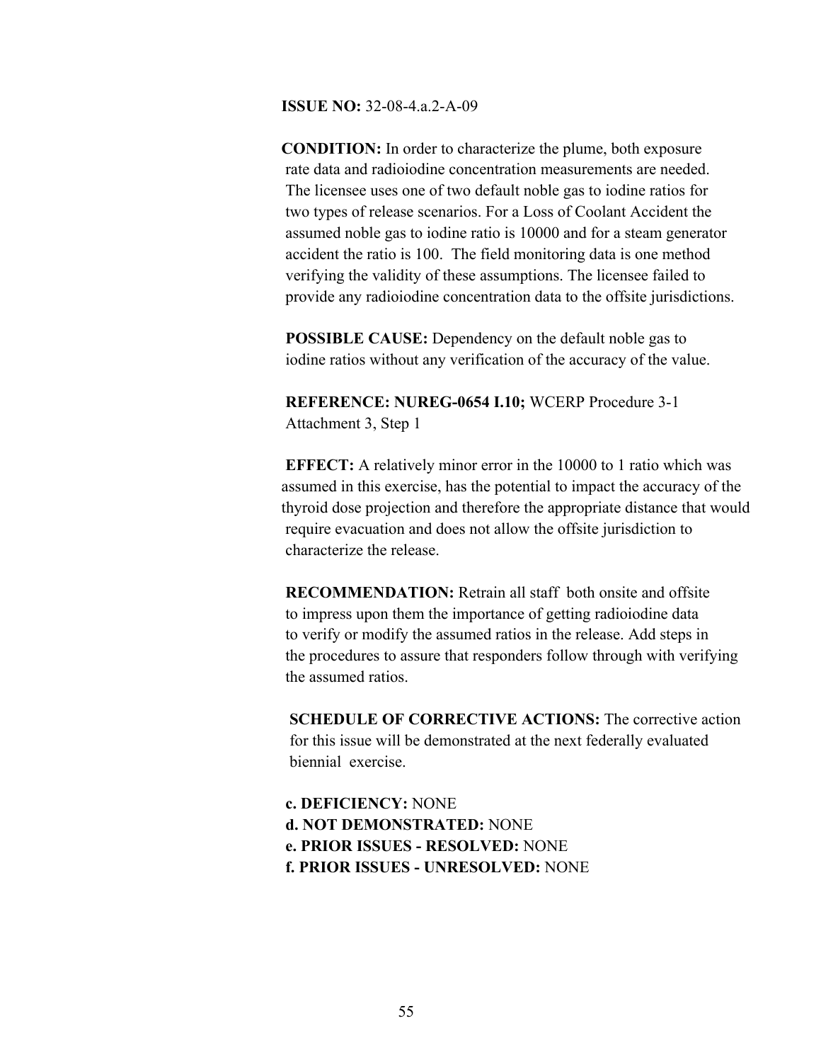**ISSUE NO:** 32-08-4.a.2-A-09

**CONDITION:** In order to characterize the plume, both exposure rate data and radioiodine concentration measurements are needed. The licensee uses one of two default noble gas to iodine ratios for two types of release scenarios. For a Loss of Coolant Accident the assumed noble gas to iodine ratio is 10000 and for a steam generator accident the ratio is 100. The field monitoring data is one method verifying the validity of these assumptions. The licensee failed to provide any radioiodine concentration data to the offsite jurisdictions.

**POSSIBLE CAUSE:** Dependency on the default noble gas to iodine ratios without any verification of the accuracy of the value.

**REFERENCE: NUREG-0654 I.10;** WCERP Procedure 3-1 Attachment 3, Step 1

**EFFECT:** A relatively minor error in the 10000 to 1 ratio which was assumed in this exercise, has the potential to impact the accuracy of the thyroid dose projection and therefore the appropriate distance that would require evacuation and does not allow the offsite jurisdiction to characterize the release.

**RECOMMENDATION:** Retrain all staff both onsite and offsite to impress upon them the importance of getting radioiodine data to verify or modify the assumed ratios in the release. Add steps in the procedures to assure that responders follow through with verifying the assumed ratios.

**SCHEDULE OF CORRECTIVE ACTIONS:** The corrective action for this issue will be demonstrated at the next federally evaluated biennial exercise.

**c. DEFICIENCY:** NONE
**d. NOT DEMONSTRATED:** NONE
**e. PRIOR ISSUES - RESOLVED:** NONE
**f. PRIOR ISSUES - UNRESOLVED:** NONE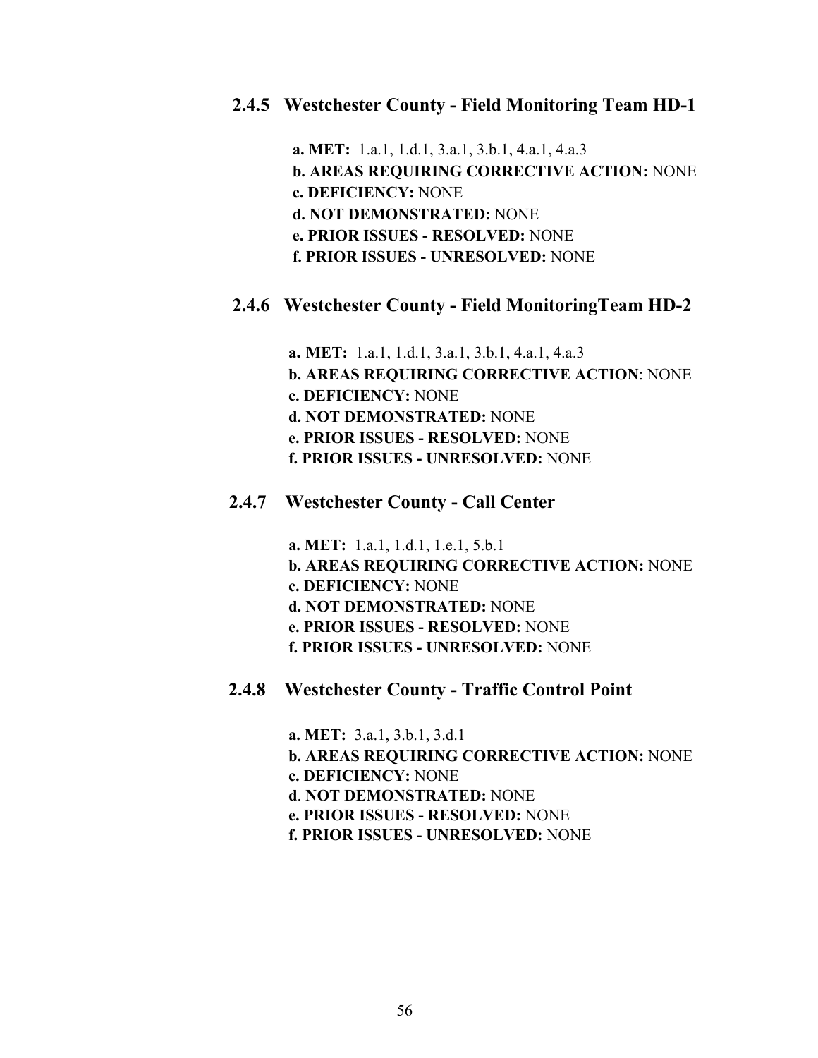### 2.4.5 Westchester County - Field Monitoring Team HD-1

**a. MET:** 1.a.1, 1.d.1, 3.a.1, 3.b.1, 4.a.1, 4.a.3

**b. AREAS REQUIRING CORRECTIVE ACTION:** NONE

**c. DEFICIENCY:** NONE

**d. NOT DEMONSTRATED:** NONE

**e. PRIOR ISSUES - RESOLVED:** NONE

**f. PRIOR ISSUES - UNRESOLVED:** NONE

### 2.4.6 Westchester County - Field MonitoringTeam HD-2

**a. MET:** 1.a.1, 1.d.1, 3.a.1, 3.b.1, 4.a.1, 4.a.3

**b. AREAS REQUIRING CORRECTIVE ACTION**: NONE

**c. DEFICIENCY:** NONE

**d. NOT DEMONSTRATED:** NONE

**e. PRIOR ISSUES - RESOLVED:** NONE

**f. PRIOR ISSUES - UNRESOLVED:** NONE

### 2.4.7 Westchester County - Call Center

**a. MET:** 1.a.1, 1.d.1, 1.e.1, 5.b.1

**b. AREAS REQUIRING CORRECTIVE ACTION:** NONE

**c. DEFICIENCY:** NONE

**d. NOT DEMONSTRATED:** NONE

**e. PRIOR ISSUES - RESOLVED:** NONE

**f. PRIOR ISSUES - UNRESOLVED:** NONE

### 2.4.8 Westchester County - Traffic Control Point

**a. MET:** 3.a.1, 3.b.1, 3.d.1

**b. AREAS REQUIRING CORRECTIVE ACTION:** NONE

**c. DEFICIENCY:** NONE

**d**. **NOT DEMONSTRATED:** NONE

**e. PRIOR ISSUES - RESOLVED:** NONE

**f. PRIOR ISSUES - UNRESOLVED:** NONE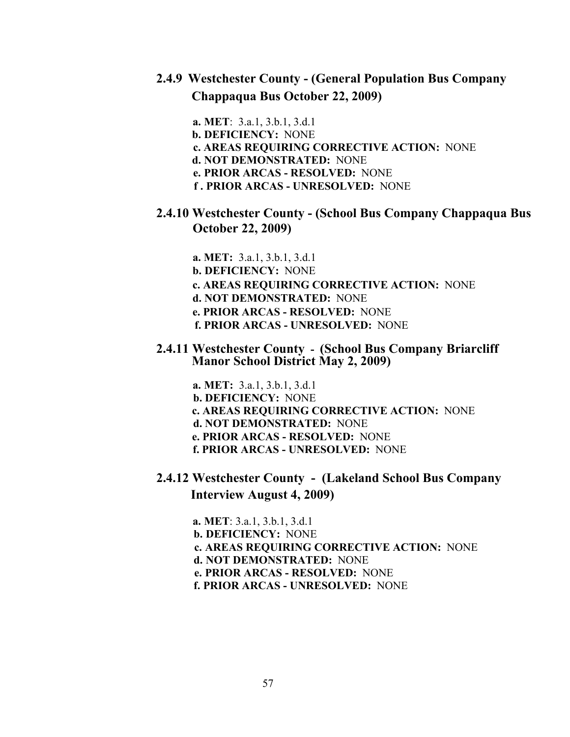### 2.4.9 Westchester County - (General Population Bus Company Chappaqua Bus October 22, 2009)

**a. MET**: 3.a.1, 3.b.1, 3.d.1
**b. DEFICIENCY:** NONE
**c. AREAS REQUIRING CORRECTIVE ACTION:** NONE
**d. NOT DEMONSTRATED:** NONE
**e. PRIOR ARCAS - RESOLVED:** NONE
**f . PRIOR ARCAS - UNRESOLVED:** NONE

### 2.4.10 Westchester County - (School Bus Company Chappaqua Bus October 22, 2009)

**a. MET:** 3.a.1, 3.b.1, 3.d.1
**b. DEFICIENCY:** NONE
**c. AREAS REQUIRING CORRECTIVE ACTION:** NONE
**d. NOT DEMONSTRATED:** NONE
**e. PRIOR ARCAS - RESOLVED:** NONE
**f. PRIOR ARCAS - UNRESOLVED:** NONE

### 2.4.11 Westchester County - (School Bus Company Briarcliff Manor School District May 2, 2009)

**a. MET:** 3.a.1, 3.b.1, 3.d.1
**b. DEFICIENCY:** NONE
**c. AREAS REQUIRING CORRECTIVE ACTION:** NONE
**d. NOT DEMONSTRATED:** NONE
**e. PRIOR ARCAS - RESOLVED:** NONE
**f. PRIOR ARCAS - UNRESOLVED:** NONE

### 2.4.12 Westchester County - (Lakeland School Bus Company Interview August 4, 2009)

**a. MET**: 3.a.1, 3.b.1, 3.d.1
**b. DEFICIENCY:** NONE
**c. AREAS REQUIRING CORRECTIVE ACTION:** NONE
**d. NOT DEMONSTRATED:** NONE
**e. PRIOR ARCAS - RESOLVED:** NONE
**f. PRIOR ARCAS - UNRESOLVED:** NONE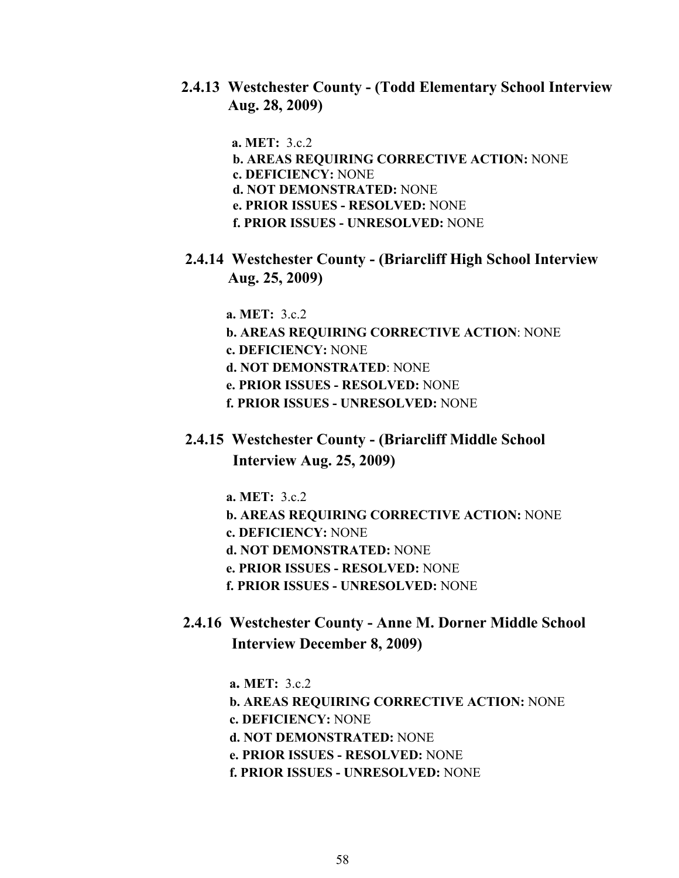### 2.4.13 Westchester County - (Todd Elementary School Interview Aug. 28, 2009)

**a. MET:** 3.c.2
**b. AREAS REQUIRING CORRECTIVE ACTION:** NONE
**c. DEFICIENCY:** NONE
**d. NOT DEMONSTRATED:** NONE
**e. PRIOR ISSUES - RESOLVED:** NONE
**f. PRIOR ISSUES - UNRESOLVED:** NONE

### 2.4.14 Westchester County - (Briarcliff High School Interview Aug. 25, 2009)

**a. MET:** 3.c.2
**b. AREAS REQUIRING CORRECTIVE ACTION**: NONE
**c. DEFICIENCY:** NONE
**d. NOT DEMONSTRATED**: NONE
**e. PRIOR ISSUES - RESOLVED:** NONE
**f. PRIOR ISSUES - UNRESOLVED:** NONE

### 2.4.15 Westchester County - (Briarcliff Middle School Interview Aug. 25, 2009)

**a. MET:** 3.c.2
**b. AREAS REQUIRING CORRECTIVE ACTION:** NONE
**c. DEFICIENCY:** NONE
**d. NOT DEMONSTRATED:** NONE
**e. PRIOR ISSUES - RESOLVED:** NONE
**f. PRIOR ISSUES - UNRESOLVED:** NONE

### 2.4.16 Westchester County - Anne M. Dorner Middle School Interview December 8, 2009)

**a. MET:** 3.c.2
**b. AREAS REQUIRING CORRECTIVE ACTION:** NONE
**c. DEFICIENCY:** NONE
**d. NOT DEMONSTRATED:** NONE
**e. PRIOR ISSUES - RESOLVED:** NONE
**f. PRIOR ISSUES - UNRESOLVED:** NONE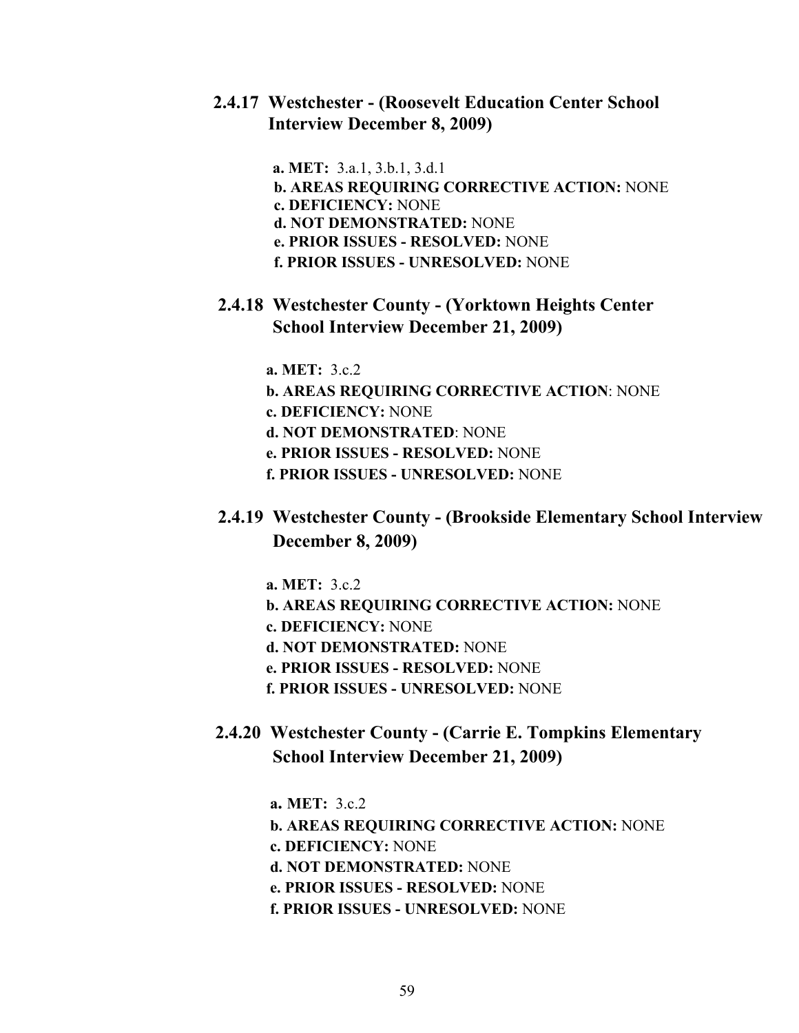### 2.4.17 Westchester - (Roosevelt Education Center School Interview December 8, 2009)

**a. MET:** 3.a.1, 3.b.1, 3.d.1
**b. AREAS REQUIRING CORRECTIVE ACTION:** NONE
**c. DEFICIENCY:** NONE
**d. NOT DEMONSTRATED:** NONE
**e. PRIOR ISSUES - RESOLVED:** NONE
**f. PRIOR ISSUES - UNRESOLVED:** NONE

### 2.4.18 Westchester County - (Yorktown Heights Center School Interview December 21, 2009)

**a. MET:** 3.c.2
**b. AREAS REQUIRING CORRECTIVE ACTION**: NONE
**c. DEFICIENCY:** NONE
**d. NOT DEMONSTRATED**: NONE
**e. PRIOR ISSUES - RESOLVED:** NONE
**f. PRIOR ISSUES - UNRESOLVED:** NONE

### 2.4.19 Westchester County - (Brookside Elementary School Interview December 8, 2009)

**a. MET:** 3.c.2
**b. AREAS REQUIRING CORRECTIVE ACTION:** NONE
**c. DEFICIENCY:** NONE
**d. NOT DEMONSTRATED:** NONE
**e. PRIOR ISSUES - RESOLVED:** NONE
**f. PRIOR ISSUES - UNRESOLVED:** NONE

### 2.4.20 Westchester County - (Carrie E. Tompkins Elementary School Interview December 21, 2009)

**a. MET:** 3.c.2
**b. AREAS REQUIRING CORRECTIVE ACTION:** NONE
**c. DEFICIENCY:** NONE
**d. NOT DEMONSTRATED:** NONE
**e. PRIOR ISSUES - RESOLVED:** NONE
**f. PRIOR ISSUES - UNRESOLVED:** NONE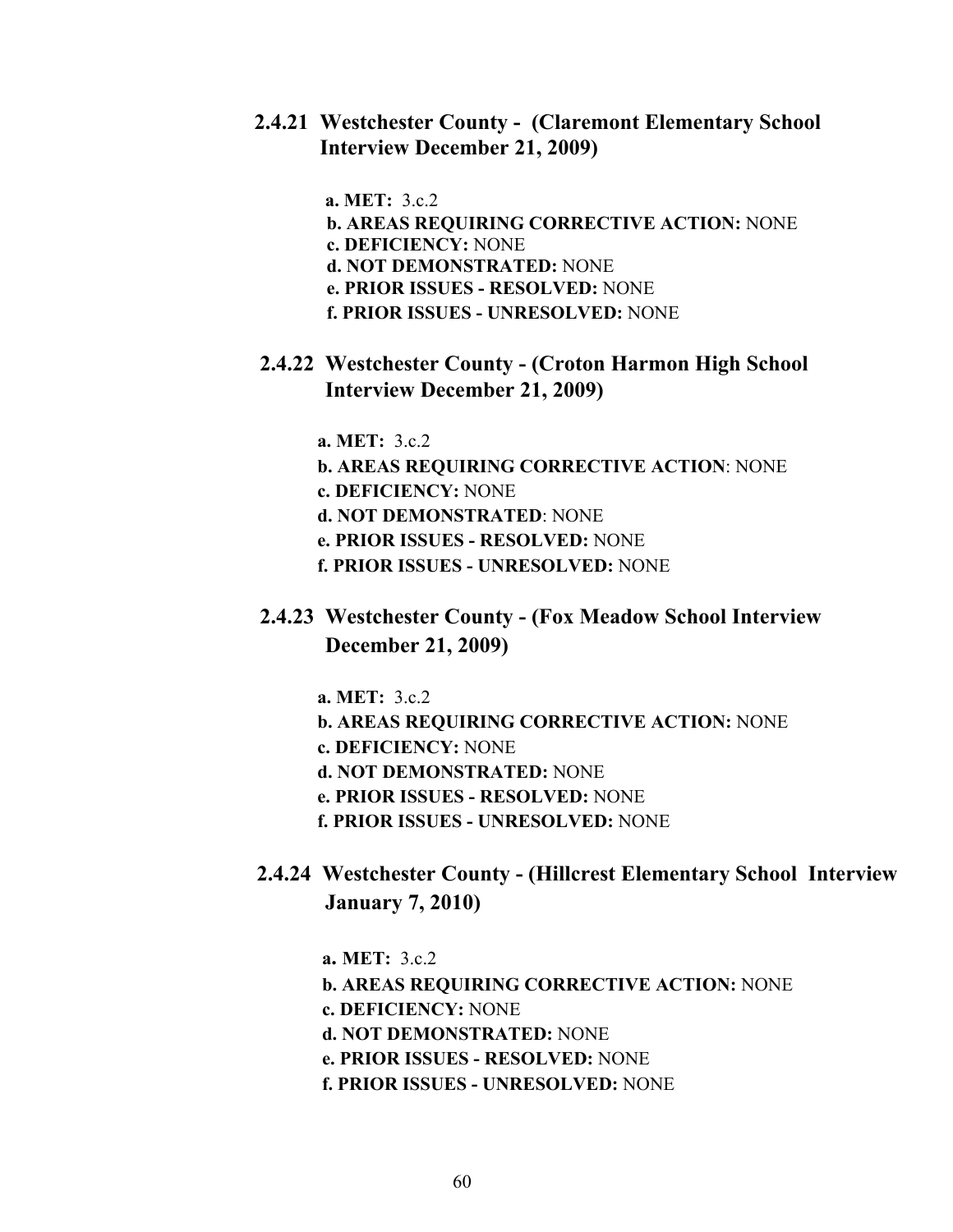### 2.4.21 Westchester County - (Claremont Elementary School Interview December 21, 2009)

**a. MET:** 3.c.2
**b. AREAS REQUIRING CORRECTIVE ACTION:** NONE
**c. DEFICIENCY:** NONE
**d. NOT DEMONSTRATED:** NONE
**e. PRIOR ISSUES - RESOLVED:** NONE
**f. PRIOR ISSUES - UNRESOLVED:** NONE

### 2.4.22 Westchester County - (Croton Harmon High School Interview December 21, 2009)

**a. MET:** 3.c.2
**b. AREAS REQUIRING CORRECTIVE ACTION**: NONE
**c. DEFICIENCY:** NONE
**d. NOT DEMONSTRATED**: NONE
**e. PRIOR ISSUES - RESOLVED:** NONE
**f. PRIOR ISSUES - UNRESOLVED:** NONE

### 2.4.23 Westchester County - (Fox Meadow School Interview December 21, 2009)

**a. MET:** 3.c.2
**b. AREAS REQUIRING CORRECTIVE ACTION:** NONE
**c. DEFICIENCY:** NONE
**d. NOT DEMONSTRATED:** NONE
**e. PRIOR ISSUES - RESOLVED:** NONE
**f. PRIOR ISSUES - UNRESOLVED:** NONE

### 2.4.24 Westchester County - (Hillcrest Elementary School Interview January 7, 2010)

**a. MET:** 3.c.2
**b. AREAS REQUIRING CORRECTIVE ACTION:** NONE
**c. DEFICIENCY:** NONE
**d. NOT DEMONSTRATED:** NONE
**e. PRIOR ISSUES - RESOLVED:** NONE
**f. PRIOR ISSUES - UNRESOLVED:** NONE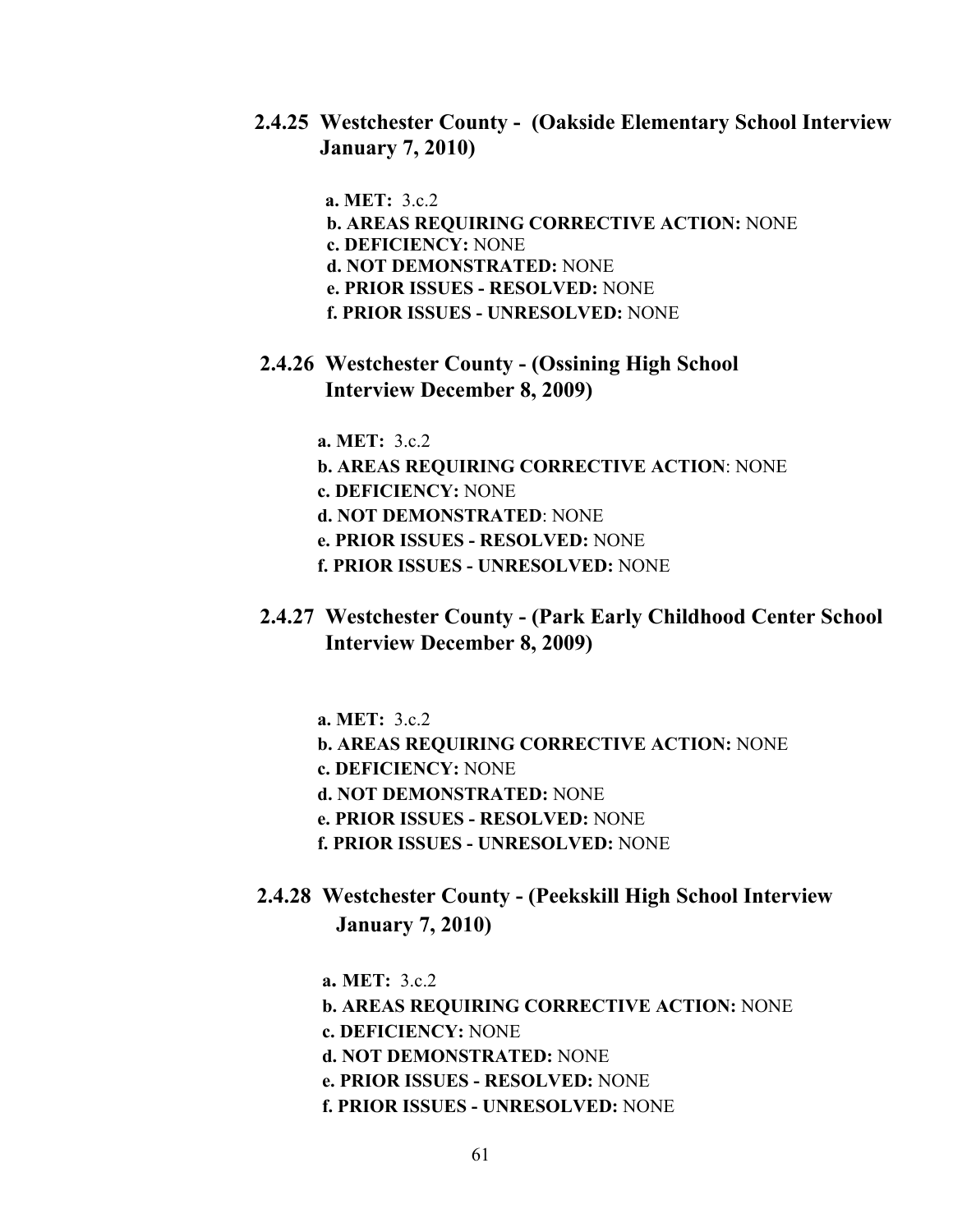### 2.4.25 Westchester County - (Oakside Elementary School Interview January 7, 2010)

**a. MET:** 3.c.2
**b. AREAS REQUIRING CORRECTIVE ACTION:** NONE
**c. DEFICIENCY:** NONE
**d. NOT DEMONSTRATED:** NONE
**e. PRIOR ISSUES - RESOLVED:** NONE
**f. PRIOR ISSUES - UNRESOLVED:** NONE

### 2.4.26 Westchester County - (Ossining High School Interview December 8, 2009)

**a. MET:** 3.c.2
**b. AREAS REQUIRING CORRECTIVE ACTION**: NONE
**c. DEFICIENCY:** NONE
**d. NOT DEMONSTRATED**: NONE
**e. PRIOR ISSUES - RESOLVED:** NONE
**f. PRIOR ISSUES - UNRESOLVED:** NONE

### 2.4.27 Westchester County - (Park Early Childhood Center School Interview December 8, 2009)

**a. MET:** 3.c.2
**b. AREAS REQUIRING CORRECTIVE ACTION:** NONE
**c. DEFICIENCY:** NONE
**d. NOT DEMONSTRATED:** NONE
**e. PRIOR ISSUES - RESOLVED:** NONE
**f. PRIOR ISSUES - UNRESOLVED:** NONE

### 2.4.28 Westchester County - (Peekskill High School Interview January 7, 2010)

**a. MET:** 3.c.2
**b. AREAS REQUIRING CORRECTIVE ACTION:** NONE
**c. DEFICIENCY:** NONE
**d. NOT DEMONSTRATED:** NONE
**e. PRIOR ISSUES - RESOLVED:** NONE
**f. PRIOR ISSUES - UNRESOLVED:** NONE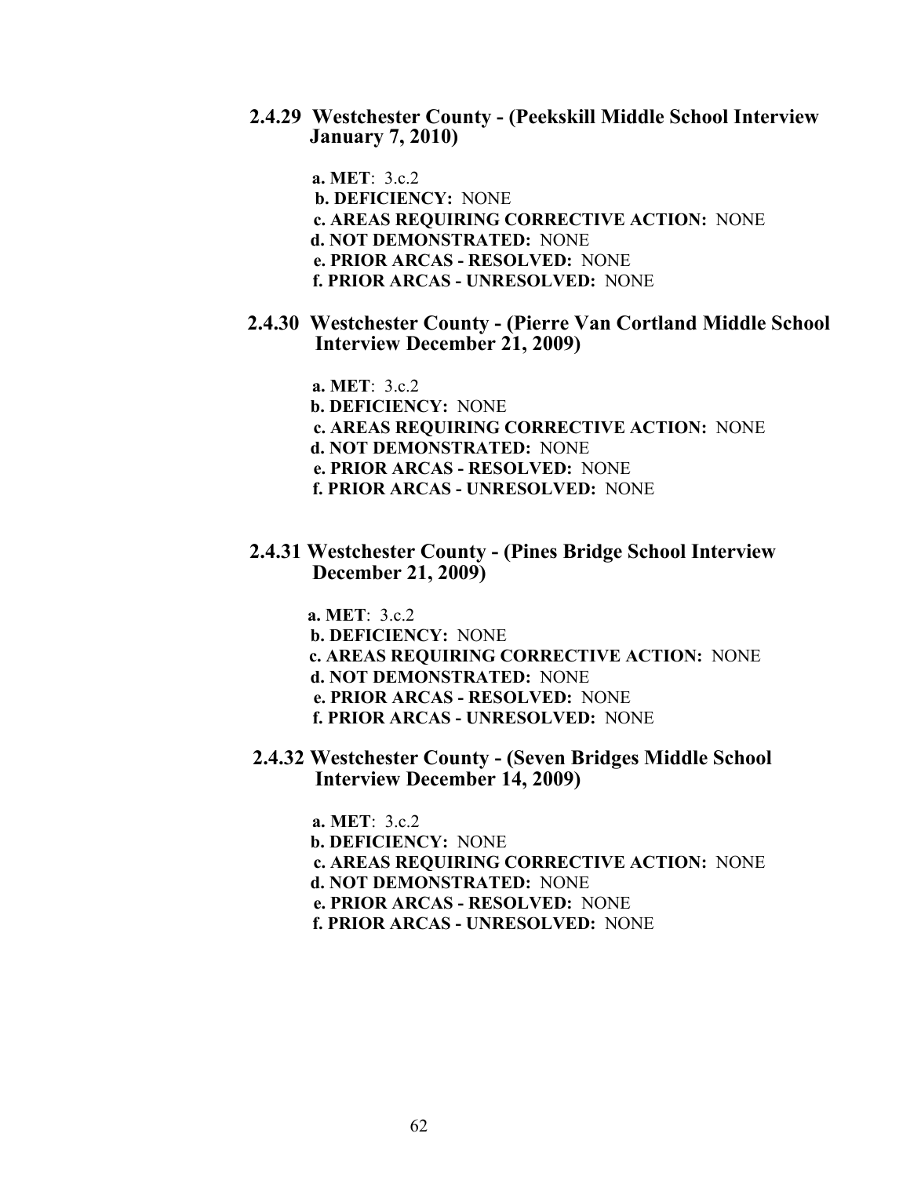### 2.4.29 Westchester County - (Peekskill Middle School Interview January 7, 2010)

**a. MET**: 3.c.2
**b. DEFICIENCY:** NONE
**c. AREAS REQUIRING CORRECTIVE ACTION:** NONE
**d. NOT DEMONSTRATED:** NONE
**e. PRIOR ARCAS - RESOLVED:** NONE
**f. PRIOR ARCAS - UNRESOLVED:** NONE

### 2.4.30 Westchester County - (Pierre Van Cortland Middle School Interview December 21, 2009)

**a. MET**: 3.c.2
**b. DEFICIENCY:** NONE
**c. AREAS REQUIRING CORRECTIVE ACTION:** NONE
**d. NOT DEMONSTRATED:** NONE
**e. PRIOR ARCAS - RESOLVED:** NONE
**f. PRIOR ARCAS - UNRESOLVED:** NONE

### 2.4.31 Westchester County - (Pines Bridge School Interview December 21, 2009)

**a. MET**: 3.c.2
**b. DEFICIENCY:** NONE
**c. AREAS REQUIRING CORRECTIVE ACTION:** NONE
**d. NOT DEMONSTRATED:** NONE
**e. PRIOR ARCAS - RESOLVED:** NONE
**f. PRIOR ARCAS - UNRESOLVED:** NONE

### 2.4.32 Westchester County - (Seven Bridges Middle School Interview December 14, 2009)

**a. MET**: 3.c.2
**b. DEFICIENCY:** NONE
**c. AREAS REQUIRING CORRECTIVE ACTION:** NONE
**d. NOT DEMONSTRATED:** NONE
**e. PRIOR ARCAS - RESOLVED:** NONE
**f. PRIOR ARCAS - UNRESOLVED:** NONE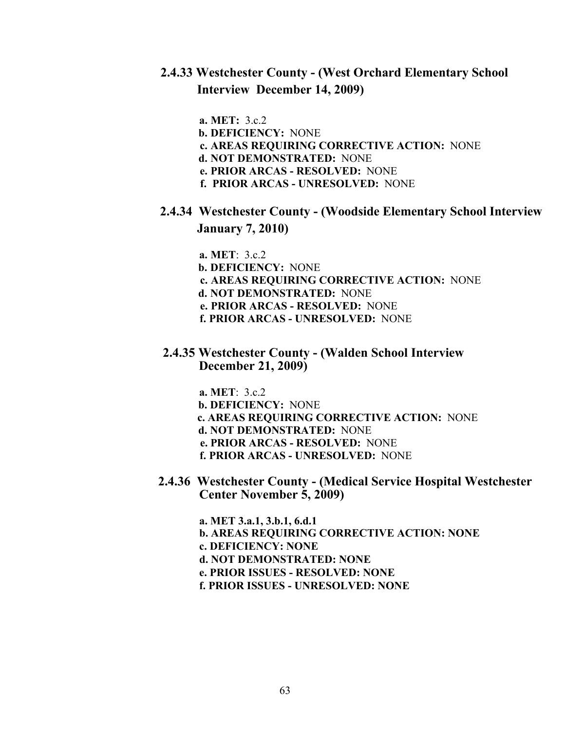### 2.4.33 Westchester County - (West Orchard Elementary School Interview December 14, 2009)

**a. MET:** 3.c.2
**b. DEFICIENCY:** NONE
**c. AREAS REQUIRING CORRECTIVE ACTION:** NONE
**d. NOT DEMONSTRATED:** NONE
**e. PRIOR ARCAS - RESOLVED:** NONE
**f. PRIOR ARCAS - UNRESOLVED:** NONE

### 2.4.34 Westchester County - (Woodside Elementary School Interview January 7, 2010)

**a. MET**: 3.c.2
**b. DEFICIENCY:** NONE
**c. AREAS REQUIRING CORRECTIVE ACTION:** NONE
**d. NOT DEMONSTRATED:** NONE
**e. PRIOR ARCAS - RESOLVED:** NONE
**f. PRIOR ARCAS - UNRESOLVED:** NONE

### 2.4.35 Westchester County - (Walden School Interview December 21, 2009)

**a. MET**: 3.c.2
**b. DEFICIENCY:** NONE
**c. AREAS REQUIRING CORRECTIVE ACTION:** NONE
**d. NOT DEMONSTRATED:** NONE
**e. PRIOR ARCAS - RESOLVED:** NONE
**f. PRIOR ARCAS - UNRESOLVED:** NONE

### 2.4.36 Westchester County - (Medical Service Hospital Westchester Center November 5, 2009)

**a. MET 3.a.1, 3.b.1, 6.d.1**
**b. AREAS REQUIRING CORRECTIVE ACTION: NONE**
**c. DEFICIENCY: NONE**
**d. NOT DEMONSTRATED: NONE**
**e. PRIOR ISSUES - RESOLVED: NONE**
**f. PRIOR ISSUES - UNRESOLVED: NONE**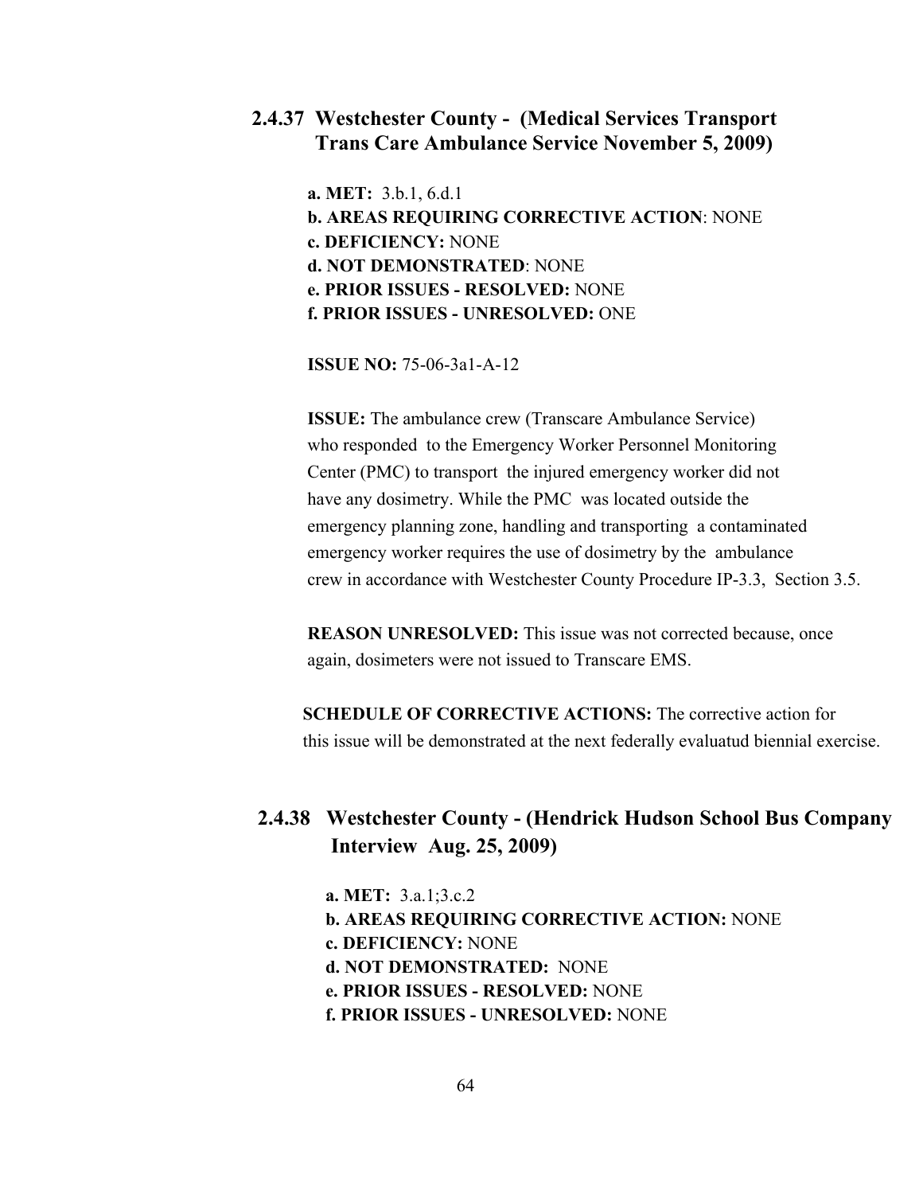### 2.4.37 Westchester County - (Medical Services Transport Trans Care Ambulance Service November 5, 2009)

**a. MET:** 3.b.1, 6.d.1
**b. AREAS REQUIRING CORRECTIVE ACTION**: NONE
**c. DEFICIENCY:** NONE
**d. NOT DEMONSTRATED**: NONE
**e. PRIOR ISSUES - RESOLVED:** NONE
**f. PRIOR ISSUES - UNRESOLVED:** ONE

**ISSUE NO:** 75-06-3a1-A-12

**ISSUE:** The ambulance crew (Transcare Ambulance Service) who responded to the Emergency Worker Personnel Monitoring Center (PMC) to transport the injured emergency worker did not have any dosimetry. While the PMC was located outside the emergency planning zone, handling and transporting a contaminated emergency worker requires the use of dosimetry by the ambulance crew in accordance with Westchester County Procedure IP-3.3, Section 3.5.

**REASON UNRESOLVED:** This issue was not corrected because, once again, dosimeters were not issued to Transcare EMS.

**SCHEDULE OF CORRECTIVE ACTIONS:** The corrective action for this issue will be demonstrated at the next federally evaluatud biennial exercise.

### 2.4.38 Westchester County - (Hendrick Hudson School Bus Company Interview Aug. 25, 2009)

**a. MET:** 3.a.1;3.c.2
**b. AREAS REQUIRING CORRECTIVE ACTION:** NONE
**c. DEFICIENCY:** NONE
**d. NOT DEMONSTRATED:** NONE
**e. PRIOR ISSUES - RESOLVED:** NONE
**f. PRIOR ISSUES - UNRESOLVED:** NONE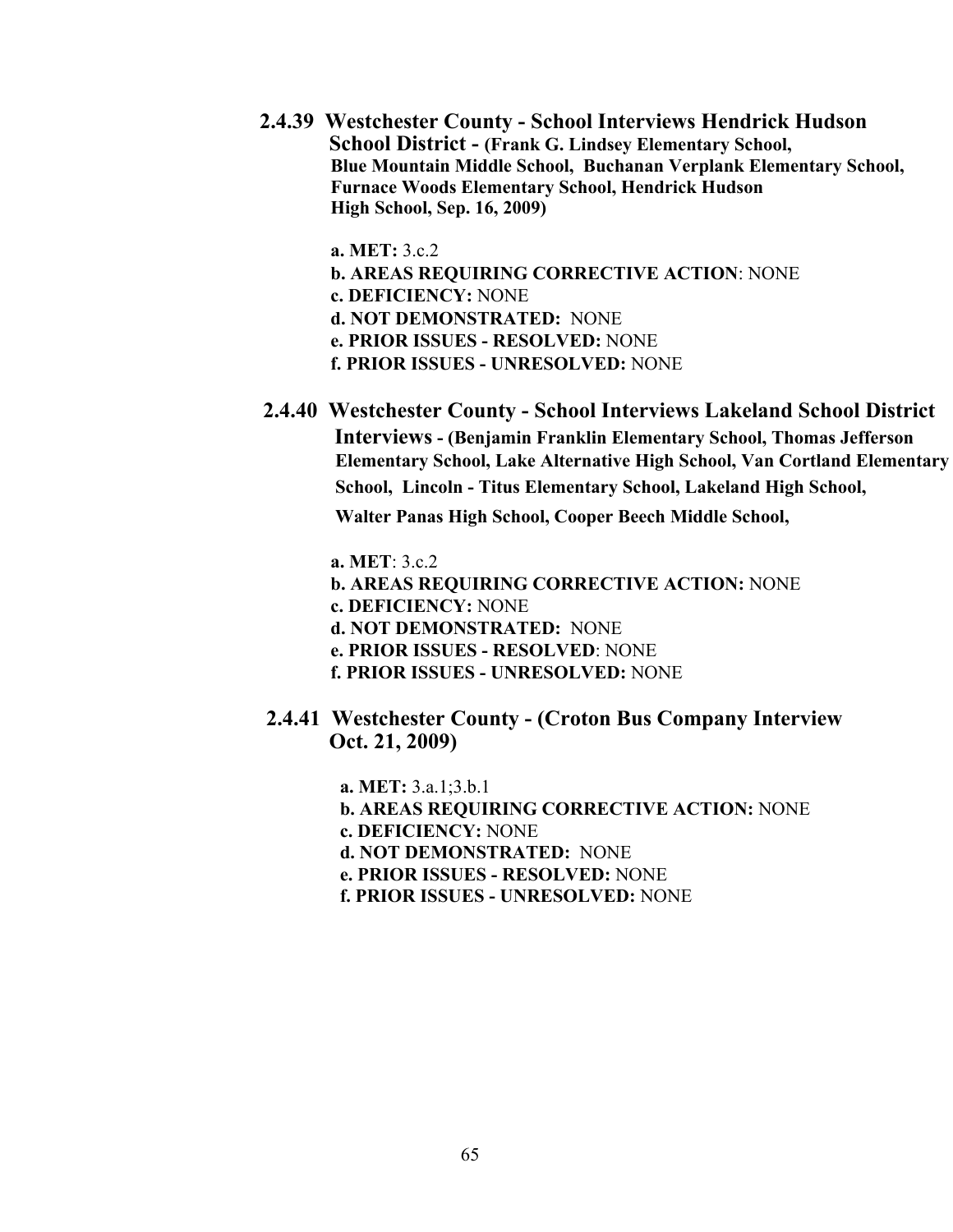### 2.4.39 Westchester County - School Interviews Hendrick Hudson School District - (Frank G. Lindsey Elementary School, Blue Mountain Middle School, Buchanan Verplank Elementary School, Furnace Woods Elementary School, Hendrick Hudson High School, Sep. 16, 2009)

**a. MET:** 3.c.2
**b. AREAS REQUIRING CORRECTIVE ACTION**: NONE
**c. DEFICIENCY:** NONE
**d. NOT DEMONSTRATED:** NONE
**e. PRIOR ISSUES - RESOLVED:** NONE
**f. PRIOR ISSUES - UNRESOLVED:** NONE

### 2.4.40 Westchester County - School Interviews Lakeland School District Interviews - (Benjamin Franklin Elementary School, Thomas Jefferson Elementary School, Lake Alternative High School, Van Cortland Elementary School, Lincoln - Titus Elementary School, Lakeland High School, Walter Panas High School, Cooper Beech Middle School,

**a. MET**: 3.c.2
**b. AREAS REQUIRING CORRECTIVE ACTION:** NONE
**c. DEFICIENCY:** NONE
**d. NOT DEMONSTRATED:** NONE
**e. PRIOR ISSUES - RESOLVED**: NONE
**f. PRIOR ISSUES - UNRESOLVED:** NONE

### 2.4.41 Westchester County - (Croton Bus Company Interview Oct. 21, 2009)

**a. MET:** 3.a.1;3.b.1
**b. AREAS REQUIRING CORRECTIVE ACTION:** NONE
**c. DEFICIENCY:** NONE
**d. NOT DEMONSTRATED:** NONE
**e. PRIOR ISSUES - RESOLVED:** NONE
**f. PRIOR ISSUES - UNRESOLVED:** NONE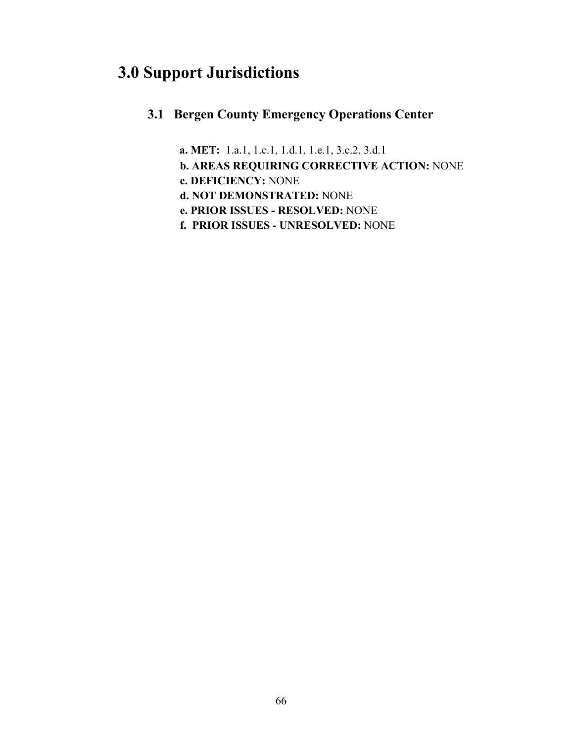# 3.0 Support Jurisdictions

## 3.1 Bergen County Emergency Operations Center

**a. MET:** 1.a.1, 1.c.1, 1.d.1, 1.e.1, 3.c.2, 3.d.1

**b. AREAS REQUIRING CORRECTIVE ACTION:** NONE

**c. DEFICIENCY:** NONE

**d. NOT DEMONSTRATED:** NONE

**e. PRIOR ISSUES - RESOLVED:** NONE

**f. PRIOR ISSUES - UNRESOLVED:** NONE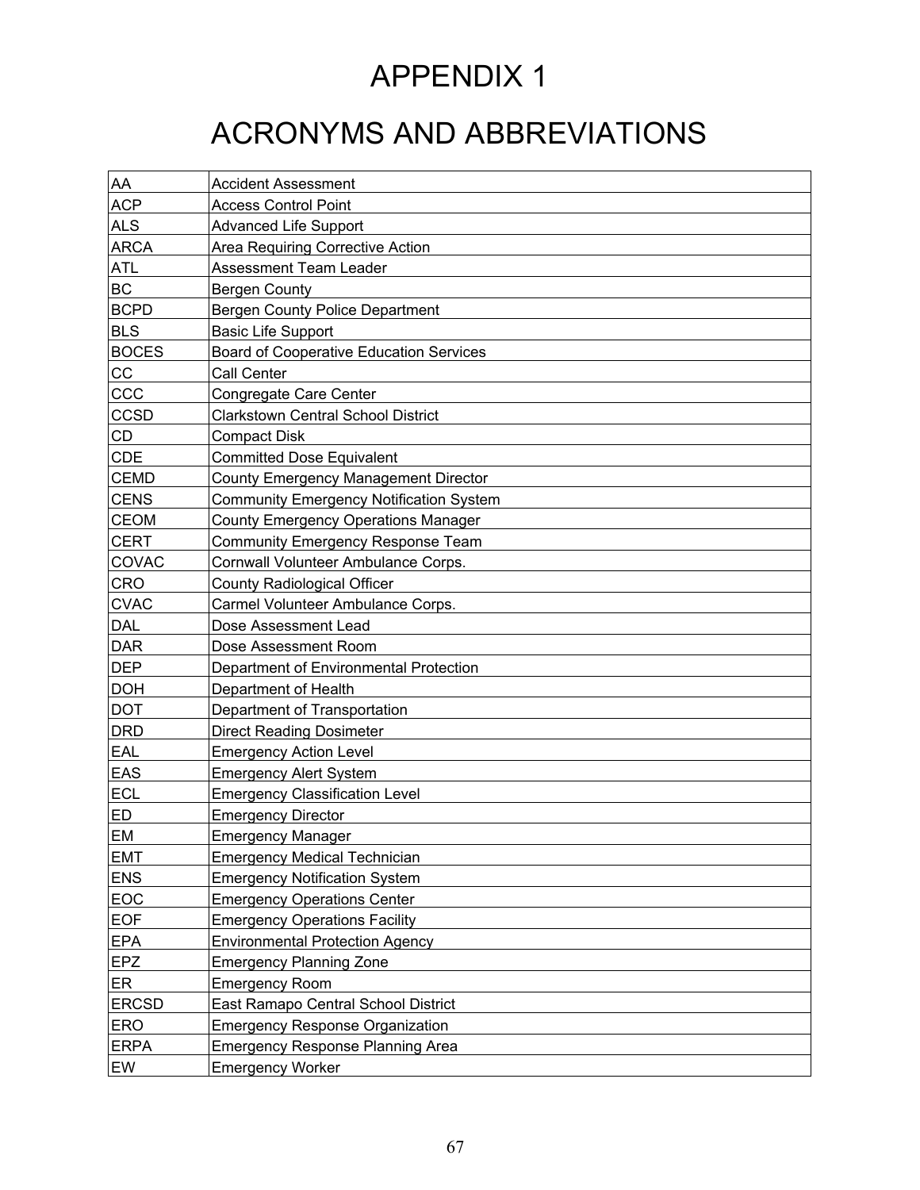# APPENDIX 1

# ACRONYMS AND ABBREVIATIONS

| | |
|---|---|
| AA | Accident Assessment |
| ACP | Access Control Point |
| ALS | Advanced Life Support |
| ARCA | Area Requiring Corrective Action |
| ATL | Assessment Team Leader |
| BC | Bergen County |
| BCPD | Bergen County Police Department |
| BLS | Basic Life Support |
| BOCES | Board of Cooperative Education Services |
| CC | Call Center |
| CCC | Congregate Care Center |
| CCSD | Clarkstown Central School District |
| CD | Compact Disk |
| CDE | Committed Dose Equivalent |
| CEMD | County Emergency Management Director |
| CENS | Community Emergency Notification System |
| CEOM | County Emergency Operations Manager |
| CERT | Community Emergency Response Team |
| COVAC | Cornwall Volunteer Ambulance Corps. |
| CRO | County Radiological Officer |
| CVAC | Carmel Volunteer Ambulance Corps. |
| DAL | Dose Assessment Lead |
| DAR | Dose Assessment Room |
| DEP | Department of Environmental Protection |
| DOH | Department of Health |
| DOT | Department of Transportation |
| DRD | Direct Reading Dosimeter |
| EAL | Emergency Action Level |
| EAS | Emergency Alert System |
| ECL | Emergency Classification Level |
| ED | Emergency Director |
| EM | Emergency Manager |
| EMT | Emergency Medical Technician |
| ENS | Emergency Notification System |
| EOC | Emergency Operations Center |
| EOF | Emergency Operations Facility |
| EPA | Environmental Protection Agency |
| EPZ | Emergency Planning Zone |
| ER | Emergency Room |
| ERCSD | East Ramapo Central School District |
| ERO | Emergency Response Organization |
| ERPA | Emergency Response Planning Area |
| EW | Emergency Worker |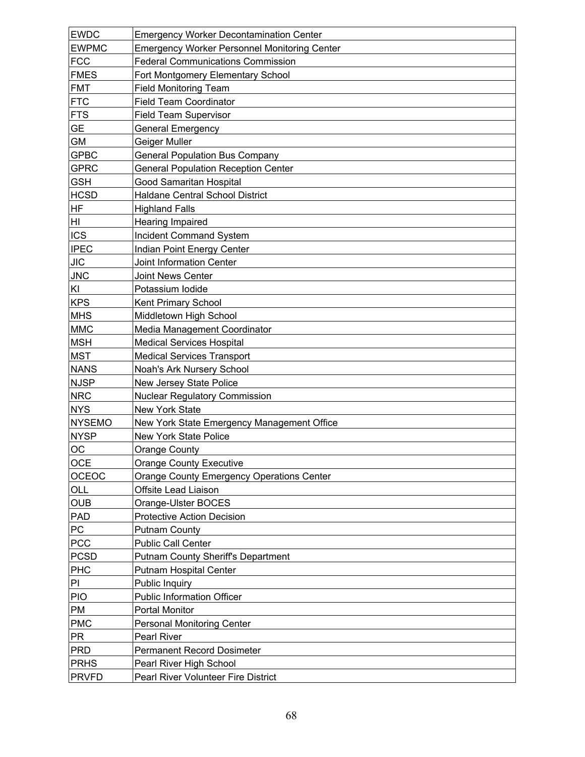| | |
|---|---|
| EWDC | Emergency Worker Decontamination Center |
| EWPMC | Emergency Worker Personnel Monitoring Center |
| FCC | Federal Communications Commission |
| FMES | Fort Montgomery Elementary School |
| FMT | Field Monitoring Team |
| FTC | Field Team Coordinator |
| FTS | Field Team Supervisor |
| GE | General Emergency |
| GM | Geiger Muller |
| GPBC | General Population Bus Company |
| GPRC | General Population Reception Center |
| GSH | Good Samaritan Hospital |
| HCSD | Haldane Central School District |
| HF | Highland Falls |
| HI | Hearing Impaired |
| ICS | Incident Command System |
| IPEC | Indian Point Energy Center |
| JIC | Joint Information Center |
| JNC | Joint News Center |
| KI | Potassium Iodide |
| KPS | Kent Primary School |
| MHS | Middletown High School |
| MMC | Media Management Coordinator |
| MSH | Medical Services Hospital |
| MST | Medical Services Transport |
| NANS | Noah's Ark Nursery School |
| NJSP | New Jersey State Police |
| NRC | Nuclear Regulatory Commission |
| NYS | New York State |
| NYSEMO | New York State Emergency Management Office |
| NYSP | New York State Police |
| OC | Orange County |
| OCE | Orange County Executive |
| OCEOC | Orange County Emergency Operations Center |
| OLL | Offsite Lead Liaison |
| OUB | Orange-Ulster BOCES |
| PAD | Protective Action Decision |
| PC | Putnam County |
| PCC | Public Call Center |
| PCSD | Putnam County Sheriff's Department |
| PHC | Putnam Hospital Center |
| PI | Public Inquiry |
| PIO | Public Information Officer |
| PM | Portal Monitor |
| PMC | Personal Monitoring Center |
| PR | Pearl River |
| PRD | Permanent Record Dosimeter |
| PRHS | Pearl River High School |
| PRVFD | Pearl River Volunteer Fire District |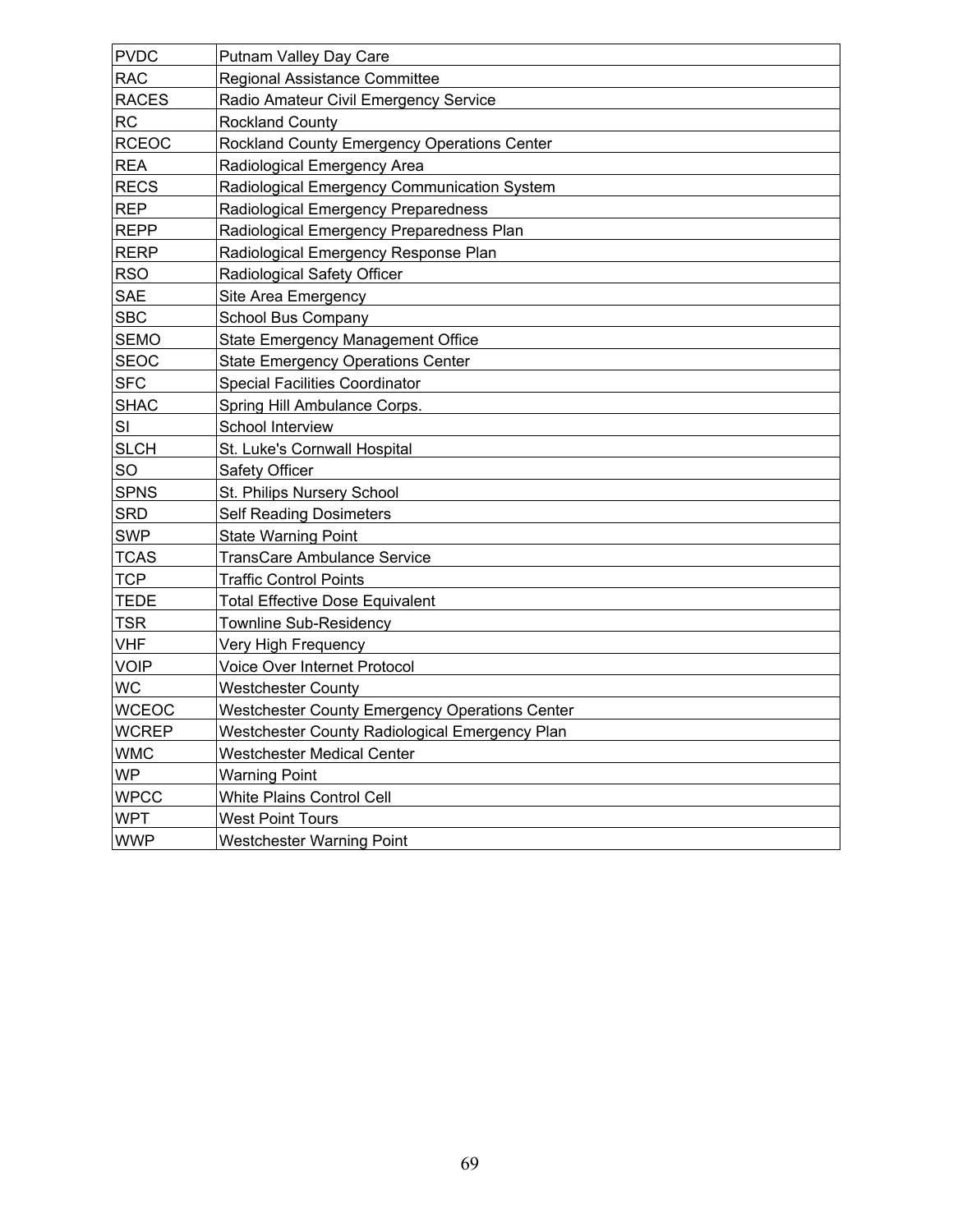| | |
|---|---|
| PVDC | Putnam Valley Day Care |
| RAC | Regional Assistance Committee |
| RACES | Radio Amateur Civil Emergency Service |
| RC | Rockland County |
| RCEOC | Rockland County Emergency Operations Center |
| REA | Radiological Emergency Area |
| RECS | Radiological Emergency Communication System |
| REP | Radiological Emergency Preparedness |
| REPP | Radiological Emergency Preparedness Plan |
| RERP | Radiological Emergency Response Plan |
| RSO | Radiological Safety Officer |
| SAE | Site Area Emergency |
| SBC | School Bus Company |
| SEMO | State Emergency Management Office |
| SEOC | State Emergency Operations Center |
| SFC | Special Facilities Coordinator |
| SHAC | Spring Hill Ambulance Corps. |
| SI | School Interview |
| SLCH | St. Luke's Cornwall Hospital |
| SO | Safety Officer |
| SPNS | St. Philips Nursery School |
| SRD | Self Reading Dosimeters |
| SWP | State Warning Point |
| TCAS | TransCare Ambulance Service |
| TCP | Traffic Control Points |
| TEDE | Total Effective Dose Equivalent |
| TSR | Townline Sub-Residency |
| VHF | Very High Frequency |
| VOIP | Voice Over Internet Protocol |
| WC | Westchester County |
| WCEOC | Westchester County Emergency Operations Center |
| WCREP | Westchester County Radiological Emergency Plan |
| WMC | Westchester Medical Center |
| WP | Warning Point |
| WPCC | White Plains Control Cell |
| WPT | West Point Tours |
| WWP | Westchester Warning Point |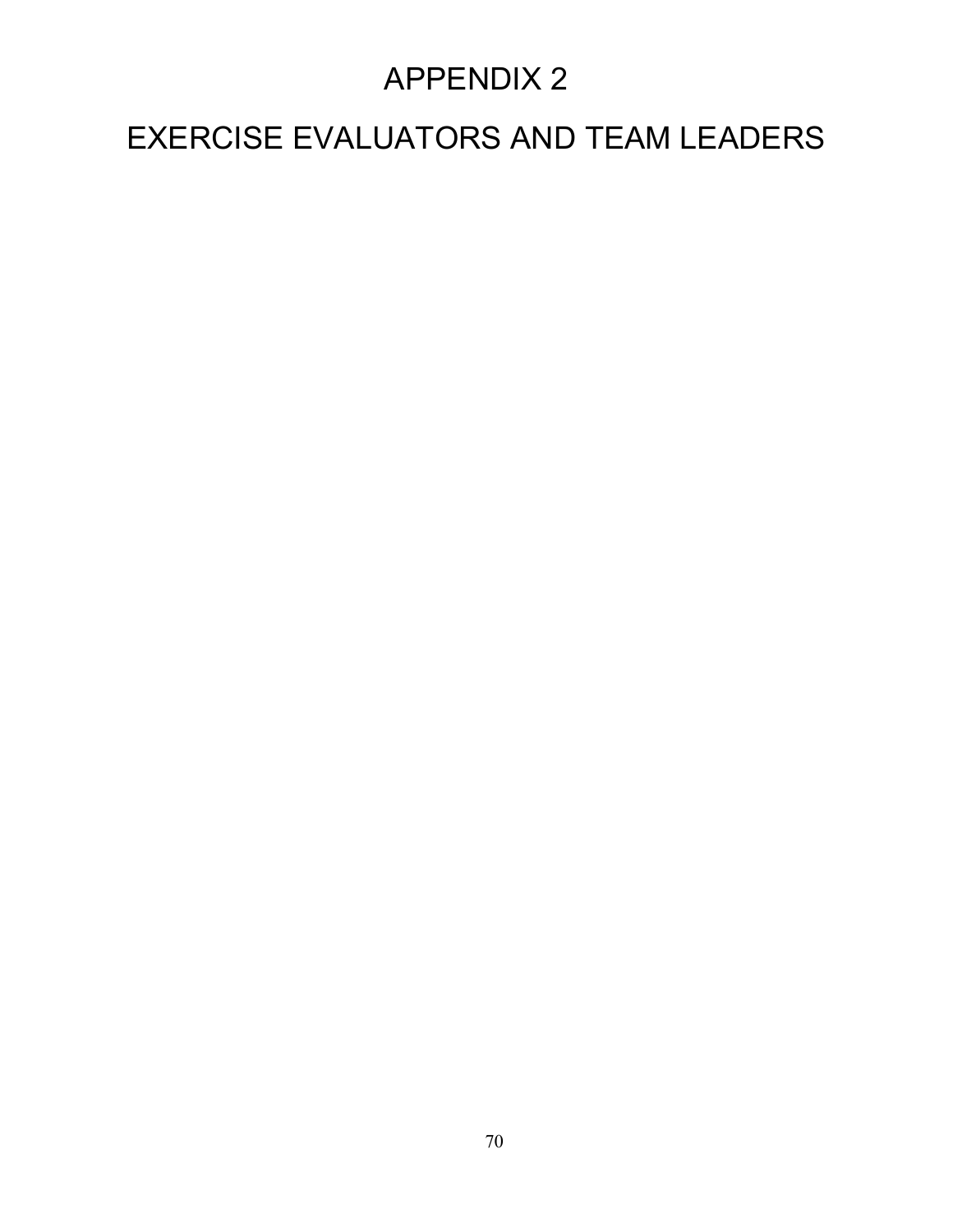# APPENDIX 2

# EXERCISE EVALUATORS AND TEAM LEADERS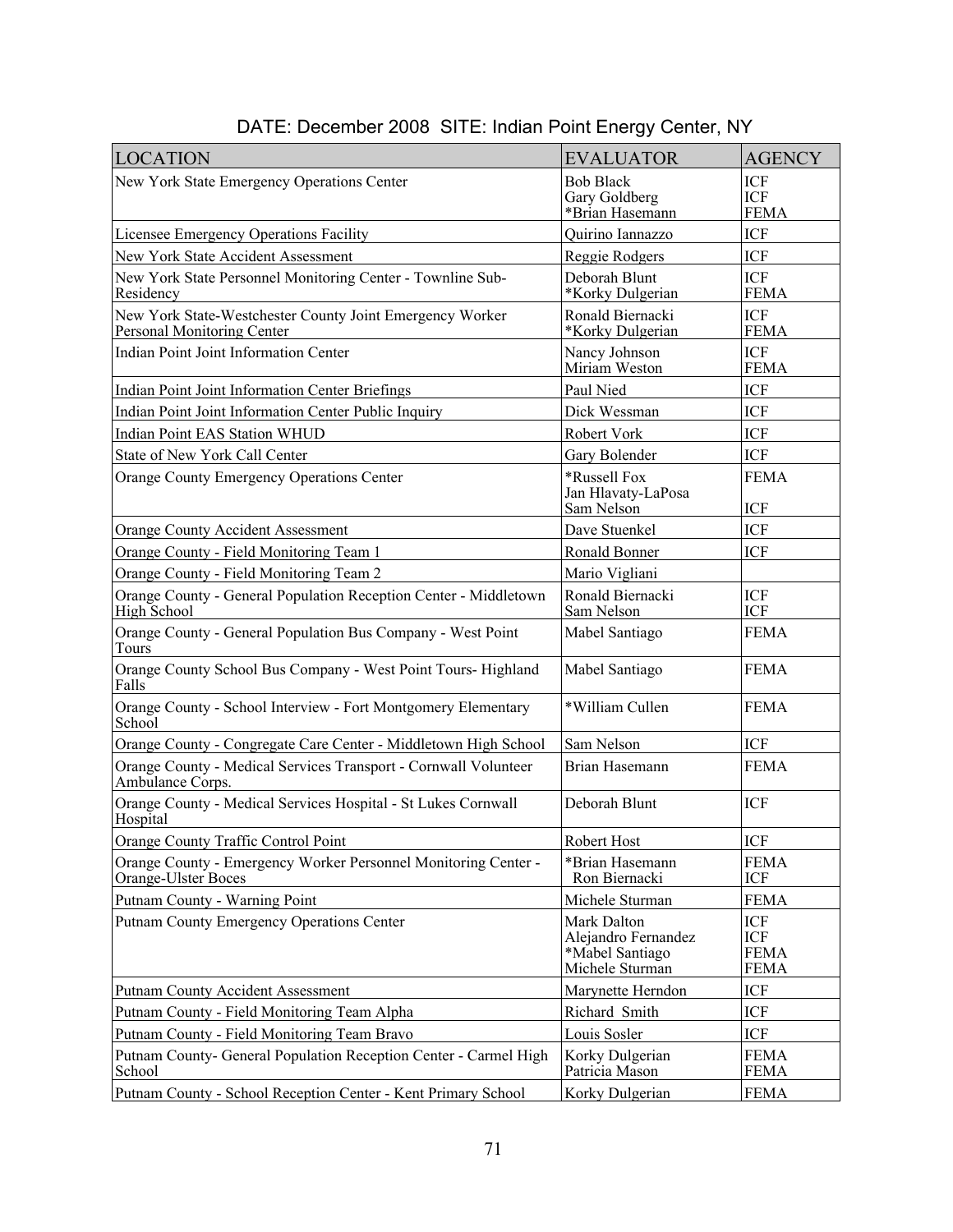DATE: December 2008 SITE: Indian Point Energy Center, NY

| LOCATION | EVALUATOR | AGENCY |
|---|---|---|
| New York State Emergency Operations Center | Bob Black<br>Gary Goldberg<br>*Brian Hasemann | ICF<br>ICF<br>FEMA |
| Licensee Emergency Operations Facility | Quirino Iannazzo | ICF |
| New York State Accident Assessment | Reggie Rodgers | ICF |
| New York State Personnel Monitoring Center - Townline Sub-Residency | Deborah Blunt<br>*Korky Dulgerian | ICF<br>FEMA |
| New York State-Westchester County Joint Emergency Worker Personal Monitoring Center | Ronald Biernacki<br>*Korky Dulgerian | ICF<br>FEMA |
| Indian Point Joint Information Center | Nancy Johnson<br>Miriam Weston | ICF<br>FEMA |
| Indian Point Joint Information Center Briefings | Paul Nied | ICF |
| Indian Point Joint Information Center Public Inquiry | Dick Wessman | ICF |
| Indian Point EAS Station WHUD | Robert Vork | ICF |
| State of New York Call Center | Gary Bolender | ICF |
| Orange County Emergency Operations Center | *Russell Fox<br>Jan Hlavaty-LaPosa<br>Sam Nelson | FEMA<br><br>ICF |
| Orange County Accident Assessment | Dave Stuenkel | ICF |
| Orange County - Field Monitoring Team 1 | Ronald Bonner | ICF |
| Orange County - Field Monitoring Team 2 | Mario Vigliani | |
| Orange County - General Population Reception Center - Middletown High School | Ronald Biernacki<br>Sam Nelson | ICF<br>ICF |
| Orange County - General Population Bus Company - West Point Tours | Mabel Santiago | FEMA |
| Orange County School Bus Company - West Point Tours- Highland Falls | Mabel Santiago | FEMA |
| Orange County - School Interview - Fort Montgomery Elementary School | *William Cullen | FEMA |
| Orange County - Congregate Care Center - Middletown High School | Sam Nelson | ICF |
| Orange County - Medical Services Transport - Cornwall Volunteer Ambulance Corps. | Brian Hasemann | FEMA |
| Orange County - Medical Services Hospital - St Lukes Cornwall Hospital | Deborah Blunt | ICF |
| Orange County Traffic Control Point | Robert Host | ICF |
| Orange County - Emergency Worker Personnel Monitoring Center - Orange-Ulster Boces | *Brian Hasemann<br>Ron Biernacki | FEMA<br>ICF |
| Putnam County - Warning Point | Michele Sturman | FEMA |
| Putnam County Emergency Operations Center | Mark Dalton<br>Alejandro Fernandez<br>*Mabel Santiago<br>Michele Sturman | ICF<br>ICF<br>FEMA<br>FEMA |
| Putnam County Accident Assessment | Marynette Herndon | ICF |
| Putnam County - Field Monitoring Team Alpha | Richard Smith | ICF |
| Putnam County - Field Monitoring Team Bravo | Louis Sosler | ICF |
| Putnam County- General Population Reception Center - Carmel High School | Korky Dulgerian<br>Patricia Mason | FEMA<br>FEMA |
| Putnam County - School Reception Center - Kent Primary School | Korky Dulgerian | FEMA |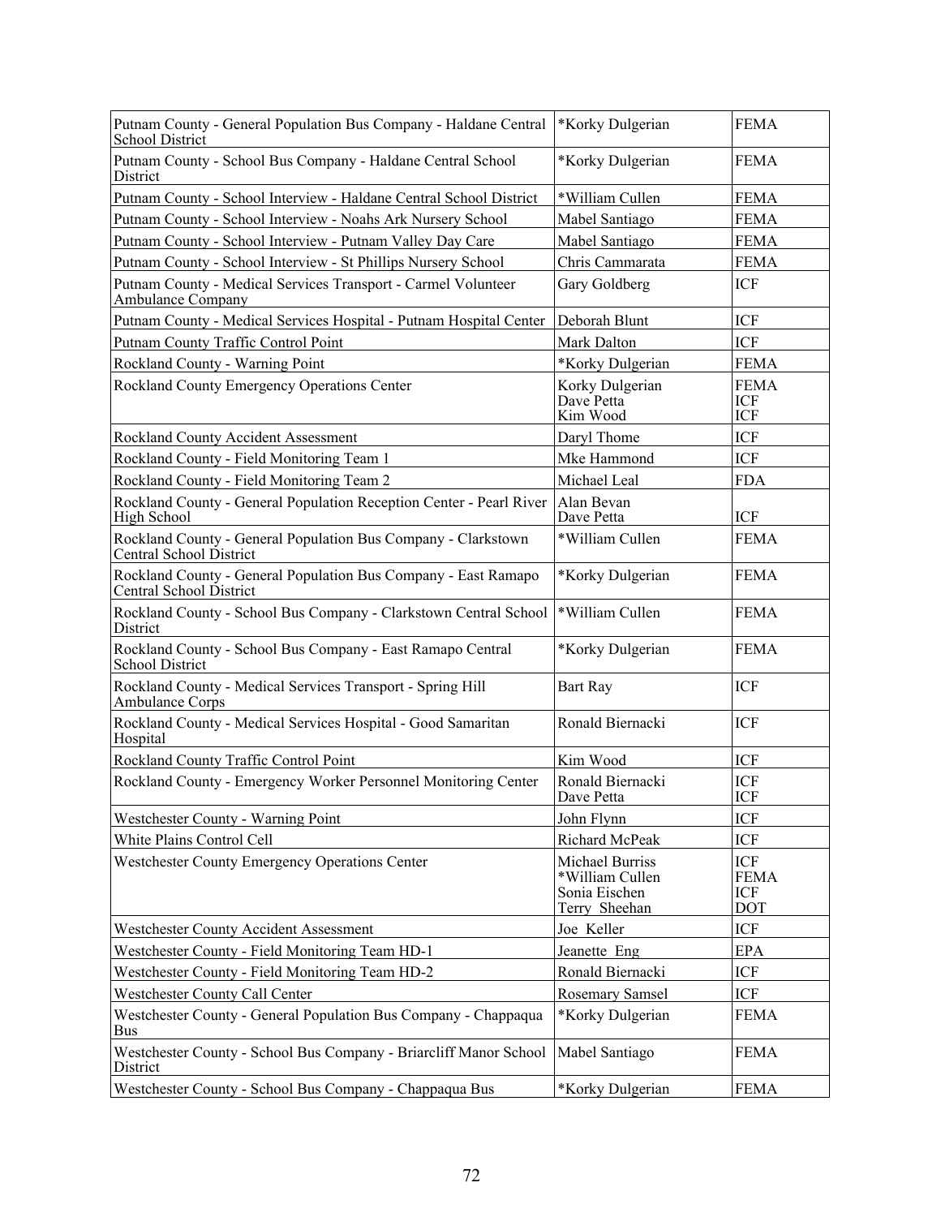| | | |
|---|---|---|
| Putnam County - General Population Bus Company - Haldane Central School District | *Korky Dulgerian | FEMA |
| Putnam County - School Bus Company - Haldane Central School District | *Korky Dulgerian | FEMA |
| Putnam County - School Interview - Haldane Central School District | *William Cullen | FEMA |
| Putnam County - School Interview - Noahs Ark Nursery School | Mabel Santiago | FEMA |
| Putnam County - School Interview - Putnam Valley Day Care | Mabel Santiago | FEMA |
| Putnam County - School Interview - St Phillips Nursery School | Chris Cammarata | FEMA |
| Putnam County - Medical Services Transport - Carmel Volunteer Ambulance Company | Gary Goldberg | ICF |
| Putnam County - Medical Services Hospital - Putnam Hospital Center | Deborah Blunt | ICF |
| Putnam County Traffic Control Point | Mark Dalton | ICF |
| Rockland County - Warning Point | *Korky Dulgerian | FEMA |
| Rockland County Emergency Operations Center | Korky Dulgerian<br>Dave Petta<br>Kim Wood | FEMA<br>ICF<br>ICF |
| Rockland County Accident Assessment | Daryl Thome | ICF |
| Rockland County - Field Monitoring Team 1 | Mke Hammond | ICF |
| Rockland County - Field Monitoring Team 2 | Michael Leal | FDA |
| Rockland County - General Population Reception Center - Pearl River High School | Alan Bevan<br>Dave Petta | ICF |
| Rockland County - General Population Bus Company - Clarkstown Central School District | *William Cullen | FEMA |
| Rockland County - General Population Bus Company - East Ramapo Central School District | *Korky Dulgerian | FEMA |
| Rockland County - School Bus Company - Clarkstown Central School District | *William Cullen | FEMA |
| Rockland County - School Bus Company - East Ramapo Central School District | *Korky Dulgerian | FEMA |
| Rockland County - Medical Services Transport - Spring Hill Ambulance Corps | Bart Ray | ICF |
| Rockland County - Medical Services Hospital - Good Samaritan Hospital | Ronald Biernacki | ICF |
| Rockland County Traffic Control Point | Kim Wood | ICF |
| Rockland County - Emergency Worker Personnel Monitoring Center | Ronald Biernacki<br>Dave Petta | ICF<br>ICF |
| Westchester County - Warning Point | John Flynn | ICF |
| White Plains Control Cell | Richard McPeak | ICF |
| Westchester County Emergency Operations Center | Michael Burriss<br>*William Cullen<br>Sonia Eischen<br>Terry Sheehan | ICF<br>FEMA<br>ICF<br>DOT |
| Westchester County Accident Assessment | Joe Keller | ICF |
| Westchester County - Field Monitoring Team HD-1 | Jeanette Eng | EPA |
| Westchester County - Field Monitoring Team HD-2 | Ronald Biernacki | ICF |
| Westchester County Call Center | Rosemary Samsel | ICF |
| Westchester County - General Population Bus Company - Chappaqua Bus | *Korky Dulgerian | FEMA |
| Westchester County - School Bus Company - Briarcliff Manor School District | Mabel Santiago | FEMA |
| Westchester County - School Bus Company - Chappaqua Bus | *Korky Dulgerian | FEMA |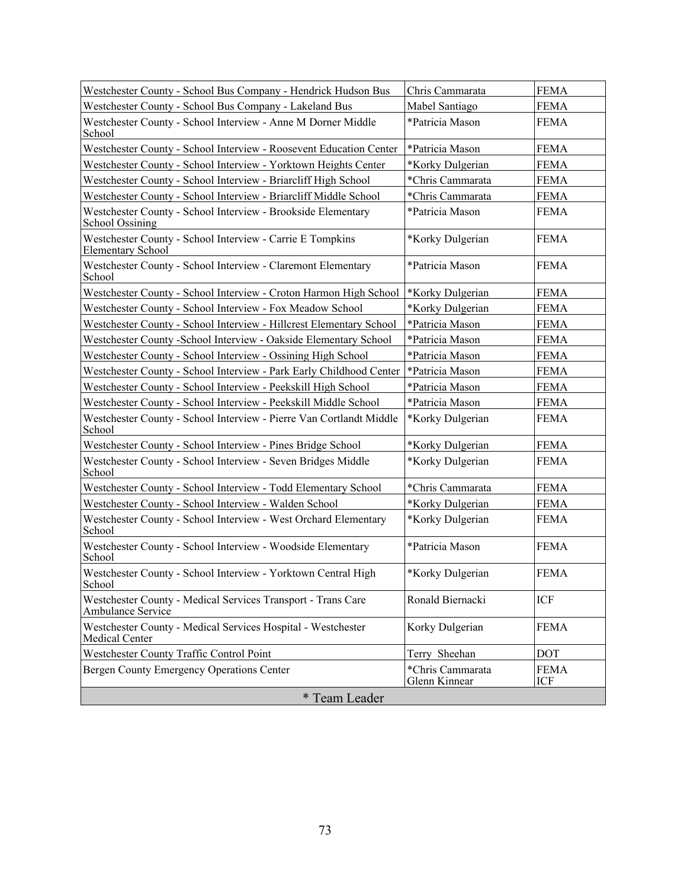| | | |
|---|---|---|
| Westchester County - School Bus Company - Hendrick Hudson Bus | Chris Cammarata | FEMA |
| Westchester County - School Bus Company - Lakeland Bus | Mabel Santiago | FEMA |
| Westchester County - School Interview - Anne M Dorner Middle School | *Patricia Mason | FEMA |
| Westchester County - School Interview - Roosevent Education Center | *Patricia Mason | FEMA |
| Westchester County - School Interview - Yorktown Heights Center | *Korky Dulgerian | FEMA |
| Westchester County - School Interview - Briarcliff High School | *Chris Cammarata | FEMA |
| Westchester County - School Interview - Briarcliff Middle School | *Chris Cammarata | FEMA |
| Westchester County - School Interview - Brookside Elementary School Ossining | *Patricia Mason | FEMA |
| Westchester County - School Interview - Carrie E Tompkins Elementary School | *Korky Dulgerian | FEMA |
| Westchester County - School Interview - Claremont Elementary School | *Patricia Mason | FEMA |
| Westchester County - School Interview - Croton Harmon High School | *Korky Dulgerian | FEMA |
| Westchester County - School Interview - Fox Meadow School | *Korky Dulgerian | FEMA |
| Westchester County - School Interview - Hillcrest Elementary School | *Patricia Mason | FEMA |
| Westchester County -School Interview - Oakside Elementary School | *Patricia Mason | FEMA |
| Westchester County - School Interview - Ossining High School | *Patricia Mason | FEMA |
| Westchester County - School Interview - Park Early Childhood Center | *Patricia Mason | FEMA |
| Westchester County - School Interview - Peekskill High School | *Patricia Mason | FEMA |
| Westchester County - School Interview - Peekskill Middle School | *Patricia Mason | FEMA |
| Westchester County - School Interview - Pierre Van Cortlandt Middle School | *Korky Dulgerian | FEMA |
| Westchester County - School Interview - Pines Bridge School | *Korky Dulgerian | FEMA |
| Westchester County - School Interview - Seven Bridges Middle School | *Korky Dulgerian | FEMA |
| Westchester County - School Interview - Todd Elementary School | *Chris Cammarata | FEMA |
| Westchester County - School Interview - Walden School | *Korky Dulgerian | FEMA |
| Westchester County - School Interview - West Orchard Elementary School | *Korky Dulgerian | FEMA |
| Westchester County - School Interview - Woodside Elementary School | *Patricia Mason | FEMA |
| Westchester County - School Interview - Yorktown Central High School | *Korky Dulgerian | FEMA |
| Westchester County - Medical Services Transport - Trans Care Ambulance Service | Ronald Biernacki | ICF |
| Westchester County - Medical Services Hospital - Westchester Medical Center | Korky Dulgerian | FEMA |
| Westchester County Traffic Control Point | Terry Sheehan | DOT |
| Bergen County Emergency Operations Center | *Chris Cammarata<br>Glenn Kinnear | FEMA<br>ICF |
| * Team Leader | | |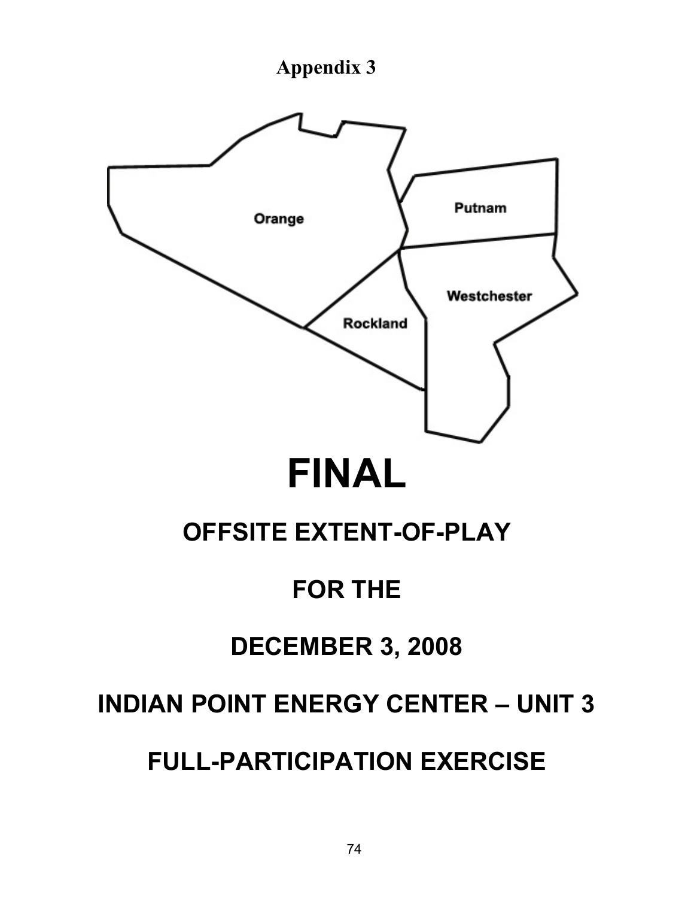**Appendix 3**

Orange

Putnam

Westchester

Rockland

# FINAL

## OFFSITE EXTENT-OF-PLAY

## FOR THE

## DECEMBER 3, 2008

## INDIAN POINT ENERGY CENTER – UNIT 3

## FULL-PARTICIPATION EXERCISE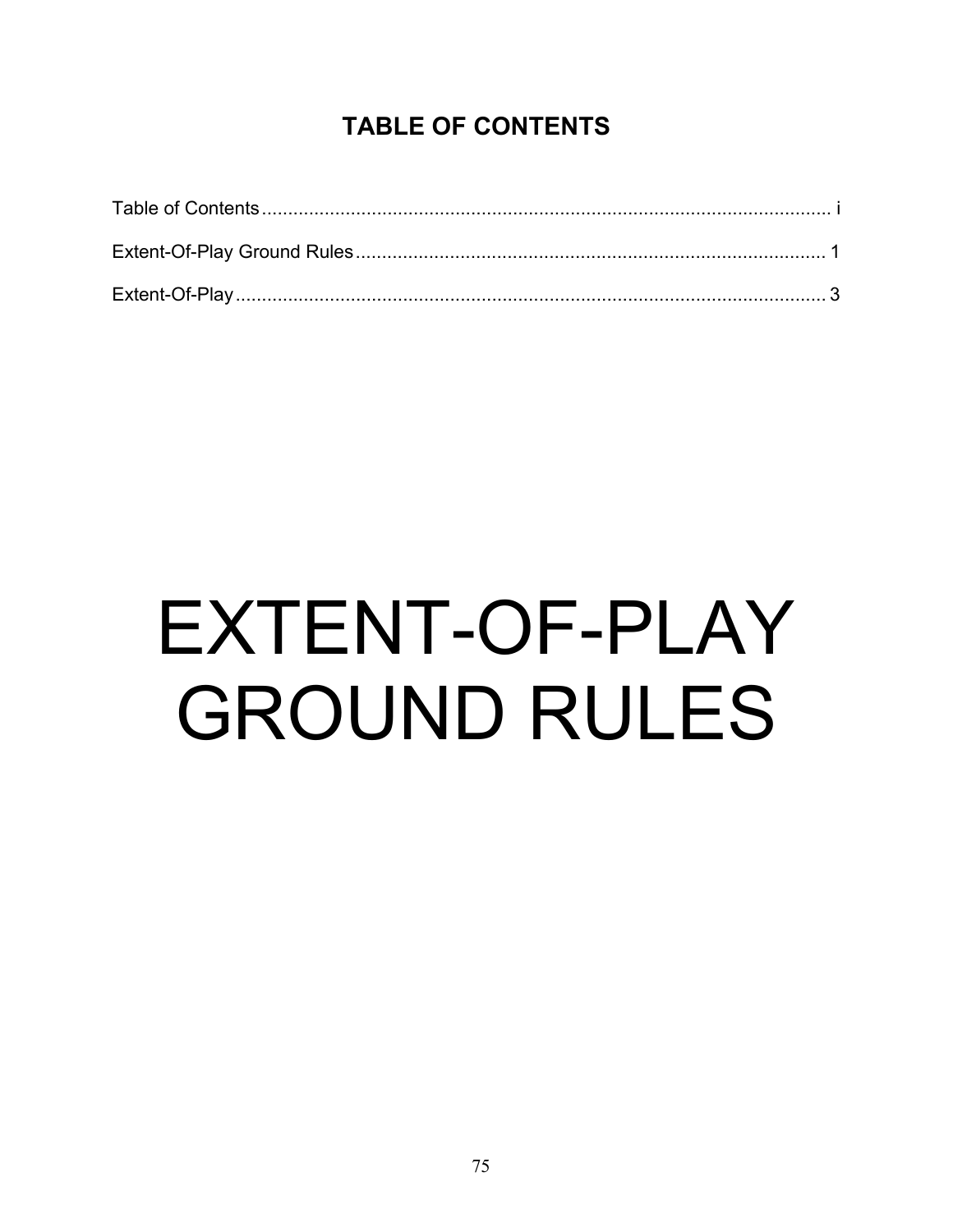# TABLE OF CONTENTS

Table of Contents ........................................................................................................... i

Extent-Of-Play Ground Rules ......................................................................................... 1

Extent-Of-Play ................................................................................................................ 3

# EXTENT-OF-PLAY GROUND RULES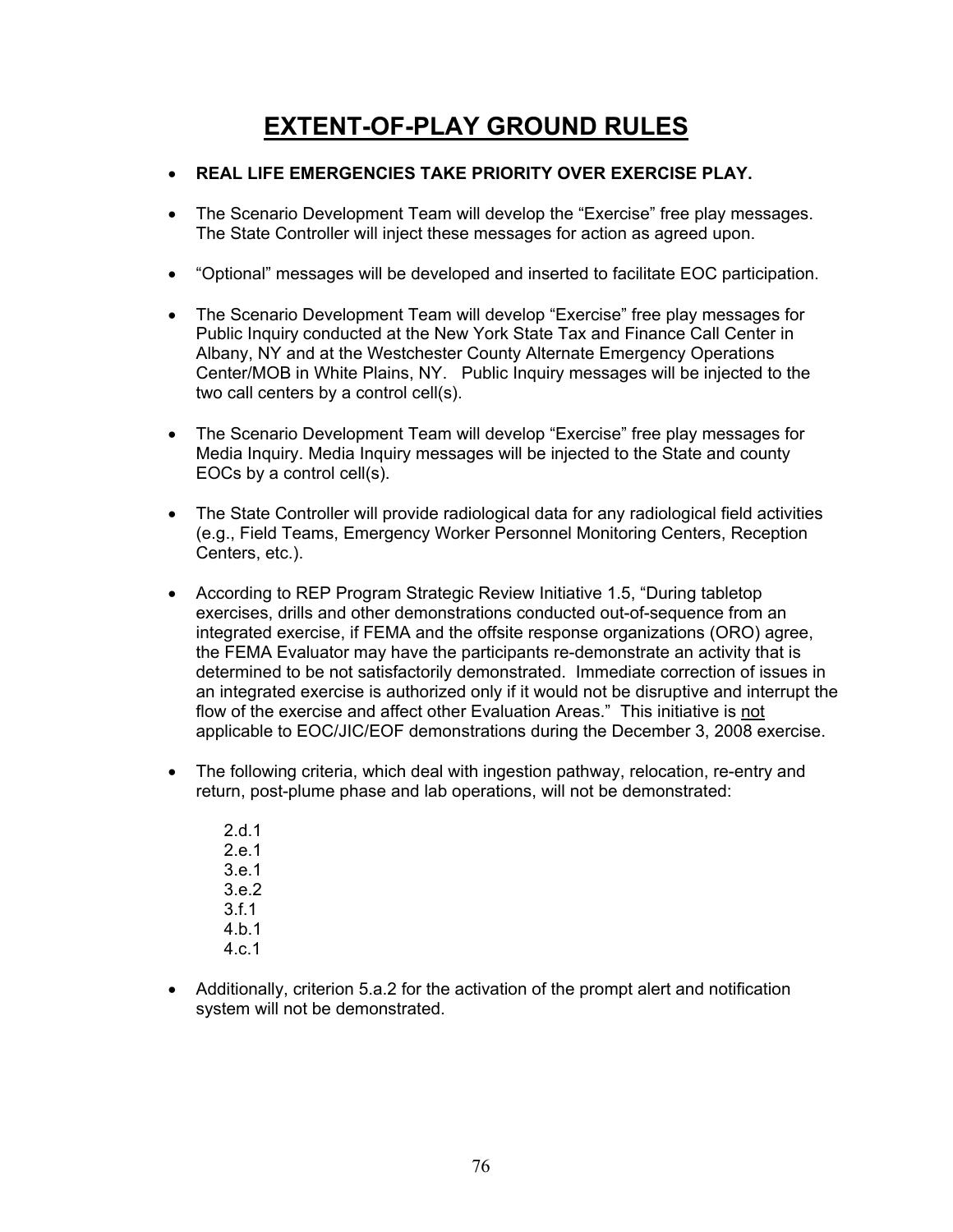# EXTENT-OF-PLAY GROUND RULES

- **REAL LIFE EMERGENCIES TAKE PRIORITY OVER EXERCISE PLAY.**
- The Scenario Development Team will develop the "Exercise" free play messages. The State Controller will inject these messages for action as agreed upon.
- "Optional" messages will be developed and inserted to facilitate EOC participation.
- The Scenario Development Team will develop "Exercise" free play messages for Public Inquiry conducted at the New York State Tax and Finance Call Center in Albany, NY and at the Westchester County Alternate Emergency Operations Center/MOB in White Plains, NY. Public Inquiry messages will be injected to the two call centers by a control cell(s).
- The Scenario Development Team will develop "Exercise" free play messages for Media Inquiry. Media Inquiry messages will be injected to the State and county EOCs by a control cell(s).
- The State Controller will provide radiological data for any radiological field activities (e.g., Field Teams, Emergency Worker Personnel Monitoring Centers, Reception Centers, etc.).
- According to REP Program Strategic Review Initiative 1.5, "During tabletop exercises, drills and other demonstrations conducted out-of-sequence from an integrated exercise, if FEMA and the offsite response organizations (ORO) agree, the FEMA Evaluator may have the participants re-demonstrate an activity that is determined to be not satisfactorily demonstrated. Immediate correction of issues in an integrated exercise is authorized only if it would not be disruptive and interrupt the flow of the exercise and affect other Evaluation Areas." This initiative is <u>not</u> applicable to EOC/JIC/EOF demonstrations during the December 3, 2008 exercise.
- The following criteria, which deal with ingestion pathway, relocation, re-entry and return, post-plume phase and lab operations, will not be demonstrated:

  2.d.1
  2.e.1
  3.e.1
  3.e.2
  3.f.1
  4.b.1
  4.c.1

- Additionally, criterion 5.a.2 for the activation of the prompt alert and notification system will not be demonstrated.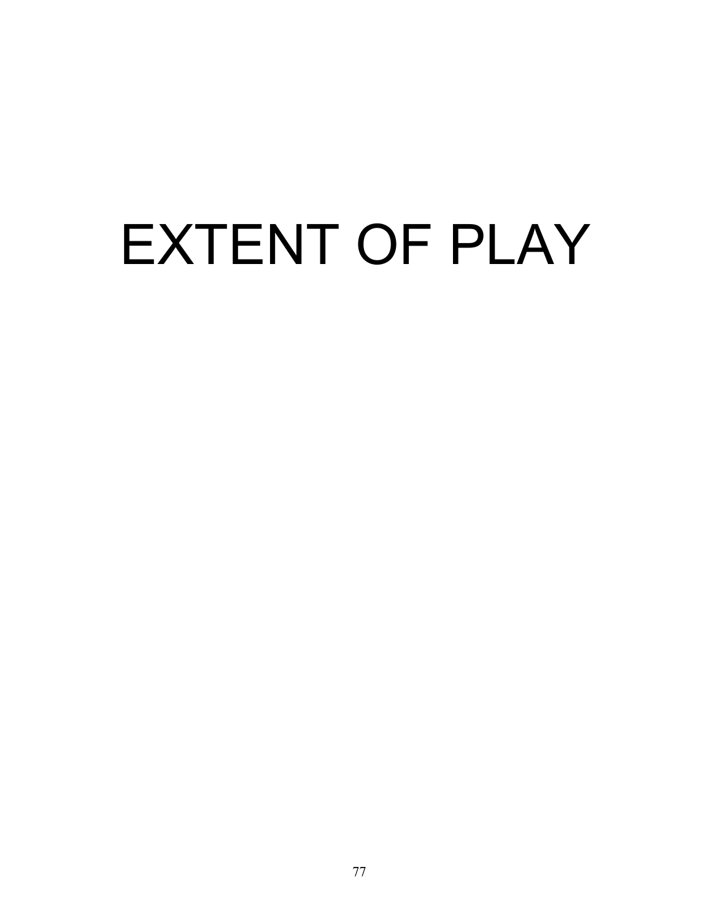# EXTENT OF PLAY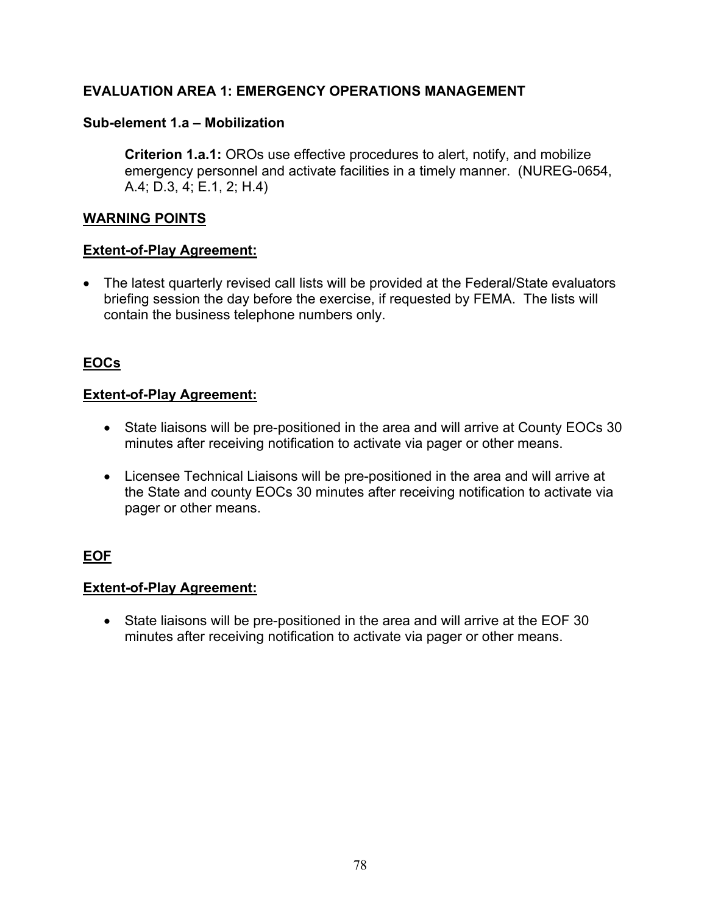**EVALUATION AREA 1: EMERGENCY OPERATIONS MANAGEMENT**

**Sub-element 1.a – Mobilization**

**Criterion 1.a.1:** OROs use effective procedures to alert, notify, and mobilize emergency personnel and activate facilities in a timely manner. (NUREG-0654, A.4; D.3, 4; E.1, 2; H.4)

**WARNING POINTS**

**Extent-of-Play Agreement:**

- The latest quarterly revised call lists will be provided at the Federal/State evaluators briefing session the day before the exercise, if requested by FEMA. The lists will contain the business telephone numbers only.

**EOCs**

**Extent-of-Play Agreement:**

- State liaisons will be pre-positioned in the area and will arrive at County EOCs 30 minutes after receiving notification to activate via pager or other means.
- Licensee Technical Liaisons will be pre-positioned in the area and will arrive at the State and county EOCs 30 minutes after receiving notification to activate via pager or other means.

**EOF**

**Extent-of-Play Agreement:**

- State liaisons will be pre-positioned in the area and will arrive at the EOF 30 minutes after receiving notification to activate via pager or other means.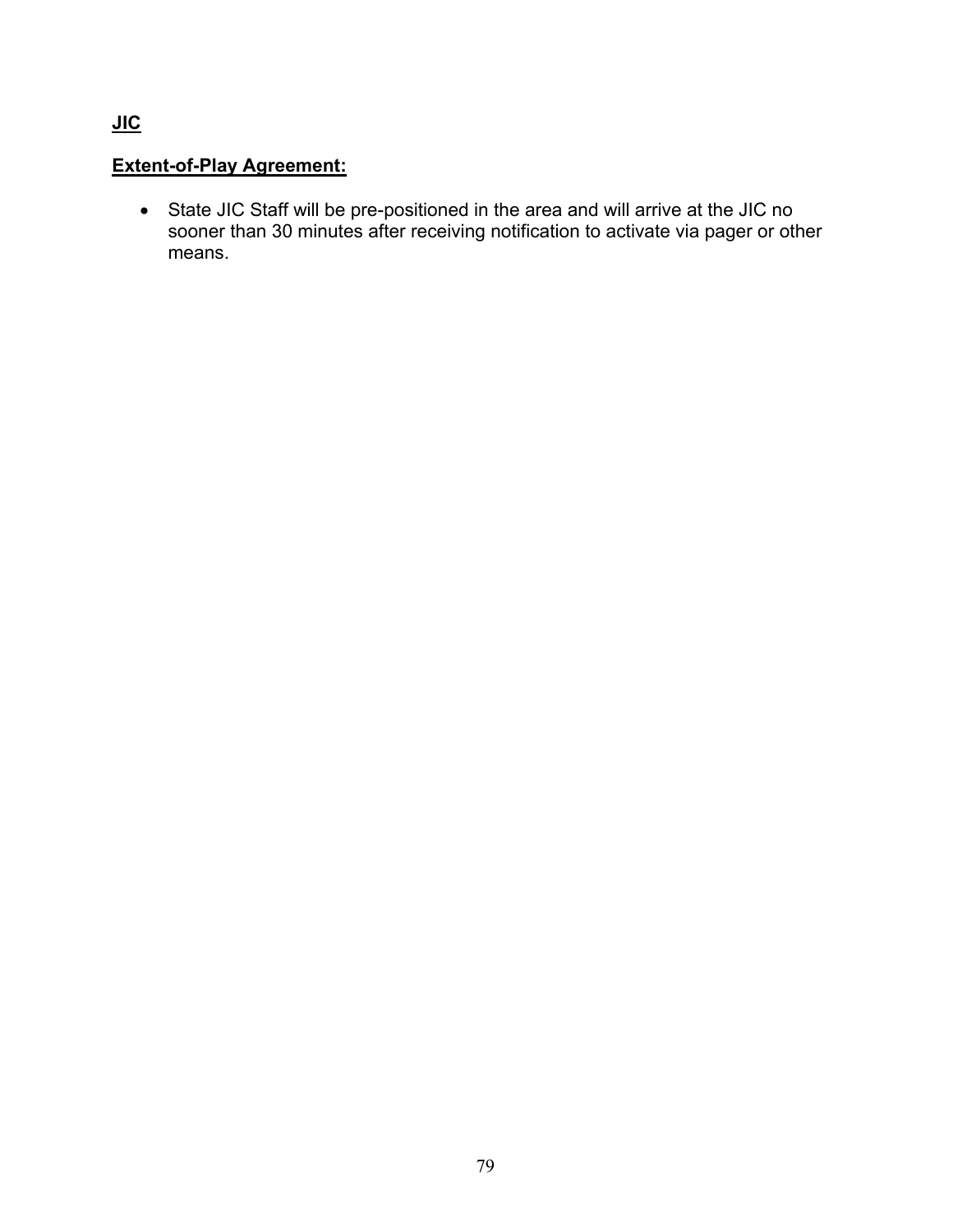**JIC**

**Extent-of-Play Agreement:**

- State JIC Staff will be pre-positioned in the area and will arrive at the JIC no sooner than 30 minutes after receiving notification to activate via pager or other means.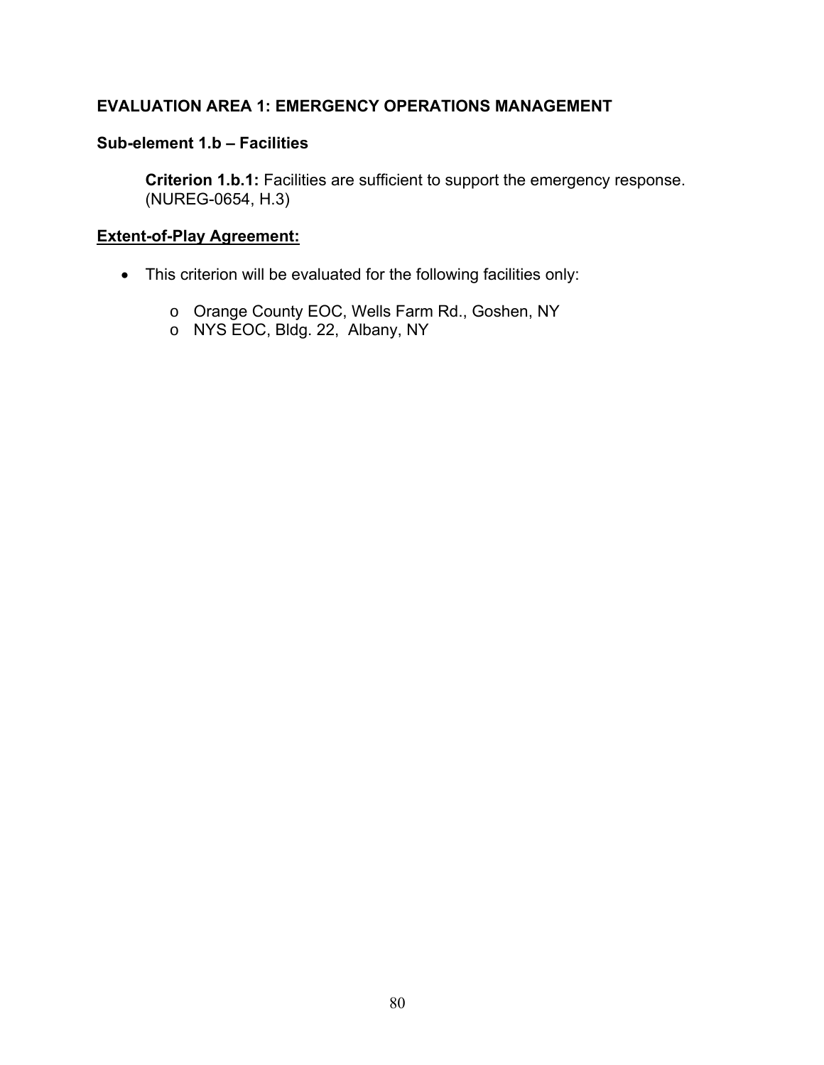## EVALUATION AREA 1: EMERGENCY OPERATIONS MANAGEMENT

### Sub-element 1.b – Facilities

**Criterion 1.b.1:** Facilities are sufficient to support the emergency response. (NUREG-0654, H.3)

**Extent-of-Play Agreement:**

- This criterion will be evaluated for the following facilities only:
  - Orange County EOC, Wells Farm Rd., Goshen, NY
  - NYS EOC, Bldg. 22, Albany, NY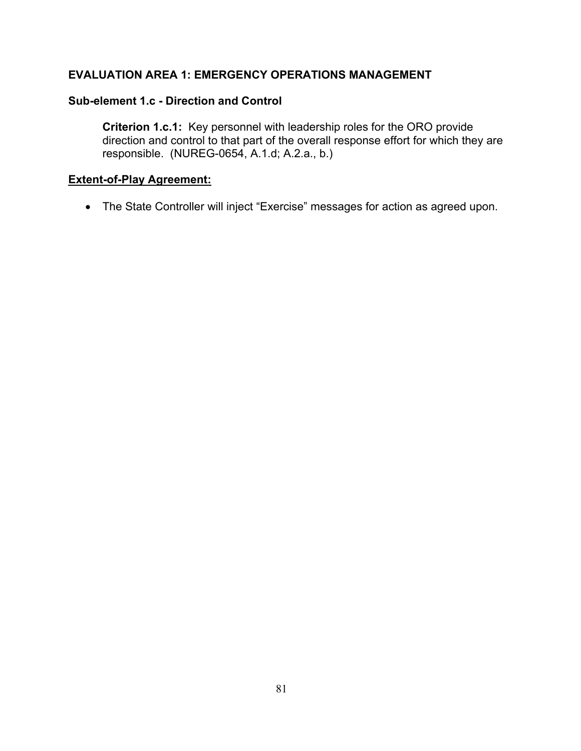## EVALUATION AREA 1: EMERGENCY OPERATIONS MANAGEMENT

### Sub-element 1.c - Direction and Control

**Criterion 1.c.1:** Key personnel with leadership roles for the ORO provide direction and control to that part of the overall response effort for which they are responsible. (NUREG-0654, A.1.d; A.2.a., b.)

**Extent-of-Play Agreement:**

- The State Controller will inject "Exercise" messages for action as agreed upon.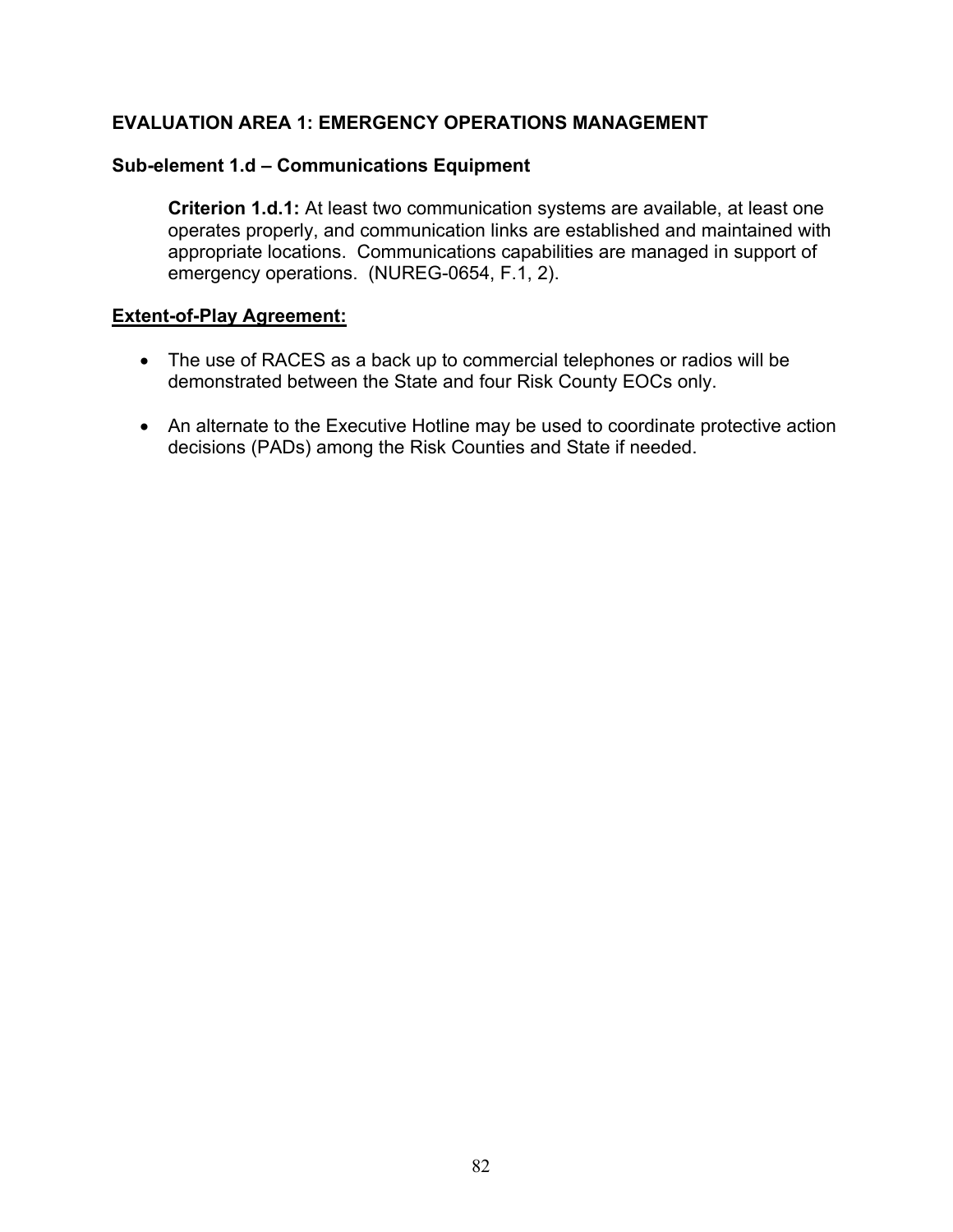## EVALUATION AREA 1: EMERGENCY OPERATIONS MANAGEMENT

### Sub-element 1.d – Communications Equipment

**Criterion 1.d.1:** At least two communication systems are available, at least one operates properly, and communication links are established and maintained with appropriate locations. Communications capabilities are managed in support of emergency operations. (NUREG-0654, F.1, 2).

**Extent-of-Play Agreement:**

- The use of RACES as a back up to commercial telephones or radios will be demonstrated between the State and four Risk County EOCs only.
- An alternate to the Executive Hotline may be used to coordinate protective action decisions (PADs) among the Risk Counties and State if needed.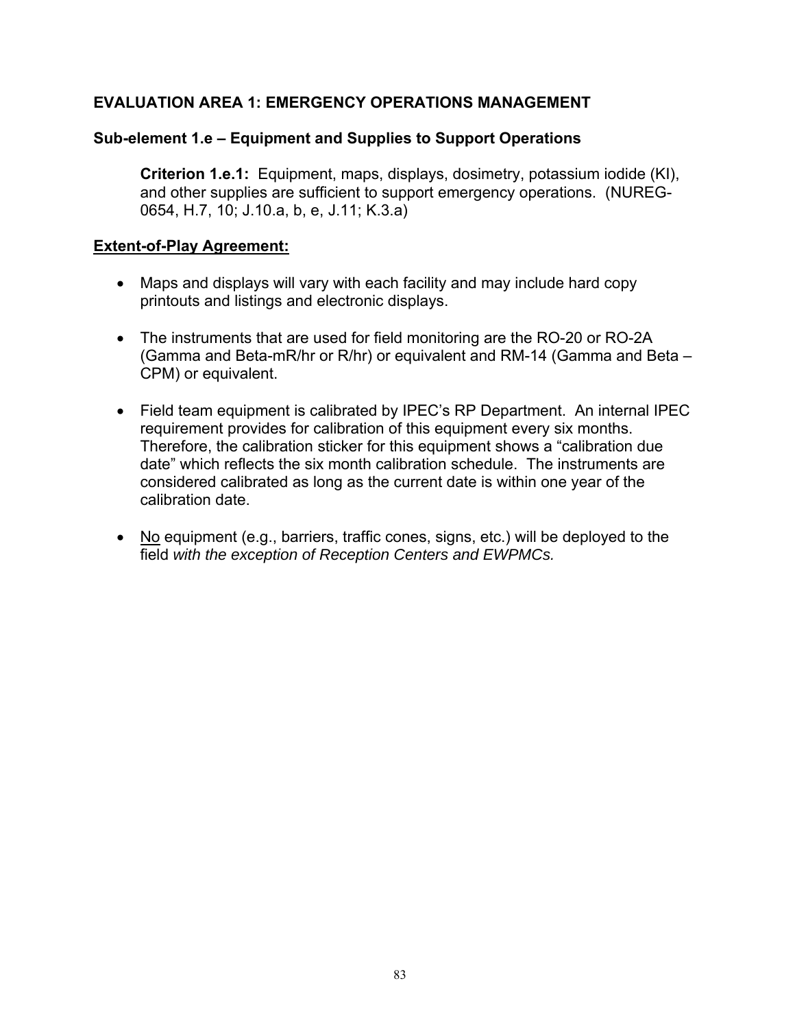## EVALUATION AREA 1: EMERGENCY OPERATIONS MANAGEMENT

### Sub-element 1.e – Equipment and Supplies to Support Operations

**Criterion 1.e.1:** Equipment, maps, displays, dosimetry, potassium iodide (KI), and other supplies are sufficient to support emergency operations. (NUREG-0654, H.7, 10; J.10.a, b, e, J.11; K.3.a)

**Extent-of-Play Agreement:**

- Maps and displays will vary with each facility and may include hard copy printouts and listings and electronic displays.
- The instruments that are used for field monitoring are the RO-20 or RO-2A (Gamma and Beta-mR/hr or R/hr) or equivalent and RM-14 (Gamma and Beta – CPM) or equivalent.
- Field team equipment is calibrated by IPEC's RP Department. An internal IPEC requirement provides for calibration of this equipment every six months. Therefore, the calibration sticker for this equipment shows a "calibration due date" which reflects the six month calibration schedule. The instruments are considered calibrated as long as the current date is within one year of the calibration date.
- No equipment (e.g., barriers, traffic cones, signs, etc.) will be deployed to the field *with the exception of Reception Centers and EWPMCs.*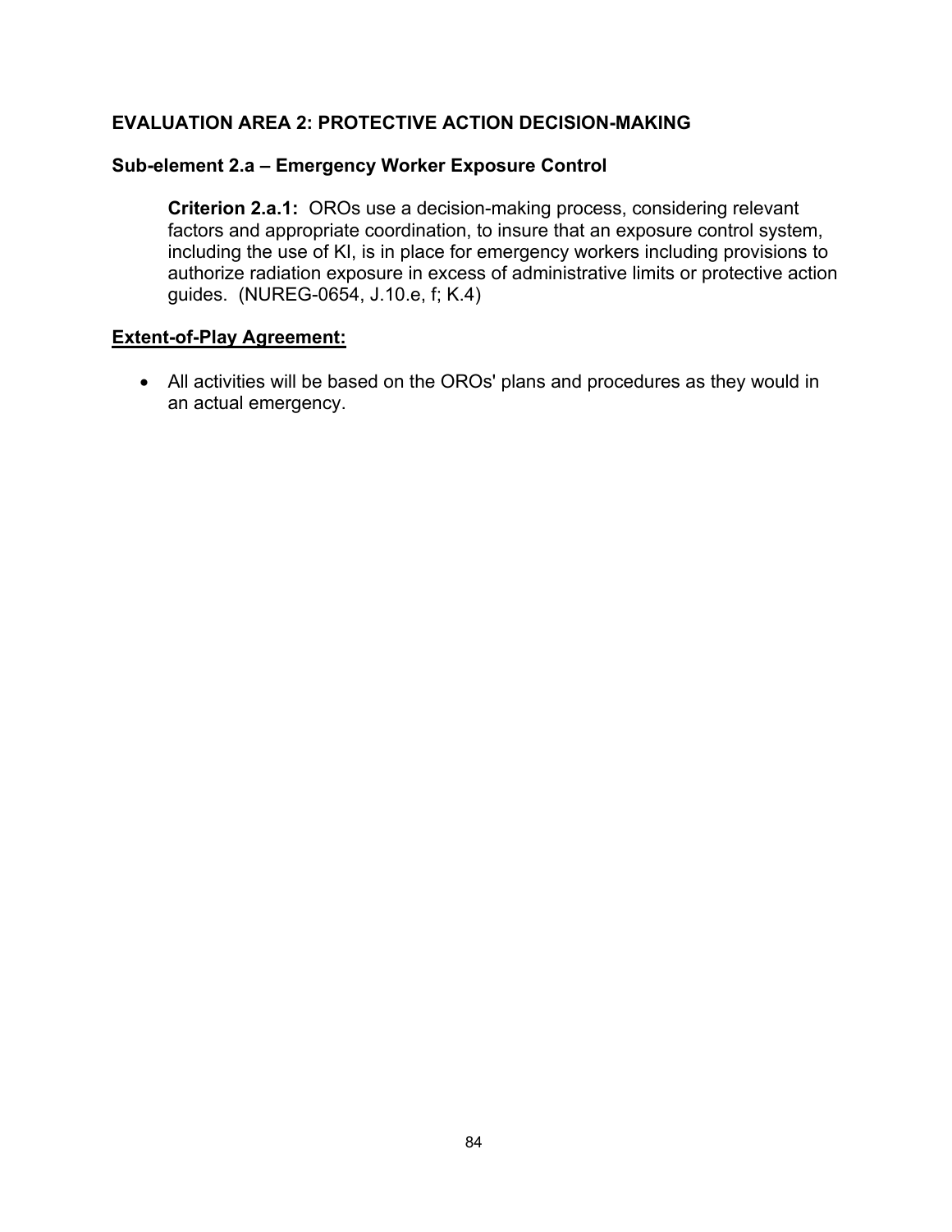## EVALUATION AREA 2: PROTECTIVE ACTION DECISION-MAKING

### Sub-element 2.a – Emergency Worker Exposure Control

**Criterion 2.a.1:** OROs use a decision-making process, considering relevant factors and appropriate coordination, to insure that an exposure control system, including the use of KI, is in place for emergency workers including provisions to authorize radiation exposure in excess of administrative limits or protective action guides. (NUREG-0654, J.10.e, f; K.4)

**Extent-of-Play Agreement:**

- All activities will be based on the OROs' plans and procedures as they would in an actual emergency.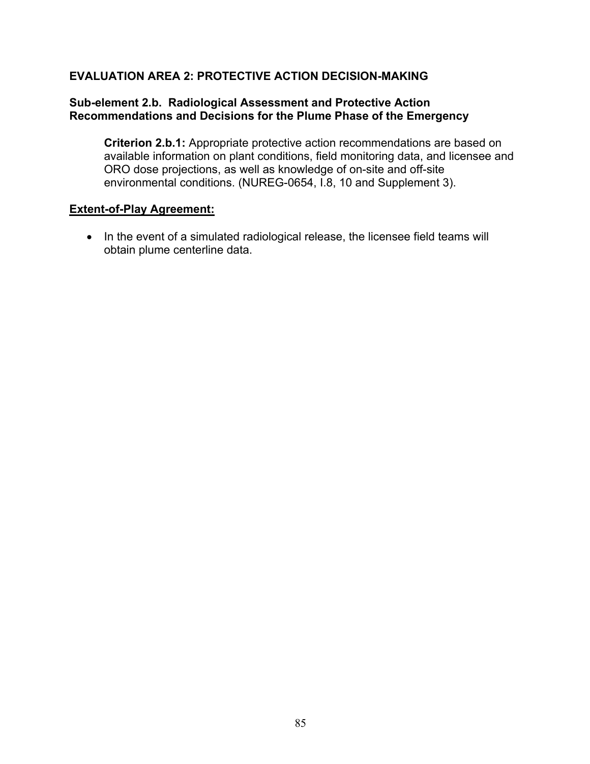## EVALUATION AREA 2: PROTECTIVE ACTION DECISION-MAKING

### Sub-element 2.b. Radiological Assessment and Protective Action Recommendations and Decisions for the Plume Phase of the Emergency

**Criterion 2.b.1:** Appropriate protective action recommendations are based on available information on plant conditions, field monitoring data, and licensee and ORO dose projections, as well as knowledge of on-site and off-site environmental conditions. (NUREG-0654, I.8, 10 and Supplement 3).

**Extent-of-Play Agreement:**

- In the event of a simulated radiological release, the licensee field teams will obtain plume centerline data.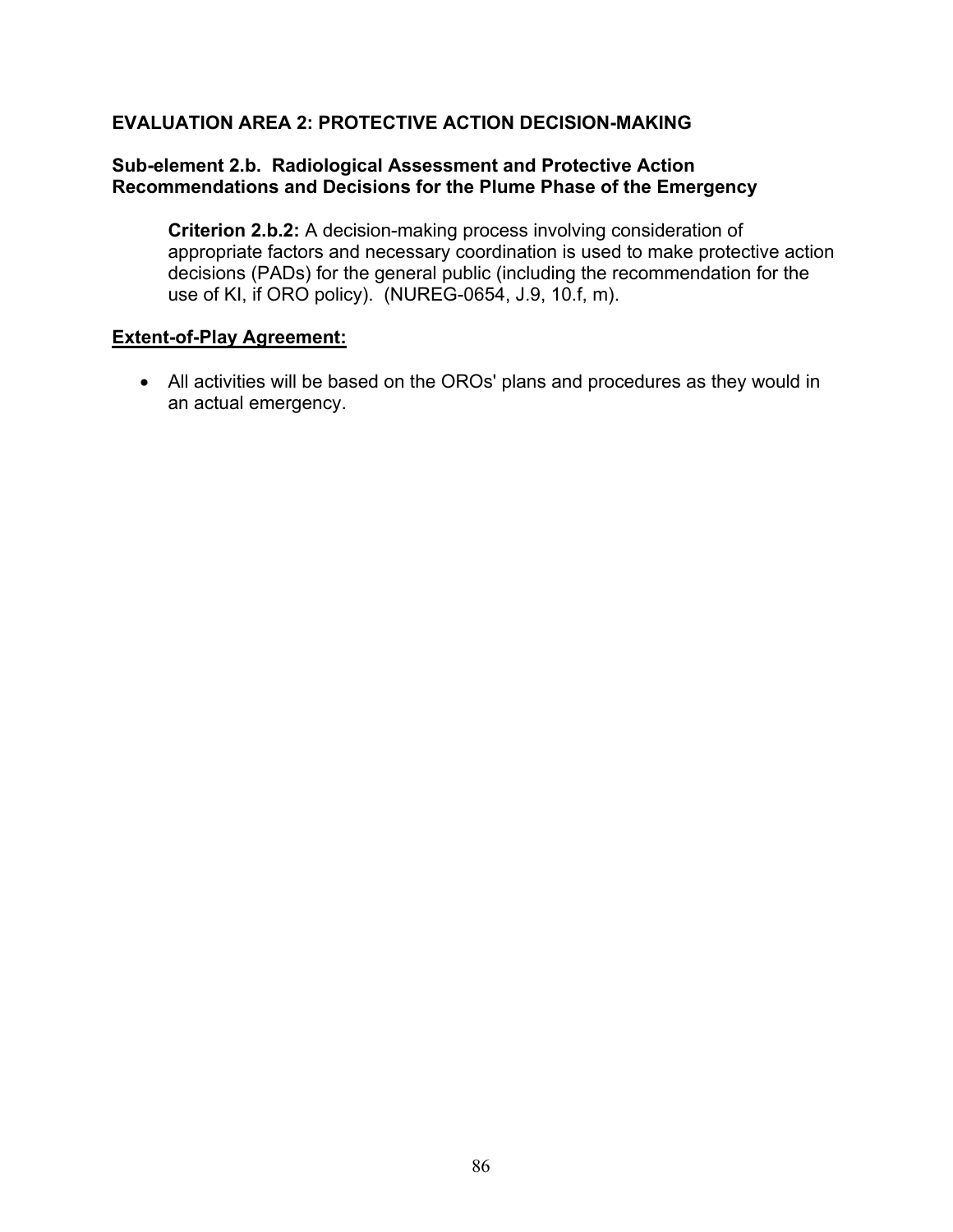**EVALUATION AREA 2: PROTECTIVE ACTION DECISION-MAKING**

**Sub-element 2.b. Radiological Assessment and Protective Action Recommendations and Decisions for the Plume Phase of the Emergency**

**Criterion 2.b.2:** A decision-making process involving consideration of appropriate factors and necessary coordination is used to make protective action decisions (PADs) for the general public (including the recommendation for the use of KI, if ORO policy). (NUREG-0654, J.9, 10.f, m).

**Extent-of-Play Agreement:**

- All activities will be based on the OROs' plans and procedures as they would in an actual emergency.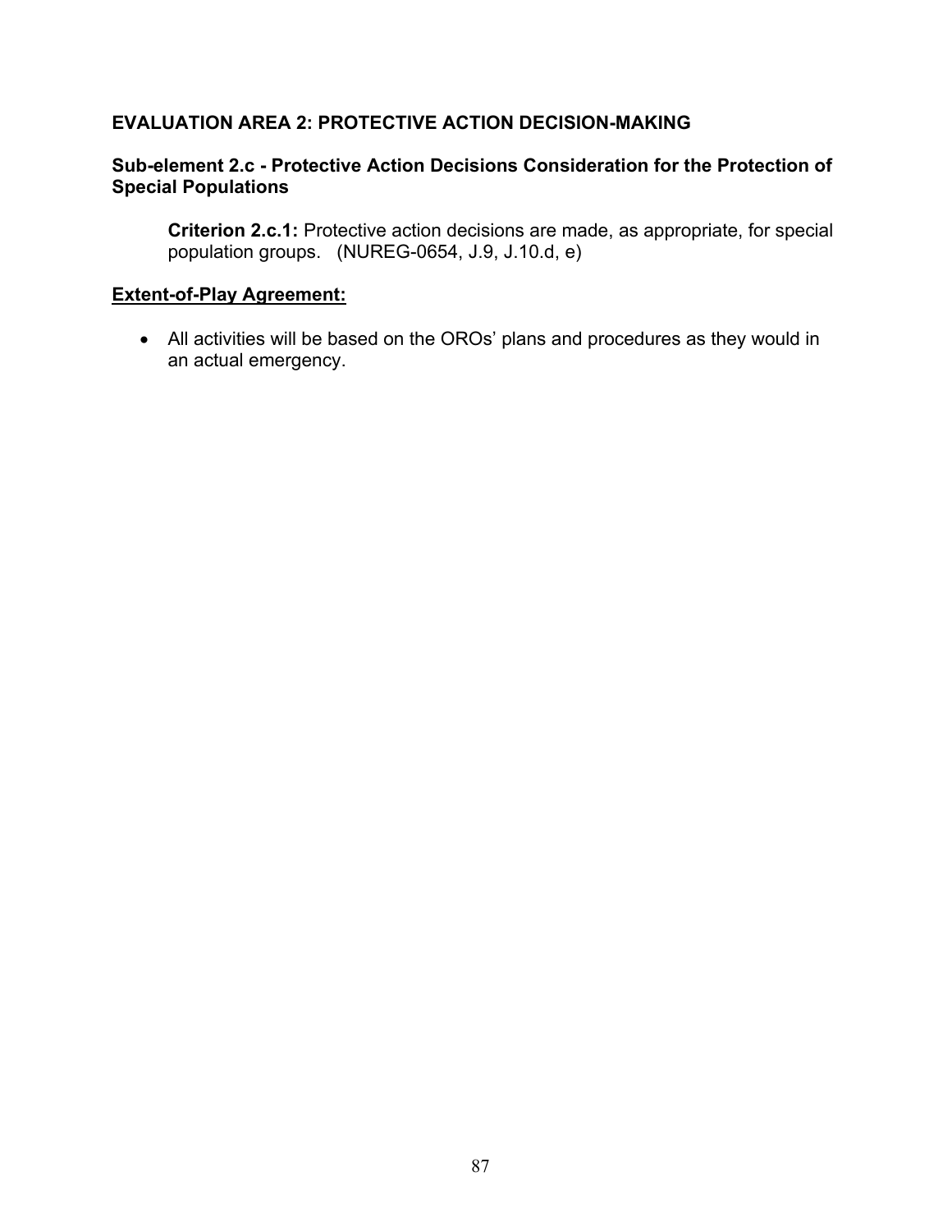## EVALUATION AREA 2: PROTECTIVE ACTION DECISION-MAKING

### Sub-element 2.c - Protective Action Decisions Consideration for the Protection of Special Populations

**Criterion 2.c.1:** Protective action decisions are made, as appropriate, for special population groups. (NUREG-0654, J.9, J.10.d, e)

**Extent-of-Play Agreement:**

- All activities will be based on the OROs' plans and procedures as they would in an actual emergency.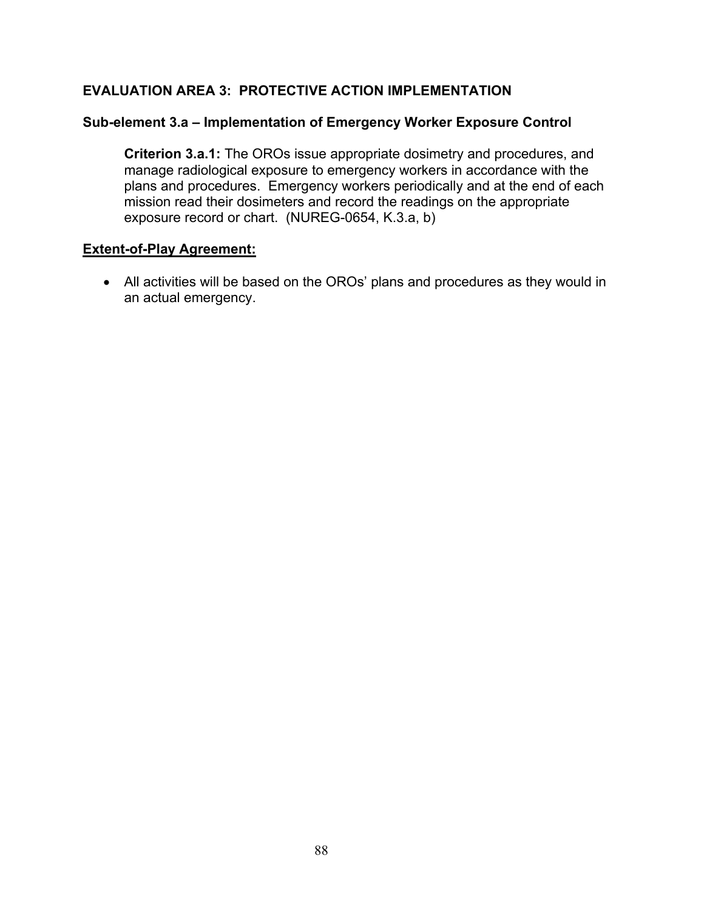## EVALUATION AREA 3: PROTECTIVE ACTION IMPLEMENTATION

### Sub-element 3.a – Implementation of Emergency Worker Exposure Control

**Criterion 3.a.1:** The OROs issue appropriate dosimetry and procedures, and manage radiological exposure to emergency workers in accordance with the plans and procedures. Emergency workers periodically and at the end of each mission read their dosimeters and record the readings on the appropriate exposure record or chart. (NUREG-0654, K.3.a, b)

**Extent-of-Play Agreement:**

- All activities will be based on the OROs' plans and procedures as they would in an actual emergency.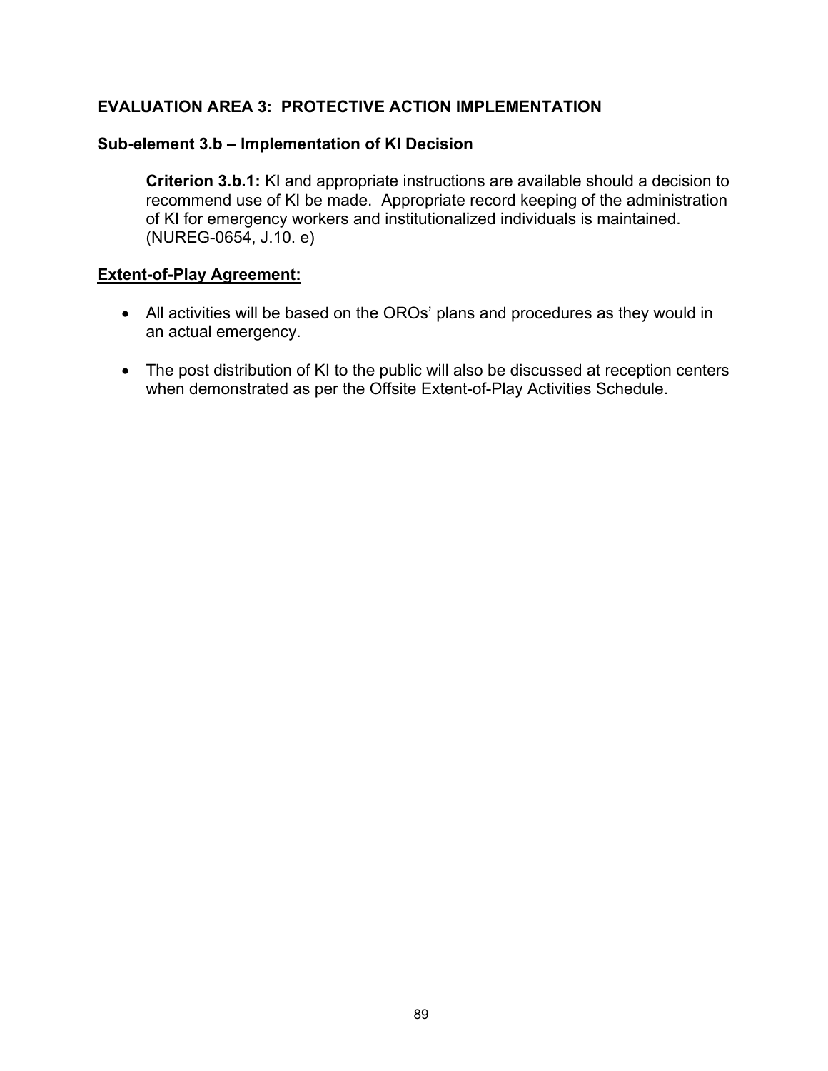### EVALUATION AREA 3: PROTECTIVE ACTION IMPLEMENTATION

#### Sub-element 3.b – Implementation of KI Decision

**Criterion 3.b.1:** KI and appropriate instructions are available should a decision to recommend use of KI be made. Appropriate record keeping of the administration of KI for emergency workers and institutionalized individuals is maintained. (NUREG-0654, J.10. e)

**Extent-of-Play Agreement:**

- All activities will be based on the OROs' plans and procedures as they would in an actual emergency.
- The post distribution of KI to the public will also be discussed at reception centers when demonstrated as per the Offsite Extent-of-Play Activities Schedule.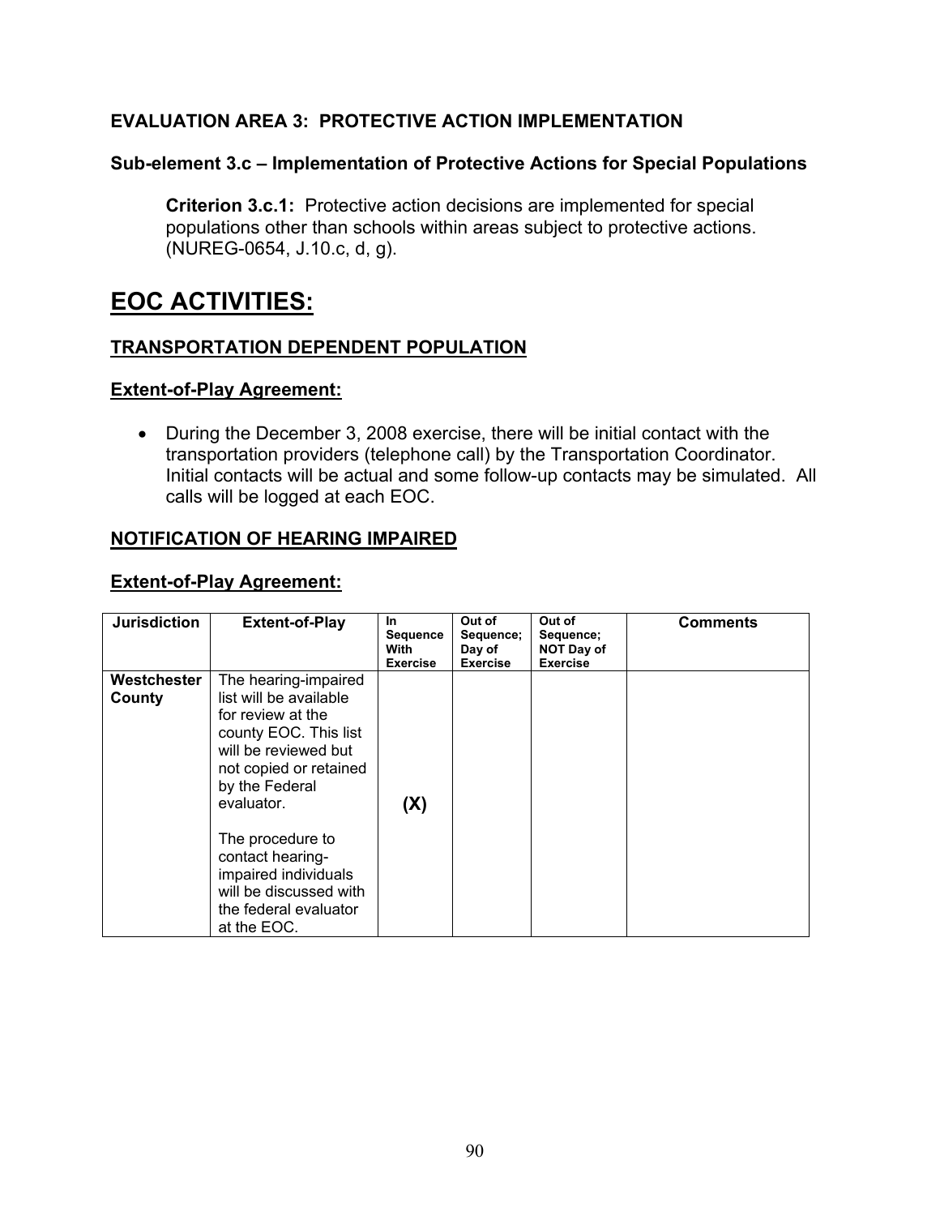### EVALUATION AREA 3: PROTECTIVE ACTION IMPLEMENTATION

### Sub-element 3.c – Implementation of Protective Actions for Special Populations

**Criterion 3.c.1:** Protective action decisions are implemented for special populations other than schools within areas subject to protective actions. (NUREG-0654, J.10.c, d, g).

# EOC ACTIVITIES:

## TRANSPORTATION DEPENDENT POPULATION

### Extent-of-Play Agreement:

- During the December 3, 2008 exercise, there will be initial contact with the transportation providers (telephone call) by the Transportation Coordinator. Initial contacts will be actual and some follow-up contacts may be simulated. All calls will be logged at each EOC.

## NOTIFICATION OF HEARING IMPAIRED

### Extent-of-Play Agreement:

| Jurisdiction | Extent-of-Play | In Sequence With Exercise | Out of Sequence; Day of Exercise | Out of Sequence; NOT Day of Exercise | Comments |
|---|---|---|---|---|---|
| **Westchester County** | The hearing-impaired list will be available for review at the county EOC. This list will be reviewed but not copied or retained by the Federal evaluator.<br><br>The procedure to contact hearing-impaired individuals will be discussed with the federal evaluator at the EOC. | **(X)** | | | |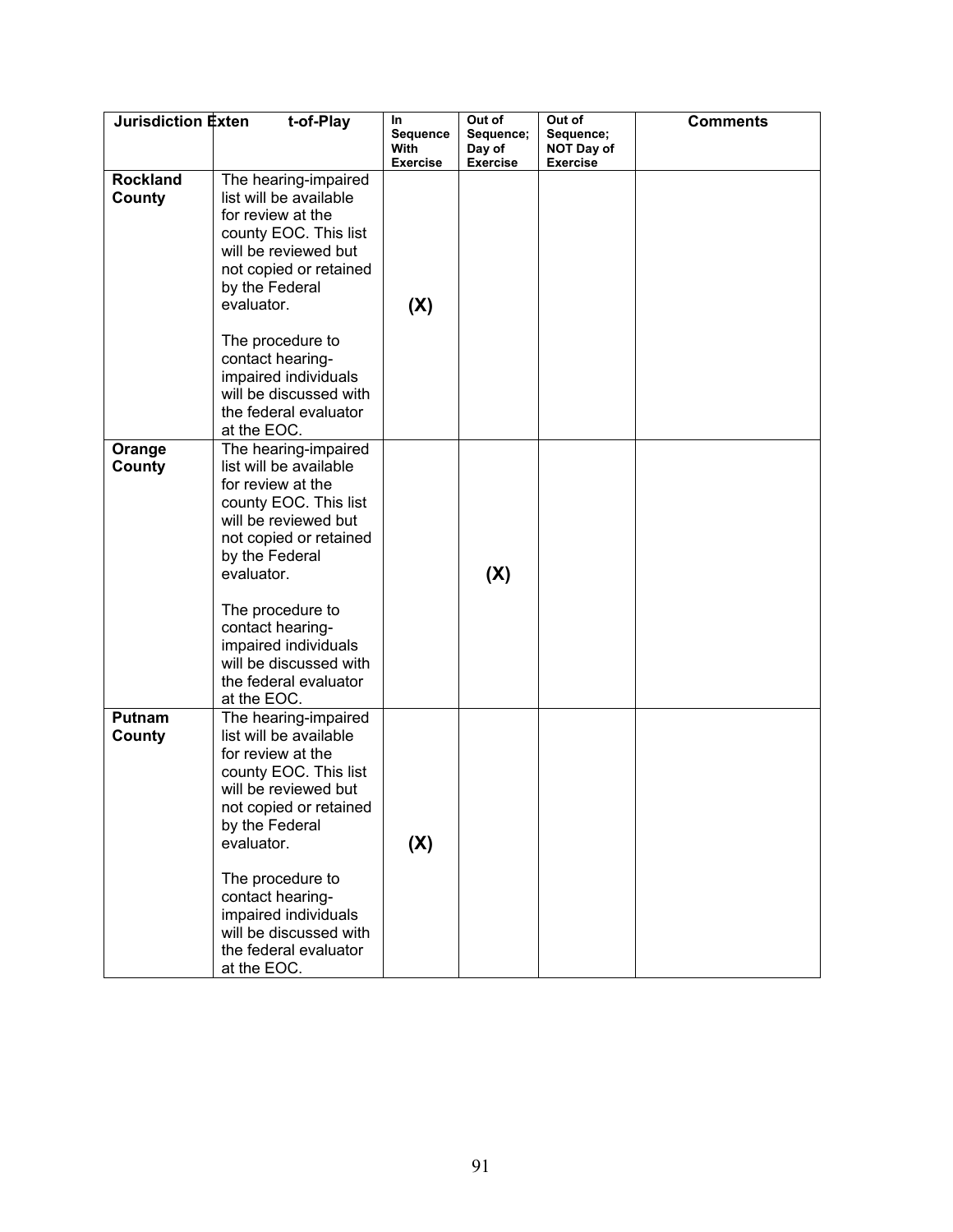| Jurisdiction | Extent-of-Play | In Sequence With Exercise | Out of Sequence; Day of Exercise | Out of Sequence; NOT Day of Exercise | Comments |
|---|---|---|---|---|---|
| **Rockland County** | The hearing-impaired list will be available for review at the county EOC. This list will be reviewed but not copied or retained by the Federal evaluator.<br><br>The procedure to contact hearing-impaired individuals will be discussed with the federal evaluator at the EOC. | **(X)** | | | |
| **Orange County** | The hearing-impaired list will be available for review at the county EOC. This list will be reviewed but not copied or retained by the Federal evaluator.<br><br>The procedure to contact hearing-impaired individuals will be discussed with the federal evaluator at the EOC. | | **(X)** | | |
| **Putnam County** | The hearing-impaired list will be available for review at the county EOC. This list will be reviewed but not copied or retained by the Federal evaluator.<br><br>The procedure to contact hearing-impaired individuals will be discussed with the federal evaluator at the EOC. | **(X)** | | | |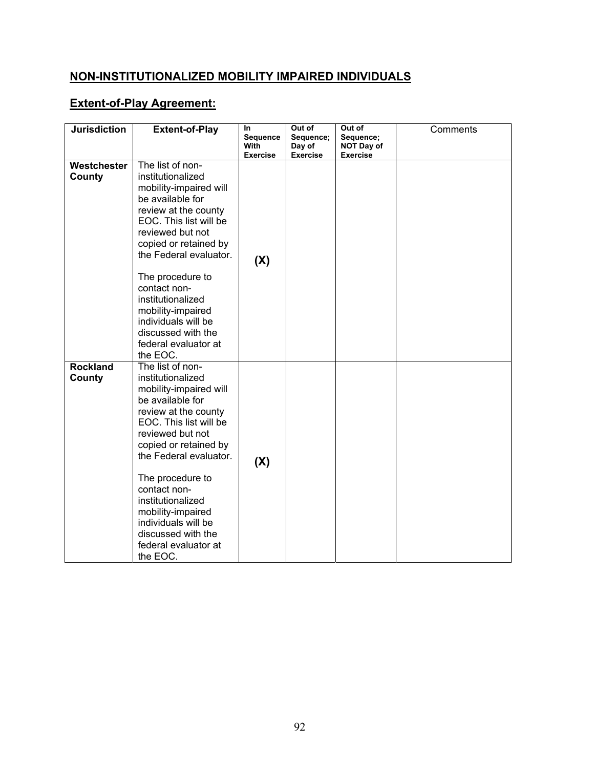## NON-INSTITUTIONALIZED MOBILITY IMPAIRED INDIVIDUALS

## Extent-of-Play Agreement:

| Jurisdiction | Extent-of-Play | In Sequence With Exercise | Out of Sequence; Day of Exercise | Out of Sequence; NOT Day of Exercise | Comments |
|---|---|---|---|---|---|
| **Westchester County** | The list of non-institutionalized mobility-impaired will be available for review at the county EOC. This list will be reviewed but not copied or retained by the Federal evaluator.<br><br>The procedure to contact non-institutionalized mobility-impaired individuals will be discussed with the federal evaluator at the EOC. | **(X)** | | | |
| **Rockland County** | The list of non-institutionalized mobility-impaired will be available for review at the county EOC. This list will be reviewed but not copied or retained by the Federal evaluator.<br><br>The procedure to contact non-institutionalized mobility-impaired individuals will be discussed with the federal evaluator at the EOC. | **(X)** | | | |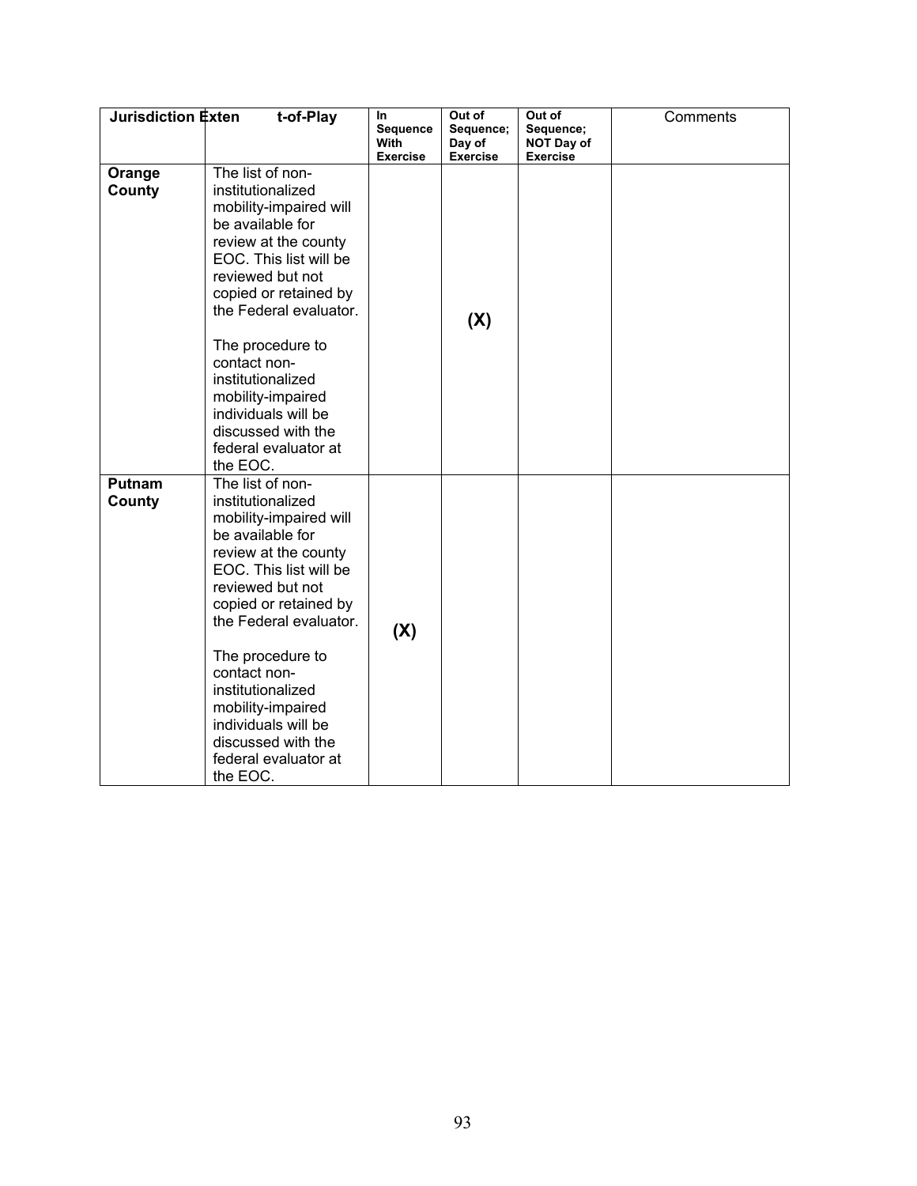| Jurisdiction | Extent-of-Play | In Sequence With Exercise | Out of Sequence; Day of Exercise | Out of Sequence; NOT Day of Exercise | Comments |
|---|---|---|---|---|---|
| **Orange County** | The list of non-institutionalized mobility-impaired will be available for review at the county EOC. This list will be reviewed but not copied or retained by the Federal evaluator.<br><br>The procedure to contact non-institutionalized mobility-impaired individuals will be discussed with the federal evaluator at the EOC. | | **(X)** | | |
| **Putnam County** | The list of non-institutionalized mobility-impaired will be available for review at the county EOC. This list will be reviewed but not copied or retained by the Federal evaluator.<br><br>The procedure to contact non-institutionalized mobility-impaired individuals will be discussed with the federal evaluator at the EOC. | **(X)** | | | |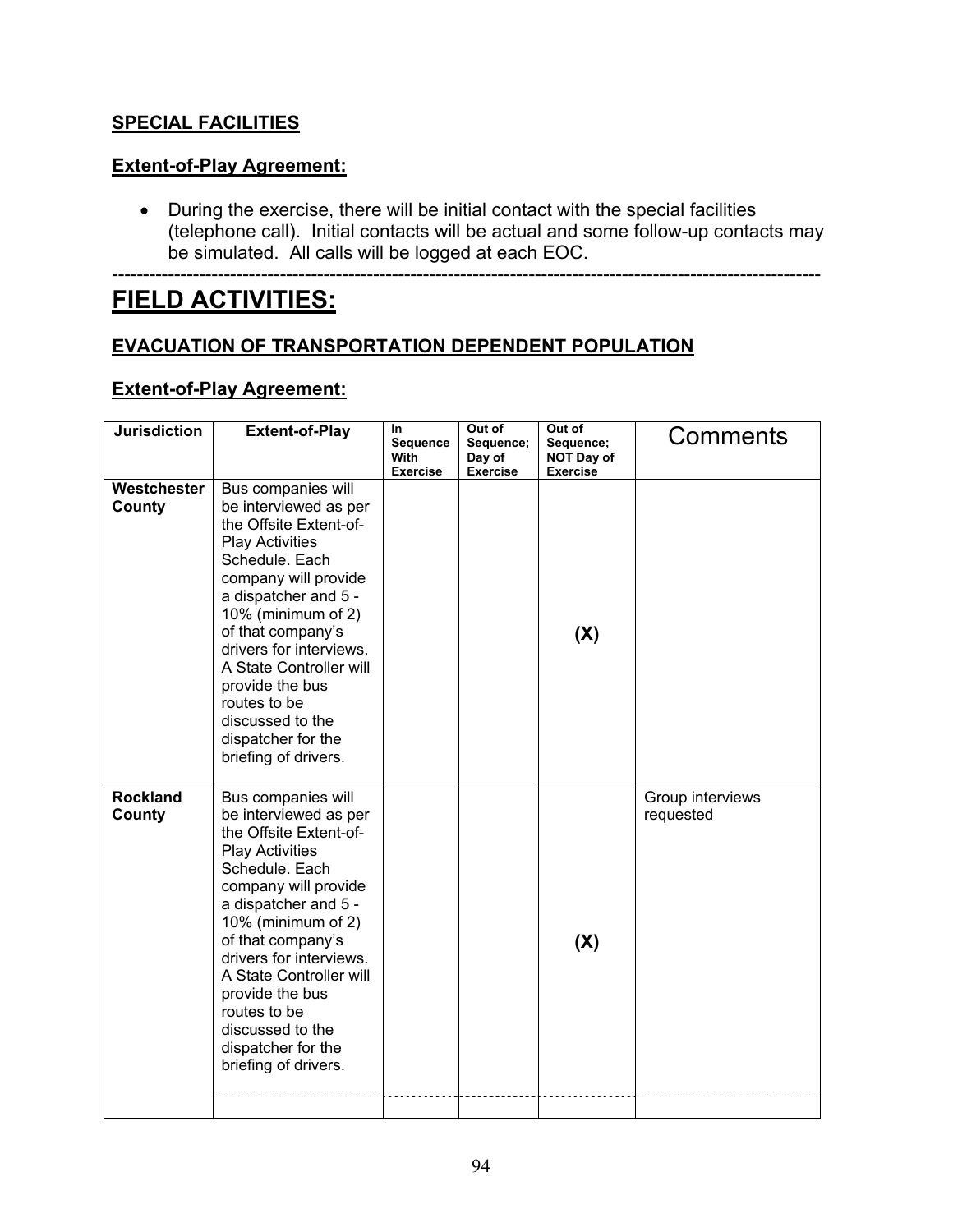## SPECIAL FACILITIES

### Extent-of-Play Agreement:

- During the exercise, there will be initial contact with the special facilities (telephone call). Initial contacts will be actual and some follow-up contacts may be simulated. All calls will be logged at each EOC.

---

# FIELD ACTIVITIES:

## EVACUATION OF TRANSPORTATION DEPENDENT POPULATION

### Extent-of-Play Agreement:

| Jurisdiction | Extent-of-Play | In Sequence With Exercise | Out of Sequence; Day of Exercise | Out of Sequence; NOT Day of Exercise | Comments |
|---|---|---|---|---|---|
| **Westchester County** | Bus companies will be interviewed as per the Offsite Extent-of-Play Activities Schedule. Each company will provide a dispatcher and 5 - 10% (minimum of 2) of that company's drivers for interviews. A State Controller will provide the bus routes to be discussed to the dispatcher for the briefing of drivers. | | | **(X)** | |
| **Rockland County** | Bus companies will be interviewed as per the Offsite Extent-of-Play Activities Schedule. Each company will provide a dispatcher and 5 - 10% (minimum of 2) of that company's drivers for interviews. A State Controller will provide the bus routes to be discussed to the dispatcher for the briefing of drivers. | | | **(X)** | Group interviews requested |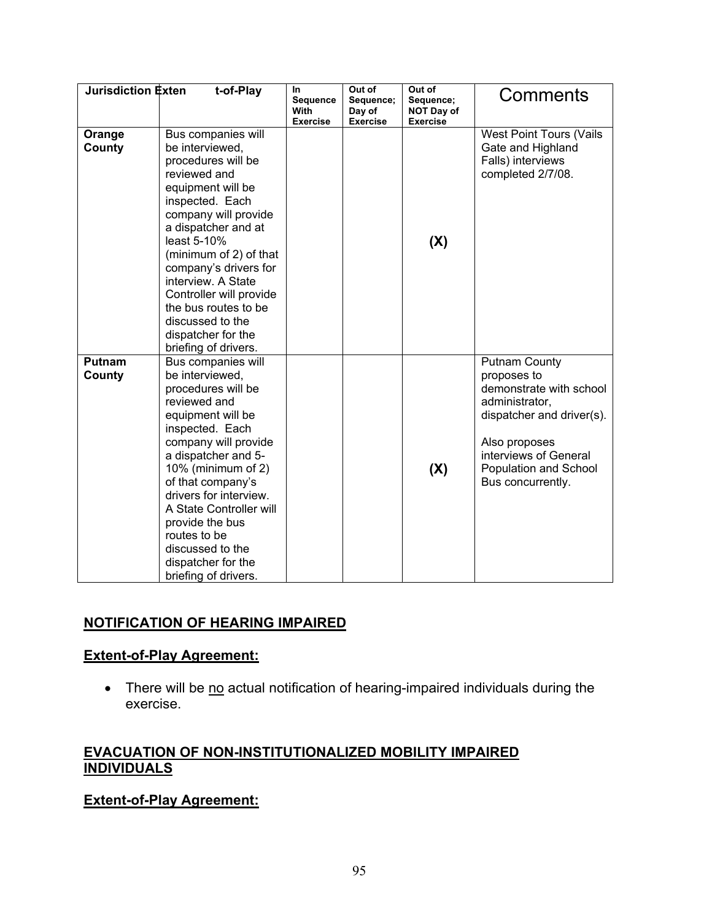| Jurisdiction | Extent-of-Play | In Sequence With Exercise | Out of Sequence; Day of Exercise | Out of Sequence; NOT Day of Exercise | Comments |
|---|---|---|---|---|---|
| **Orange County** | Bus companies will be interviewed, procedures will be reviewed and equipment will be inspected. Each company will provide a dispatcher and at least 5-10% (minimum of 2) of that company's drivers for interview. A State Controller will provide the bus routes to be discussed to the dispatcher for the briefing of drivers. | | | **(X)** | West Point Tours (Vails Gate and Highland Falls) interviews completed 2/7/08. |
| **Putnam County** | Bus companies will be interviewed, procedures will be reviewed and equipment will be inspected. Each company will provide a dispatcher and 5-10% (minimum of 2) of that company's drivers for interview. A State Controller will provide the bus routes to be discussed to the dispatcher for the briefing of drivers. | | | **(X)** | Putnam County proposes to demonstrate with school administrator, dispatcher and driver(s). Also proposes interviews of General Population and School Bus concurrently. |

## NOTIFICATION OF HEARING IMPAIRED

### Extent-of-Play Agreement:

- There will be no actual notification of hearing-impaired individuals during the exercise.

## EVACUATION OF NON-INSTITUTIONALIZED MOBILITY IMPAIRED INDIVIDUALS

### Extent-of-Play Agreement: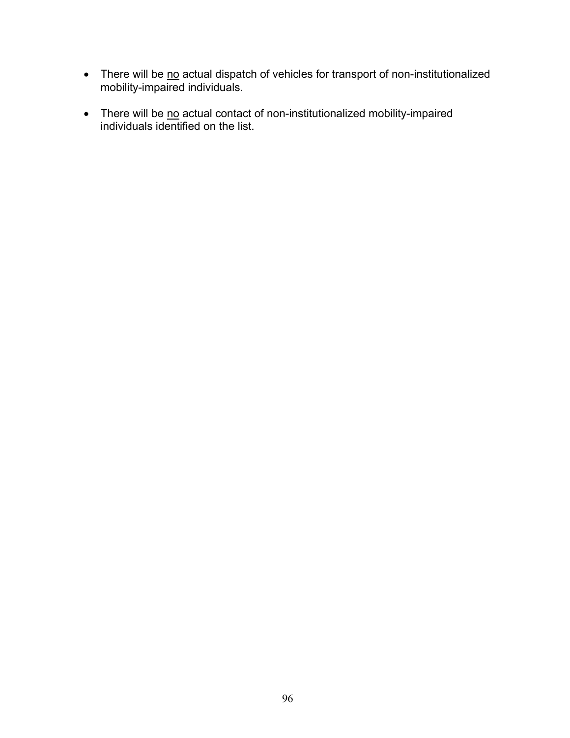- There will be no actual dispatch of vehicles for transport of non-institutionalized mobility-impaired individuals.

- There will be no actual contact of non-institutionalized mobility-impaired individuals identified on the list.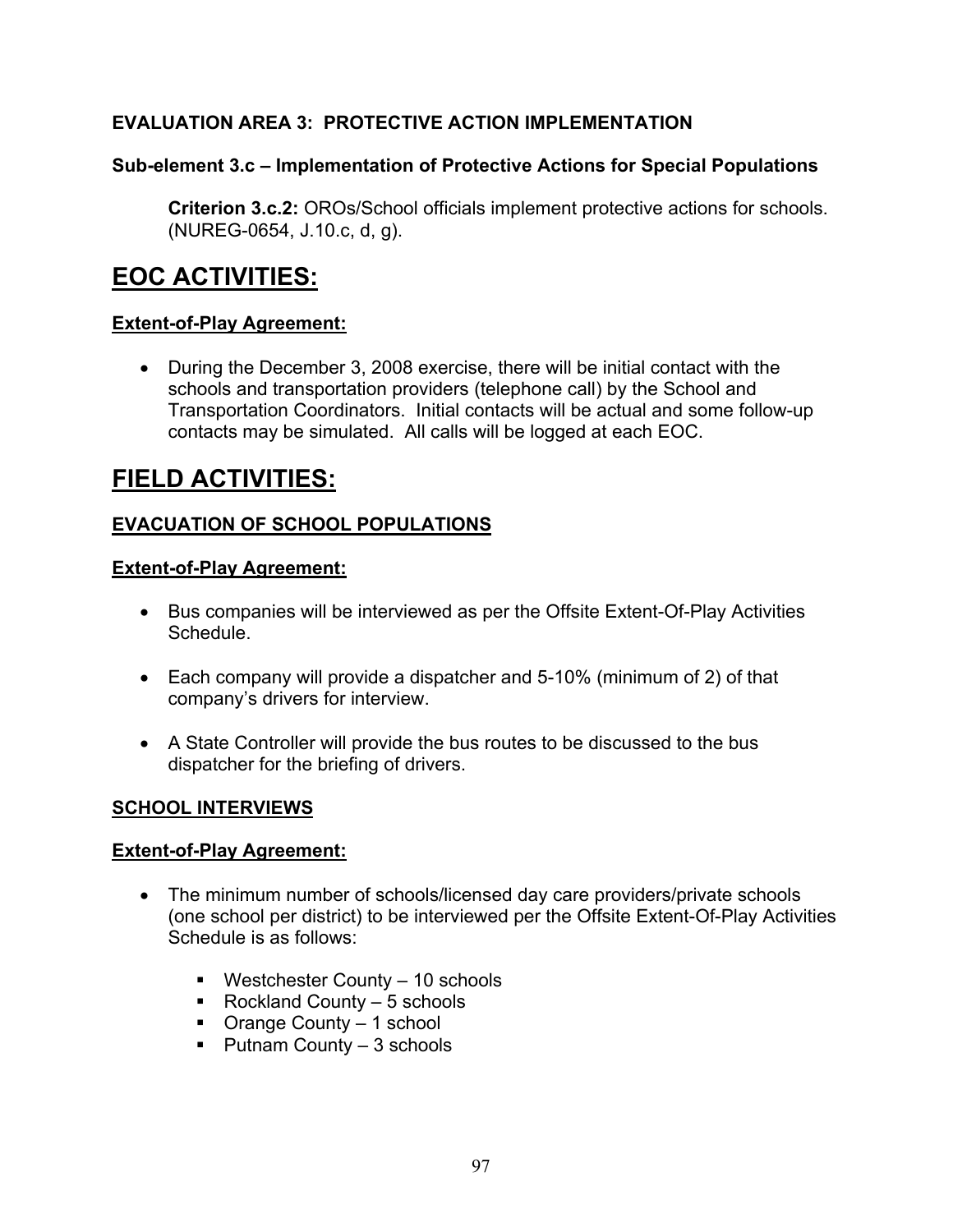**EVALUATION AREA 3: PROTECTIVE ACTION IMPLEMENTATION**

**Sub-element 3.c – Implementation of Protective Actions for Special Populations**

**Criterion 3.c.2:** OROs/School officials implement protective actions for schools. (NUREG-0654, J.10.c, d, g).

# EOC ACTIVITIES:

**Extent-of-Play Agreement:**

- During the December 3, 2008 exercise, there will be initial contact with the schools and transportation providers (telephone call) by the School and Transportation Coordinators. Initial contacts will be actual and some follow-up contacts may be simulated. All calls will be logged at each EOC.

# FIELD ACTIVITIES:

**EVACUATION OF SCHOOL POPULATIONS**

**Extent-of-Play Agreement:**

- Bus companies will be interviewed as per the Offsite Extent-Of-Play Activities Schedule.
- Each company will provide a dispatcher and 5-10% (minimum of 2) of that company's drivers for interview.
- A State Controller will provide the bus routes to be discussed to the bus dispatcher for the briefing of drivers.

**SCHOOL INTERVIEWS**

**Extent-of-Play Agreement:**

- The minimum number of schools/licensed day care providers/private schools (one school per district) to be interviewed per the Offsite Extent-Of-Play Activities Schedule is as follows:
  - Westchester County – 10 schools
  - Rockland County – 5 schools
  - Orange County – 1 school
  - Putnam County – 3 schools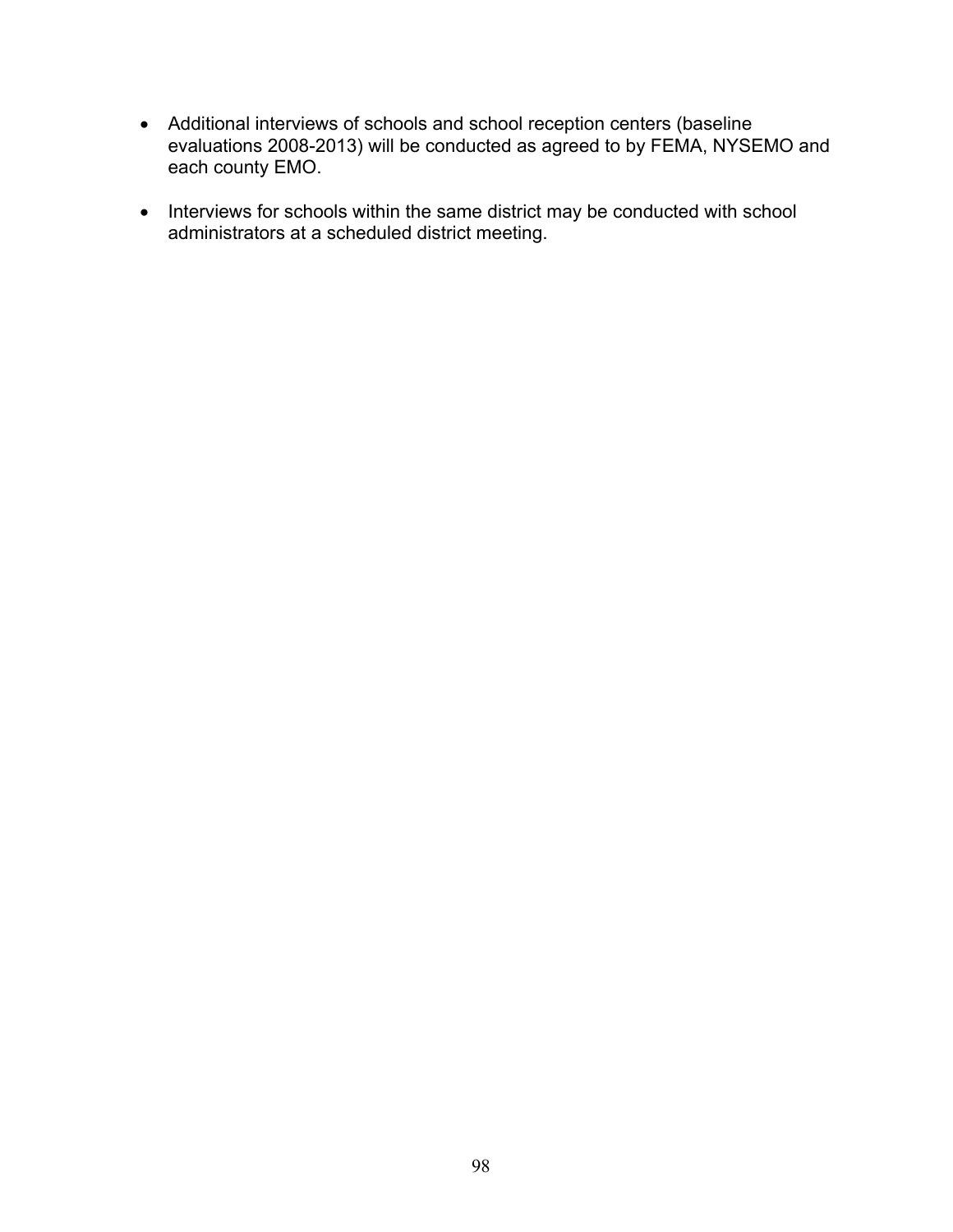- Additional interviews of schools and school reception centers (baseline evaluations 2008-2013) will be conducted as agreed to by FEMA, NYSEMO and each county EMO.

- Interviews for schools within the same district may be conducted with school administrators at a scheduled district meeting.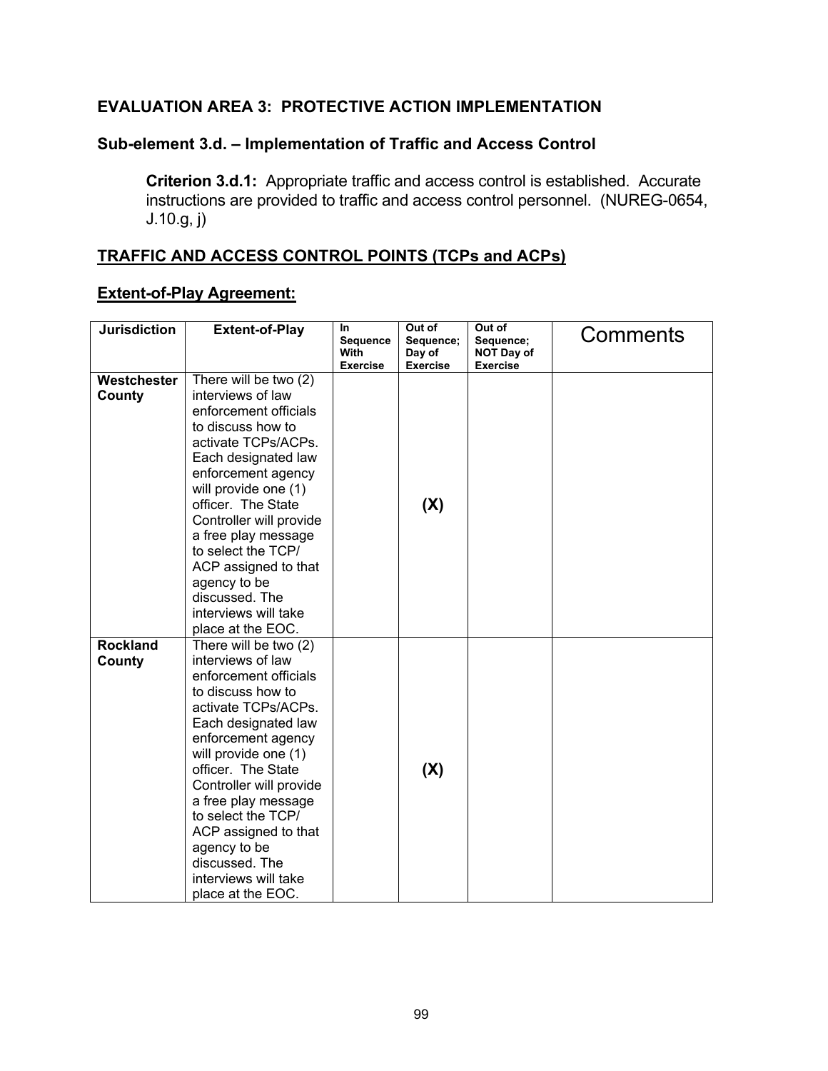## EVALUATION AREA 3: PROTECTIVE ACTION IMPLEMENTATION

### Sub-element 3.d. – Implementation of Traffic and Access Control

**Criterion 3.d.1:** Appropriate traffic and access control is established. Accurate instructions are provided to traffic and access control personnel. (NUREG-0654, J.10.g, j)

### TRAFFIC AND ACCESS CONTROL POINTS (TCPs and ACPs)

### Extent-of-Play Agreement:

| Jurisdiction | Extent-of-Play | In Sequence With Exercise | Out of Sequence; Day of Exercise | Out of Sequence; NOT Day of Exercise | Comments |
|---|---|---|---|---|---|
| **Westchester County** | There will be two (2) interviews of law enforcement officials to discuss how to activate TCPs/ACPs. Each designated law enforcement agency will provide one (1) officer. The State Controller will provide a free play message to select the TCP/ ACP assigned to that agency to be discussed. The interviews will take place at the EOC. | | **(X)** | | |
| **Rockland County** | There will be two (2) interviews of law enforcement officials to discuss how to activate TCPs/ACPs. Each designated law enforcement agency will provide one (1) officer. The State Controller will provide a free play message to select the TCP/ ACP assigned to that agency to be discussed. The interviews will take place at the EOC. | | **(X)** | | |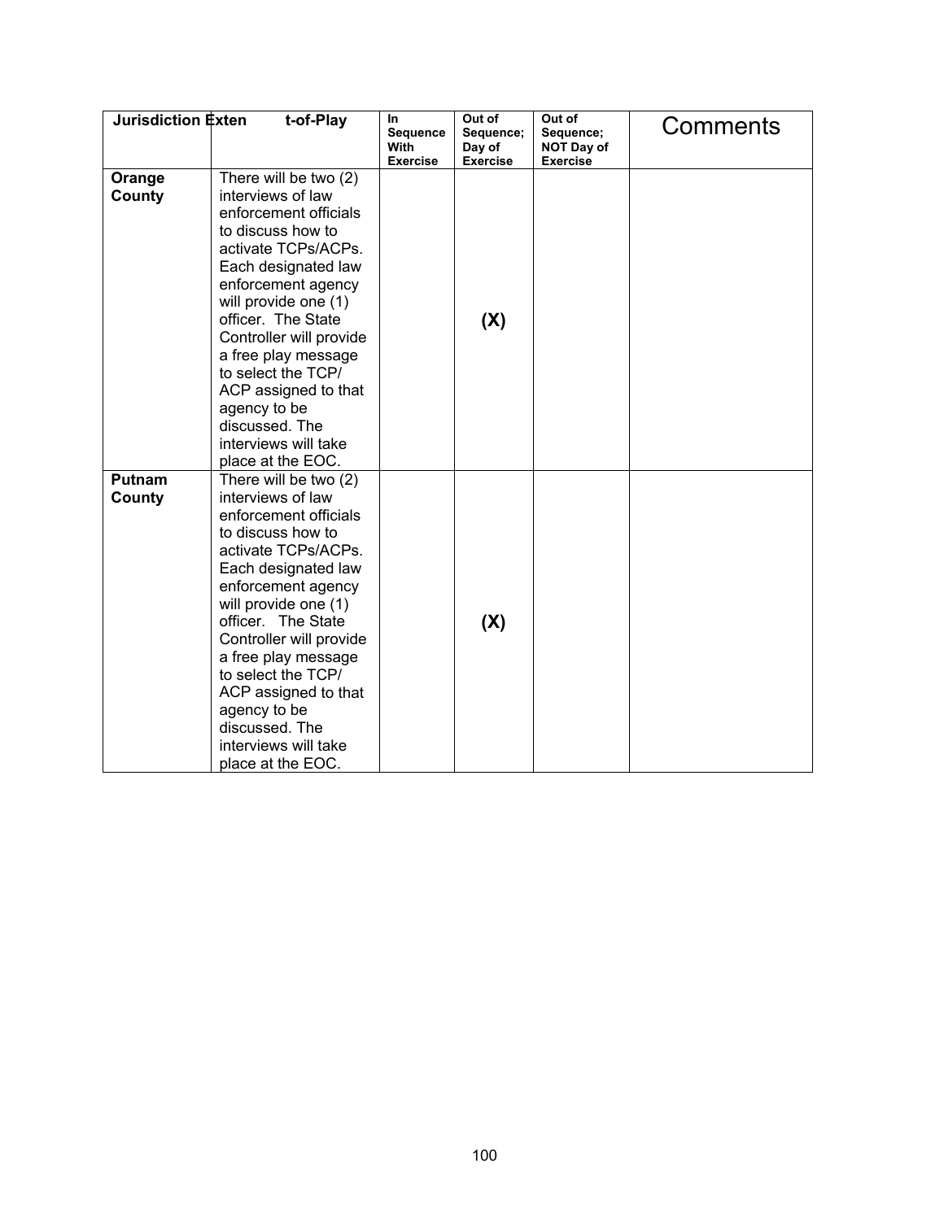| Jurisdiction | Extent-of-Play | In Sequence With Exercise | Out of Sequence; Day of Exercise | Out of Sequence; NOT Day of Exercise | Comments |
|---|---|---|---|---|---|
| **Orange County** | There will be two (2) interviews of law enforcement officials to discuss how to activate TCPs/ACPs. Each designated law enforcement agency will provide one (1) officer. The State Controller will provide a free play message to select the TCP/ ACP assigned to that agency to be discussed. The interviews will take place at the EOC. | | **(X)** | | |
| **Putnam County** | There will be two (2) interviews of law enforcement officials to discuss how to activate TCPs/ACPs. Each designated law enforcement agency will provide one (1) officer. The State Controller will provide a free play message to select the TCP/ ACP assigned to that agency to be discussed. The interviews will take place at the EOC. | | **(X)** | | |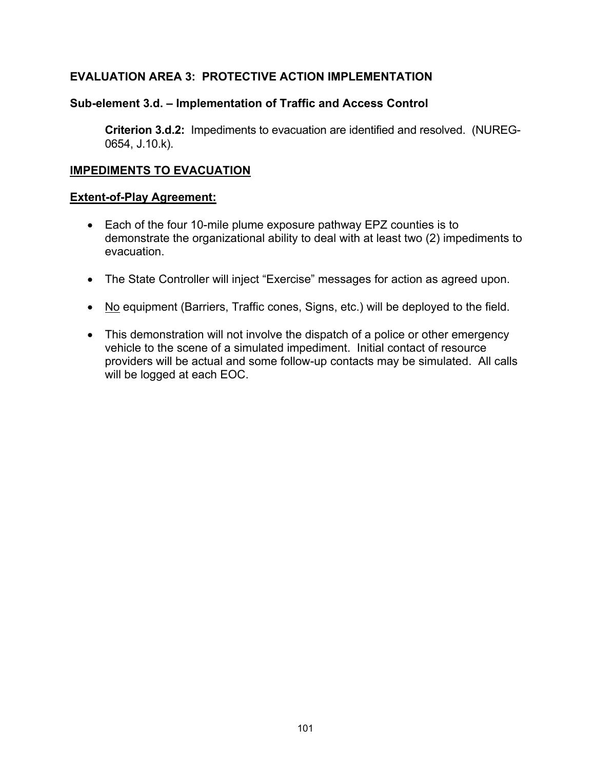## EVALUATION AREA 3: PROTECTIVE ACTION IMPLEMENTATION

### Sub-element 3.d. – Implementation of Traffic and Access Control

**Criterion 3.d.2:** Impediments to evacuation are identified and resolved. (NUREG-0654, J.10.k).

**IMPEDIMENTS TO EVACUATION**

**Extent-of-Play Agreement:**

- Each of the four 10-mile plume exposure pathway EPZ counties is to demonstrate the organizational ability to deal with at least two (2) impediments to evacuation.
- The State Controller will inject "Exercise" messages for action as agreed upon.
- No equipment (Barriers, Traffic cones, Signs, etc.) will be deployed to the field.
- This demonstration will not involve the dispatch of a police or other emergency vehicle to the scene of a simulated impediment. Initial contact of resource providers will be actual and some follow-up contacts may be simulated. All calls will be logged at each EOC.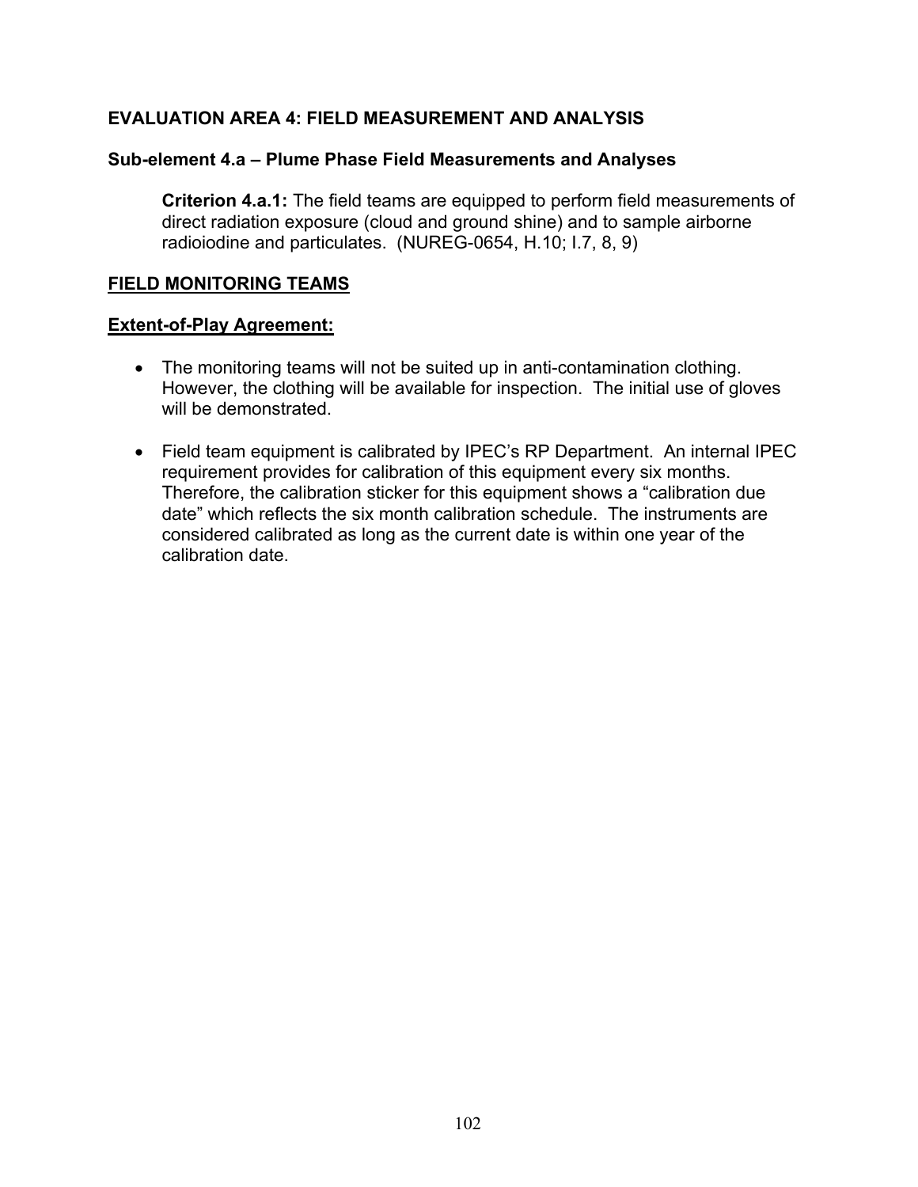## EVALUATION AREA 4: FIELD MEASUREMENT AND ANALYSIS

### Sub-element 4.a – Plume Phase Field Measurements and Analyses

**Criterion 4.a.1:** The field teams are equipped to perform field measurements of direct radiation exposure (cloud and ground shine) and to sample airborne radioiodine and particulates. (NUREG-0654, H.10; I.7, 8, 9)

**FIELD MONITORING TEAMS**

**Extent-of-Play Agreement:**

- The monitoring teams will not be suited up in anti-contamination clothing. However, the clothing will be available for inspection. The initial use of gloves will be demonstrated.
- Field team equipment is calibrated by IPEC's RP Department. An internal IPEC requirement provides for calibration of this equipment every six months. Therefore, the calibration sticker for this equipment shows a "calibration due date" which reflects the six month calibration schedule. The instruments are considered calibrated as long as the current date is within one year of the calibration date.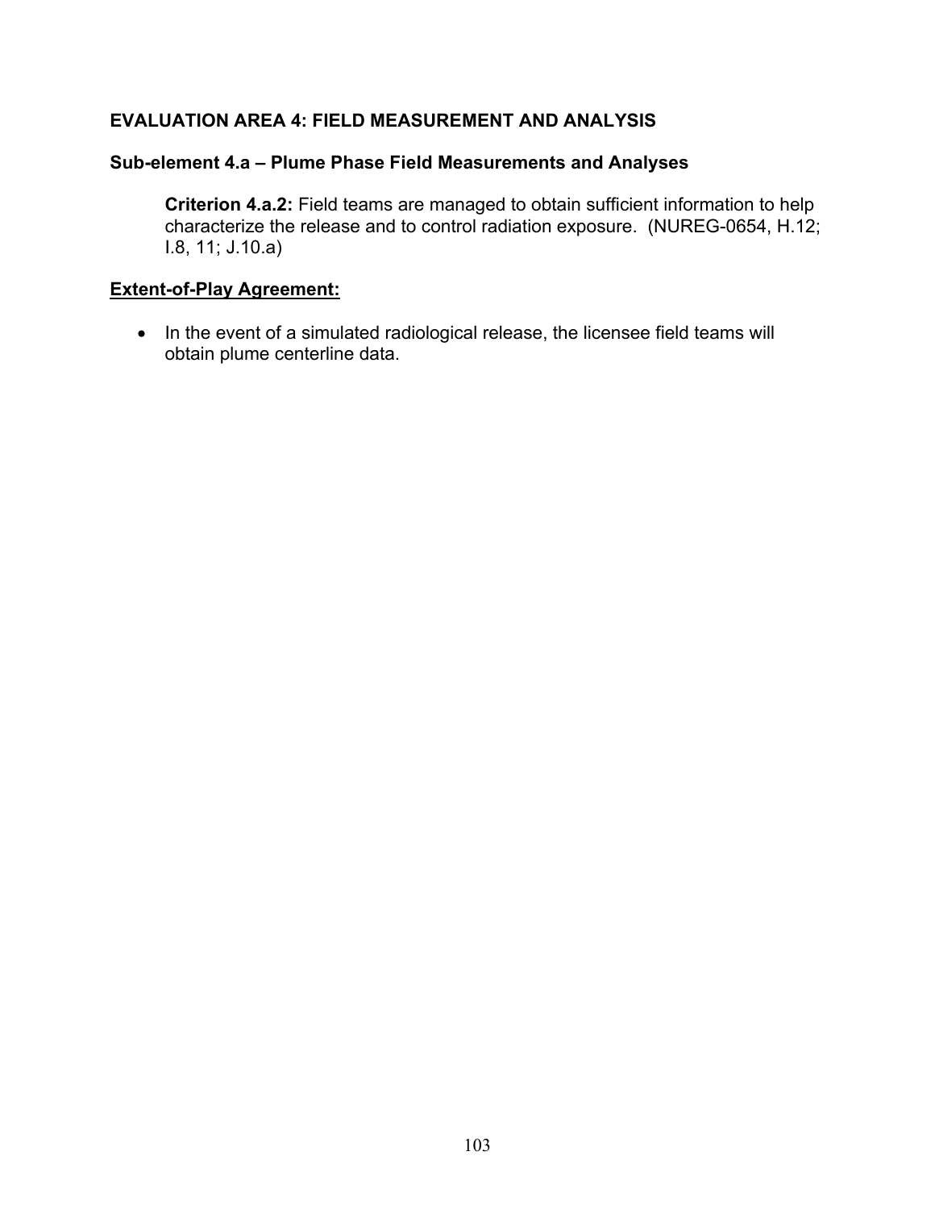### EVALUATION AREA 4: FIELD MEASUREMENT AND ANALYSIS

#### Sub-element 4.a – Plume Phase Field Measurements and Analyses

**Criterion 4.a.2:** Field teams are managed to obtain sufficient information to help characterize the release and to control radiation exposure. (NUREG-0654, H.12; I.8, 11; J.10.a)

**Extent-of-Play Agreement:**

- In the event of a simulated radiological release, the licensee field teams will obtain plume centerline data.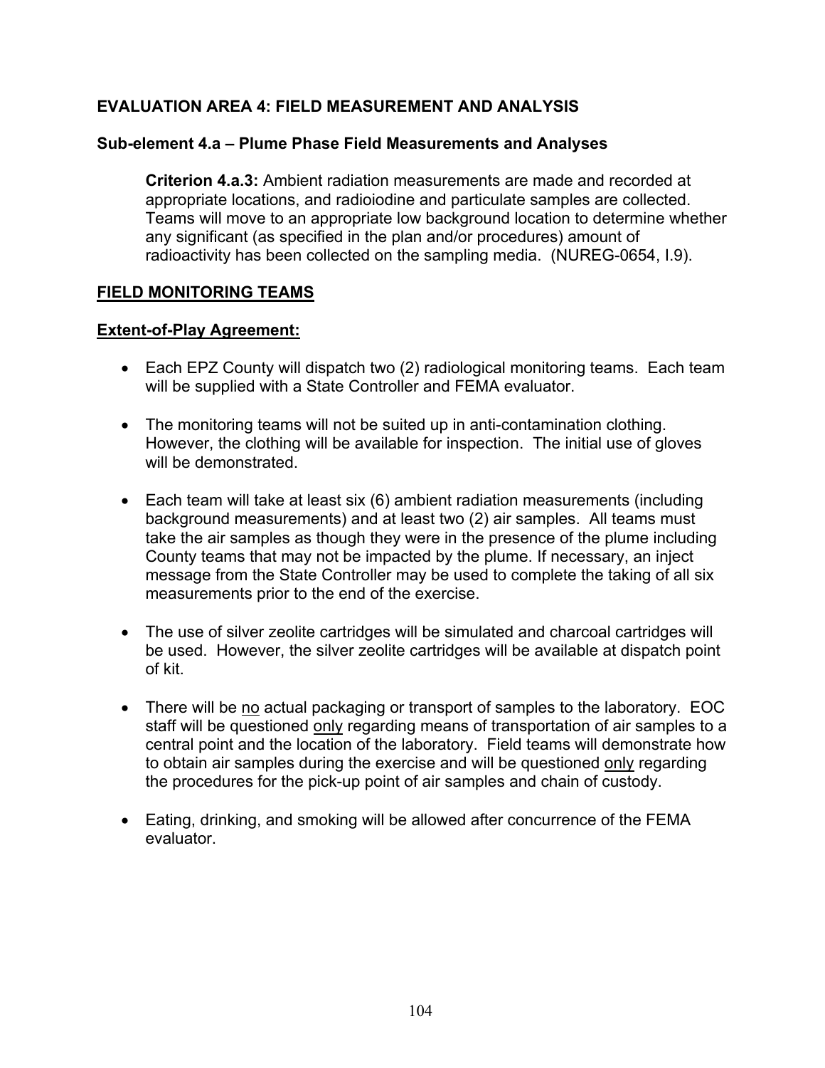### EVALUATION AREA 4: FIELD MEASUREMENT AND ANALYSIS

#### Sub-element 4.a – Plume Phase Field Measurements and Analyses

**Criterion 4.a.3:** Ambient radiation measurements are made and recorded at appropriate locations, and radioiodine and particulate samples are collected. Teams will move to an appropriate low background location to determine whether any significant (as specified in the plan and/or procedures) amount of radioactivity has been collected on the sampling media. (NUREG-0654, I.9).

**FIELD MONITORING TEAMS**

**Extent-of-Play Agreement:**

- Each EPZ County will dispatch two (2) radiological monitoring teams. Each team will be supplied with a State Controller and FEMA evaluator.
- The monitoring teams will not be suited up in anti-contamination clothing. However, the clothing will be available for inspection. The initial use of gloves will be demonstrated.
- Each team will take at least six (6) ambient radiation measurements (including background measurements) and at least two (2) air samples. All teams must take the air samples as though they were in the presence of the plume including County teams that may not be impacted by the plume. If necessary, an inject message from the State Controller may be used to complete the taking of all six measurements prior to the end of the exercise.
- The use of silver zeolite cartridges will be simulated and charcoal cartridges will be used. However, the silver zeolite cartridges will be available at dispatch point of kit.
- There will be no actual packaging or transport of samples to the laboratory. EOC staff will be questioned only regarding means of transportation of air samples to a central point and the location of the laboratory. Field teams will demonstrate how to obtain air samples during the exercise and will be questioned only regarding the procedures for the pick-up point of air samples and chain of custody.
- Eating, drinking, and smoking will be allowed after concurrence of the FEMA evaluator.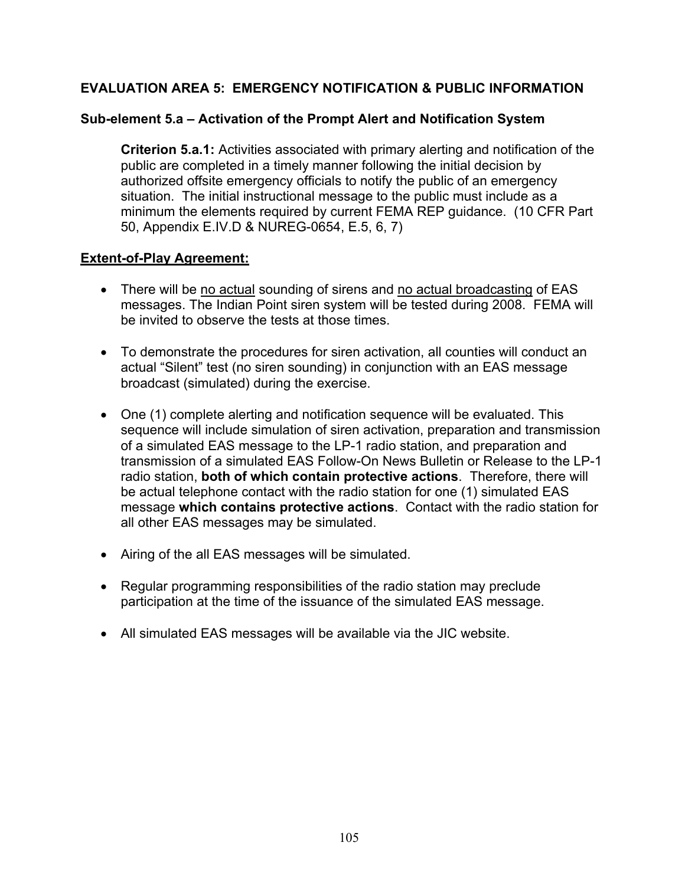## EVALUATION AREA 5: EMERGENCY NOTIFICATION & PUBLIC INFORMATION

### Sub-element 5.a – Activation of the Prompt Alert and Notification System

**Criterion 5.a.1:** Activities associated with primary alerting and notification of the public are completed in a timely manner following the initial decision by authorized offsite emergency officials to notify the public of an emergency situation. The initial instructional message to the public must include as a minimum the elements required by current FEMA REP guidance. (10 CFR Part 50, Appendix E.IV.D & NUREG-0654, E.5, 6, 7)

**Extent-of-Play Agreement:**

- There will be no actual sounding of sirens and no actual broadcasting of EAS messages. The Indian Point siren system will be tested during 2008. FEMA will be invited to observe the tests at those times.
- To demonstrate the procedures for siren activation, all counties will conduct an actual "Silent" test (no siren sounding) in conjunction with an EAS message broadcast (simulated) during the exercise.
- One (1) complete alerting and notification sequence will be evaluated. This sequence will include simulation of siren activation, preparation and transmission of a simulated EAS message to the LP-1 radio station, and preparation and transmission of a simulated EAS Follow-On News Bulletin or Release to the LP-1 radio station, **both of which contain protective actions**. Therefore, there will be actual telephone contact with the radio station for one (1) simulated EAS message **which contains protective actions**. Contact with the radio station for all other EAS messages may be simulated.
- Airing of the all EAS messages will be simulated.
- Regular programming responsibilities of the radio station may preclude participation at the time of the issuance of the simulated EAS message.
- All simulated EAS messages will be available via the JIC website.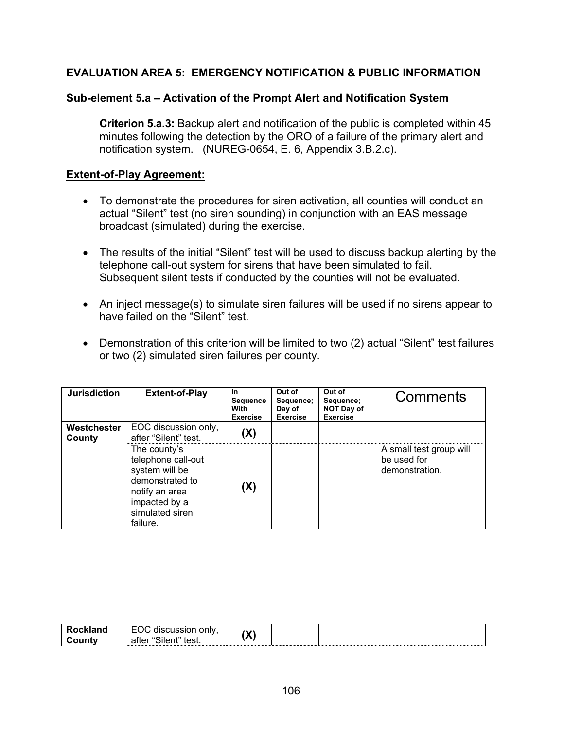**EVALUATION AREA 5: EMERGENCY NOTIFICATION & PUBLIC INFORMATION**

**Sub-element 5.a – Activation of the Prompt Alert and Notification System**

> **Criterion 5.a.3:** Backup alert and notification of the public is completed within 45 minutes following the detection by the ORO of a failure of the primary alert and notification system. (NUREG-0654, E. 6, Appendix 3.B.2.c).

**Extent-of-Play Agreement:**

- To demonstrate the procedures for siren activation, all counties will conduct an actual "Silent" test (no siren sounding) in conjunction with an EAS message broadcast (simulated) during the exercise.
- The results of the initial "Silent" test will be used to discuss backup alerting by the telephone call-out system for sirens that have been simulated to fail. Subsequent silent tests if conducted by the counties will not be evaluated.
- An inject message(s) to simulate siren failures will be used if no sirens appear to have failed on the "Silent" test.
- Demonstration of this criterion will be limited to two (2) actual "Silent" test failures or two (2) simulated siren failures per county.

| Jurisdiction | Extent-of-Play | In Sequence With Exercise | Out of Sequence; Day of Exercise | Out of Sequence; NOT Day of Exercise | Comments |
|---|---|---|---|---|---|
| Westchester County | EOC discussion only, after "Silent" test. | (X) | | | |
| | The county's telephone call-out system will be demonstrated to notify an area impacted by a simulated siren failure. | (X) | | | A small test group will be used for demonstration. |
| Rockland County | EOC discussion only, after "Silent" test. | (X) | | | |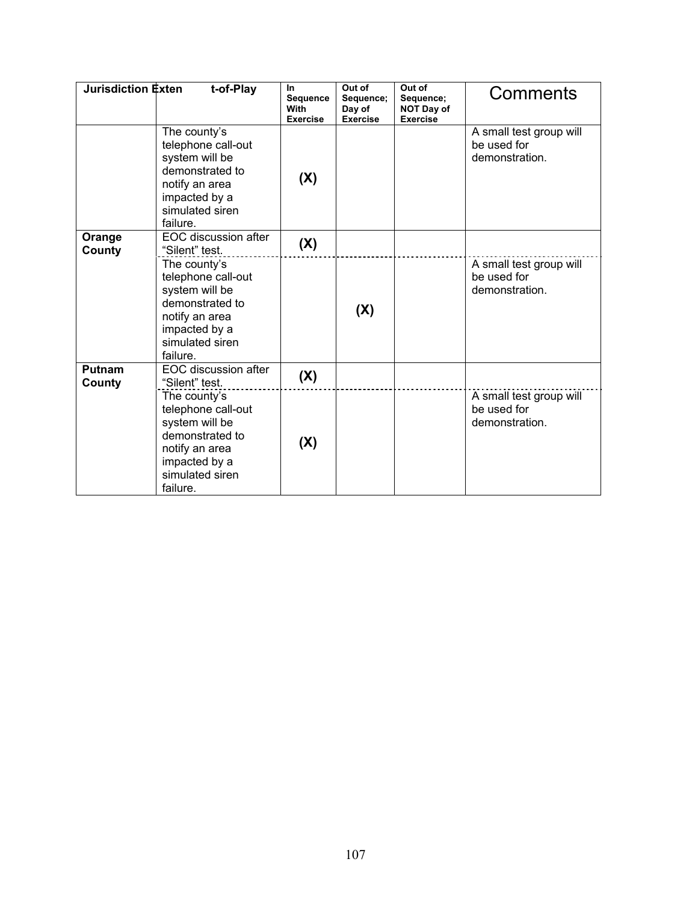| Jurisdiction | Extent-of-Play | In Sequence With Exercise | Out of Sequence; Day of Exercise | Out of Sequence; NOT Day of Exercise | Comments |
|---|---|---|---|---|---|
| | The county's telephone call-out system will be demonstrated to notify an area impacted by a simulated siren failure. | (X) | | | A small test group will be used for demonstration. |
| Orange County | EOC discussion after "Silent" test. | (X) | | | |
| | The county's telephone call-out system will be demonstrated to notify an area impacted by a simulated siren failure. | | (X) | | A small test group will be used for demonstration. |
| Putnam County | EOC discussion after "Silent" test. | (X) | | | |
| | The county's telephone call-out system will be demonstrated to notify an area impacted by a simulated siren failure. | (X) | | | A small test group will be used for demonstration. |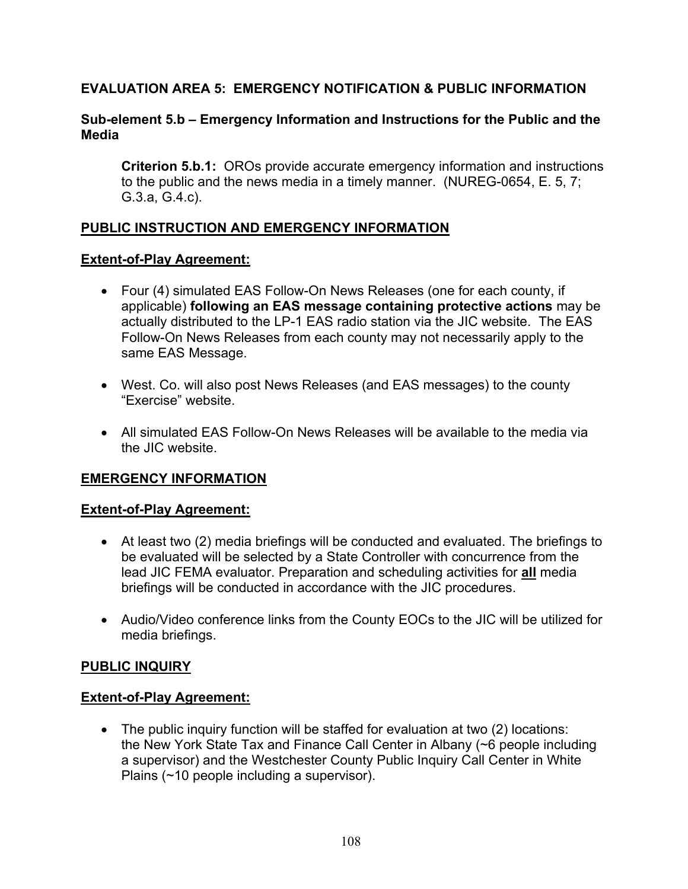**EVALUATION AREA 5: EMERGENCY NOTIFICATION & PUBLIC INFORMATION**

**Sub-element 5.b – Emergency Information and Instructions for the Public and the Media**

**Criterion 5.b.1:** OROs provide accurate emergency information and instructions to the public and the news media in a timely manner. (NUREG-0654, E. 5, 7; G.3.a, G.4.c).

**PUBLIC INSTRUCTION AND EMERGENCY INFORMATION**

**Extent-of-Play Agreement:**

- Four (4) simulated EAS Follow-On News Releases (one for each county, if applicable) **following an EAS message containing protective actions** may be actually distributed to the LP-1 EAS radio station via the JIC website. The EAS Follow-On News Releases from each county may not necessarily apply to the same EAS Message.
- West. Co. will also post News Releases (and EAS messages) to the county "Exercise" website.
- All simulated EAS Follow-On News Releases will be available to the media via the JIC website.

**EMERGENCY INFORMATION**

**Extent-of-Play Agreement:**

- At least two (2) media briefings will be conducted and evaluated. The briefings to be evaluated will be selected by a State Controller with concurrence from the lead JIC FEMA evaluator. Preparation and scheduling activities for **all** media briefings will be conducted in accordance with the JIC procedures.
- Audio/Video conference links from the County EOCs to the JIC will be utilized for media briefings.

**PUBLIC INQUIRY**

**Extent-of-Play Agreement:**

- The public inquiry function will be staffed for evaluation at two (2) locations: the New York State Tax and Finance Call Center in Albany (~6 people including a supervisor) and the Westchester County Public Inquiry Call Center in White Plains (~10 people including a supervisor).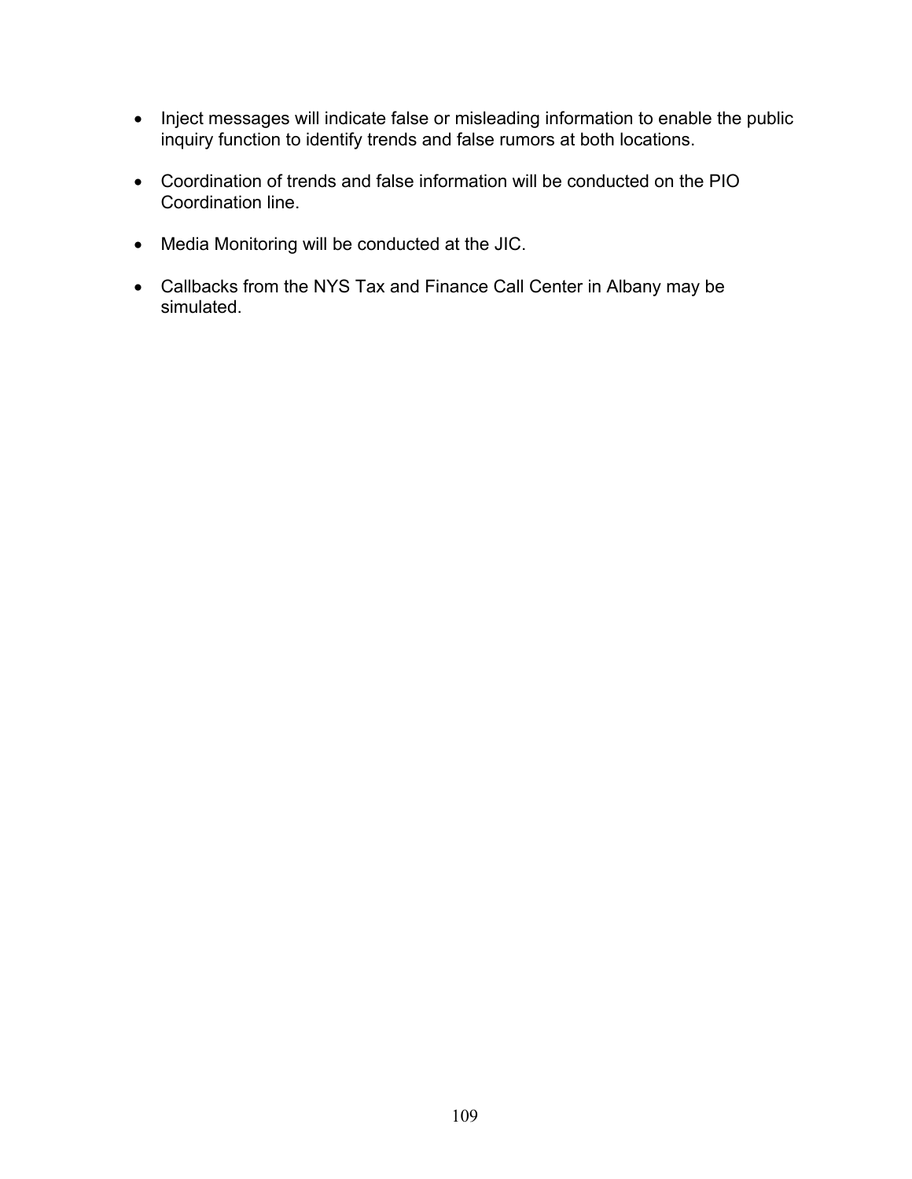- Inject messages will indicate false or misleading information to enable the public inquiry function to identify trends and false rumors at both locations.

- Coordination of trends and false information will be conducted on the PIO Coordination line.

- Media Monitoring will be conducted at the JIC.

- Callbacks from the NYS Tax and Finance Call Center in Albany may be simulated.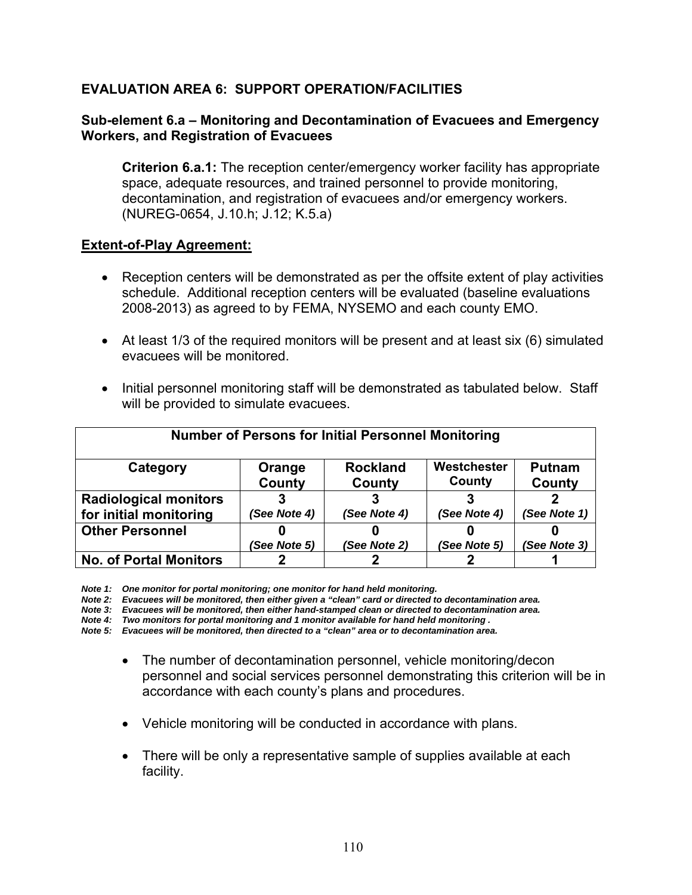**EVALUATION AREA 6: SUPPORT OPERATION/FACILITIES**

**Sub-element 6.a – Monitoring and Decontamination of Evacuees and Emergency Workers, and Registration of Evacuees**

**Criterion 6.a.1:** The reception center/emergency worker facility has appropriate space, adequate resources, and trained personnel to provide monitoring, decontamination, and registration of evacuees and/or emergency workers. (NUREG-0654, J.10.h; J.12; K.5.a)

**Extent-of-Play Agreement:**

- Reception centers will be demonstrated as per the offsite extent of play activities schedule. Additional reception centers will be evaluated (baseline evaluations 2008-2013) as agreed to by FEMA, NYSEMO and each county EMO.
- At least 1/3 of the required monitors will be present and at least six (6) simulated evacuees will be monitored.
- Initial personnel monitoring staff will be demonstrated as tabulated below. Staff will be provided to simulate evacuees.

| Number of Persons for Initial Personnel Monitoring | | | | |
|---|---|---|---|---|
| **Category** | **Orange County** | **Rockland County** | **Westchester County** | **Putnam County** |
| **Radiological monitors for initial monitoring** | **3** *(See Note 4)* | **3** *(See Note 4)* | **3** *(See Note 4)* | **2** *(See Note 1)* |
| **Other Personnel** | **0** *(See Note 5)* | **0** *(See Note 2)* | **0** *(See Note 5)* | **0** *(See Note 3)* |
| **No. of Portal Monitors** | **2** | **2** | **2** | **1** |

*Note 1: One monitor for portal monitoring; one monitor for hand held monitoring.*
*Note 2: Evacuees will be monitored, then either given a "clean" card or directed to decontamination area.*
*Note 3: Evacuees will be monitored, then either hand-stamped clean or directed to decontamination area.*
*Note 4: Two monitors for portal monitoring and 1 monitor available for hand held monitoring .*
*Note 5: Evacuees will be monitored, then directed to a "clean" area or to decontamination area.*

- The number of decontamination personnel, vehicle monitoring/decon personnel and social services personnel demonstrating this criterion will be in accordance with each county's plans and procedures.
- Vehicle monitoring will be conducted in accordance with plans.
- There will be only a representative sample of supplies available at each facility.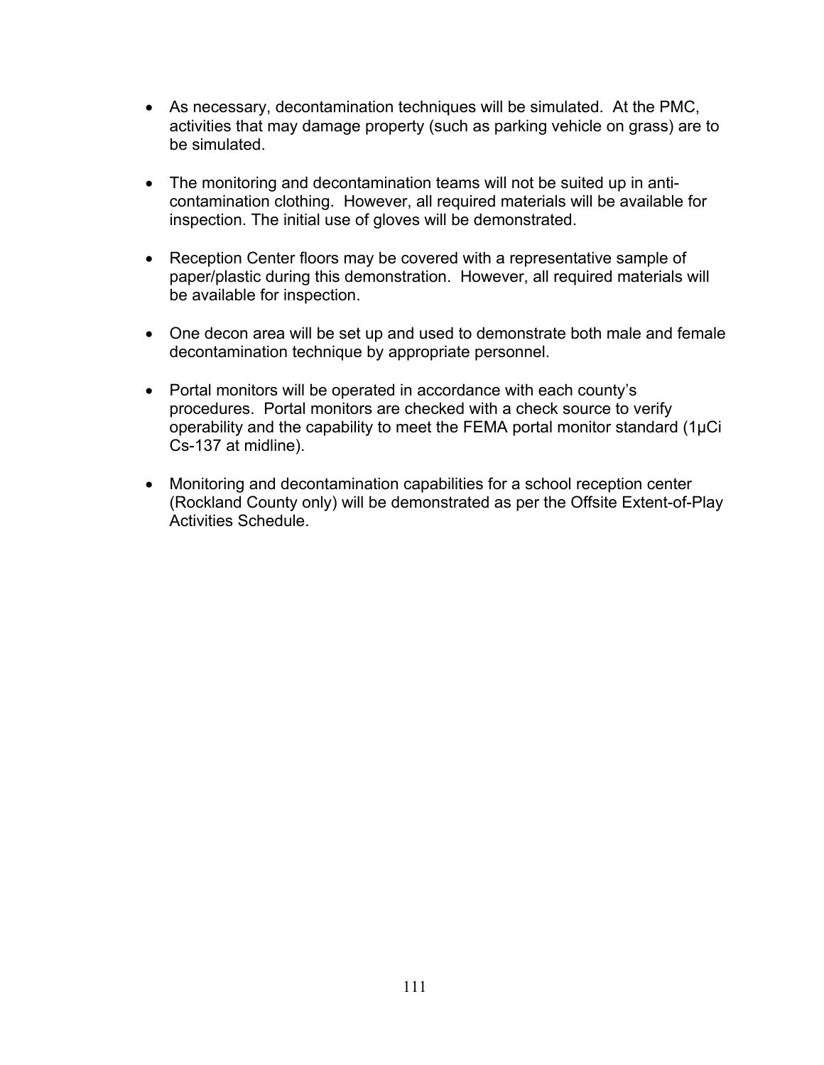- As necessary, decontamination techniques will be simulated. At the PMC, activities that may damage property (such as parking vehicle on grass) are to be simulated.

- The monitoring and decontamination teams will not be suited up in anti-contamination clothing. However, all required materials will be available for inspection. The initial use of gloves will be demonstrated.

- Reception Center floors may be covered with a representative sample of paper/plastic during this demonstration. However, all required materials will be available for inspection.

- One decon area will be set up and used to demonstrate both male and female decontamination technique by appropriate personnel.

- Portal monitors will be operated in accordance with each county's procedures. Portal monitors are checked with a check source to verify operability and the capability to meet the FEMA portal monitor standard (1µCi Cs-137 at midline).

- Monitoring and decontamination capabilities for a school reception center (Rockland County only) will be demonstrated as per the Offsite Extent-of-Play Activities Schedule.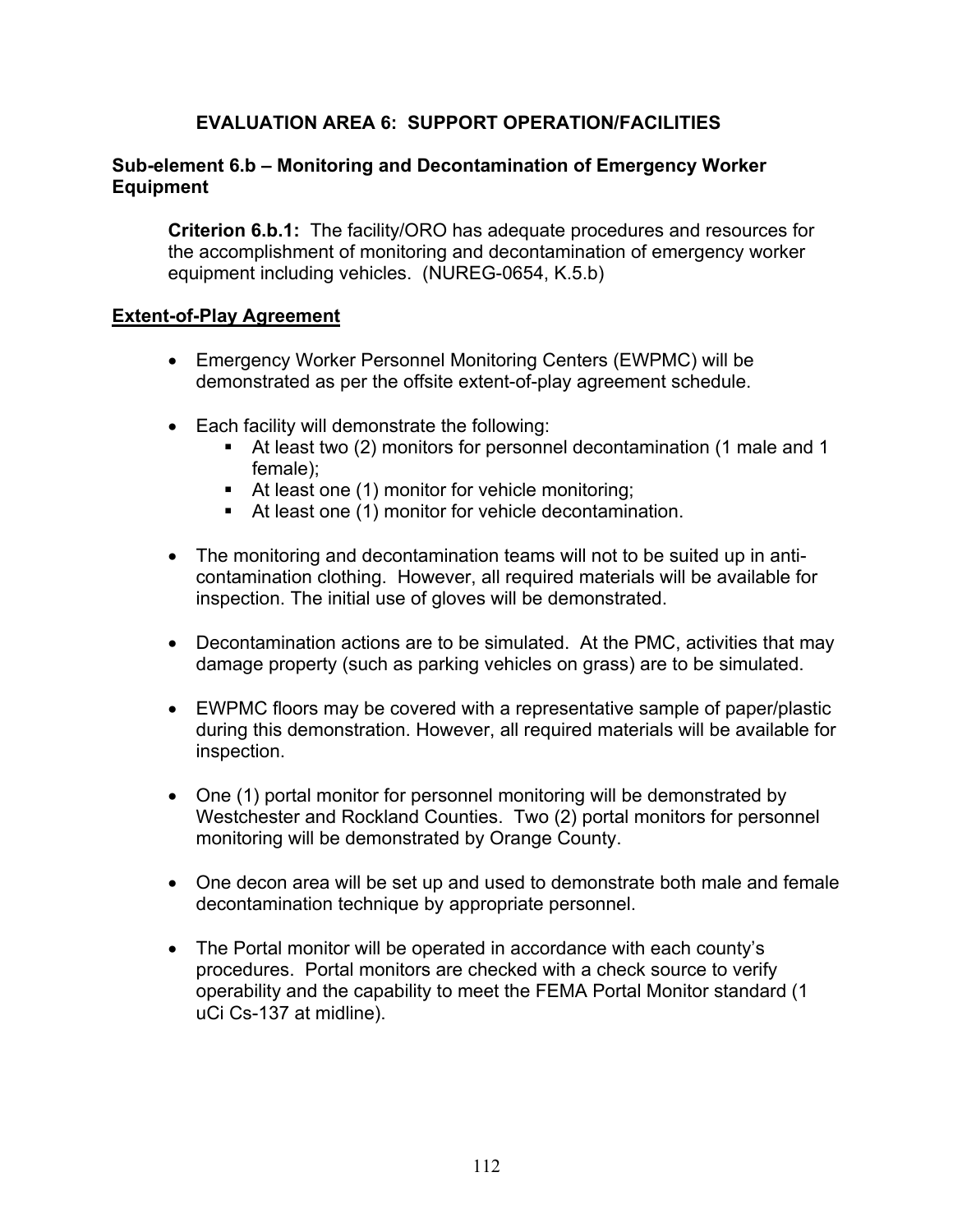## EVALUATION AREA 6: SUPPORT OPERATION/FACILITIES

### Sub-element 6.b – Monitoring and Decontamination of Emergency Worker Equipment

**Criterion 6.b.1:** The facility/ORO has adequate procedures and resources for the accomplishment of monitoring and decontamination of emergency worker equipment including vehicles. (NUREG-0654, K.5.b)

### Extent-of-Play Agreement

- Emergency Worker Personnel Monitoring Centers (EWPMC) will be demonstrated as per the offsite extent-of-play agreement schedule.
- Each facility will demonstrate the following:
  - At least two (2) monitors for personnel decontamination (1 male and 1 female);
  - At least one (1) monitor for vehicle monitoring;
  - At least one (1) monitor for vehicle decontamination.
- The monitoring and decontamination teams will not to be suited up in anti-contamination clothing. However, all required materials will be available for inspection. The initial use of gloves will be demonstrated.
- Decontamination actions are to be simulated. At the PMC, activities that may damage property (such as parking vehicles on grass) are to be simulated.
- EWPMC floors may be covered with a representative sample of paper/plastic during this demonstration. However, all required materials will be available for inspection.
- One (1) portal monitor for personnel monitoring will be demonstrated by Westchester and Rockland Counties. Two (2) portal monitors for personnel monitoring will be demonstrated by Orange County.
- One decon area will be set up and used to demonstrate both male and female decontamination technique by appropriate personnel.
- The Portal monitor will be operated in accordance with each county's procedures. Portal monitors are checked with a check source to verify operability and the capability to meet the FEMA Portal Monitor standard (1 uCi Cs-137 at midline).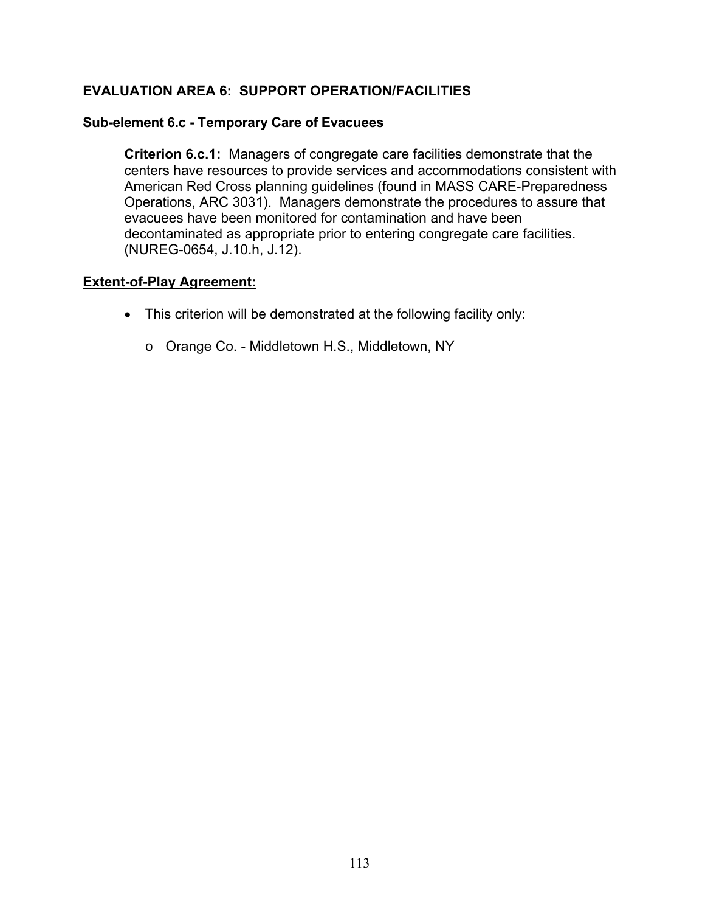## EVALUATION AREA 6: SUPPORT OPERATION/FACILITIES

### Sub-element 6.c - Temporary Care of Evacuees

**Criterion 6.c.1:** Managers of congregate care facilities demonstrate that the centers have resources to provide services and accommodations consistent with American Red Cross planning guidelines (found in MASS CARE-Preparedness Operations, ARC 3031). Managers demonstrate the procedures to assure that evacuees have been monitored for contamination and have been decontaminated as appropriate prior to entering congregate care facilities. (NUREG-0654, J.10.h, J.12).

**Extent-of-Play Agreement:**

- This criterion will be demonstrated at the following facility only:
  - Orange Co. - Middletown H.S., Middletown, NY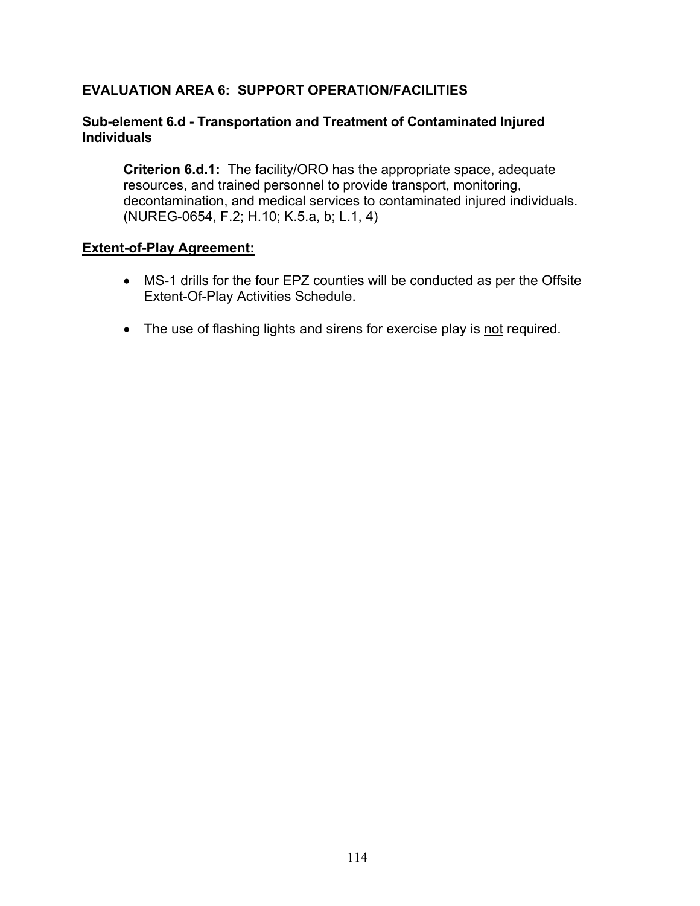### EVALUATION AREA 6: SUPPORT OPERATION/FACILITIES

#### Sub-element 6.d - Transportation and Treatment of Contaminated Injured Individuals

**Criterion 6.d.1:** The facility/ORO has the appropriate space, adequate resources, and trained personnel to provide transport, monitoring, decontamination, and medical services to contaminated injured individuals. (NUREG-0654, F.2; H.10; K.5.a, b; L.1, 4)

**Extent-of-Play Agreement:**

- MS-1 drills for the four EPZ counties will be conducted as per the Offsite Extent-Of-Play Activities Schedule.
- The use of flashing lights and sirens for exercise play is not required.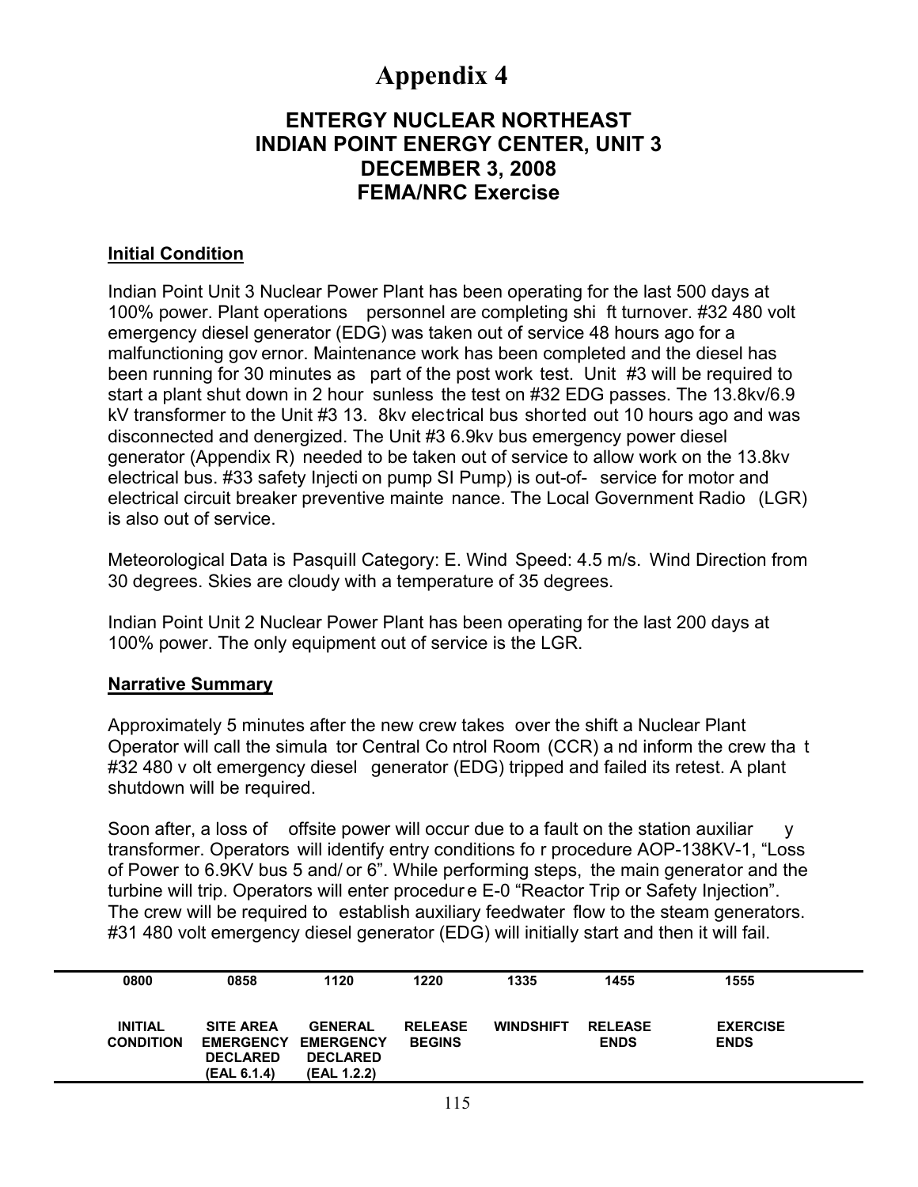# Appendix 4

## ENTERGY NUCLEAR NORTHEAST INDIAN POINT ENERGY CENTER, UNIT 3 DECEMBER 3, 2008 FEMA/NRC Exercise

**Initial Condition**

Indian Point Unit 3 Nuclear Power Plant has been operating for the last 500 days at 100% power. Plant operations personnel are completing shift turnover. #32 480 volt emergency diesel generator (EDG) was taken out of service 48 hours ago for a malfunctioning governor. Maintenance work has been completed and the diesel has been running for 30 minutes as part of the post work test. Unit #3 will be required to start a plant shut down in 2 hours unless the test on #32 EDG passes. The 13.8kv/6.9 kV transformer to the Unit #3 13.8kv electrical bus shorted out 10 hours ago and was disconnected and denergized. The Unit #3 6.9kv bus emergency power diesel generator (Appendix R) needed to be taken out of service to allow work on the 13.8kv electrical bus. #33 safety Injection pump SI Pump) is out-of-service for motor and electrical circuit breaker preventive maintenance. The Local Government Radio (LGR) is also out of service.

Meteorological Data is Pasquill Category: E. Wind Speed: 4.5 m/s. Wind Direction from 30 degrees. Skies are cloudy with a temperature of 35 degrees.

Indian Point Unit 2 Nuclear Power Plant has been operating for the last 200 days at 100% power. The only equipment out of service is the LGR.

**Narrative Summary**

Approximately 5 minutes after the new crew takes over the shift a Nuclear Plant Operator will call the simulator Central Control Room (CCR) and inform the crew that #32 480 volt emergency diesel generator (EDG) tripped and failed its retest. A plant shutdown will be required.

Soon after, a loss of offsite power will occur due to a fault on the station auxiliary transformer. Operators will identify entry conditions for procedure AOP-138KV-1, "Loss of Power to 6.9KV bus 5 and/ or 6". While performing steps, the main generator and the turbine will trip. Operators will enter procedure E-0 "Reactor Trip or Safety Injection". The crew will be required to establish auxiliary feedwater flow to the steam generators. #31 480 volt emergency diesel generator (EDG) will initially start and then it will fail.

| 0800 | 0858 | 1120 | 1220 | 1335 | 1455 | 1555 |
|---|---|---|---|---|---|---|
| INITIAL CONDITION | SITE AREA EMERGENCY DECLARED (EAL 6.1.4) | GENERAL EMERGENCY DECLARED (EAL 1.2.2) | RELEASE BEGINS | WINDSHIFT | RELEASE ENDS | EXERCISE ENDS |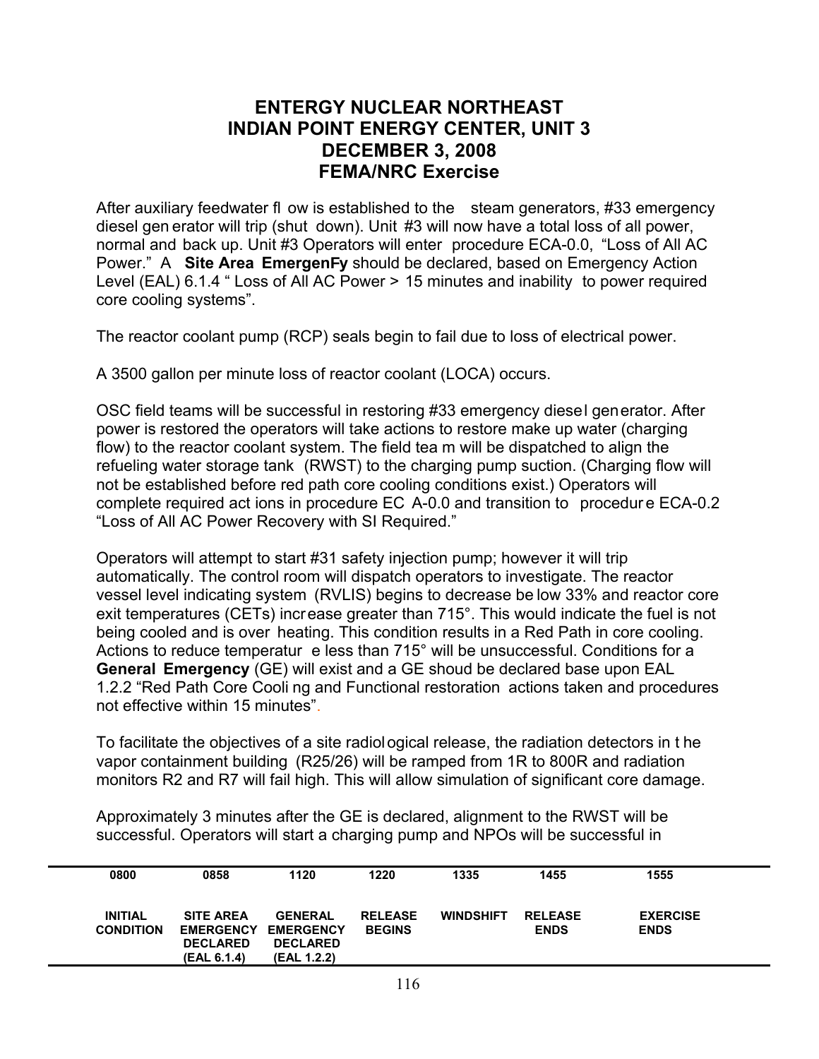## ENTERGY NUCLEAR NORTHEAST
## INDIAN POINT ENERGY CENTER, UNIT 3
## DECEMBER 3, 2008
## FEMA/NRC Exercise

After auxiliary feedwater flow is established to the steam generators, #33 emergency diesel generator will trip (shut down). Unit #3 will now have a total loss of all power, normal and back up. Unit #3 Operators will enter procedure ECA-0.0, "Loss of All AC Power." A **Site Area EmergenFy** should be declared, based on Emergency Action Level (EAL) 6.1.4 " Loss of All AC Power > 15 minutes and inability to power required core cooling systems".

The reactor coolant pump (RCP) seals begin to fail due to loss of electrical power.

A 3500 gallon per minute loss of reactor coolant (LOCA) occurs.

OSC field teams will be successful in restoring #33 emergency diesel generator. After power is restored the operators will take actions to restore make up water (charging flow) to the reactor coolant system. The field team will be dispatched to align the refueling water storage tank (RWST) to the charging pump suction. (Charging flow will not be established before red path core cooling conditions exist.) Operators will complete required actions in procedure ECA-0.0 and transition to procedure ECA-0.2 "Loss of All AC Power Recovery with SI Required."

Operators will attempt to start #31 safety injection pump; however it will trip automatically. The control room will dispatch operators to investigate. The reactor vessel level indicating system (RVLIS) begins to decrease below 33% and reactor core exit temperatures (CETs) increase greater than 715°. This would indicate the fuel is not being cooled and is over heating. This condition results in a Red Path in core cooling. Actions to reduce temperature less than 715° will be unsuccessful. Conditions for a **General Emergency** (GE) will exist and a GE shoud be declared base upon EAL 1.2.2 "Red Path Core Cooling and Functional restoration actions taken and procedures not effective within 15 minutes".

To facilitate the objectives of a site radiological release, the radiation detectors in the vapor containment building (R25/26) will be ramped from 1R to 800R and radiation monitors R2 and R7 will fail high. This will allow simulation of significant core damage.

Approximately 3 minutes after the GE is declared, alignment to the RWST will be successful. Operators will start a charging pump and NPOs will be successful in

| 0800 | 0858 | 1120 | 1220 | 1335 | 1455 | 1555 |
|---|---|---|---|---|---|---|
| **INITIAL CONDITION** | **SITE AREA EMERGENCY DECLARED (EAL 6.1.4)** | **GENERAL EMERGENCY DECLARED (EAL 1.2.2)** | **RELEASE BEGINS** | **WINDSHIFT** | **RELEASE ENDS** | **EXERCISE ENDS** |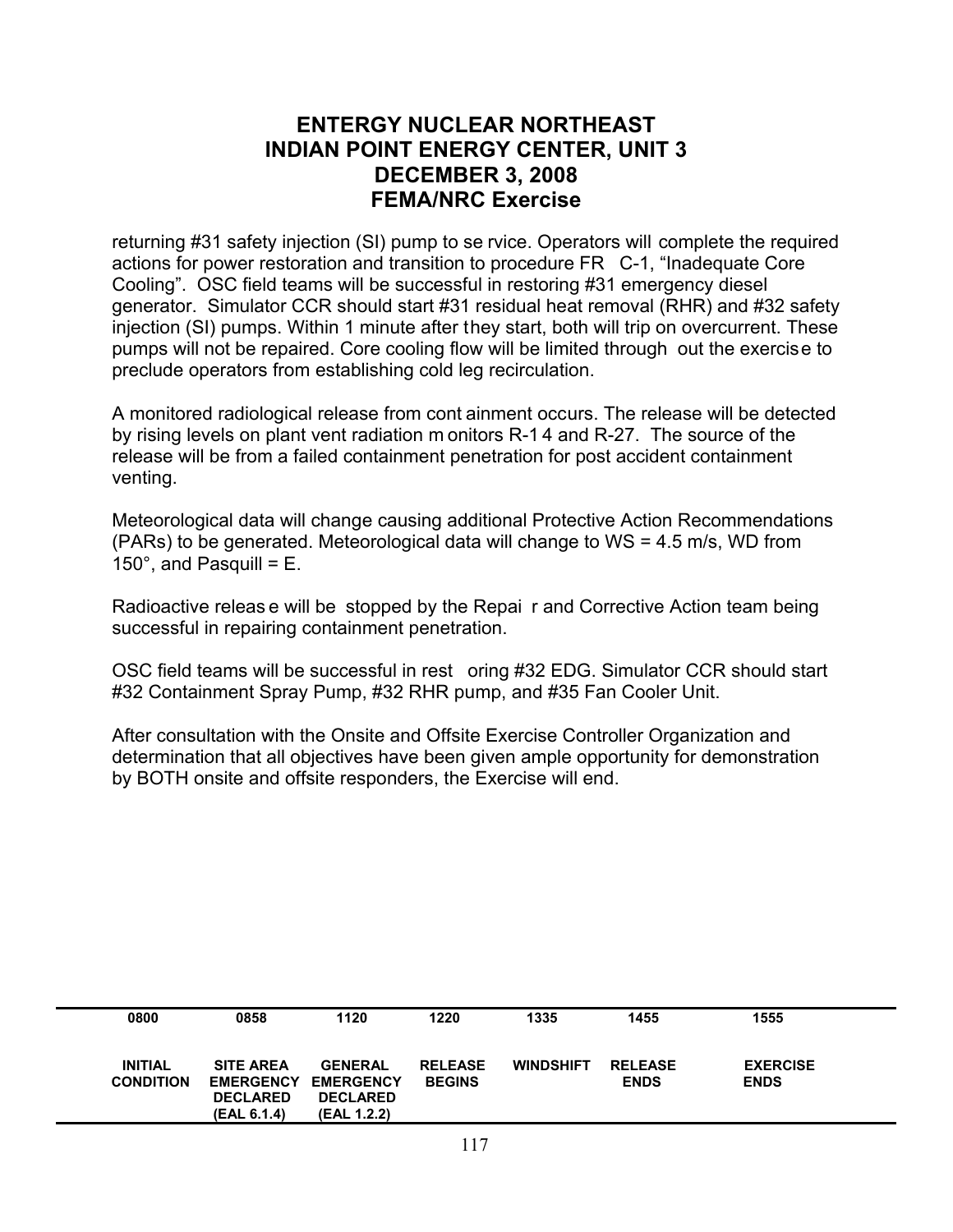## ENTERGY NUCLEAR NORTHEAST
## INDIAN POINT ENERGY CENTER, UNIT 3
## DECEMBER 3, 2008
## FEMA/NRC Exercise

returning #31 safety injection (SI) pump to service. Operators will complete the required actions for power restoration and transition to procedure FR C-1, "Inadequate Core Cooling". OSC field teams will be successful in restoring #31 emergency diesel generator. Simulator CCR should start #31 residual heat removal (RHR) and #32 safety injection (SI) pumps. Within 1 minute after they start, both will trip on overcurrent. These pumps will not be repaired. Core cooling flow will be limited throughout the exercise to preclude operators from establishing cold leg recirculation.

A monitored radiological release from containment occurs. The release will be detected by rising levels on plant vent radiation monitors R-14 and R-27. The source of the release will be from a failed containment penetration for post accident containment venting.

Meteorological data will change causing additional Protective Action Recommendations (PARs) to be generated. Meteorological data will change to WS = 4.5 m/s, WD from 150°, and Pasquill = E.

Radioactive release will be stopped by the Repair and Corrective Action team being successful in repairing containment penetration.

OSC field teams will be successful in restoring #32 EDG. Simulator CCR should start #32 Containment Spray Pump, #32 RHR pump, and #35 Fan Cooler Unit.

After consultation with the Onsite and Offsite Exercise Controller Organization and determination that all objectives have been given ample opportunity for demonstration by BOTH onsite and offsite responders, the Exercise will end.

| 0800 | 0858 | 1120 | 1220 | 1335 | 1455 | 1555 |
|---|---|---|---|---|---|---|
| **INITIAL CONDITION** | **SITE AREA EMERGENCY DECLARED (EAL 6.1.4)** | **GENERAL EMERGENCY DECLARED (EAL 1.2.2)** | **RELEASE BEGINS** | **WINDSHIFT** | **RELEASE ENDS** | **EXERCISE ENDS** |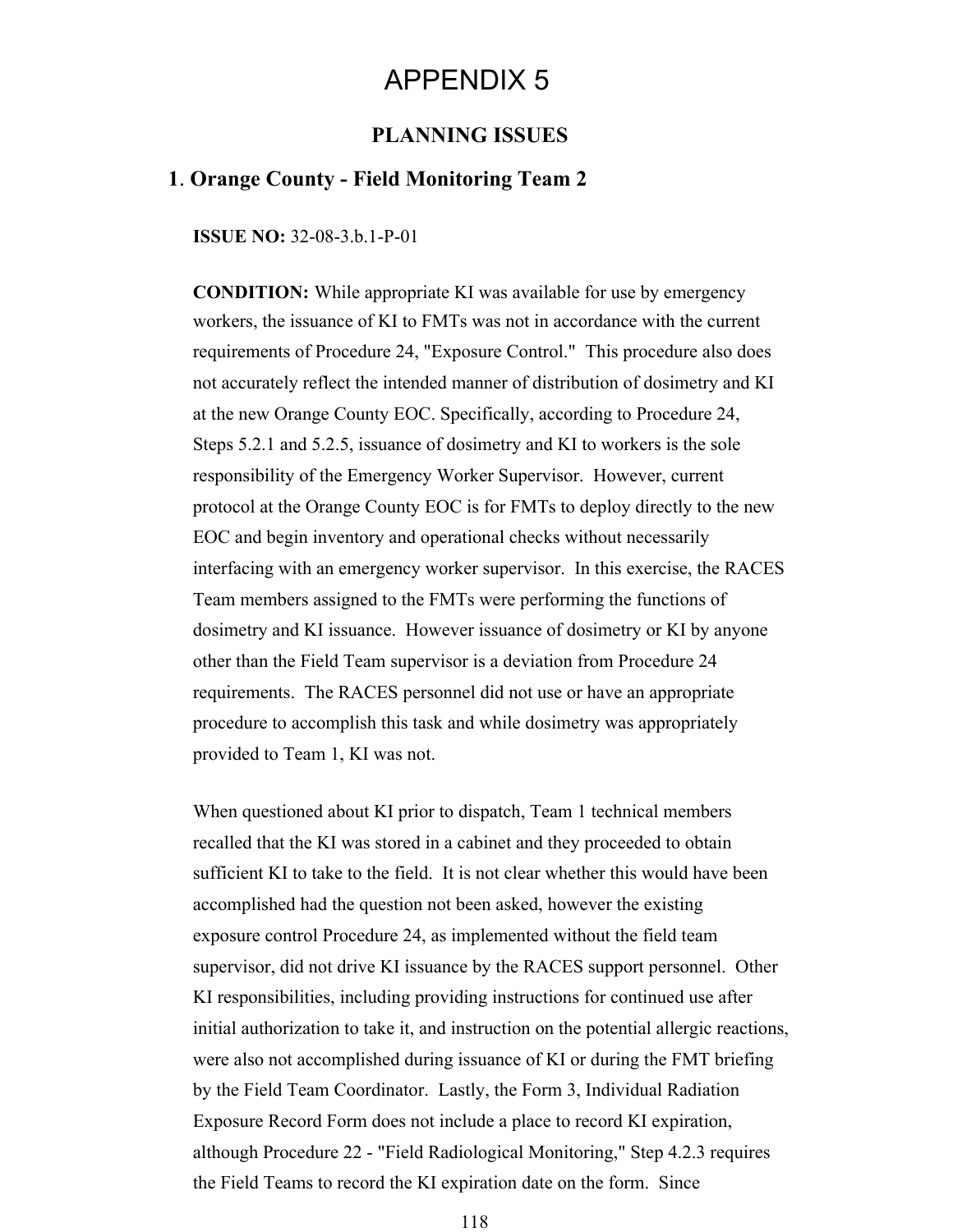# APPENDIX 5

## PLANNING ISSUES

### 1. Orange County - Field Monitoring Team 2

**ISSUE NO:** 32-08-3.b.1-P-01

**CONDITION:** While appropriate KI was available for use by emergency workers, the issuance of KI to FMTs was not in accordance with the current requirements of Procedure 24, "Exposure Control." This procedure also does not accurately reflect the intended manner of distribution of dosimetry and KI at the new Orange County EOC. Specifically, according to Procedure 24, Steps 5.2.1 and 5.2.5, issuance of dosimetry and KI to workers is the sole responsibility of the Emergency Worker Supervisor. However, current protocol at the Orange County EOC is for FMTs to deploy directly to the new EOC and begin inventory and operational checks without necessarily interfacing with an emergency worker supervisor. In this exercise, the RACES Team members assigned to the FMTs were performing the functions of dosimetry and KI issuance. However issuance of dosimetry or KI by anyone other than the Field Team supervisor is a deviation from Procedure 24 requirements. The RACES personnel did not use or have an appropriate procedure to accomplish this task and while dosimetry was appropriately provided to Team 1, KI was not.

When questioned about KI prior to dispatch, Team 1 technical members recalled that the KI was stored in a cabinet and they proceeded to obtain sufficient KI to take to the field. It is not clear whether this would have been accomplished had the question not been asked, however the existing exposure control Procedure 24, as implemented without the field team supervisor, did not drive KI issuance by the RACES support personnel. Other KI responsibilities, including providing instructions for continued use after initial authorization to take it, and instruction on the potential allergic reactions, were also not accomplished during issuance of KI or during the FMT briefing by the Field Team Coordinator. Lastly, the Form 3, Individual Radiation Exposure Record Form does not include a place to record KI expiration, although Procedure 22 - "Field Radiological Monitoring," Step 4.2.3 requires the Field Teams to record the KI expiration date on the form. Since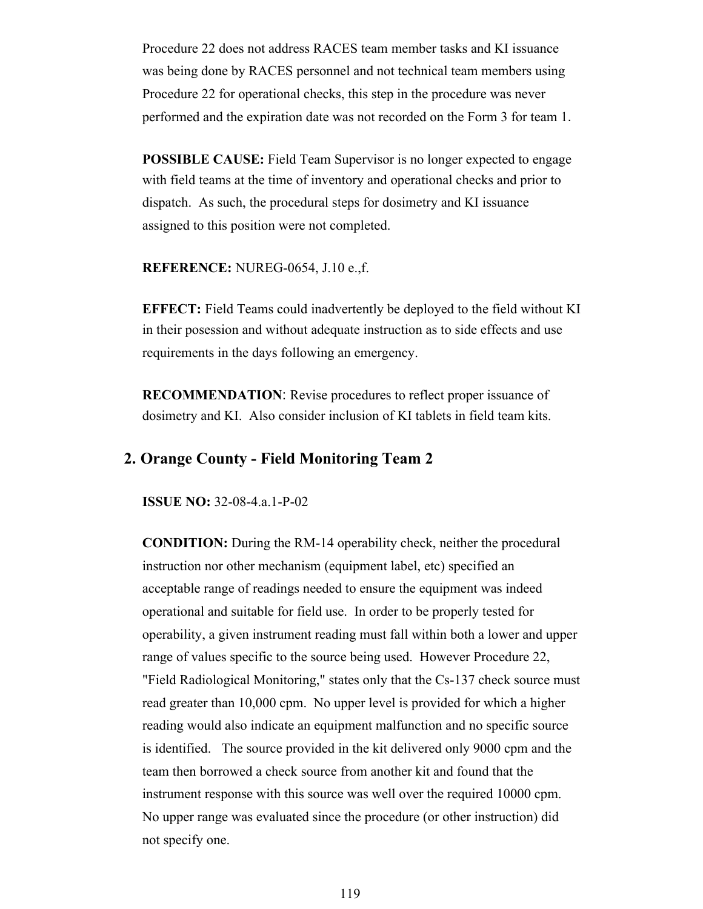Procedure 22 does not address RACES team member tasks and KI issuance was being done by RACES personnel and not technical team members using Procedure 22 for operational checks, this step in the procedure was never performed and the expiration date was not recorded on the Form 3 for team 1.

**POSSIBLE CAUSE:** Field Team Supervisor is no longer expected to engage with field teams at the time of inventory and operational checks and prior to dispatch. As such, the procedural steps for dosimetry and KI issuance assigned to this position were not completed.

**REFERENCE:** NUREG-0654, J.10 e.,f.

**EFFECT:** Field Teams could inadvertently be deployed to the field without KI in their posession and without adequate instruction as to side effects and use requirements in the days following an emergency.

**RECOMMENDATION**: Revise procedures to reflect proper issuance of dosimetry and KI. Also consider inclusion of KI tablets in field team kits.

## 2. Orange County - Field Monitoring Team 2

**ISSUE NO:** 32-08-4.a.1-P-02

**CONDITION:** During the RM-14 operability check, neither the procedural instruction nor other mechanism (equipment label, etc) specified an acceptable range of readings needed to ensure the equipment was indeed operational and suitable for field use. In order to be properly tested for operability, a given instrument reading must fall within both a lower and upper range of values specific to the source being used. However Procedure 22, "Field Radiological Monitoring," states only that the Cs-137 check source must read greater than 10,000 cpm. No upper level is provided for which a higher reading would also indicate an equipment malfunction and no specific source is identified. The source provided in the kit delivered only 9000 cpm and the team then borrowed a check source from another kit and found that the instrument response with this source was well over the required 10000 cpm. No upper range was evaluated since the procedure (or other instruction) did not specify one.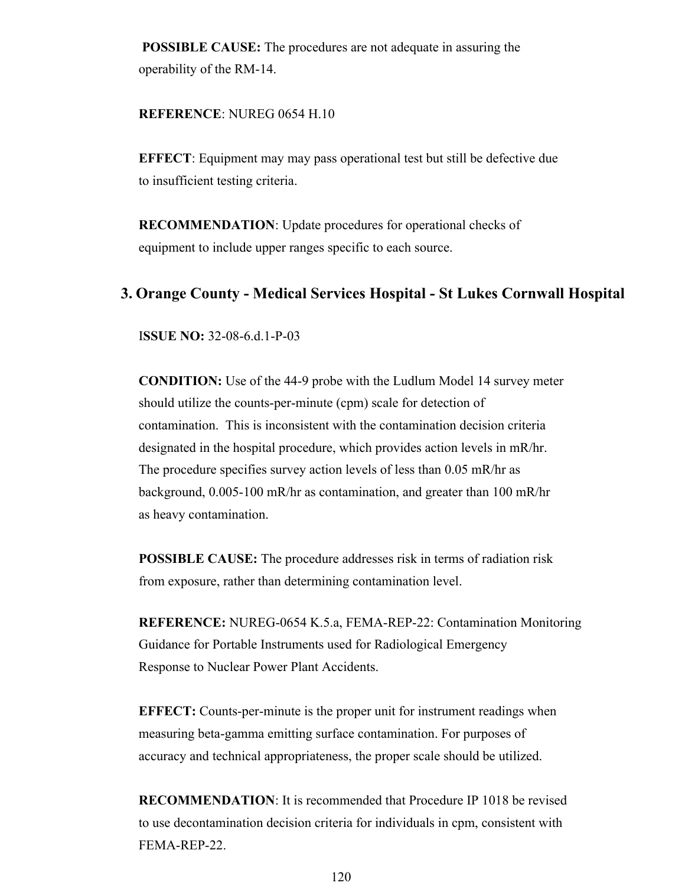**POSSIBLE CAUSE:** The procedures are not adequate in assuring the operability of the RM-14.

**REFERENCE**: NUREG 0654 H.10

**EFFECT**: Equipment may may pass operational test but still be defective due to insufficient testing criteria.

**RECOMMENDATION**: Update procedures for operational checks of equipment to include upper ranges specific to each source.

### 3. Orange County - Medical Services Hospital - St Lukes Cornwall Hospital

**ISSUE NO:** 32-08-6.d.1-P-03

**CONDITION:** Use of the 44-9 probe with the Ludlum Model 14 survey meter should utilize the counts-per-minute (cpm) scale for detection of contamination. This is inconsistent with the contamination decision criteria designated in the hospital procedure, which provides action levels in mR/hr. The procedure specifies survey action levels of less than 0.05 mR/hr as background, 0.005-100 mR/hr as contamination, and greater than 100 mR/hr as heavy contamination.

**POSSIBLE CAUSE:** The procedure addresses risk in terms of radiation risk from exposure, rather than determining contamination level.

**REFERENCE:** NUREG-0654 K.5.a, FEMA-REP-22: Contamination Monitoring Guidance for Portable Instruments used for Radiological Emergency Response to Nuclear Power Plant Accidents.

**EFFECT:** Counts-per-minute is the proper unit for instrument readings when measuring beta-gamma emitting surface contamination. For purposes of accuracy and technical appropriateness, the proper scale should be utilized.

**RECOMMENDATION**: It is recommended that Procedure IP 1018 be revised to use decontamination decision criteria for individuals in cpm, consistent with FEMA-REP-22.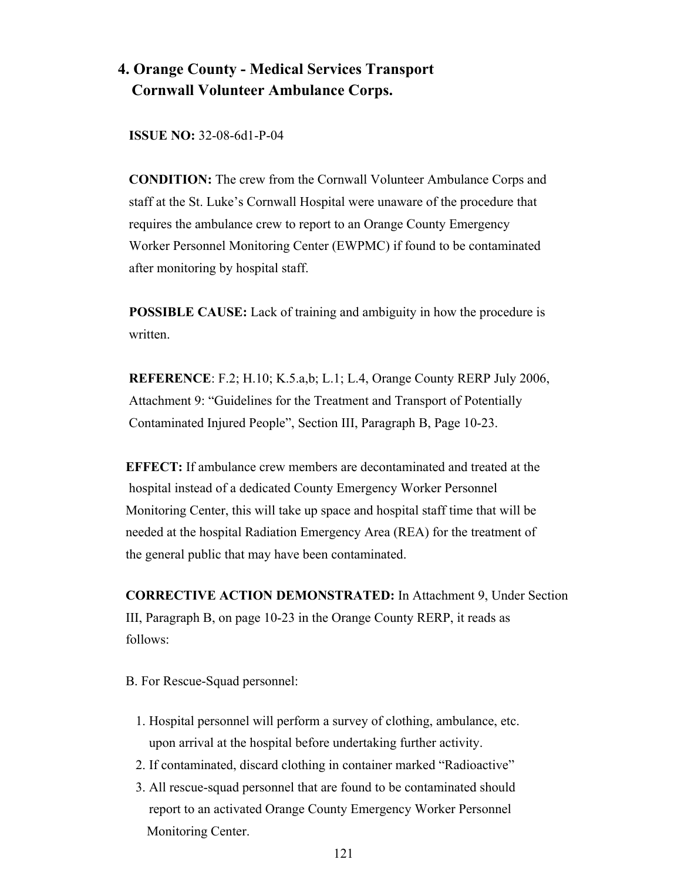### 4. Orange County - Medical Services Transport
### Cornwall Volunteer Ambulance Corps.

**ISSUE NO:** 32-08-6d1-P-04

**CONDITION:** The crew from the Cornwall Volunteer Ambulance Corps and staff at the St. Luke's Cornwall Hospital were unaware of the procedure that requires the ambulance crew to report to an Orange County Emergency Worker Personnel Monitoring Center (EWPMC) if found to be contaminated after monitoring by hospital staff.

**POSSIBLE CAUSE:** Lack of training and ambiguity in how the procedure is written.

**REFERENCE**: F.2; H.10; K.5.a,b; L.1; L.4, Orange County RERP July 2006, Attachment 9: "Guidelines for the Treatment and Transport of Potentially Contaminated Injured People", Section III, Paragraph B, Page 10-23.

**EFFECT:** If ambulance crew members are decontaminated and treated at the hospital instead of a dedicated County Emergency Worker Personnel Monitoring Center, this will take up space and hospital staff time that will be needed at the hospital Radiation Emergency Area (REA) for the treatment of the general public that may have been contaminated.

**CORRECTIVE ACTION DEMONSTRATED:** In Attachment 9, Under Section III, Paragraph B, on page 10-23 in the Orange County RERP, it reads as follows:

B. For Rescue-Squad personnel:

1. Hospital personnel will perform a survey of clothing, ambulance, etc. upon arrival at the hospital before undertaking further activity.
2. If contaminated, discard clothing in container marked "Radioactive"
3. All rescue-squad personnel that are found to be contaminated should report to an activated Orange County Emergency Worker Personnel Monitoring Center.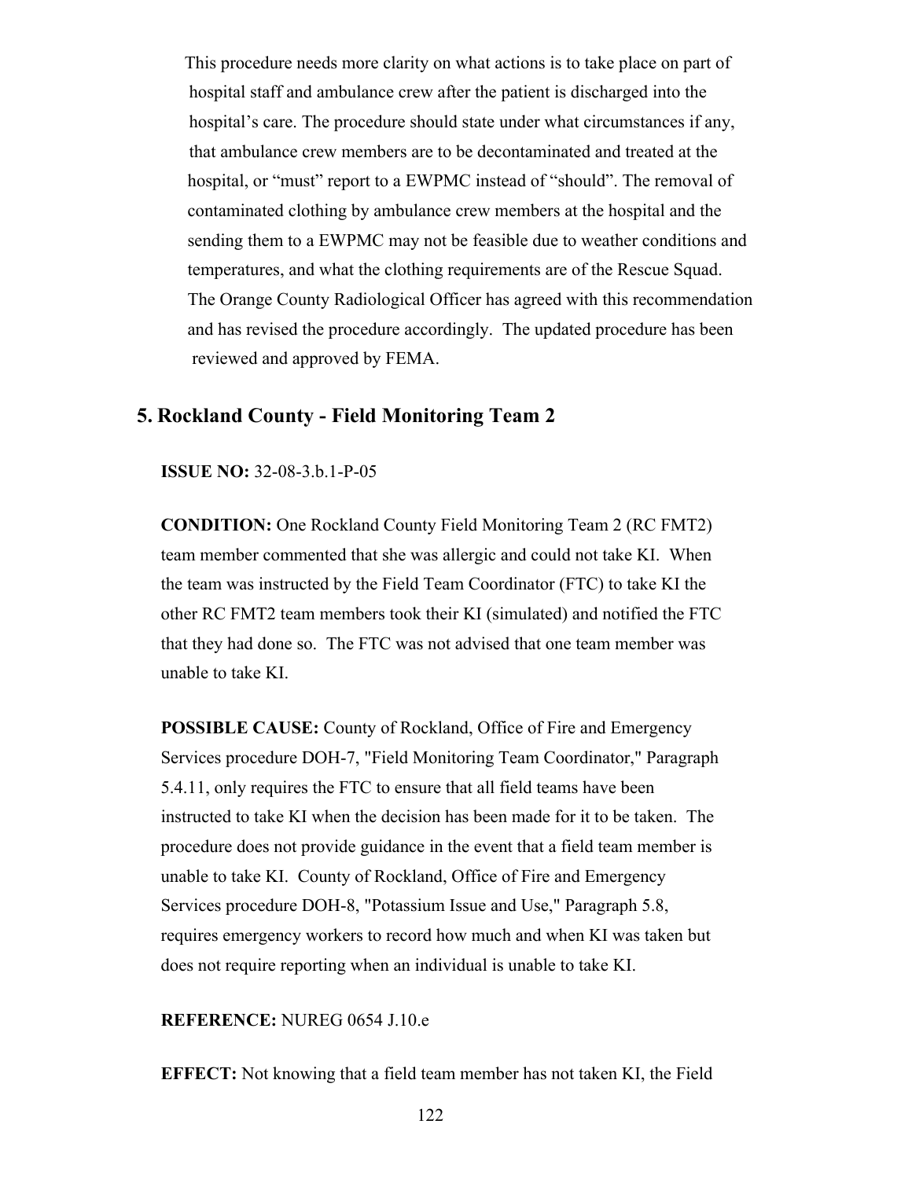This procedure needs more clarity on what actions is to take place on part of hospital staff and ambulance crew after the patient is discharged into the hospital's care. The procedure should state under what circumstances if any, that ambulance crew members are to be decontaminated and treated at the hospital, or "must" report to a EWPMC instead of "should". The removal of contaminated clothing by ambulance crew members at the hospital and the sending them to a EWPMC may not be feasible due to weather conditions and temperatures, and what the clothing requirements are of the Rescue Squad. The Orange County Radiological Officer has agreed with this recommendation and has revised the procedure accordingly. The updated procedure has been reviewed and approved by FEMA.

## 5. Rockland County - Field Monitoring Team 2

**ISSUE NO:** 32-08-3.b.1-P-05

**CONDITION:** One Rockland County Field Monitoring Team 2 (RC FMT2) team member commented that she was allergic and could not take KI. When the team was instructed by the Field Team Coordinator (FTC) to take KI the other RC FMT2 team members took their KI (simulated) and notified the FTC that they had done so. The FTC was not advised that one team member was unable to take KI.

**POSSIBLE CAUSE:** County of Rockland, Office of Fire and Emergency Services procedure DOH-7, "Field Monitoring Team Coordinator," Paragraph 5.4.11, only requires the FTC to ensure that all field teams have been instructed to take KI when the decision has been made for it to be taken. The procedure does not provide guidance in the event that a field team member is unable to take KI. County of Rockland, Office of Fire and Emergency Services procedure DOH-8, "Potassium Issue and Use," Paragraph 5.8, requires emergency workers to record how much and when KI was taken but does not require reporting when an individual is unable to take KI.

**REFERENCE:** NUREG 0654 J.10.e

**EFFECT:** Not knowing that a field team member has not taken KI, the Field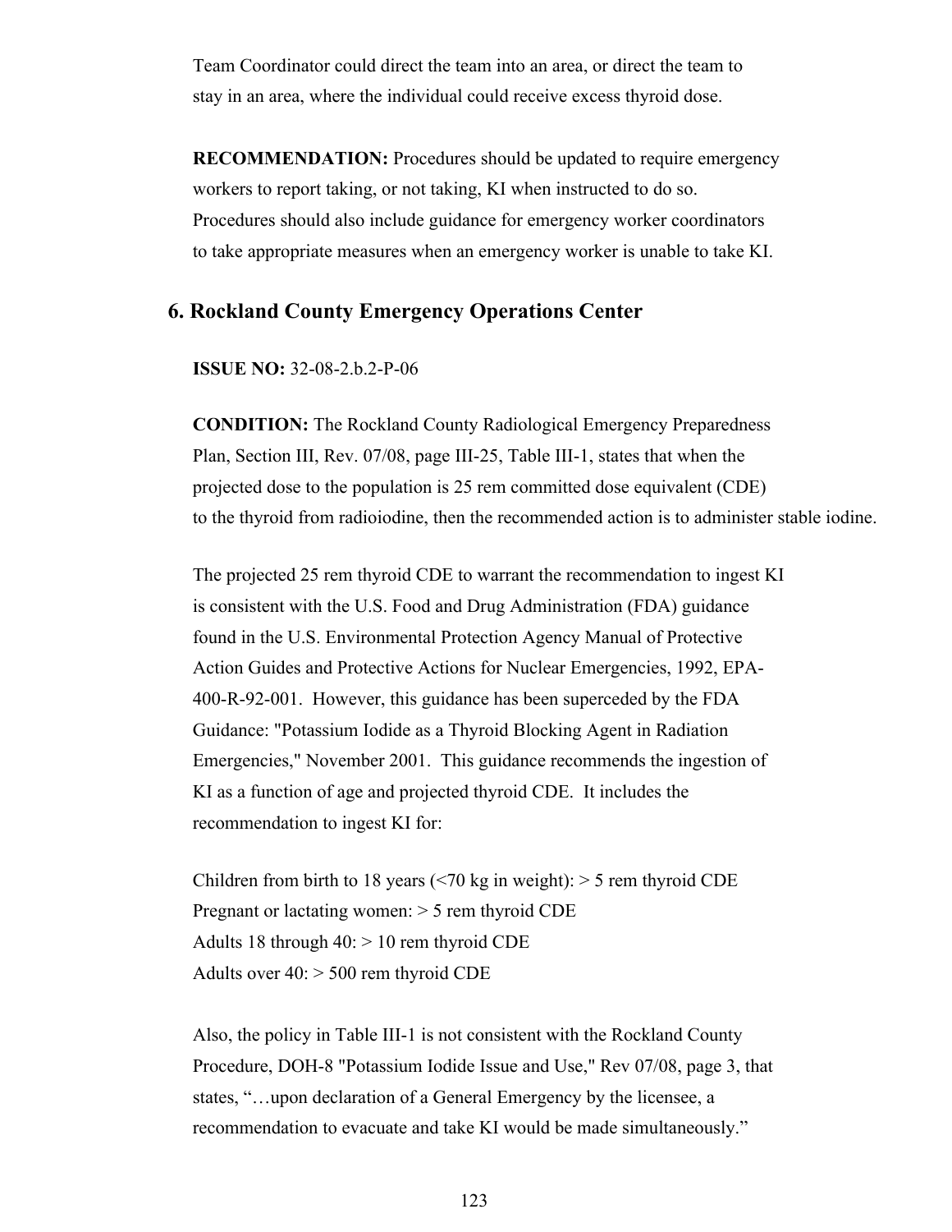Team Coordinator could direct the team into an area, or direct the team to stay in an area, where the individual could receive excess thyroid dose.

**RECOMMENDATION:** Procedures should be updated to require emergency workers to report taking, or not taking, KI when instructed to do so. Procedures should also include guidance for emergency worker coordinators to take appropriate measures when an emergency worker is unable to take KI.

## 6. Rockland County Emergency Operations Center

**ISSUE NO:** 32-08-2.b.2-P-06

**CONDITION:** The Rockland County Radiological Emergency Preparedness Plan, Section III, Rev. 07/08, page III-25, Table III-1, states that when the projected dose to the population is 25 rem committed dose equivalent (CDE) to the thyroid from radioiodine, then the recommended action is to administer stable iodine.

The projected 25 rem thyroid CDE to warrant the recommendation to ingest KI is consistent with the U.S. Food and Drug Administration (FDA) guidance found in the U.S. Environmental Protection Agency Manual of Protective Action Guides and Protective Actions for Nuclear Emergencies, 1992, EPA-400-R-92-001. However, this guidance has been superceded by the FDA Guidance: "Potassium Iodide as a Thyroid Blocking Agent in Radiation Emergencies," November 2001. This guidance recommends the ingestion of KI as a function of age and projected thyroid CDE. It includes the recommendation to ingest KI for:

Children from birth to 18 years (<70 kg in weight): > 5 rem thyroid CDE
Pregnant or lactating women: > 5 rem thyroid CDE
Adults 18 through 40: > 10 rem thyroid CDE
Adults over 40: > 500 rem thyroid CDE

Also, the policy in Table III-1 is not consistent with the Rockland County Procedure, DOH-8 "Potassium Iodide Issue and Use," Rev 07/08, page 3, that states, "…upon declaration of a General Emergency by the licensee, a recommendation to evacuate and take KI would be made simultaneously."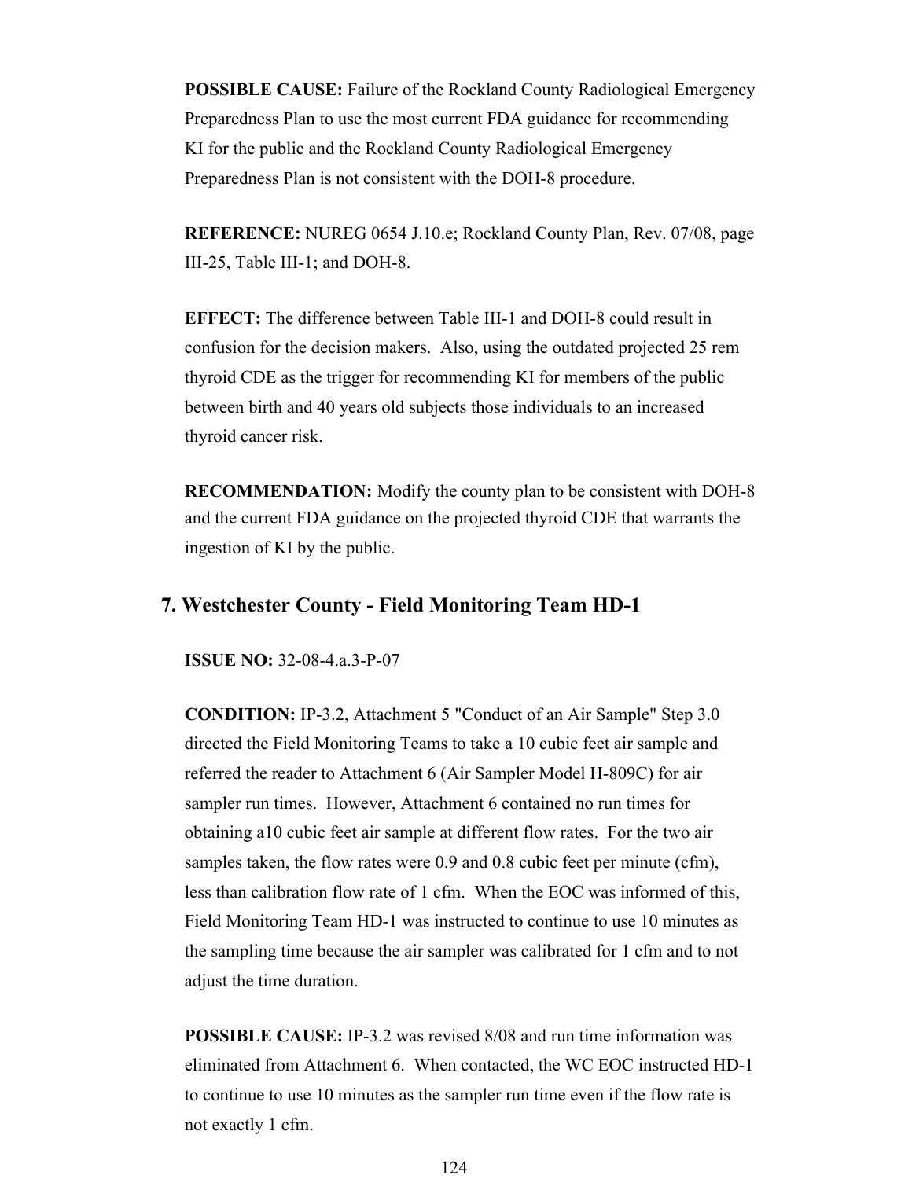**POSSIBLE CAUSE:** Failure of the Rockland County Radiological Emergency Preparedness Plan to use the most current FDA guidance for recommending KI for the public and the Rockland County Radiological Emergency Preparedness Plan is not consistent with the DOH-8 procedure.

**REFERENCE:** NUREG 0654 J.10.e; Rockland County Plan, Rev. 07/08, page III-25, Table III-1; and DOH-8.

**EFFECT:** The difference between Table III-1 and DOH-8 could result in confusion for the decision makers. Also, using the outdated projected 25 rem thyroid CDE as the trigger for recommending KI for members of the public between birth and 40 years old subjects those individuals to an increased thyroid cancer risk.

**RECOMMENDATION:** Modify the county plan to be consistent with DOH-8 and the current FDA guidance on the projected thyroid CDE that warrants the ingestion of KI by the public.

## 7. Westchester County - Field Monitoring Team HD-1

**ISSUE NO:** 32-08-4.a.3-P-07

**CONDITION:** IP-3.2, Attachment 5 "Conduct of an Air Sample" Step 3.0 directed the Field Monitoring Teams to take a 10 cubic feet air sample and referred the reader to Attachment 6 (Air Sampler Model H-809C) for air sampler run times. However, Attachment 6 contained no run times for obtaining a10 cubic feet air sample at different flow rates. For the two air samples taken, the flow rates were 0.9 and 0.8 cubic feet per minute (cfm), less than calibration flow rate of 1 cfm. When the EOC was informed of this, Field Monitoring Team HD-1 was instructed to continue to use 10 minutes as the sampling time because the air sampler was calibrated for 1 cfm and to not adjust the time duration.

**POSSIBLE CAUSE:** IP-3.2 was revised 8/08 and run time information was eliminated from Attachment 6. When contacted, the WC EOC instructed HD-1 to continue to use 10 minutes as the sampler run time even if the flow rate is not exactly 1 cfm.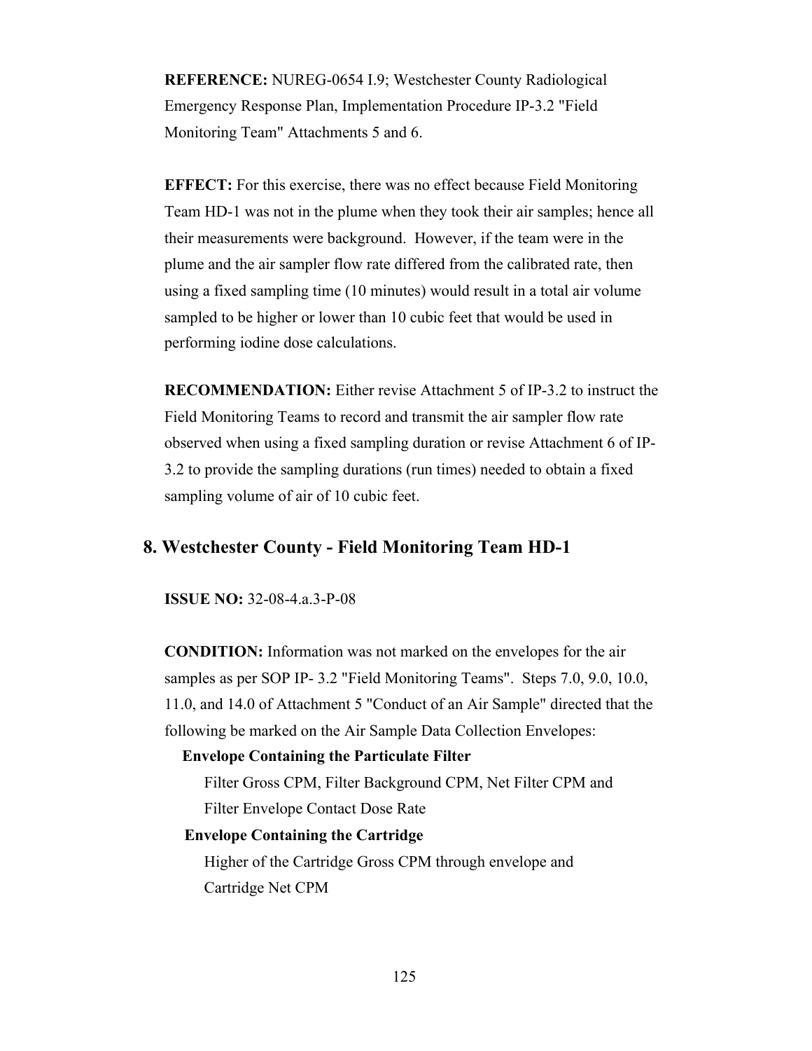**REFERENCE:** NUREG-0654 I.9; Westchester County Radiological Emergency Response Plan, Implementation Procedure IP-3.2 "Field Monitoring Team" Attachments 5 and 6.

**EFFECT:** For this exercise, there was no effect because Field Monitoring Team HD-1 was not in the plume when they took their air samples; hence all their measurements were background. However, if the team were in the plume and the air sampler flow rate differed from the calibrated rate, then using a fixed sampling time (10 minutes) would result in a total air volume sampled to be higher or lower than 10 cubic feet that would be used in performing iodine dose calculations.

**RECOMMENDATION:** Either revise Attachment 5 of IP-3.2 to instruct the Field Monitoring Teams to record and transmit the air sampler flow rate observed when using a fixed sampling duration or revise Attachment 6 of IP-3.2 to provide the sampling durations (run times) needed to obtain a fixed sampling volume of air of 10 cubic feet.

## 8. Westchester County - Field Monitoring Team HD-1

**ISSUE NO:** 32-08-4.a.3-P-08

**CONDITION:** Information was not marked on the envelopes for the air samples as per SOP IP- 3.2 "Field Monitoring Teams". Steps 7.0, 9.0, 10.0, 11.0, and 14.0 of Attachment 5 "Conduct of an Air Sample" directed that the following be marked on the Air Sample Data Collection Envelopes:

**Envelope Containing the Particulate Filter**

Filter Gross CPM, Filter Background CPM, Net Filter CPM and Filter Envelope Contact Dose Rate

**Envelope Containing the Cartridge**

Higher of the Cartridge Gross CPM through envelope and Cartridge Net CPM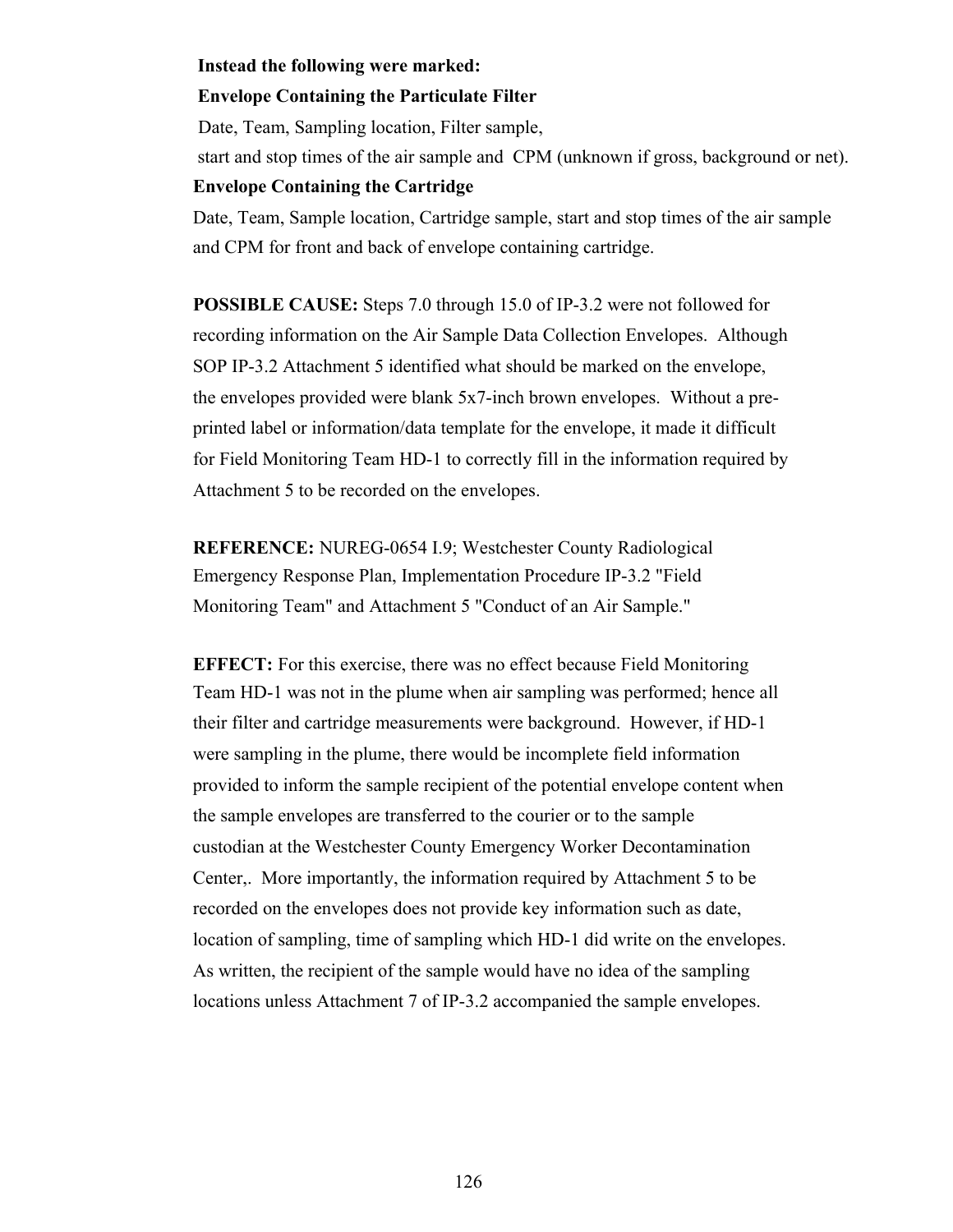**Instead the following were marked:**

**Envelope Containing the Particulate Filter**

Date, Team, Sampling location, Filter sample,

start and stop times of the air sample and CPM (unknown if gross, background or net).

**Envelope Containing the Cartridge**

Date, Team, Sample location, Cartridge sample, start and stop times of the air sample and CPM for front and back of envelope containing cartridge.

**POSSIBLE CAUSE:** Steps 7.0 through 15.0 of IP-3.2 were not followed for recording information on the Air Sample Data Collection Envelopes. Although SOP IP-3.2 Attachment 5 identified what should be marked on the envelope, the envelopes provided were blank 5x7-inch brown envelopes. Without a pre-printed label or information/data template for the envelope, it made it difficult for Field Monitoring Team HD-1 to correctly fill in the information required by Attachment 5 to be recorded on the envelopes.

**REFERENCE:** NUREG-0654 I.9; Westchester County Radiological Emergency Response Plan, Implementation Procedure IP-3.2 "Field Monitoring Team" and Attachment 5 "Conduct of an Air Sample."

**EFFECT:** For this exercise, there was no effect because Field Monitoring Team HD-1 was not in the plume when air sampling was performed; hence all their filter and cartridge measurements were background. However, if HD-1 were sampling in the plume, there would be incomplete field information provided to inform the sample recipient of the potential envelope content when the sample envelopes are transferred to the courier or to the sample custodian at the Westchester County Emergency Worker Decontamination Center,. More importantly, the information required by Attachment 5 to be recorded on the envelopes does not provide key information such as date, location of sampling, time of sampling which HD-1 did write on the envelopes. As written, the recipient of the sample would have no idea of the sampling locations unless Attachment 7 of IP-3.2 accompanied the sample envelopes.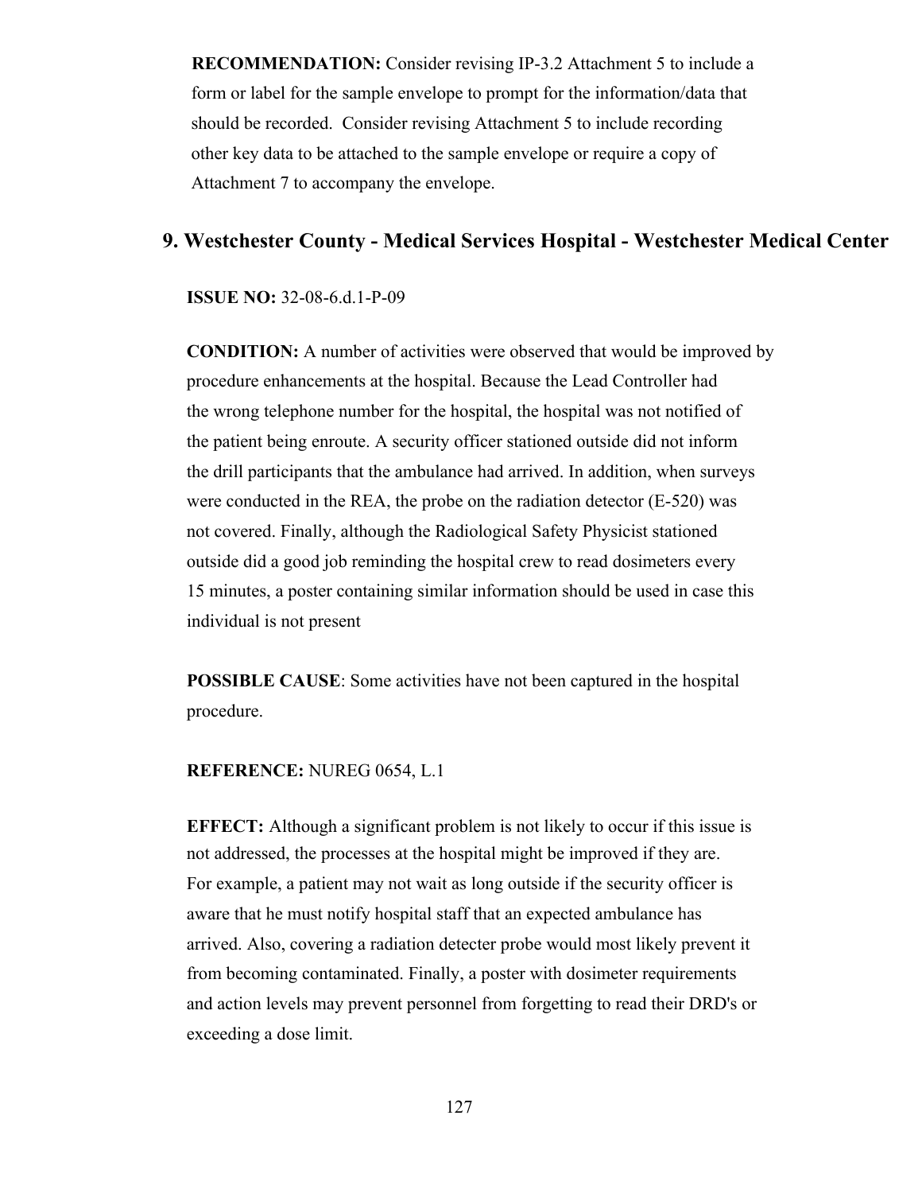**RECOMMENDATION:** Consider revising IP-3.2 Attachment 5 to include a form or label for the sample envelope to prompt for the information/data that should be recorded. Consider revising Attachment 5 to include recording other key data to be attached to the sample envelope or require a copy of Attachment 7 to accompany the envelope.

## 9. Westchester County - Medical Services Hospital - Westchester Medical Center

**ISSUE NO:** 32-08-6.d.1-P-09

**CONDITION:** A number of activities were observed that would be improved by procedure enhancements at the hospital. Because the Lead Controller had the wrong telephone number for the hospital, the hospital was not notified of the patient being enroute. A security officer stationed outside did not inform the drill participants that the ambulance had arrived. In addition, when surveys were conducted in the REA, the probe on the radiation detector (E-520) was not covered. Finally, although the Radiological Safety Physicist stationed outside did a good job reminding the hospital crew to read dosimeters every 15 minutes, a poster containing similar information should be used in case this individual is not present

**POSSIBLE CAUSE**: Some activities have not been captured in the hospital procedure.

**REFERENCE:** NUREG 0654, L.1

**EFFECT:** Although a significant problem is not likely to occur if this issue is not addressed, the processes at the hospital might be improved if they are. For example, a patient may not wait as long outside if the security officer is aware that he must notify hospital staff that an expected ambulance has arrived. Also, covering a radiation detecter probe would most likely prevent it from becoming contaminated. Finally, a poster with dosimeter requirements and action levels may prevent personnel from forgetting to read their DRD's or exceeding a dose limit.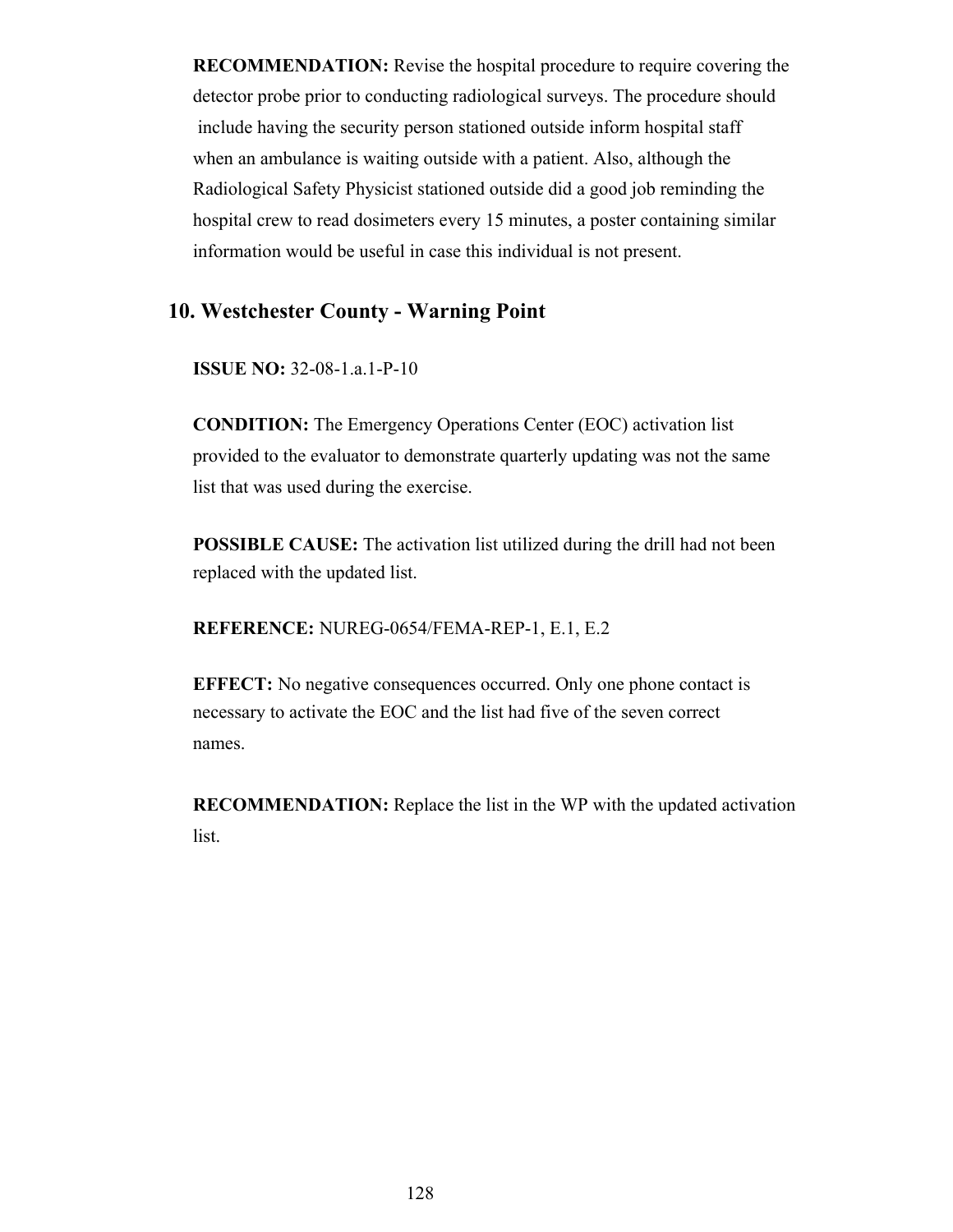**RECOMMENDATION:** Revise the hospital procedure to require covering the detector probe prior to conducting radiological surveys. The procedure should include having the security person stationed outside inform hospital staff when an ambulance is waiting outside with a patient. Also, although the Radiological Safety Physicist stationed outside did a good job reminding the hospital crew to read dosimeters every 15 minutes, a poster containing similar information would be useful in case this individual is not present.

## 10. Westchester County - Warning Point

**ISSUE NO:** 32-08-1.a.1-P-10

**CONDITION:** The Emergency Operations Center (EOC) activation list provided to the evaluator to demonstrate quarterly updating was not the same list that was used during the exercise.

**POSSIBLE CAUSE:** The activation list utilized during the drill had not been replaced with the updated list.

**REFERENCE:** NUREG-0654/FEMA-REP-1, E.1, E.2

**EFFECT:** No negative consequences occurred. Only one phone contact is necessary to activate the EOC and the list had five of the seven correct names.

**RECOMMENDATION:** Replace the list in the WP with the updated activation list.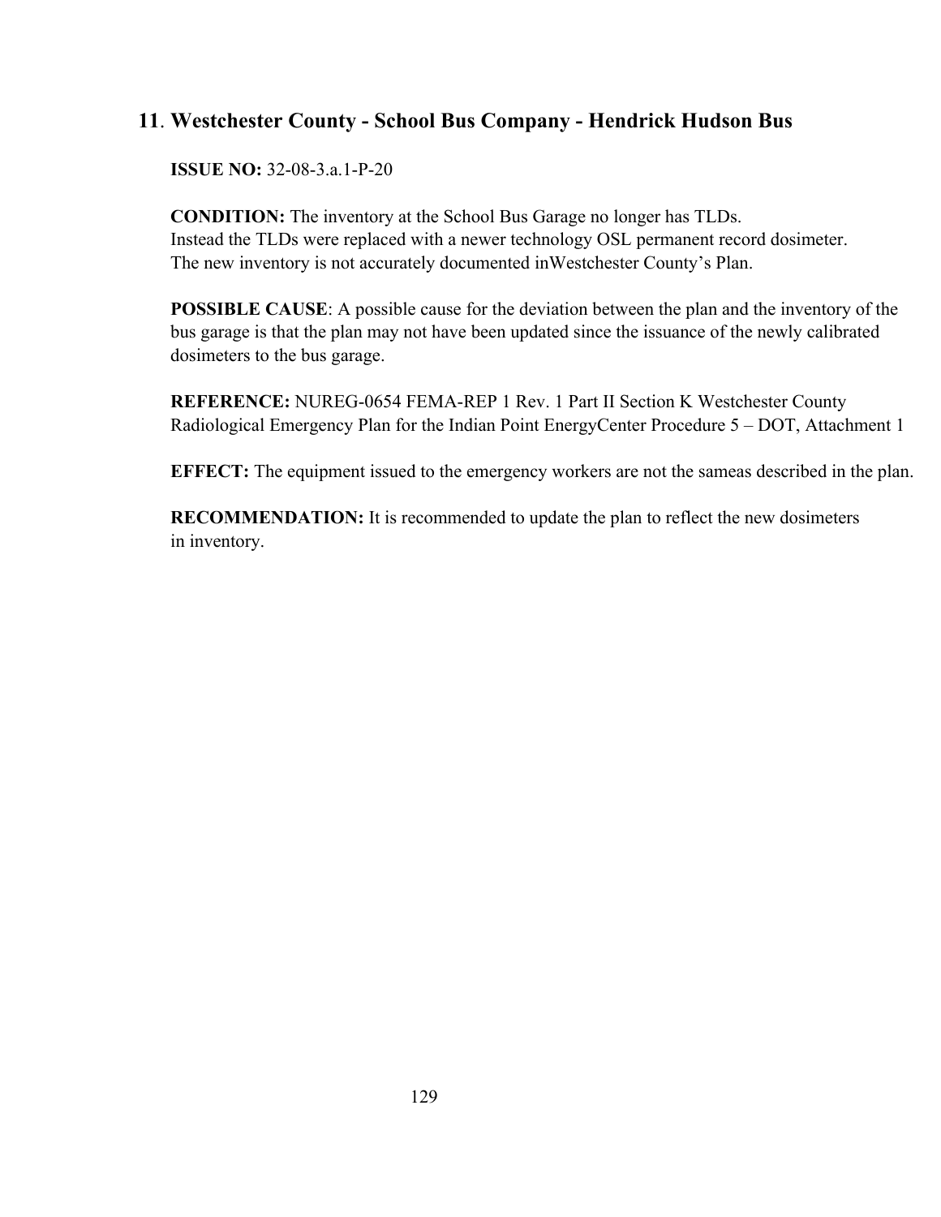## 11. Westchester County - School Bus Company - Hendrick Hudson Bus

**ISSUE NO:** 32-08-3.a.1-P-20

**CONDITION:** The inventory at the School Bus Garage no longer has TLDs.
Instead the TLDs were replaced with a newer technology OSL permanent record dosimeter.
The new inventory is not accurately documented inWestchester County's Plan.

**POSSIBLE CAUSE**: A possible cause for the deviation between the plan and the inventory of the bus garage is that the plan may not have been updated since the issuance of the newly calibrated dosimeters to the bus garage.

**REFERENCE:** NUREG-0654 FEMA-REP 1 Rev. 1 Part II Section K Westchester County Radiological Emergency Plan for the Indian Point EnergyCenter Procedure 5 – DOT, Attachment 1

**EFFECT:** The equipment issued to the emergency workers are not the sameas described in the plan.

**RECOMMENDATION:** It is recommended to update the plan to reflect the new dosimeters in inventory.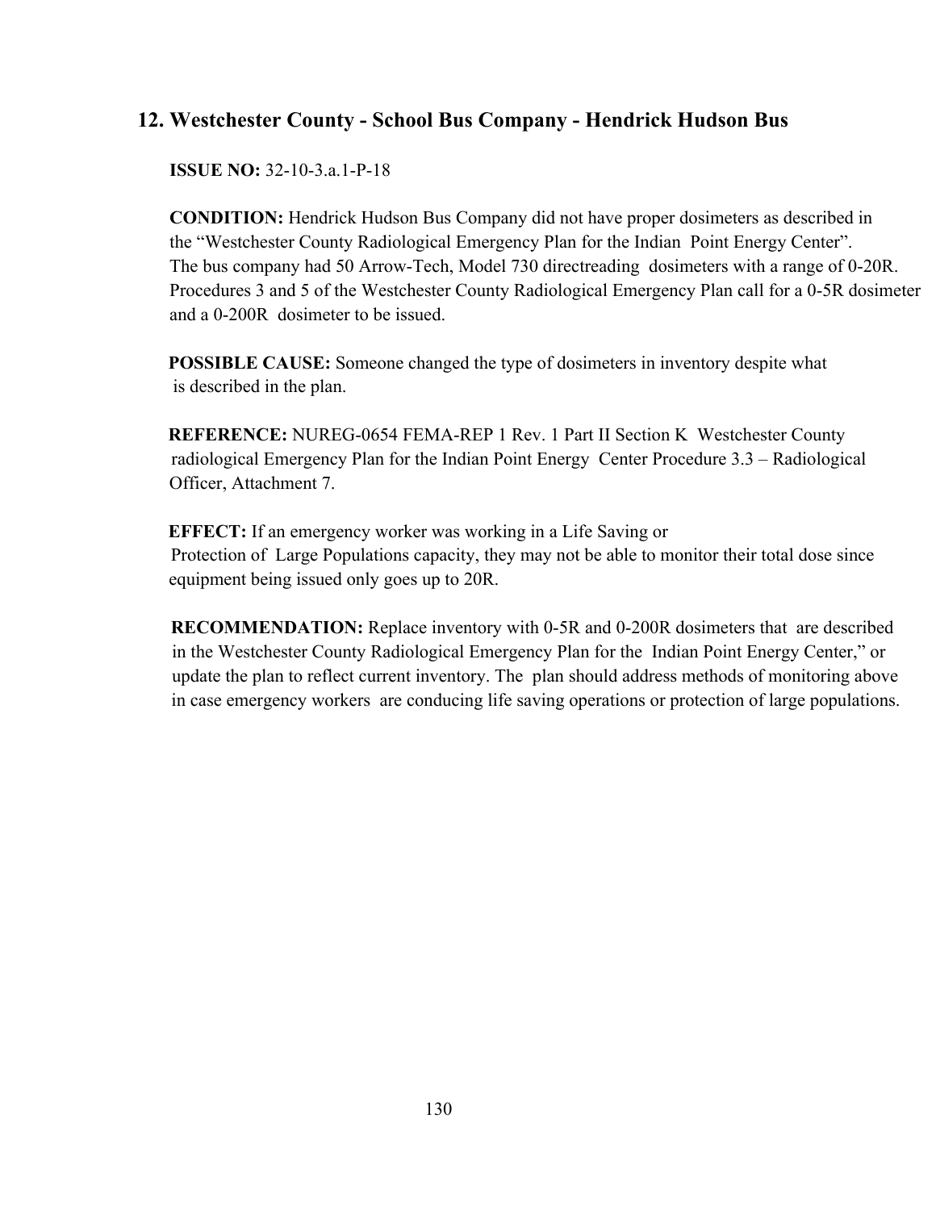## 12. Westchester County - School Bus Company - Hendrick Hudson Bus

**ISSUE NO:** 32-10-3.a.1-P-18

**CONDITION:** Hendrick Hudson Bus Company did not have proper dosimeters as described in the "Westchester County Radiological Emergency Plan for the Indian Point Energy Center". The bus company had 50 Arrow-Tech, Model 730 directreading dosimeters with a range of 0-20R. Procedures 3 and 5 of the Westchester County Radiological Emergency Plan call for a 0-5R dosimeter and a 0-200R dosimeter to be issued.

**POSSIBLE CAUSE:** Someone changed the type of dosimeters in inventory despite what is described in the plan.

**REFERENCE:** NUREG-0654 FEMA-REP 1 Rev. 1 Part II Section K Westchester County radiological Emergency Plan for the Indian Point Energy Center Procedure 3.3 – Radiological Officer, Attachment 7.

**EFFECT:** If an emergency worker was working in a Life Saving or Protection of Large Populations capacity, they may not be able to monitor their total dose since equipment being issued only goes up to 20R.

**RECOMMENDATION:** Replace inventory with 0-5R and 0-200R dosimeters that are described in the Westchester County Radiological Emergency Plan for the Indian Point Energy Center," or update the plan to reflect current inventory. The plan should address methods of monitoring above in case emergency workers are conducing life saving operations or protection of large populations.